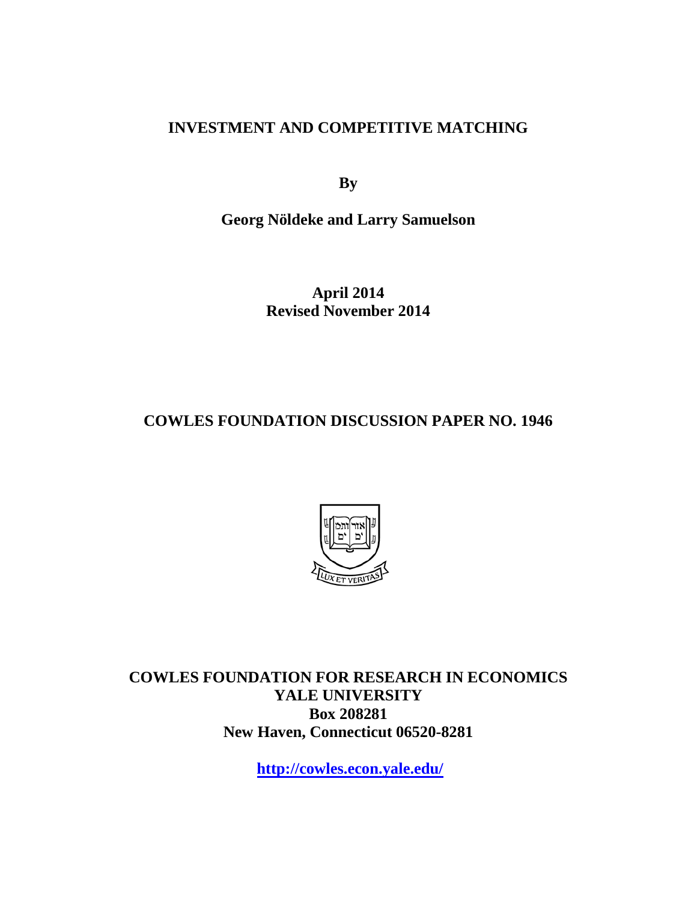# INVESTMENT AND COMPETITIVE MATCHING

**By**

**Georg Nöldeke and Larry Samuelson**

**April 2014**
**Revised November 2014**

## COWLES FOUNDATION DISCUSSION PAPER NO. 1946

**COWLES FOUNDATION FOR RESEARCH IN ECONOMICS**
**YALE UNIVERSITY**
**Box 208281**
**New Haven, Connecticut 06520-8281**

**http://cowles.econ.yale.edu/**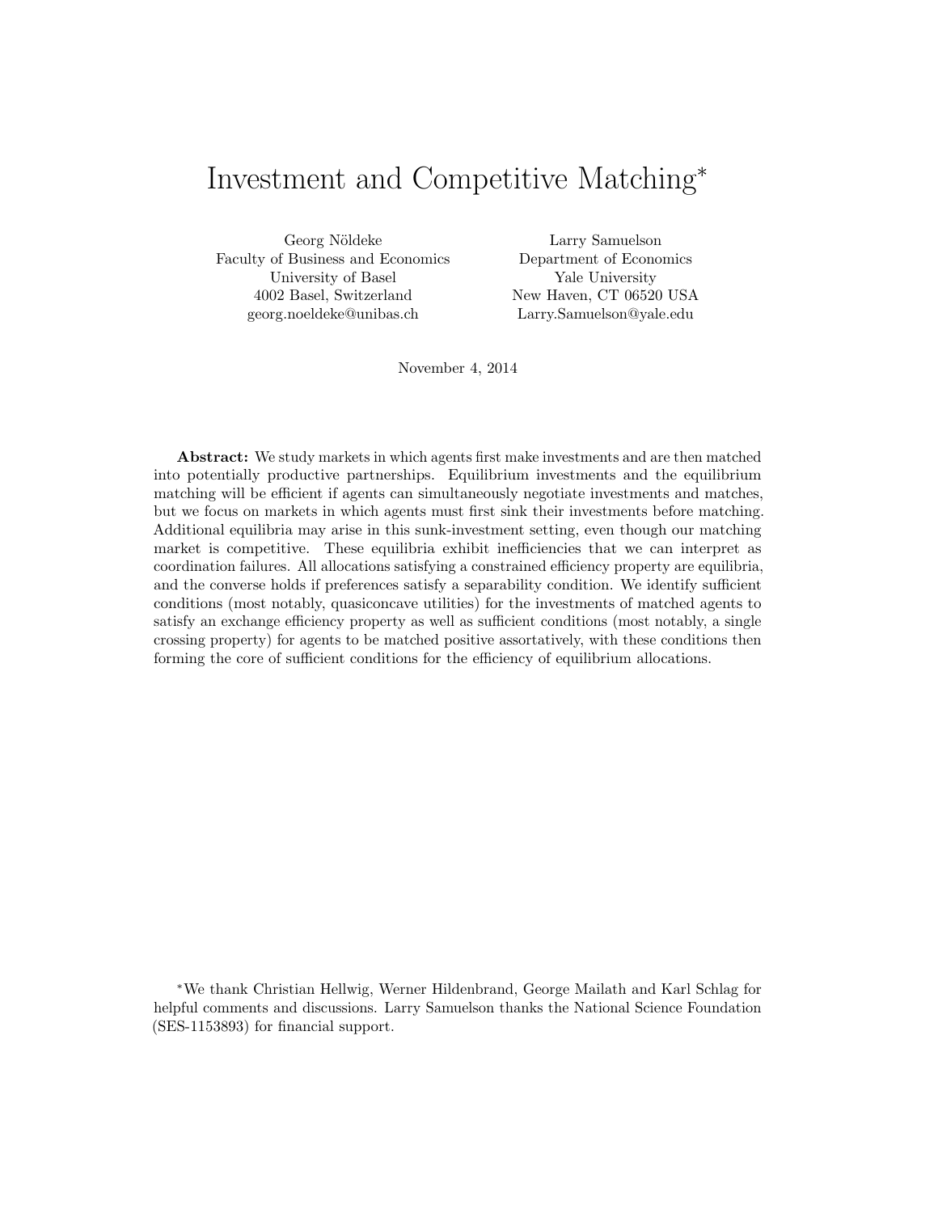# Investment and Competitive Matching[*]

Georg Nöldeke
Faculty of Business and Economics
University of Basel
4002 Basel, Switzerland
georg.noeldeke@unibas.ch

Larry Samuelson
Department of Economics
Yale University
New Haven, CT 06520 USA
Larry.Samuelson@yale.edu

November 4, 2014

**Abstract:** We study markets in which agents first make investments and are then matched into potentially productive partnerships. Equilibrium investments and the equilibrium matching will be efficient if agents can simultaneously negotiate investments and matches, but we focus on markets in which agents must first sink their investments before matching. Additional equilibria may arise in this sunk-investment setting, even though our matching market is competitive. These equilibria exhibit inefficiencies that we can interpret as coordination failures. All allocations satisfying a constrained efficiency property are equilibria, and the converse holds if preferences satisfy a separability condition. We identify sufficient conditions (most notably, quasiconcave utilities) for the investments of matched agents to satisfy an exchange efficiency property as well as sufficient conditions (most notably, a single crossing property) for agents to be matched positive assortatively, with these conditions then forming the core of sufficient conditions for the efficiency of equilibrium allocations.

[*] We thank Christian Hellwig, Werner Hildenbrand, George Mailath and Karl Schlag for helpful comments and discussions. Larry Samuelson thanks the National Science Foundation (SES-1153893) for financial support.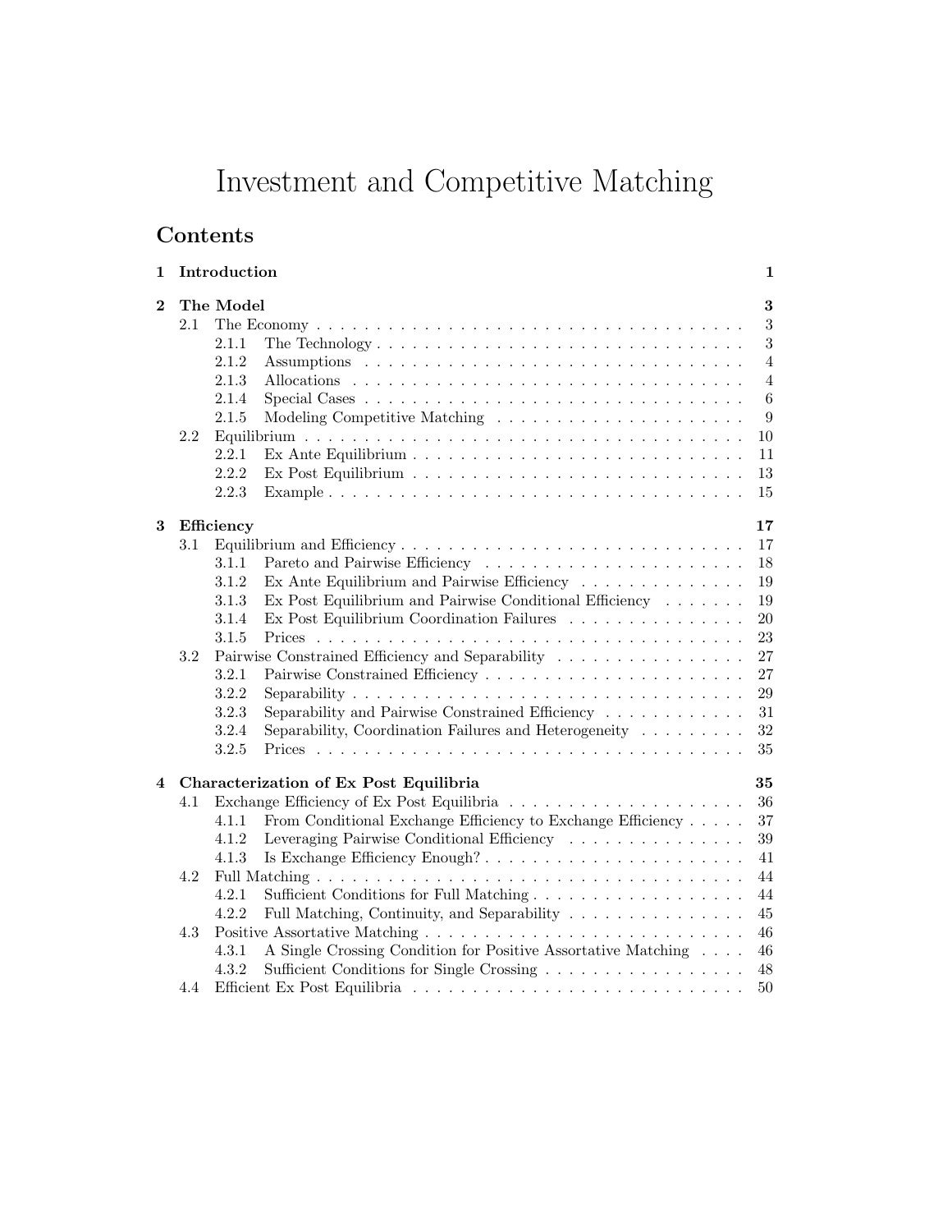# Investment and Competitive Matching

## Contents

- **1 Introduction** — **1**
- **2 The Model** — **3**
  - 2.1 The Economy — 3
    - 2.1.1 The Technology — 3
    - 2.1.2 Assumptions — 4
    - 2.1.3 Allocations — 4
    - 2.1.4 Special Cases — 6
    - 2.1.5 Modeling Competitive Matching — 9
  - 2.2 Equilibrium — 10
    - 2.2.1 Ex Ante Equilibrium — 11
    - 2.2.2 Ex Post Equilibrium — 13
    - 2.2.3 Example — 15
- **3 Efficiency** — **17**
  - 3.1 Equilibrium and Efficiency — 17
    - 3.1.1 Pareto and Pairwise Efficiency — 18
    - 3.1.2 Ex Ante Equilibrium and Pairwise Efficiency — 19
    - 3.1.3 Ex Post Equilibrium and Pairwise Conditional Efficiency — 19
    - 3.1.4 Ex Post Equilibrium Coordination Failures — 20
    - 3.1.5 Prices — 23
  - 3.2 Pairwise Constrained Efficiency and Separability — 27
    - 3.2.1 Pairwise Constrained Efficiency — 27
    - 3.2.2 Separability — 29
    - 3.2.3 Separability and Pairwise Constrained Efficiency — 31
    - 3.2.4 Separability, Coordination Failures and Heterogeneity — 32
    - 3.2.5 Prices — 35
- **4 Characterization of Ex Post Equilibria** — **35**
  - 4.1 Exchange Efficiency of Ex Post Equilibria — 36
    - 4.1.1 From Conditional Exchange Efficiency to Exchange Efficiency — 37
    - 4.1.2 Leveraging Pairwise Conditional Efficiency — 39
    - 4.1.3 Is Exchange Efficiency Enough? — 41
  - 4.2 Full Matching — 44
    - 4.2.1 Sufficient Conditions for Full Matching — 44
    - 4.2.2 Full Matching, Continuity, and Separability — 45
  - 4.3 Positive Assortative Matching — 46
    - 4.3.1 A Single Crossing Condition for Positive Assortative Matching — 46
    - 4.3.2 Sufficient Conditions for Single Crossing — 48
  - 4.4 Efficient Ex Post Equilibria — 50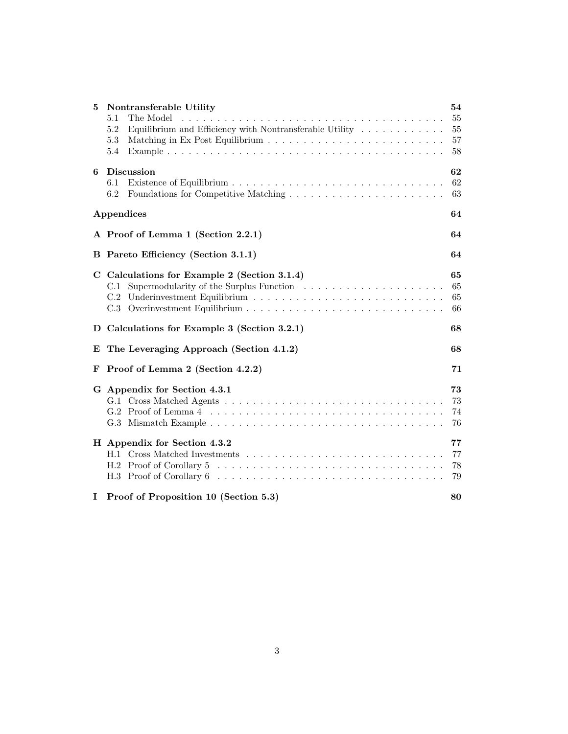5 **Nontransferable Utility** **54**
- 5.1 The Model 55
- 5.2 Equilibrium and Efficiency with Nontransferable Utility 55
- 5.3 Matching in Ex Post Equilibrium 57
- 5.4 Example 58

6 **Discussion** **62**
- 6.1 Existence of Equilibrium 62
- 6.2 Foundations for Competitive Matching 63

**Appendices** **64**

**A Proof of Lemma 1 (Section 2.2.1)** **64**

**B Pareto Efficiency (Section 3.1.1)** **64**

**C Calculations for Example 2 (Section 3.1.4)** **65**
- C.1 Supermodularity of the Surplus Function 65
- C.2 Underinvestment Equilibrium 65
- C.3 Overinvestment Equilibrium 66

**D Calculations for Example 3 (Section 3.2.1)** **68**

**E The Leveraging Approach (Section 4.1.2)** **68**

**F Proof of Lemma 2 (Section 4.2.2)** **71**

**G Appendix for Section 4.3.1** **73**
- G.1 Cross Matched Agents 73
- G.2 Proof of Lemma 4 74
- G.3 Mismatch Example 76

**H Appendix for Section 4.3.2** **77**
- H.1 Cross Matched Investments 77
- H.2 Proof of Corollary 5 78
- H.3 Proof of Corollary 6 79

**I Proof of Proposition 10 (Section 5.3)** **80**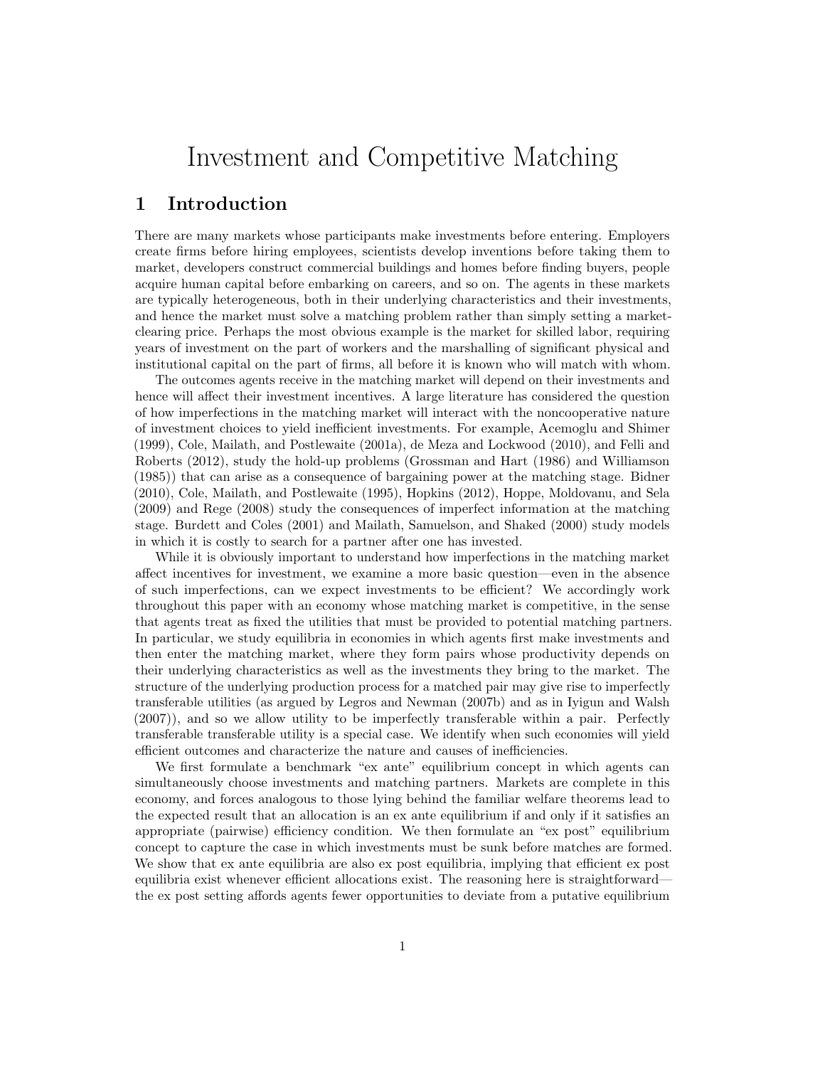# Investment and Competitive Matching

## 1 Introduction

There are many markets whose participants make investments before entering. Employers create firms before hiring employees, scientists develop inventions before taking them to market, developers construct commercial buildings and homes before finding buyers, people acquire human capital before embarking on careers, and so on. The agents in these markets are typically heterogeneous, both in their underlying characteristics and their investments, and hence the market must solve a matching problem rather than simply setting a market-clearing price. Perhaps the most obvious example is the market for skilled labor, requiring years of investment on the part of workers and the marshalling of significant physical and institutional capital on the part of firms, all before it is known who will match with whom.

The outcomes agents receive in the matching market will depend on their investments and hence will affect their investment incentives. A large literature has considered the question of how imperfections in the matching market will interact with the noncooperative nature of investment choices to yield inefficient investments. For example, Acemoglu and Shimer (1999), Cole, Mailath, and Postlewaite (2001a), de Meza and Lockwood (2010), and Felli and Roberts (2012), study the hold-up problems (Grossman and Hart (1986) and Williamson (1985)) that can arise as a consequence of bargaining power at the matching stage. Bidner (2010), Cole, Mailath, and Postlewaite (1995), Hopkins (2012), Hoppe, Moldovanu, and Sela (2009) and Rege (2008) study the consequences of imperfect information at the matching stage. Burdett and Coles (2001) and Mailath, Samuelson, and Shaked (2000) study models in which it is costly to search for a partner after one has invested.

While it is obviously important to understand how imperfections in the matching market affect incentives for investment, we examine a more basic question—even in the absence of such imperfections, can we expect investments to be efficient? We accordingly work throughout this paper with an economy whose matching market is competitive, in the sense that agents treat as fixed the utilities that must be provided to potential matching partners. In particular, we study equilibria in economies in which agents first make investments and then enter the matching market, where they form pairs whose productivity depends on their underlying characteristics as well as the investments they bring to the market. The structure of the underlying production process for a matched pair may give rise to imperfectly transferable utilities (as argued by Legros and Newman (2007b) and as in Iyigun and Walsh (2007)), and so we allow utility to be imperfectly transferable within a pair. Perfectly transferable transferable utility is a special case. We identify when such economies will yield efficient outcomes and characterize the nature and causes of inefficiencies.

We first formulate a benchmark "ex ante" equilibrium concept in which agents can simultaneously choose investments and matching partners. Markets are complete in this economy, and forces analogous to those lying behind the familiar welfare theorems lead to the expected result that an allocation is an ex ante equilibrium if and only if it satisfies an appropriate (pairwise) efficiency condition. We then formulate an "ex post" equilibrium concept to capture the case in which investments must be sunk before matches are formed. We show that ex ante equilibria are also ex post equilibria, implying that efficient ex post equilibria exist whenever efficient allocations exist. The reasoning here is straightforward—the ex post setting affords agents fewer opportunities to deviate from a putative equilibrium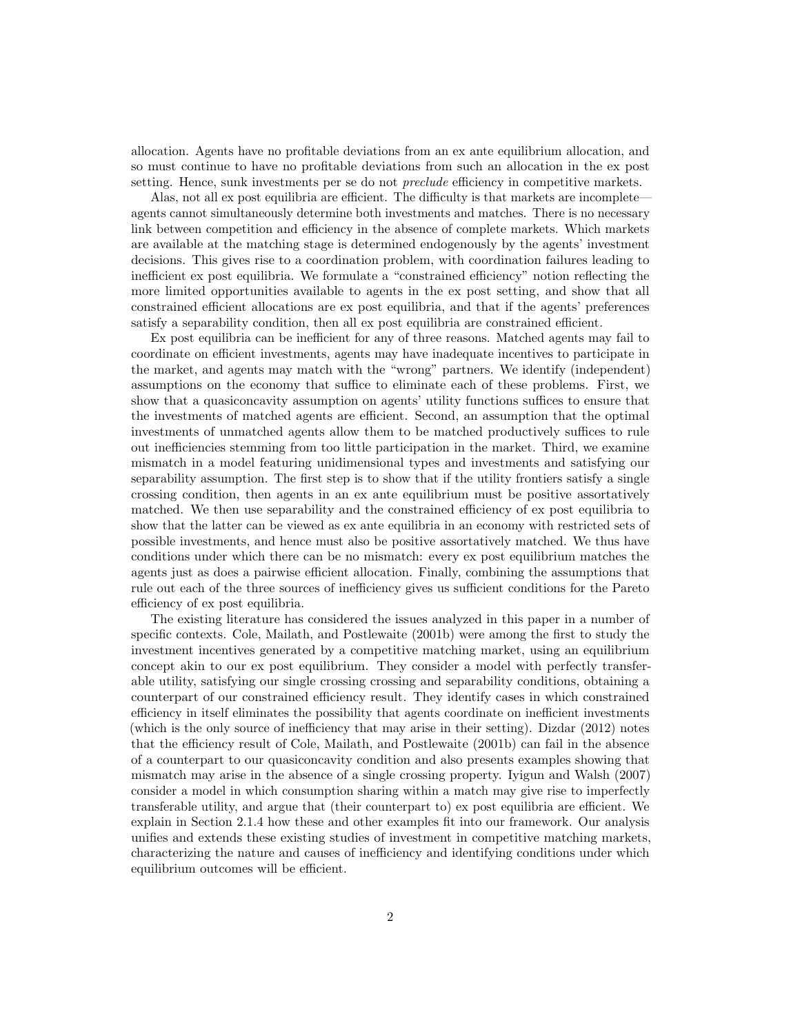allocation. Agents have no profitable deviations from an ex ante equilibrium allocation, and so must continue to have no profitable deviations from such an allocation in the ex post setting. Hence, sunk investments per se do not *preclude* efficiency in competitive markets.

Alas, not all ex post equilibria are efficient. The difficulty is that markets are incomplete—agents cannot simultaneously determine both investments and matches. There is no necessary link between competition and efficiency in the absence of complete markets. Which markets are available at the matching stage is determined endogenously by the agents' investment decisions. This gives rise to a coordination problem, with coordination failures leading to inefficient ex post equilibria. We formulate a "constrained efficiency" notion reflecting the more limited opportunities available to agents in the ex post setting, and show that all constrained efficient allocations are ex post equilibria, and that if the agents' preferences satisfy a separability condition, then all ex post equilibria are constrained efficient.

Ex post equilibria can be inefficient for any of three reasons. Matched agents may fail to coordinate on efficient investments, agents may have inadequate incentives to participate in the market, and agents may match with the "wrong" partners. We identify (independent) assumptions on the economy that suffice to eliminate each of these problems. First, we show that a quasiconcavity assumption on agents' utility functions suffices to ensure that the investments of matched agents are efficient. Second, an assumption that the optimal investments of unmatched agents allow them to be matched productively suffices to rule out inefficiencies stemming from too little participation in the market. Third, we examine mismatch in a model featuring unidimensional types and investments and satisfying our separability assumption. The first step is to show that if the utility frontiers satisfy a single crossing condition, then agents in an ex ante equilibrium must be positive assortatively matched. We then use separability and the constrained efficiency of ex post equilibria to show that the latter can be viewed as ex ante equilibria in an economy with restricted sets of possible investments, and hence must also be positive assortatively matched. We thus have conditions under which there can be no mismatch: every ex post equilibrium matches the agents just as does a pairwise efficient allocation. Finally, combining the assumptions that rule out each of the three sources of inefficiency gives us sufficient conditions for the Pareto efficiency of ex post equilibria.

The existing literature has considered the issues analyzed in this paper in a number of specific contexts. Cole, Mailath, and Postlewaite (2001b) were among the first to study the investment incentives generated by a competitive matching market, using an equilibrium concept akin to our ex post equilibrium. They consider a model with perfectly transferable utility, satisfying our single crossing crossing and separability conditions, obtaining a counterpart of our constrained efficiency result. They identify cases in which constrained efficiency in itself eliminates the possibility that agents coordinate on inefficient investments (which is the only source of inefficiency that may arise in their setting). Dizdar (2012) notes that the efficiency result of Cole, Mailath, and Postlewaite (2001b) can fail in the absence of a counterpart to our quasiconcavity condition and also presents examples showing that mismatch may arise in the absence of a single crossing property. Iyigun and Walsh (2007) consider a model in which consumption sharing within a match may give rise to imperfectly transferable utility, and argue that (their counterpart to) ex post equilibria are efficient. We explain in Section 2.1.4 how these and other examples fit into our framework. Our analysis unifies and extends these existing studies of investment in competitive matching markets, characterizing the nature and causes of inefficiency and identifying conditions under which equilibrium outcomes will be efficient.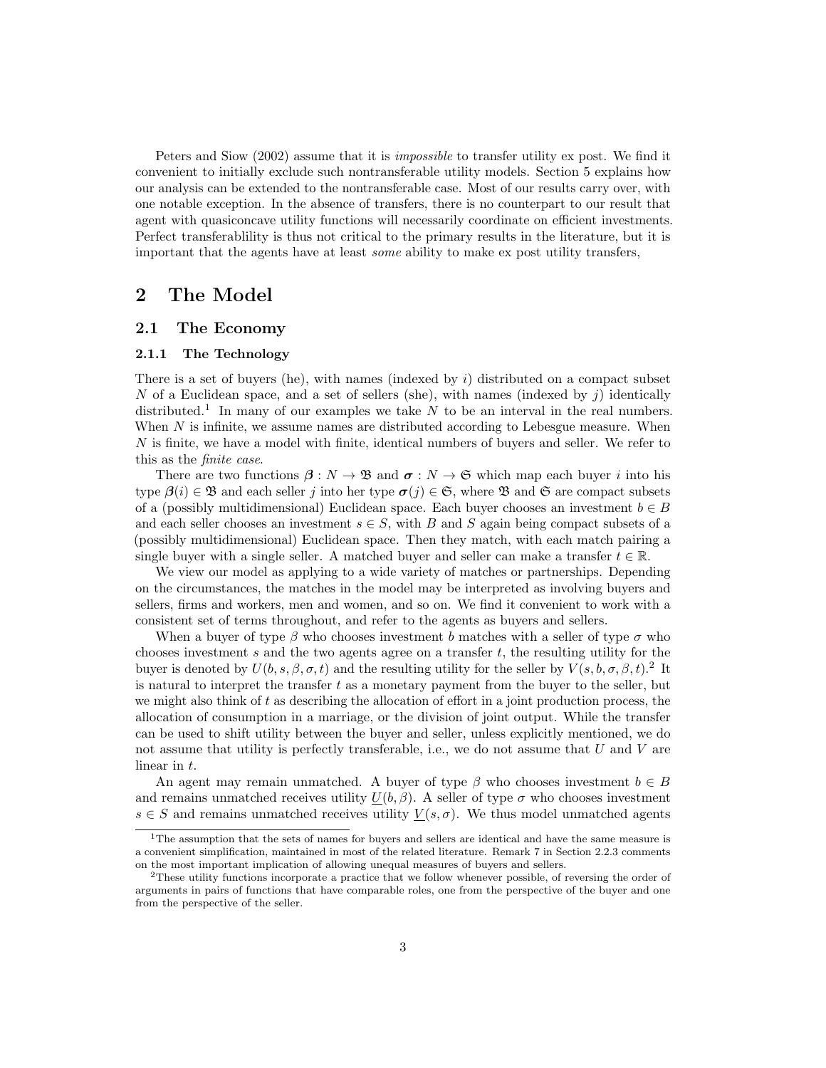Peters and Siow (2002) assume that it is *impossible* to transfer utility ex post. We find it convenient to initially exclude such nontransferable utility models. Section 5 explains how our analysis can be extended to the nontransferable case. Most of our results carry over, with one notable exception. In the absence of transfers, there is no counterpart to our result that agent with quasiconcave utility functions will necessarily coordinate on efficient investments. Perfect transferablility is thus not critical to the primary results in the literature, but it is important that the agents have at least *some* ability to make ex post utility transfers,

# 2 The Model

## 2.1 The Economy

### 2.1.1 The Technology

There is a set of buyers (he), with names (indexed by $i$) distributed on a compact subset $N$ of a Euclidean space, and a set of sellers (she), with names (indexed by $j$) identically distributed.[1] In many of our examples we take $N$ to be an interval in the real numbers. When $N$ is infinite, we assume names are distributed according to Lebesgue measure. When $N$ is finite, we have a model with finite, identical numbers of buyers and seller. We refer to this as the *finite case*.

There are two functions $\boldsymbol{\beta} : N \to \mathfrak{B}$ and $\boldsymbol{\sigma} : N \to \mathfrak{S}$ which map each buyer $i$ into his type $\boldsymbol{\beta}(i) \in \mathfrak{B}$ and each seller $j$ into her type $\boldsymbol{\sigma}(j) \in \mathfrak{S}$, where $\mathfrak{B}$ and $\mathfrak{S}$ are compact subsets of a (possibly multidimensional) Euclidean space. Each buyer chooses an investment $b \in B$ and each seller chooses an investment $s \in S$, with $B$ and $S$ again being compact subsets of a (possibly multidimensional) Euclidean space. Then they match, with each match pairing a single buyer with a single seller. A matched buyer and seller can make a transfer $t \in \mathbb{R}$.

We view our model as applying to a wide variety of matches or partnerships. Depending on the circumstances, the matches in the model may be interpreted as involving buyers and sellers, firms and workers, men and women, and so on. We find it convenient to work with a consistent set of terms throughout, and refer to the agents as buyers and sellers.

When a buyer of type $\beta$ who chooses investment $b$ matches with a seller of type $\sigma$ who chooses investment $s$ and the two agents agree on a transfer $t$, the resulting utility for the buyer is denoted by $U(b, s, \beta, \sigma, t)$ and the resulting utility for the seller by $V(s, b, \sigma, \beta, t)$.[2] It is natural to interpret the transfer $t$ as a monetary payment from the buyer to the seller, but we might also think of $t$ as describing the allocation of effort in a joint production process, the allocation of consumption in a marriage, or the division of joint output. While the transfer can be used to shift utility between the buyer and seller, unless explicitly mentioned, we do not assume that utility is perfectly transferable, i.e., we do not assume that $U$ and $V$ are linear in $t$.

An agent may remain unmatched. A buyer of type $\beta$ who chooses investment $b \in B$ and remains unmatched receives utility $\underline{U}(b, \beta)$. A seller of type $\sigma$ who chooses investment $s \in S$ and remains unmatched receives utility $\underline{V}(s, \sigma)$. We thus model unmatched agents

[1] The assumption that the sets of names for buyers and sellers are identical and have the same measure is a convenient simplification, maintained in most of the related literature. Remark 7 in Section 2.2.3 comments on the most important implication of allowing unequal measures of buyers and sellers.

[2] These utility functions incorporate a practice that we follow whenever possible, of reversing the order of arguments in pairs of functions that have comparable roles, one from the perspective of the buyer and one from the perspective of the seller.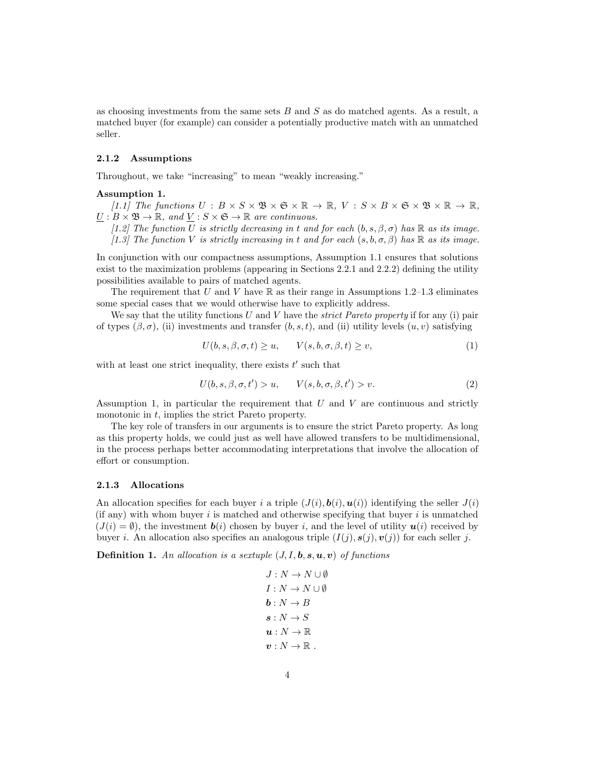as choosing investments from the same sets $B$ and $S$ as do matched agents. As a result, a matched buyer (for example) can consider a potentially productive match with an unmatched seller.

### 2.1.2 Assumptions

Throughout, we take "increasing" to mean "weakly increasing."

**Assumption 1.**

*[1.1] The functions* $U : B \times S \times \mathfrak{B} \times \mathfrak{S} \times \mathbb{R} \to \mathbb{R}$, $V : S \times B \times \mathfrak{S} \times \mathfrak{B} \times \mathbb{R} \to \mathbb{R}$, $\underline{U} : B \times \mathfrak{B} \to \mathbb{R}$, *and* $\underline{V} : S \times \mathfrak{S} \to \mathbb{R}$ *are continuous.*

*[1.2] The function* $U$ *is strictly decreasing in* $t$ *and for each* $(b, s, \beta, \sigma)$ *has* $\mathbb{R}$ *as its image.*

*[1.3] The function* $V$ *is strictly increasing in* $t$ *and for each* $(s, b, \sigma, \beta)$ *has* $\mathbb{R}$ *as its image.*

In conjunction with our compactness assumptions, Assumption 1.1 ensures that solutions exist to the maximization problems (appearing in Sections 2.2.1 and 2.2.2) defining the utility possibilities available to pairs of matched agents.

The requirement that $U$ and $V$ have $\mathbb{R}$ as their range in Assumptions 1.2–1.3 eliminates some special cases that we would otherwise have to explicitly address.

We say that the utility functions $U$ and $V$ have the *strict Pareto property* if for any (i) pair of types $(\beta, \sigma)$, (ii) investments and transfer $(b, s, t)$, and (ii) utility levels $(u, v)$ satisfying

$$U(b, s, \beta, \sigma, t) \geq u, \qquad V(s, b, \sigma, \beta, t) \geq v, \tag{1}$$

with at least one strict inequality, there exists $t'$ such that

$$U(b, s, \beta, \sigma, t') > u, \qquad V(s, b, \sigma, \beta, t') > v. \tag{2}$$

Assumption 1, in particular the requirement that $U$ and $V$ are continuous and strictly monotonic in $t$, implies the strict Pareto property.

The key role of transfers in our arguments is to ensure the strict Pareto property. As long as this property holds, we could just as well have allowed transfers to be multidimensional, in the process perhaps better accommodating interpretations that involve the allocation of effort or consumption.

### 2.1.3 Allocations

An allocation specifies for each buyer $i$ a triple $(J(i), \boldsymbol{b}(i), \boldsymbol{u}(i))$ identifying the seller $J(i)$ (if any) with whom buyer $i$ is matched and otherwise specifying that buyer $i$ is unmatched ($J(i) = \emptyset$), the investment $\boldsymbol{b}(i)$ chosen by buyer $i$, and the level of utility $\boldsymbol{u}(i)$ received by buyer $i$. An allocation also specifies an analogous triple $(I(j), \boldsymbol{s}(j), \boldsymbol{v}(j))$ for each seller $j$.

**Definition 1.** *An allocation is a sextuple* $(J, I, \boldsymbol{b}, \boldsymbol{s}, \boldsymbol{u}, \boldsymbol{v})$ *of functions*

$$\begin{aligned}
J &: N \to N \cup \emptyset \\
I &: N \to N \cup \emptyset \\
\boldsymbol{b} &: N \to B \\
\boldsymbol{s} &: N \to S \\
\boldsymbol{u} &: N \to \mathbb{R} \\
\boldsymbol{v} &: N \to \mathbb{R}\ .
\end{aligned}$$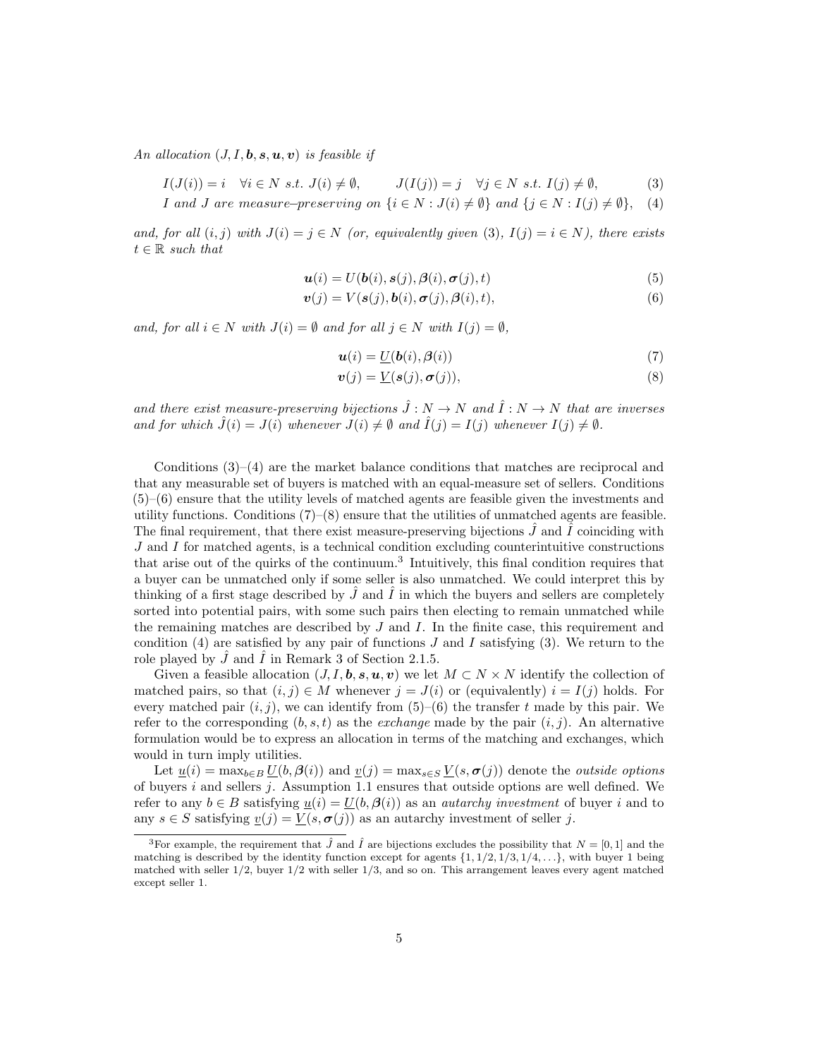*An allocation* $(J, I, \boldsymbol{b}, \boldsymbol{s}, \boldsymbol{u}, \boldsymbol{v})$ *is feasible if*

$$I(J(i)) = i \quad \forall i \in N \text{ s.t. } J(i) \neq \emptyset, \qquad J(I(j)) = j \quad \forall j \in N \text{ s.t. } I(j) \neq \emptyset, \tag{3}$$

$$I \text{ and } J \text{ are measure–preserving on } \{i \in N : J(i) \neq \emptyset\} \text{ and } \{j \in N : I(j) \neq \emptyset\}, \tag{4}$$

*and, for all* $(i, j)$ *with* $J(i) = j \in N$ *(or, equivalently given* (3)*,* $I(j) = i \in N$*), there exists* $t \in \mathbb{R}$ *such that*

$$\boldsymbol{u}(i) = U(\boldsymbol{b}(i), \boldsymbol{s}(j), \boldsymbol{\beta}(i), \boldsymbol{\sigma}(j), t) \tag{5}$$

$$\boldsymbol{v}(j) = V(\boldsymbol{s}(j), \boldsymbol{b}(i), \boldsymbol{\sigma}(j), \boldsymbol{\beta}(i), t), \tag{6}$$

*and, for all* $i \in N$ *with* $J(i) = \emptyset$ *and for all* $j \in N$ *with* $I(j) = \emptyset$,

$$\boldsymbol{u}(i) = \underline{U}(\boldsymbol{b}(i), \boldsymbol{\beta}(i)) \tag{7}$$

$$\boldsymbol{v}(j) = \underline{V}(\boldsymbol{s}(j), \boldsymbol{\sigma}(j)), \tag{8}$$

*and there exist measure-preserving bijections* $\hat{J} : N \to N$ *and* $\hat{I} : N \to N$ *that are inverses and for which* $\hat{J}(i) = J(i)$ *whenever* $J(i) \neq \emptyset$ *and* $\hat{I}(j) = I(j)$ *whenever* $I(j) \neq \emptyset$.

Conditions (3)–(4) are the market balance conditions that matches are reciprocal and that any measurable set of buyers is matched with an equal-measure set of sellers. Conditions (5)–(6) ensure that the utility levels of matched agents are feasible given the investments and utility functions. Conditions (7)–(8) ensure that the utilities of unmatched agents are feasible. The final requirement, that there exist measure-preserving bijections $\hat{J}$ and $\hat{I}$ coinciding with $J$ and $I$ for matched agents, is a technical condition excluding counterintuitive constructions that arise out of the quirks of the continuum.[3] Intuitively, this final condition requires that a buyer can be unmatched only if some seller is also unmatched. We could interpret this by thinking of a first stage described by $\hat{J}$ and $\hat{I}$ in which the buyers and sellers are completely sorted into potential pairs, with some such pairs then electing to remain unmatched while the remaining matches are described by $J$ and $I$. In the finite case, this requirement and condition (4) are satisfied by any pair of functions $J$ and $I$ satisfying (3). We return to the role played by $\hat{J}$ and $\hat{I}$ in Remark 3 of Section 2.1.5.

Given a feasible allocation $(J, I, \boldsymbol{b}, \boldsymbol{s}, \boldsymbol{u}, \boldsymbol{v})$ we let $M \subset N \times N$ identify the collection of matched pairs, so that $(i, j) \in M$ whenever $j = J(i)$ or (equivalently) $i = I(j)$ holds. For every matched pair $(i, j)$, we can identify from (5)–(6) the transfer $t$ made by this pair. We refer to the corresponding $(b, s, t)$ as the *exchange* made by the pair $(i, j)$. An alternative formulation would be to express an allocation in terms of the matching and exchanges, which would in turn imply utilities.

Let $\underline{u}(i) = \max_{b \in B} \underline{U}(b, \boldsymbol{\beta}(i))$ and $\underline{v}(j) = \max_{s \in S} \underline{V}(s, \boldsymbol{\sigma}(j))$ denote the *outside options* of buyers $i$ and sellers $j$. Assumption 1.1 ensures that outside options are well defined. We refer to any $b \in B$ satisfying $\underline{u}(i) = \underline{U}(b, \boldsymbol{\beta}(i))$ as an *autarchy investment* of buyer $i$ and to any $s \in S$ satisfying $\underline{v}(j) = \underline{V}(s, \boldsymbol{\sigma}(j))$ as an autarchy investment of seller $j$.

[3] For example, the requirement that $\hat{J}$ and $\hat{I}$ are bijections excludes the possibility that $N = [0, 1]$ and the matching is described by the identity function except for agents $\{1, 1/2, 1/3, 1/4, \ldots\}$, with buyer 1 being matched with seller $1/2$, buyer $1/2$ with seller $1/3$, and so on. This arrangement leaves every agent matched except seller 1.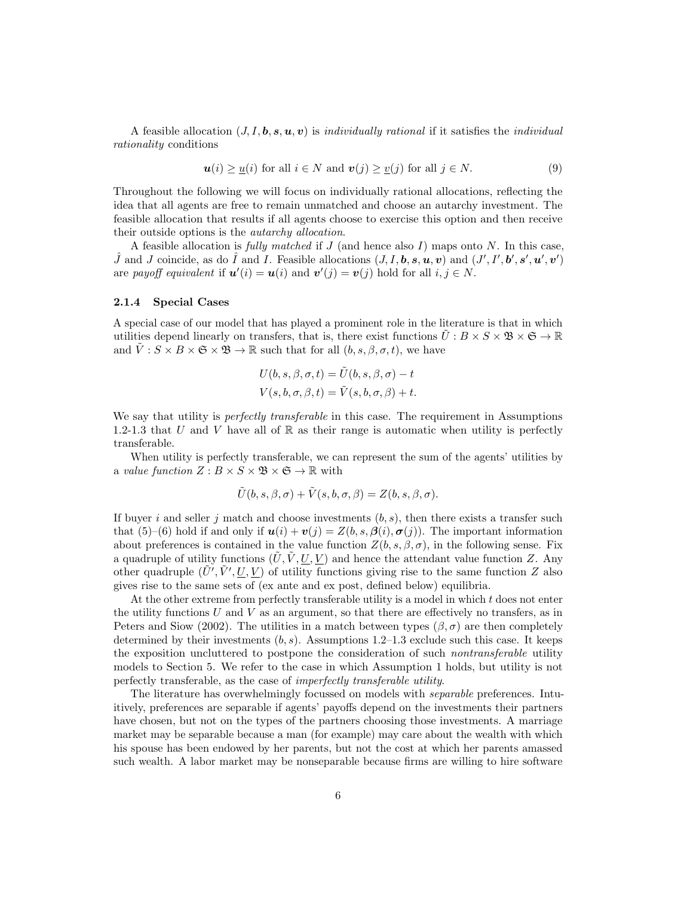A feasible allocation $(J, I, \boldsymbol{b}, \boldsymbol{s}, \boldsymbol{u}, \boldsymbol{v})$ is *individually rational* if it satisfies the *individual rationality* conditions

$$\boldsymbol{u}(i) \geq \underline{u}(i) \text{ for all } i \in N \text{ and } \boldsymbol{v}(j) \geq \underline{v}(j) \text{ for all } j \in N. \tag{9}$$

Throughout the following we will focus on individually rational allocations, reflecting the idea that all agents are free to remain unmatched and choose an autarchy investment. The feasible allocation that results if all agents choose to exercise this option and then receive their outside options is the *autarchy allocation*.

A feasible allocation is *fully matched* if $J$ (and hence also $I$) maps onto $N$. In this case, $\hat{J}$ and $J$ coincide, as do $\hat{I}$ and $I$. Feasible allocations $(J, I, \boldsymbol{b}, \boldsymbol{s}, \boldsymbol{u}, \boldsymbol{v})$ and $(J', I', \boldsymbol{b}', \boldsymbol{s}', \boldsymbol{u}', \boldsymbol{v}')$ are *payoff equivalent* if $\boldsymbol{u}'(i) = \boldsymbol{u}(i)$ and $\boldsymbol{v}'(j) = \boldsymbol{v}(j)$ hold for all $i, j \in N$.

### 2.1.4 Special Cases

A special case of our model that has played a prominent role in the literature is that in which utilities depend linearly on transfers, that is, there exist functions $\tilde{U} : B \times S \times \mathfrak{B} \times \mathfrak{S} \to \mathbb{R}$ and $\tilde{V} : S \times B \times \mathfrak{S} \times \mathfrak{B} \to \mathbb{R}$ such that for all $(b, s, \beta, \sigma, t)$, we have

$$U(b, s, \beta, \sigma, t) = \tilde{U}(b, s, \beta, \sigma) - t$$
$$V(s, b, \sigma, \beta, t) = \tilde{V}(s, b, \sigma, \beta) + t.$$

We say that utility is *perfectly transferable* in this case. The requirement in Assumptions 1.2-1.3 that $U$ and $V$ have all of $\mathbb{R}$ as their range is automatic when utility is perfectly transferable.

When utility is perfectly transferable, we can represent the sum of the agents' utilities by a *value function* $Z : B \times S \times \mathfrak{B} \times \mathfrak{S} \to \mathbb{R}$ with

$$\tilde{U}(b, s, \beta, \sigma) + \tilde{V}(s, b, \sigma, \beta) = Z(b, s, \beta, \sigma).$$

If buyer $i$ and seller $j$ match and choose investments $(b, s)$, then there exists a transfer such that (5)–(6) hold if and only if $\boldsymbol{u}(i) + \boldsymbol{v}(j) = Z(b, s, \boldsymbol{\beta}(i), \boldsymbol{\sigma}(j))$. The important information about preferences is contained in the value function $Z(b, s, \beta, \sigma)$, in the following sense. Fix a quadruple of utility functions $(\tilde{U}, \tilde{V}, \underline{U}, \underline{V})$ and hence the attendant value function $Z$. Any other quadruple $(\tilde{U}', \tilde{V}', \underline{U}, \underline{V})$ of utility functions giving rise to the same function $Z$ also gives rise to the same sets of (ex ante and ex post, defined below) equilibria.

At the other extreme from perfectly transferable utility is a model in which $t$ does not enter the utility functions $U$ and $V$ as an argument, so that there are effectively no transfers, as in Peters and Siow (2002). The utilities in a match between types $(\beta, \sigma)$ are then completely determined by their investments $(b, s)$. Assumptions 1.2–1.3 exclude such this case. It keeps the exposition uncluttered to postpone the consideration of such *nontransferable* utility models to Section 5. We refer to the case in which Assumption 1 holds, but utility is not perfectly transferable, as the case of *imperfectly transferable utility*.

The literature has overwhelmingly focussed on models with *separable* preferences. Intuitively, preferences are separable if agents' payoffs depend on the investments their partners have chosen, but not on the types of the partners choosing those investments. A marriage market may be separable because a man (for example) may care about the wealth with which his spouse has been endowed by her parents, but not the cost at which her parents amassed such wealth. A labor market may be nonseparable because firms are willing to hire software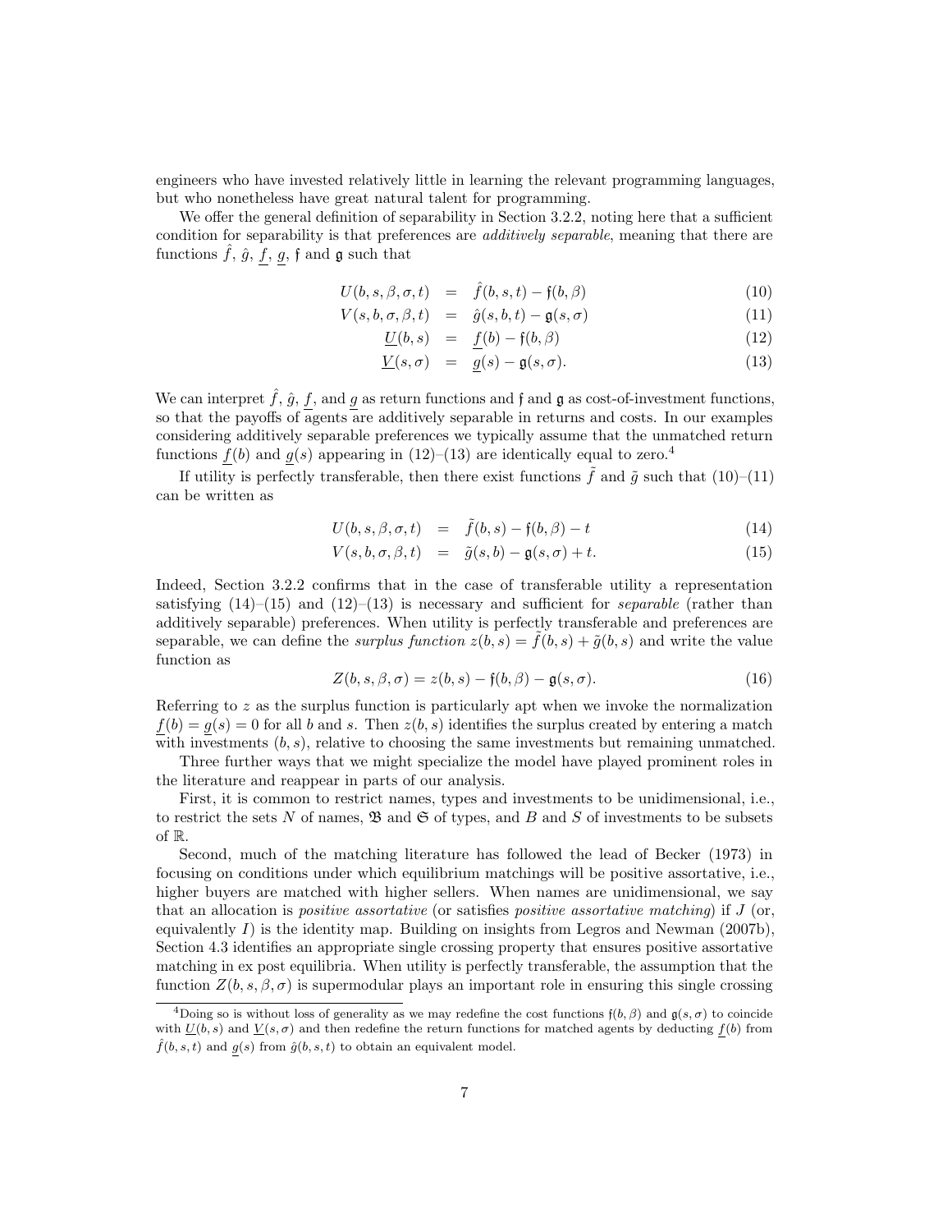engineers who have invested relatively little in learning the relevant programming languages, but who nonetheless have great natural talent for programming.

We offer the general definition of separability in Section 3.2.2, noting here that a sufficient condition for separability is that preferences are *additively separable*, meaning that there are functions $\hat{f}$, $\hat{g}$, $\underline{f}$, $\underline{g}$, $\mathfrak{f}$ and $\mathfrak{g}$ such that

$$U(b, s, \beta, \sigma, t) = \hat{f}(b, s, t) - \mathfrak{f}(b, \beta) \tag{10}$$

$$V(s, b, \sigma, \beta, t) = \hat{g}(s, b, t) - \mathfrak{g}(s, \sigma) \tag{11}$$

$$\underline{U}(b, s) = \underline{f}(b) - \mathfrak{f}(b, \beta) \tag{12}$$

$$\underline{V}(s, \sigma) = \underline{g}(s) - \mathfrak{g}(s, \sigma). \tag{13}$$

We can interpret $\hat{f}$, $\hat{g}$, $\underline{f}$, and $\underline{g}$ as return functions and $\mathfrak{f}$ and $\mathfrak{g}$ as cost-of-investment functions, so that the payoffs of agents are additively separable in returns and costs. In our examples considering additively separable preferences we typically assume that the unmatched return functions $\underline{f}(b)$ and $\underline{g}(s)$ appearing in (12)–(13) are identically equal to zero.[4]

If utility is perfectly transferable, then there exist functions $\tilde{f}$ and $\tilde{g}$ such that (10)–(11) can be written as

$$U(b, s, \beta, \sigma, t) = \tilde{f}(b, s) - \mathfrak{f}(b, \beta) - t \tag{14}$$

$$V(s, b, \sigma, \beta, t) = \tilde{g}(s, b) - \mathfrak{g}(s, \sigma) + t. \tag{15}$$

Indeed, Section 3.2.2 confirms that in the case of transferable utility a representation satisfying (14)–(15) and (12)–(13) is necessary and sufficient for *separable* (rather than additively separable) preferences. When utility is perfectly transferable and preferences are separable, we can define the *surplus function* $z(b, s) = \tilde{f}(b, s) + \tilde{g}(b, s)$ and write the value function as

$$Z(b, s, \beta, \sigma) = z(b, s) - \mathfrak{f}(b, \beta) - \mathfrak{g}(s, \sigma). \tag{16}$$

Referring to $z$ as the surplus function is particularly apt when we invoke the normalization $\underline{f}(b) = \underline{g}(s) = 0$ for all $b$ and $s$. Then $z(b, s)$ identifies the surplus created by entering a match with investments $(b, s)$, relative to choosing the same investments but remaining unmatched.

Three further ways that we might specialize the model have played prominent roles in the literature and reappear in parts of our analysis.

First, it is common to restrict names, types and investments to be unidimensional, i.e., to restrict the sets $N$ of names, $\mathfrak{B}$ and $\mathfrak{S}$ of types, and $B$ and $S$ of investments to be subsets of $\mathbb{R}$.

Second, much of the matching literature has followed the lead of Becker (1973) in focusing on conditions under which equilibrium matchings will be positive assortative, i.e., higher buyers are matched with higher sellers. When names are unidimensional, we say that an allocation is *positive assortative* (or satisfies *positive assortative matching*) if $J$ (or, equivalently $I$) is the identity map. Building on insights from Legros and Newman (2007b), Section 4.3 identifies an appropriate single crossing property that ensures positive assortative matching in ex post equilibria. When utility is perfectly transferable, the assumption that the function $Z(b, s, \beta, \sigma)$ is supermodular plays an important role in ensuring this single crossing

[4] Doing so is without loss of generality as we may redefine the cost functions $\mathfrak{f}(b, \beta)$ and $\mathfrak{g}(s, \sigma)$ to coincide with $\underline{U}(b, s)$ and $\underline{V}(s, \sigma)$ and then redefine the return functions for matched agents by deducting $\underline{f}(b)$ from $\hat{f}(b, s, t)$ and $\underline{g}(s)$ from $\hat{g}(b, s, t)$ to obtain an equivalent model.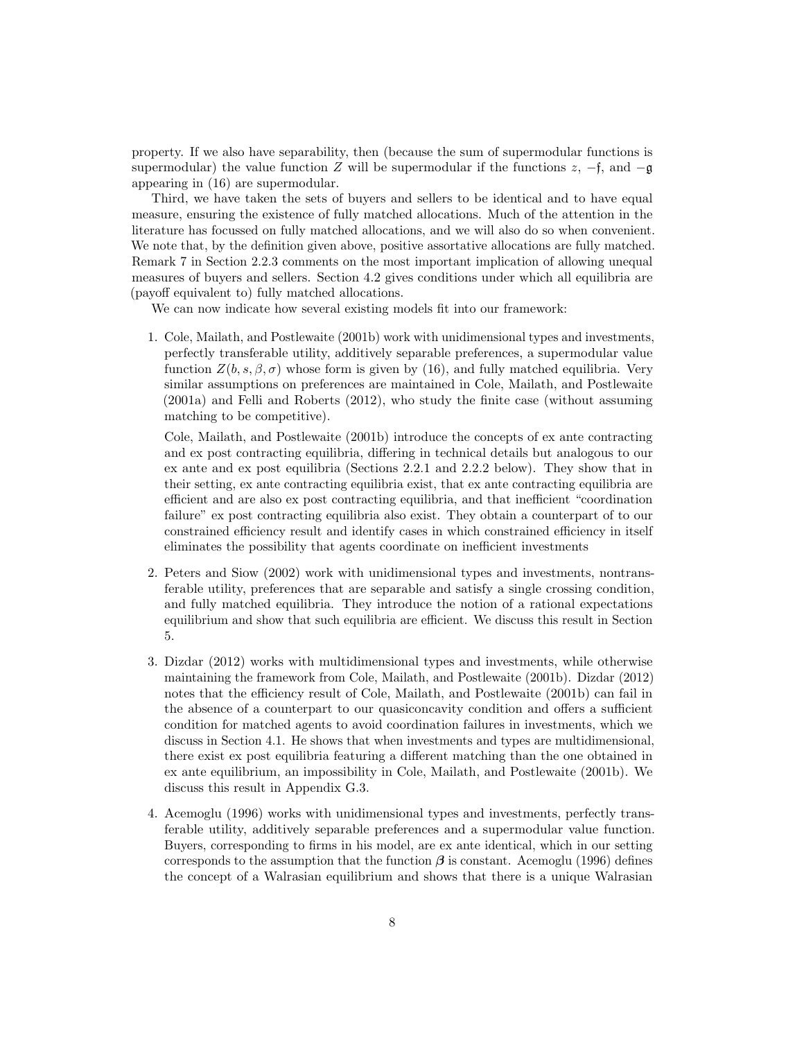property. If we also have separability, then (because the sum of supermodular functions is supermodular) the value function $Z$ will be supermodular if the functions $z$, $-\mathfrak{f}$, and $-\mathfrak{g}$ appearing in (16) are supermodular.

Third, we have taken the sets of buyers and sellers to be identical and to have equal measure, ensuring the existence of fully matched allocations. Much of the attention in the literature has focussed on fully matched allocations, and we will also do so when convenient. We note that, by the definition given above, positive assortative allocations are fully matched. Remark 7 in Section 2.2.3 comments on the most important implication of allowing unequal measures of buyers and sellers. Section 4.2 gives conditions under which all equilibria are (payoff equivalent to) fully matched allocations.

We can now indicate how several existing models fit into our framework:

1. Cole, Mailath, and Postlewaite (2001b) work with unidimensional types and investments, perfectly transferable utility, additively separable preferences, a supermodular value function $Z(b, s, \beta, \sigma)$ whose form is given by (16), and fully matched equilibria. Very similar assumptions on preferences are maintained in Cole, Mailath, and Postlewaite (2001a) and Felli and Roberts (2012), who study the finite case (without assuming matching to be competitive).

   Cole, Mailath, and Postlewaite (2001b) introduce the concepts of ex ante contracting and ex post contracting equilibria, differing in technical details but analogous to our ex ante and ex post equilibria (Sections 2.2.1 and 2.2.2 below). They show that in their setting, ex ante contracting equilibria exist, that ex ante contracting equilibria are efficient and are also ex post contracting equilibria, and that inefficient "coordination failure" ex post contracting equilibria also exist. They obtain a counterpart of to our constrained efficiency result and identify cases in which constrained efficiency in itself eliminates the possibility that agents coordinate on inefficient investments

2. Peters and Siow (2002) work with unidimensional types and investments, nontransferable utility, preferences that are separable and satisfy a single crossing condition, and fully matched equilibria. They introduce the notion of a rational expectations equilibrium and show that such equilibria are efficient. We discuss this result in Section 5.

3. Dizdar (2012) works with multidimensional types and investments, while otherwise maintaining the framework from Cole, Mailath, and Postlewaite (2001b). Dizdar (2012) notes that the efficiency result of Cole, Mailath, and Postlewaite (2001b) can fail in the absence of a counterpart to our quasiconcavity condition and offers a sufficient condition for matched agents to avoid coordination failures in investments, which we discuss in Section 4.1. He shows that when investments and types are multidimensional, there exist ex post equilibria featuring a different matching than the one obtained in ex ante equilibrium, an impossibility in Cole, Mailath, and Postlewaite (2001b). We discuss this result in Appendix G.3.

4. Acemoglu (1996) works with unidimensional types and investments, perfectly transferable utility, additively separable preferences and a supermodular value function. Buyers, corresponding to firms in his model, are ex ante identical, which in our setting corresponds to the assumption that the function $\boldsymbol{\beta}$ is constant. Acemoglu (1996) defines the concept of a Walrasian equilibrium and shows that there is a unique Walrasian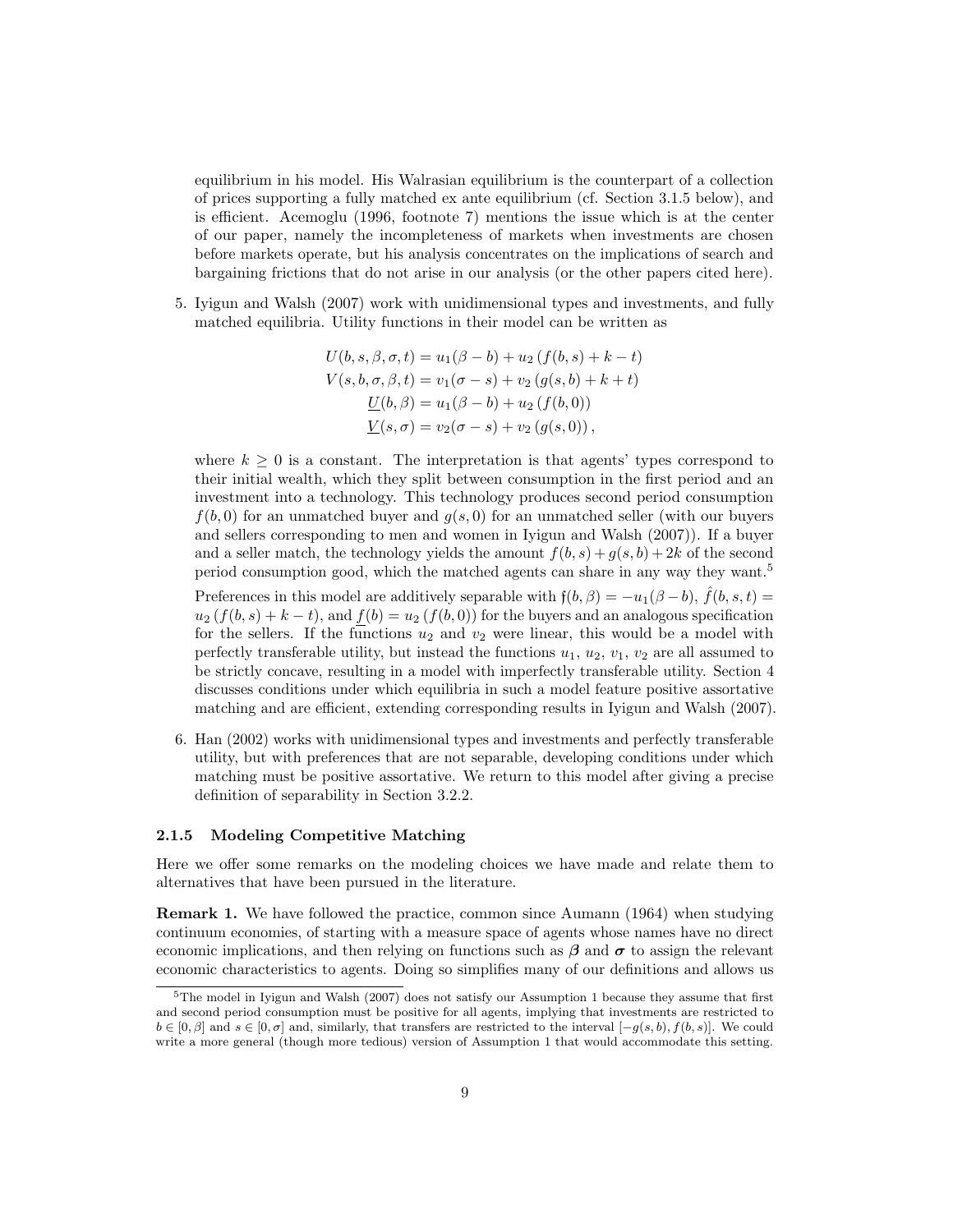equilibrium in his model. His Walrasian equilibrium is the counterpart of a collection of prices supporting a fully matched ex ante equilibrium (cf. Section 3.1.5 below), and is efficient. Acemoglu (1996, footnote 7) mentions the issue which is at the center of our paper, namely the incompleteness of markets when investments are chosen before markets operate, but his analysis concentrates on the implications of search and bargaining frictions that do not arise in our analysis (or the other papers cited here).

5. Iyigun and Walsh (2007) work with unidimensional types and investments, and fully matched equilibria. Utility functions in their model can be written as

$$
\begin{aligned}
U(b,s,\beta,\sigma,t) &= u_1(\beta - b) + u_2\left(f(b,s) + k - t\right) \\
V(s,b,\sigma,\beta,t) &= v_1(\sigma - s) + v_2\left(g(s,b) + k + t\right) \\
\underline{U}(b,\beta) &= u_1(\beta - b) + u_2\left(f(b,0)\right) \\
\underline{V}(s,\sigma) &= v_2(\sigma - s) + v_2\left(g(s,0)\right),
\end{aligned}
$$

where $k \geq 0$ is a constant. The interpretation is that agents' types correspond to their initial wealth, which they split between consumption in the first period and an investment into a technology. This technology produces second period consumption $f(b,0)$ for an unmatched buyer and $g(s,0)$ for an unmatched seller (with our buyers and sellers corresponding to men and women in Iyigun and Walsh (2007)). If a buyer and a seller match, the technology yields the amount $f(b,s) + g(s,b) + 2k$ of the second period consumption good, which the matched agents can share in any way they want.[5]

Preferences in this model are additively separable with $\mathfrak{f}(b,\beta) = -u_1(\beta - b)$, $\hat{f}(b,s,t) = u_2\left(f(b,s) + k - t\right)$, and $\underline{f}(b) = u_2\left(f(b,0)\right)$ for the buyers and an analogous specification for the sellers. If the functions $u_2$ and $v_2$ were linear, this would be a model with perfectly transferable utility, but instead the functions $u_1$, $u_2$, $v_1$, $v_2$ are all assumed to be strictly concave, resulting in a model with imperfectly transferable utility. Section 4 discusses conditions under which equilibria in such a model feature positive assortative matching and are efficient, extending corresponding results in Iyigun and Walsh (2007).

6. Han (2002) works with unidimensional types and investments and perfectly transferable utility, but with preferences that are not separable, developing conditions under which matching must be positive assortative. We return to this model after giving a precise definition of separability in Section 3.2.2.

### 2.1.5 Modeling Competitive Matching

Here we offer some remarks on the modeling choices we have made and relate them to alternatives that have been pursued in the literature.

**Remark 1.** We have followed the practice, common since Aumann (1964) when studying continuum economies, of starting with a measure space of agents whose names have no direct economic implications, and then relying on functions such as $\boldsymbol{\beta}$ and $\boldsymbol{\sigma}$ to assign the relevant economic characteristics to agents. Doing so simplifies many of our definitions and allows us

[5] The model in Iyigun and Walsh (2007) does not satisfy our Assumption 1 because they assume that first and second period consumption must be positive for all agents, implying that investments are restricted to $b \in [0,\beta]$ and $s \in [0,\sigma]$ and, similarly, that transfers are restricted to the interval $[-g(s,b), f(b,s)]$. We could write a more general (though more tedious) version of Assumption 1 that would accommodate this setting.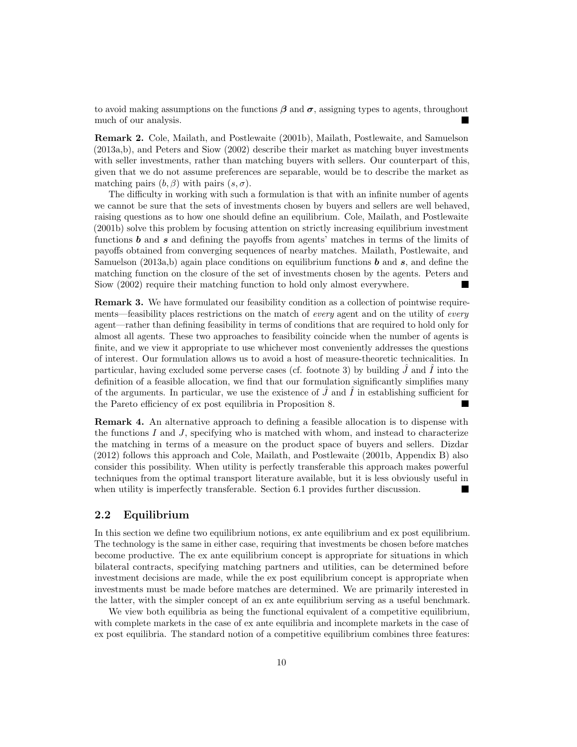to avoid making assumptions on the functions $\boldsymbol{\beta}$ and $\boldsymbol{\sigma}$, assigning types to agents, throughout much of our analysis. ∎

**Remark 2.** Cole, Mailath, and Postlewaite (2001b), Mailath, Postlewaite, and Samuelson (2013a,b), and Peters and Siow (2002) describe their market as matching buyer investments with seller investments, rather than matching buyers with sellers. Our counterpart of this, given that we do not assume preferences are separable, would be to describe the market as matching pairs $(b, \beta)$ with pairs $(s, \sigma)$.

The difficulty in working with such a formulation is that with an infinite number of agents we cannot be sure that the sets of investments chosen by buyers and sellers are well behaved, raising questions as to how one should define an equilibrium. Cole, Mailath, and Postlewaite (2001b) solve this problem by focusing attention on strictly increasing equilibrium investment functions $\boldsymbol{b}$ and $\boldsymbol{s}$ and defining the payoffs from agents' matches in terms of the limits of payoffs obtained from converging sequences of nearby matches. Mailath, Postlewaite, and Samuelson (2013a,b) again place conditions on equilibrium functions $\boldsymbol{b}$ and $\boldsymbol{s}$, and define the matching function on the closure of the set of investments chosen by the agents. Peters and Siow (2002) require their matching function to hold only almost everywhere. ∎

**Remark 3.** We have formulated our feasibility condition as a collection of pointwise requirements—feasibility places restrictions on the match of *every* agent and on the utility of *every* agent—rather than defining feasibility in terms of conditions that are required to hold only for almost all agents. These two approaches to feasibility coincide when the number of agents is finite, and we view it appropriate to use whichever most conveniently addresses the questions of interest. Our formulation allows us to avoid a host of measure-theoretic technicalities. In particular, having excluded some perverse cases (cf. footnote 3) by building $\hat{J}$ and $\hat{I}$ into the definition of a feasible allocation, we find that our formulation significantly simplifies many of the arguments. In particular, we use the existence of $\hat{J}$ and $\hat{I}$ in establishing sufficient for the Pareto efficiency of ex post equilibria in Proposition 8. ∎

**Remark 4.** An alternative approach to defining a feasible allocation is to dispense with the functions $I$ and $J$, specifying who is matched with whom, and instead to characterize the matching in terms of a measure on the product space of buyers and sellers. Dizdar (2012) follows this approach and Cole, Mailath, and Postlewaite (2001b, Appendix B) also consider this possibility. When utility is perfectly transferable this approach makes powerful techniques from the optimal transport literature available, but it is less obviously useful in when utility is imperfectly transferable. Section 6.1 provides further discussion. ∎

## 2.2 Equilibrium

In this section we define two equilibrium notions, ex ante equilibrium and ex post equilibrium. The technology is the same in either case, requiring that investments be chosen before matches become productive. The ex ante equilibrium concept is appropriate for situations in which bilateral contracts, specifying matching partners and utilities, can be determined before investment decisions are made, while the ex post equilibrium concept is appropriate when investments must be made before matches are determined. We are primarily interested in the latter, with the simpler concept of an ex ante equilibrium serving as a useful benchmark.

We view both equilibria as being the functional equivalent of a competitive equilibrium, with complete markets in the case of ex ante equilibria and incomplete markets in the case of ex post equilibria. The standard notion of a competitive equilibrium combines three features: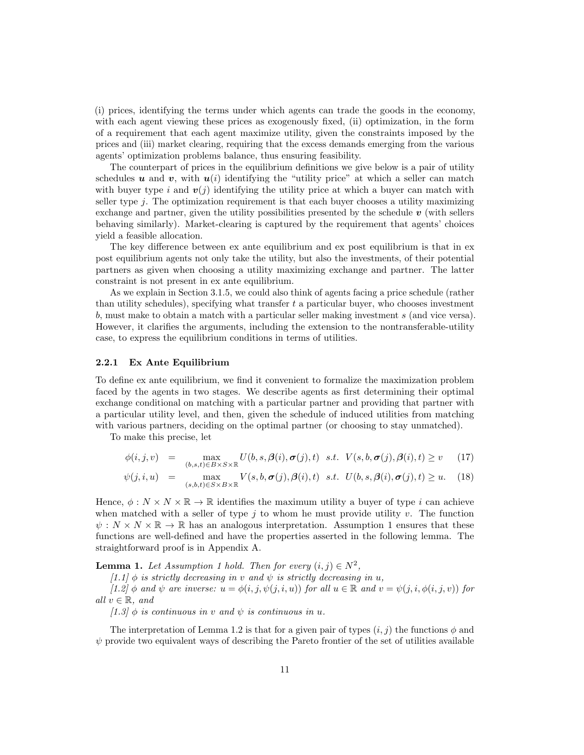(i) prices, identifying the terms under which agents can trade the goods in the economy, with each agent viewing these prices as exogenously fixed, (ii) optimization, in the form of a requirement that each agent maximize utility, given the constraints imposed by the prices and (iii) market clearing, requiring that the excess demands emerging from the various agents' optimization problems balance, thus ensuring feasibility.

The counterpart of prices in the equilibrium definitions we give below is a pair of utility schedules $\boldsymbol{u}$ and $\boldsymbol{v}$, with $\boldsymbol{u}(i)$ identifying the "utility price" at which a seller can match with buyer type $i$ and $\boldsymbol{v}(j)$ identifying the utility price at which a buyer can match with seller type $j$. The optimization requirement is that each buyer chooses a utility maximizing exchange and partner, given the utility possibilities presented by the schedule $\boldsymbol{v}$ (with sellers behaving similarly). Market-clearing is captured by the requirement that agents' choices yield a feasible allocation.

The key difference between ex ante equilibrium and ex post equilibrium is that in ex post equilibrium agents not only take the utility, but also the investments, of their potential partners as given when choosing a utility maximizing exchange and partner. The latter constraint is not present in ex ante equilibrium.

As we explain in Section 3.1.5, we could also think of agents facing a price schedule (rather than utility schedules), specifying what transfer $t$ a particular buyer, who chooses investment $b$, must make to obtain a match with a particular seller making investment $s$ (and vice versa). However, it clarifies the arguments, including the extension to the nontransferable-utility case, to express the equilibrium conditions in terms of utilities.

### 2.2.1 Ex Ante Equilibrium

To define ex ante equilibrium, we find it convenient to formalize the maximization problem faced by the agents in two stages. We describe agents as first determining their optimal exchange conditional on matching with a particular partner and providing that partner with a particular utility level, and then, given the schedule of induced utilities from matching with various partners, deciding on the optimal partner (or choosing to stay unmatched).

To make this precise, let

$$\phi(i,j,v) \quad = \quad \max_{(b,s,t)\in B\times S\times\mathbb{R}} U(b,s,\boldsymbol{\beta}(i),\boldsymbol{\sigma}(j),t) \;\; s.t. \;\; V(s,b,\boldsymbol{\sigma}(j),\boldsymbol{\beta}(i),t) \geq v \tag{17}$$

$$\psi(j,i,u) \quad = \quad \max_{(s,b,t)\in S\times B\times\mathbb{R}} V(s,b,\boldsymbol{\sigma}(j),\boldsymbol{\beta}(i),t) \;\; s.t. \;\; U(b,s,\boldsymbol{\beta}(i),\boldsymbol{\sigma}(j),t) \geq u. \tag{18}$$

Hence, $\phi : N \times N \times \mathbb{R} \to \mathbb{R}$ identifies the maximum utility a buyer of type $i$ can achieve when matched with a seller of type $j$ to whom he must provide utility $v$. The function $\psi : N \times N \times \mathbb{R} \to \mathbb{R}$ has an analogous interpretation. Assumption 1 ensures that these functions are well-defined and have the properties asserted in the following lemma. The straightforward proof is in Appendix A.

**Lemma 1.** *Let Assumption 1 hold. Then for every $(i,j) \in N^2$,*

*[1.1] $\phi$ is strictly decreasing in $v$ and $\psi$ is strictly decreasing in $u$,*

*[1.2] $\phi$ and $\psi$ are inverse: $u = \phi(i,j,\psi(j,i,u))$ for all $u \in \mathbb{R}$ and $v = \psi(j,i,\phi(i,j,v))$ for all $v \in \mathbb{R}$, and*

*[1.3] $\phi$ is continuous in $v$ and $\psi$ is continuous in $u$.*

The interpretation of Lemma 1.2 is that for a given pair of types $(i,j)$ the functions $\phi$ and $\psi$ provide two equivalent ways of describing the Pareto frontier of the set of utilities available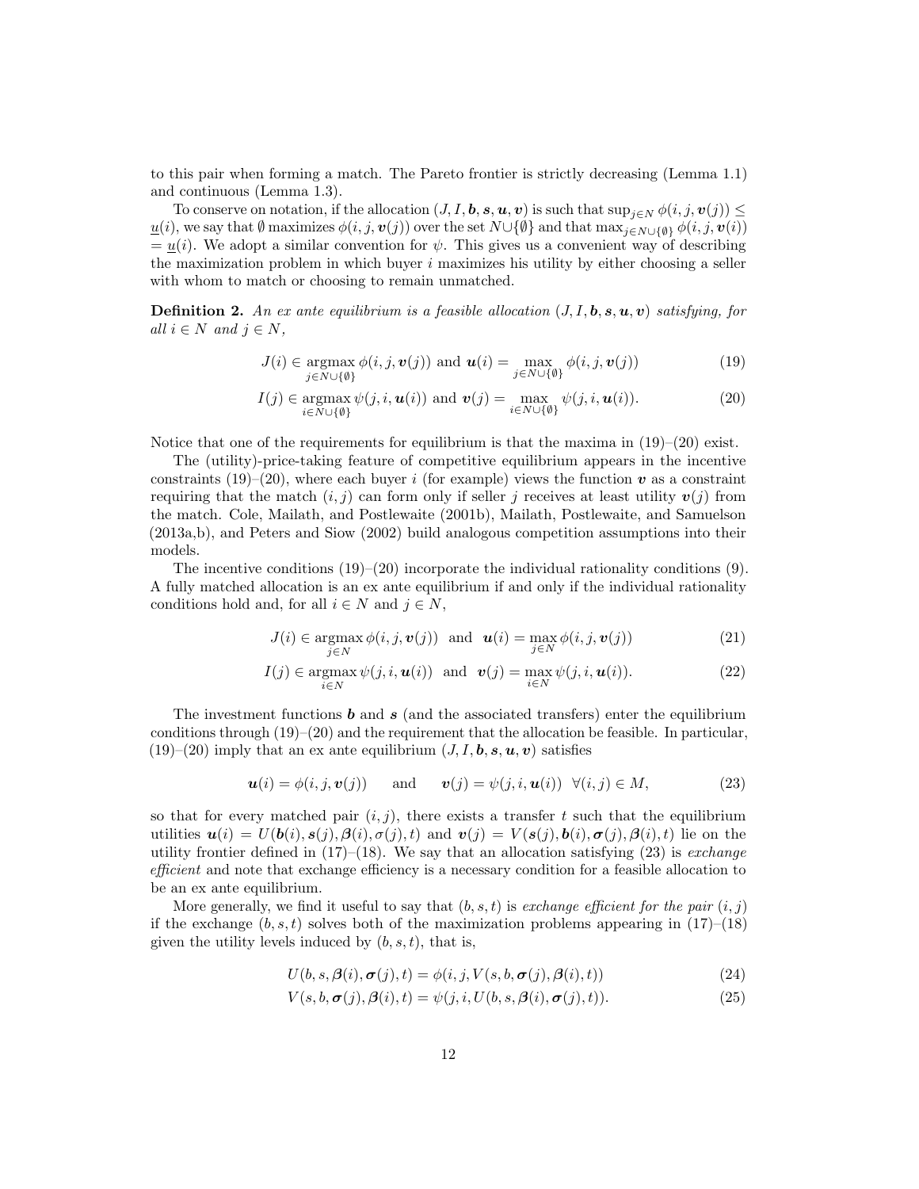to this pair when forming a match. The Pareto frontier is strictly decreasing (Lemma 1.1) and continuous (Lemma 1.3).

To conserve on notation, if the allocation $(J, I, \boldsymbol{b}, \boldsymbol{s}, \boldsymbol{u}, \boldsymbol{v})$ is such that $\sup_{j \in N} \phi(i, j, \boldsymbol{v}(j)) \leq \underline{u}(i)$, we say that $\emptyset$ maximizes $\phi(i, j, \boldsymbol{v}(j))$ over the set $N \cup \{\emptyset\}$ and that $\max_{j \in N \cup \{\emptyset\}} \phi(i, j, \boldsymbol{v}(i)) = \underline{u}(i)$. We adopt a similar convention for $\psi$. This gives us a convenient way of describing the maximization problem in which buyer $i$ maximizes his utility by either choosing a seller with whom to match or choosing to remain unmatched.

**Definition 2.** *An ex ante equilibrium is a feasible allocation $(J, I, \boldsymbol{b}, \boldsymbol{s}, \boldsymbol{u}, \boldsymbol{v})$ satisfying, for all $i \in N$ and $j \in N$,*

$$J(i) \in \underset{j \in N \cup \{\emptyset\}}{\operatorname{argmax}} \, \phi(i, j, \boldsymbol{v}(j)) \text{ and } \boldsymbol{u}(i) = \max_{j \in N \cup \{\emptyset\}} \phi(i, j, \boldsymbol{v}(j)) \tag{19}$$

$$I(j) \in \underset{i \in N \cup \{\emptyset\}}{\operatorname{argmax}} \, \psi(j, i, \boldsymbol{u}(i)) \text{ and } \boldsymbol{v}(j) = \max_{i \in N \cup \{\emptyset\}} \psi(j, i, \boldsymbol{u}(i)). \tag{20}$$

Notice that one of the requirements for equilibrium is that the maxima in (19)–(20) exist.

The (utility)-price-taking feature of competitive equilibrium appears in the incentive constraints (19)–(20), where each buyer $i$ (for example) views the function $\boldsymbol{v}$ as a constraint requiring that the match $(i, j)$ can form only if seller $j$ receives at least utility $\boldsymbol{v}(j)$ from the match. Cole, Mailath, and Postlewaite (2001b), Mailath, Postlewaite, and Samuelson (2013a,b), and Peters and Siow (2002) build analogous competition assumptions into their models.

The incentive conditions (19)–(20) incorporate the individual rationality conditions (9). A fully matched allocation is an ex ante equilibrium if and only if the individual rationality conditions hold and, for all $i \in N$ and $j \in N$,

$$J(i) \in \underset{j \in N}{\operatorname{argmax}} \, \phi(i, j, \boldsymbol{v}(j)) \quad \text{and} \quad \boldsymbol{u}(i) = \max_{j \in N} \phi(i, j, \boldsymbol{v}(j)) \tag{21}$$

$$I(j) \in \underset{i \in N}{\operatorname{argmax}} \, \psi(j, i, \boldsymbol{u}(i)) \quad \text{and} \quad \boldsymbol{v}(j) = \max_{i \in N} \psi(j, i, \boldsymbol{u}(i)). \tag{22}$$

The investment functions $\boldsymbol{b}$ and $\boldsymbol{s}$ (and the associated transfers) enter the equilibrium conditions through (19)–(20) and the requirement that the allocation be feasible. In particular, (19)–(20) imply that an ex ante equilibrium $(J, I, \boldsymbol{b}, \boldsymbol{s}, \boldsymbol{u}, \boldsymbol{v})$ satisfies

$$\boldsymbol{u}(i) = \phi(i, j, \boldsymbol{v}(j)) \qquad \text{and} \qquad \boldsymbol{v}(j) = \psi(j, i, \boldsymbol{u}(i)) \quad \forall (i, j) \in M, \tag{23}$$

so that for every matched pair $(i, j)$, there exists a transfer $t$ such that the equilibrium utilities $\boldsymbol{u}(i) = U(\boldsymbol{b}(i), \boldsymbol{s}(j), \boldsymbol{\beta}(i), \sigma(j), t)$ and $\boldsymbol{v}(j) = V(\boldsymbol{s}(j), \boldsymbol{b}(i), \boldsymbol{\sigma}(j), \boldsymbol{\beta}(i), t)$ lie on the utility frontier defined in (17)–(18). We say that an allocation satisfying (23) is *exchange efficient* and note that exchange efficiency is a necessary condition for a feasible allocation to be an ex ante equilibrium.

More generally, we find it useful to say that $(b, s, t)$ is *exchange efficient for the pair* $(i, j)$ if the exchange $(b, s, t)$ solves both of the maximization problems appearing in (17)–(18) given the utility levels induced by $(b, s, t)$, that is,

$$U(b, s, \boldsymbol{\beta}(i), \boldsymbol{\sigma}(j), t) = \phi(i, j, V(s, b, \boldsymbol{\sigma}(j), \boldsymbol{\beta}(i), t)) \tag{24}$$

$$V(s, b, \boldsymbol{\sigma}(j), \boldsymbol{\beta}(i), t) = \psi(j, i, U(b, s, \boldsymbol{\beta}(i), \boldsymbol{\sigma}(j), t)). \tag{25}$$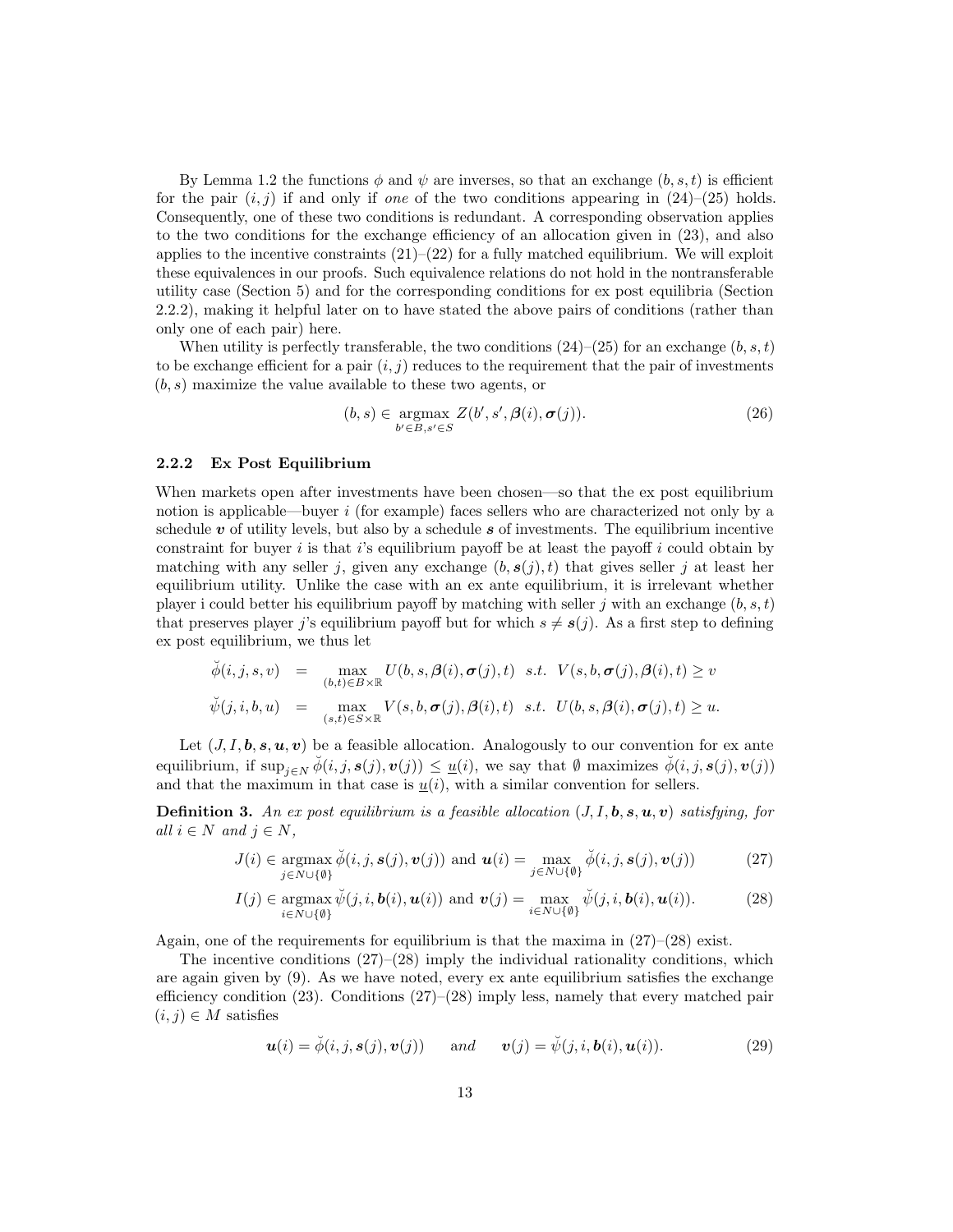By Lemma 1.2 the functions $\phi$ and $\psi$ are inverses, so that an exchange $(b, s, t)$ is efficient for the pair $(i, j)$ if and only if *one* of the two conditions appearing in (24)–(25) holds. Consequently, one of these two conditions is redundant. A corresponding observation applies to the two conditions for the exchange efficiency of an allocation given in (23), and also applies to the incentive constraints (21)–(22) for a fully matched equilibrium. We will exploit these equivalences in our proofs. Such equivalence relations do not hold in the nontransferable utility case (Section 5) and for the corresponding conditions for ex post equilibria (Section 2.2.2), making it helpful later on to have stated the above pairs of conditions (rather than only one of each pair) here.

When utility is perfectly transferable, the two conditions (24)–(25) for an exchange $(b, s, t)$ to be exchange efficient for a pair $(i, j)$ reduces to the requirement that the pair of investments $(b, s)$ maximize the value available to these two agents, or

$$(b, s) \in \operatorname*{argmax}_{b' \in B, s' \in S} Z(b', s', \boldsymbol{\beta}(i), \boldsymbol{\sigma}(j)). \tag{26}$$

### 2.2.2 Ex Post Equilibrium

When markets open after investments have been chosen—so that the ex post equilibrium notion is applicable—buyer $i$ (for example) faces sellers who are characterized not only by a schedule $\boldsymbol{v}$ of utility levels, but also by a schedule $\boldsymbol{s}$ of investments. The equilibrium incentive constraint for buyer $i$ is that $i$'s equilibrium payoff be at least the payoff $i$ could obtain by matching with any seller $j$, given any exchange $(b, \boldsymbol{s}(j), t)$ that gives seller $j$ at least her equilibrium utility. Unlike the case with an ex ante equilibrium, it is irrelevant whether player i could better his equilibrium payoff by matching with seller $j$ with an exchange $(b, s, t)$ that preserves player $j$'s equilibrium payoff but for which $s \neq \boldsymbol{s}(j)$. As a first step to defining ex post equilibrium, we thus let

$$\begin{aligned}
\breve{\phi}(i, j, s, v) &= \max_{(b,t) \in B \times \mathbb{R}} U(b, s, \boldsymbol{\beta}(i), \boldsymbol{\sigma}(j), t) \;\; s.t. \;\; V(s, b, \boldsymbol{\sigma}(j), \boldsymbol{\beta}(i), t) \geq v \\
\breve{\psi}(j, i, b, u) &= \max_{(s,t) \in S \times \mathbb{R}} V(s, b, \boldsymbol{\sigma}(j), \boldsymbol{\beta}(i), t) \;\; s.t. \;\; U(b, s, \boldsymbol{\beta}(i), \boldsymbol{\sigma}(j), t) \geq u.
\end{aligned}$$

Let $(J, I, \boldsymbol{b}, \boldsymbol{s}, \boldsymbol{u}, \boldsymbol{v})$ be a feasible allocation. Analogously to our convention for ex ante equilibrium, if $\sup_{j \in N} \breve{\phi}(i, j, \boldsymbol{s}(j), \boldsymbol{v}(j)) \leq \underline{u}(i)$, we say that $\emptyset$ maximizes $\breve{\phi}(i, j, \boldsymbol{s}(j), \boldsymbol{v}(j))$ and that the maximum in that case is $\underline{u}(i)$, with a similar convention for sellers.

**Definition 3.** *An ex post equilibrium is a feasible allocation $(J, I, \boldsymbol{b}, \boldsymbol{s}, \boldsymbol{u}, \boldsymbol{v})$ satisfying, for all $i \in N$ and $j \in N$,*

$$J(i) \in \operatorname*{argmax}_{j \in N \cup \{\emptyset\}} \breve{\phi}(i, j, \boldsymbol{s}(j), \boldsymbol{v}(j)) \text{ and } \boldsymbol{u}(i) = \max_{j \in N \cup \{\emptyset\}} \breve{\phi}(i, j, \boldsymbol{s}(j), \boldsymbol{v}(j)) \tag{27}$$

$$I(j) \in \operatorname*{argmax}_{i \in N \cup \{\emptyset\}} \breve{\psi}(j, i, \boldsymbol{b}(i), \boldsymbol{u}(i)) \text{ and } \boldsymbol{v}(j) = \max_{i \in N \cup \{\emptyset\}} \breve{\psi}(j, i, \boldsymbol{b}(i), \boldsymbol{u}(i)). \tag{28}$$

Again, one of the requirements for equilibrium is that the maxima in (27)–(28) exist.

The incentive conditions (27)–(28) imply the individual rationality conditions, which are again given by (9). As we have noted, every ex ante equilibrium satisfies the exchange efficiency condition (23). Conditions (27)–(28) imply less, namely that every matched pair $(i, j) \in M$ satisfies

$$\boldsymbol{u}(i) = \breve{\phi}(i, j, \boldsymbol{s}(j), \boldsymbol{v}(j)) \qquad \textit{and} \qquad \boldsymbol{v}(j) = \breve{\psi}(j, i, \boldsymbol{b}(i), \boldsymbol{u}(i)). \tag{29}$$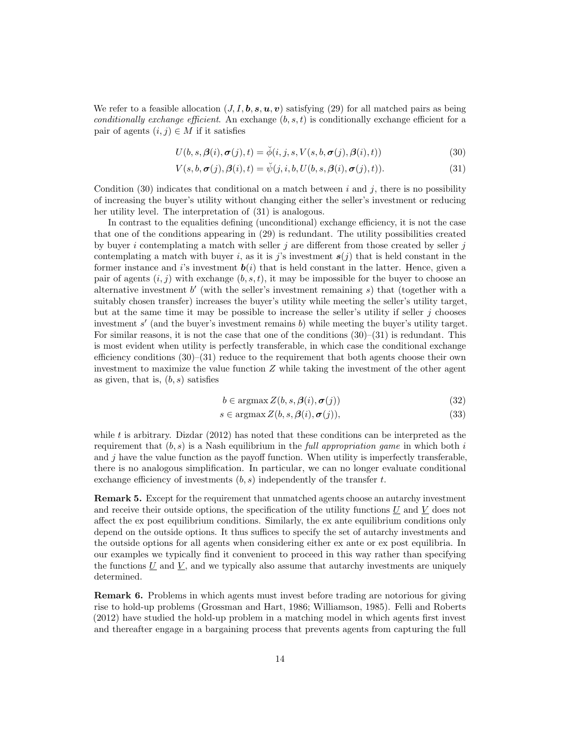We refer to a feasible allocation $(J, I, \boldsymbol{b}, \boldsymbol{s}, \boldsymbol{u}, \boldsymbol{v})$ satisfying (29) for all matched pairs as being *conditionally exchange efficient*. An exchange $(b, s, t)$ is conditionally exchange efficient for a pair of agents $(i, j) \in M$ if it satisfies

$$U(b, s, \boldsymbol{\beta}(i), \boldsymbol{\sigma}(j), t) = \breve{\phi}(i, j, s, V(s, b, \boldsymbol{\sigma}(j), \boldsymbol{\beta}(i), t)) \tag{30}$$

$$V(s, b, \boldsymbol{\sigma}(j), \boldsymbol{\beta}(i), t) = \breve{\psi}(j, i, b, U(b, s, \boldsymbol{\beta}(i), \boldsymbol{\sigma}(j), t)). \tag{31}$$

Condition (30) indicates that conditional on a match between $i$ and $j$, there is no possibility of increasing the buyer's utility without changing either the seller's investment or reducing her utility level. The interpretation of (31) is analogous.

In contrast to the equalities defining (unconditional) exchange efficiency, it is not the case that one of the conditions appearing in (29) is redundant. The utility possibilities created by buyer $i$ contemplating a match with seller $j$ are different from those created by seller $j$ contemplating a match with buyer $i$, as it is $j$'s investment $\boldsymbol{s}(j)$ that is held constant in the former instance and $i$'s investment $\boldsymbol{b}(i)$ that is held constant in the latter. Hence, given a pair of agents $(i, j)$ with exchange $(b, s, t)$, it may be impossible for the buyer to choose an alternative investment $b'$ (with the seller's investment remaining $s$) that (together with a suitably chosen transfer) increases the buyer's utility while meeting the seller's utility target, but at the same time it may be possible to increase the seller's utility if seller $j$ chooses investment $s'$ (and the buyer's investment remains $b$) while meeting the buyer's utility target. For similar reasons, it is not the case that one of the conditions (30)–(31) is redundant. This is most evident when utility is perfectly transferable, in which case the conditional exchange efficiency conditions (30)–(31) reduce to the requirement that both agents choose their own investment to maximize the value function $Z$ while taking the investment of the other agent as given, that is, $(b, s)$ satisfies

$$b \in \operatorname{argmax} Z(b, s, \boldsymbol{\beta}(i), \boldsymbol{\sigma}(j)) \tag{32}$$

$$s \in \operatorname{argmax} Z(b, s, \boldsymbol{\beta}(i), \boldsymbol{\sigma}(j)), \tag{33}$$

while $t$ is arbitrary. Dizdar (2012) has noted that these conditions can be interpreted as the requirement that $(b, s)$ is a Nash equilibrium in the *full appropriation game* in which both $i$ and $j$ have the value function as the payoff function. When utility is imperfectly transferable, there is no analogous simplification. In particular, we can no longer evaluate conditional exchange efficiency of investments $(b, s)$ independently of the transfer $t$.

**Remark 5.** Except for the requirement that unmatched agents choose an autarchy investment and receive their outside options, the specification of the utility functions $\underline{U}$ and $\underline{V}$ does not affect the ex post equilibrium conditions. Similarly, the ex ante equilibrium conditions only depend on the outside options. It thus suffices to specify the set of autarchy investments and the outside options for all agents when considering either ex ante or ex post equilibria. In our examples we typically find it convenient to proceed in this way rather than specifying the functions $\underline{U}$ and $\underline{V}$, and we typically also assume that autarchy investments are uniquely determined.

**Remark 6.** Problems in which agents must invest before trading are notorious for giving rise to hold-up problems (Grossman and Hart, 1986; Williamson, 1985). Felli and Roberts (2012) have studied the hold-up problem in a matching model in which agents first invest and thereafter engage in a bargaining process that prevents agents from capturing the full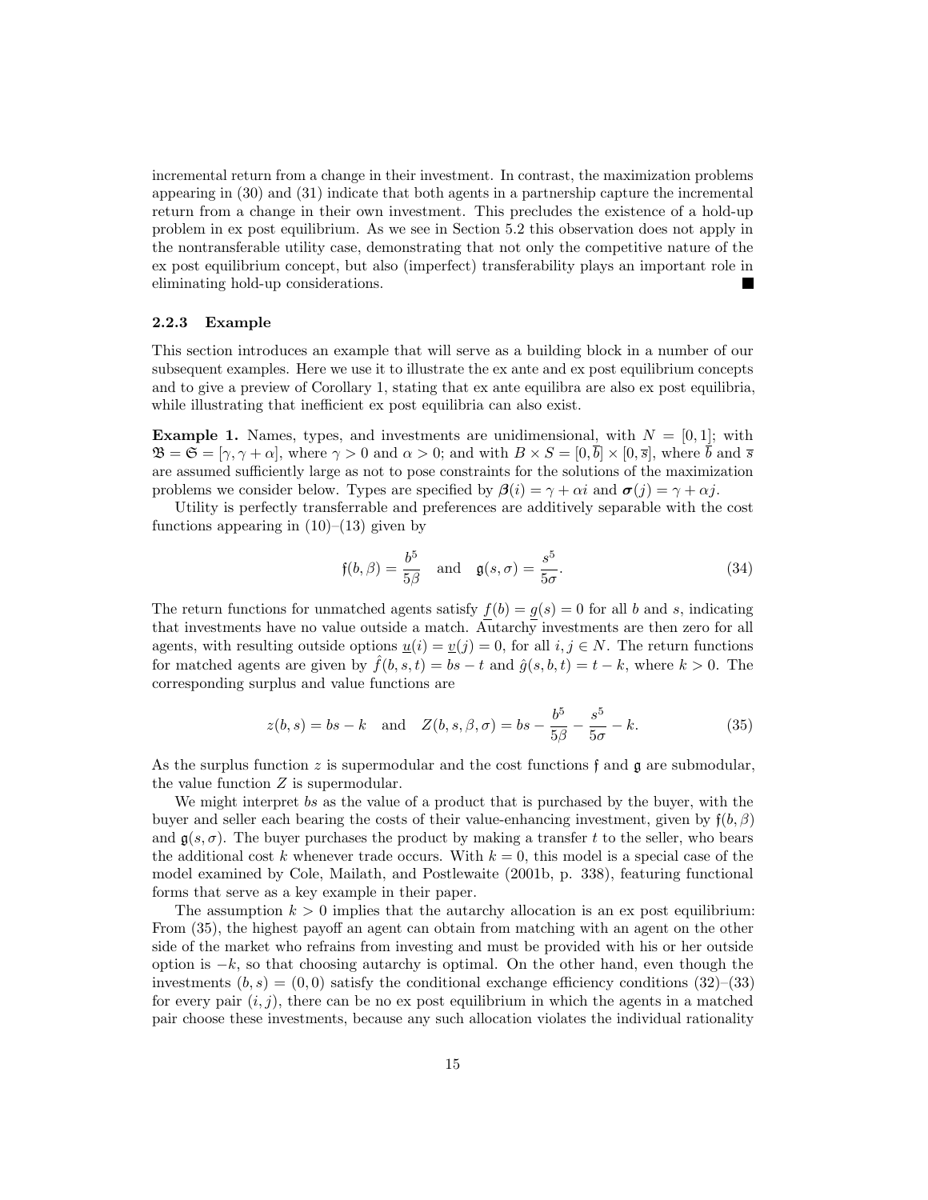incremental return from a change in their investment. In contrast, the maximization problems appearing in (30) and (31) indicate that both agents in a partnership capture the incremental return from a change in their own investment. This precludes the existence of a hold-up problem in ex post equilibrium. As we see in Section 5.2 this observation does not apply in the nontransferable utility case, demonstrating that not only the competitive nature of the ex post equilibrium concept, but also (imperfect) transferability plays an important role in eliminating hold-up considerations. ■

### 2.2.3 Example

This section introduces an example that will serve as a building block in a number of our subsequent examples. Here we use it to illustrate the ex ante and ex post equilibrium concepts and to give a preview of Corollary 1, stating that ex ante equilibra are also ex post equilibria, while illustrating that inefficient ex post equilibria can also exist.

**Example 1.** Names, types, and investments are unidimensional, with $N = [0,1]$; with $\mathfrak{B} = \mathfrak{S} = [\gamma, \gamma + \alpha]$, where $\gamma > 0$ and $\alpha > 0$; and with $B \times S = [0, \overline{b}] \times [0, \overline{s}]$, where $\overline{b}$ and $\overline{s}$ are assumed sufficiently large as not to pose constraints for the solutions of the maximization problems we consider below. Types are specified by $\boldsymbol{\beta}(i) = \gamma + \alpha i$ and $\boldsymbol{\sigma}(j) = \gamma + \alpha j$.

Utility is perfectly transferrable and preferences are additively separable with the cost functions appearing in (10)–(13) given by

$$\mathfrak{f}(b, \beta) = \frac{b^5}{5\beta} \quad \text{and} \quad \mathfrak{g}(s, \sigma) = \frac{s^5}{5\sigma}. \tag{34}$$

The return functions for unmatched agents satisfy $\underline{f}(b) = \underline{g}(s) = 0$ for all $b$ and $s$, indicating that investments have no value outside a match. Autarchy investments are then zero for all agents, with resulting outside options $\underline{u}(i) = \underline{v}(j) = 0$, for all $i, j \in N$. The return functions for matched agents are given by $\hat{f}(b, s, t) = bs - t$ and $\hat{g}(s, b, t) = t - k$, where $k > 0$. The corresponding surplus and value functions are

$$z(b, s) = bs - k \quad \text{and} \quad Z(b, s, \beta, \sigma) = bs - \frac{b^5}{5\beta} - \frac{s^5}{5\sigma} - k. \tag{35}$$

As the surplus function $z$ is supermodular and the cost functions $\mathfrak{f}$ and $\mathfrak{g}$ are submodular, the value function $Z$ is supermodular.

We might interpret $bs$ as the value of a product that is purchased by the buyer, with the buyer and seller each bearing the costs of their value-enhancing investment, given by $\mathfrak{f}(b, \beta)$ and $\mathfrak{g}(s, \sigma)$. The buyer purchases the product by making a transfer $t$ to the seller, who bears the additional cost $k$ whenever trade occurs. With $k = 0$, this model is a special case of the model examined by Cole, Mailath, and Postlewaite (2001b, p. 338), featuring functional forms that serve as a key example in their paper.

The assumption $k > 0$ implies that the autarchy allocation is an ex post equilibrium: From (35), the highest payoff an agent can obtain from matching with an agent on the other side of the market who refrains from investing and must be provided with his or her outside option is $-k$, so that choosing autarchy is optimal. On the other hand, even though the investments $(b, s) = (0, 0)$ satisfy the conditional exchange efficiency conditions (32)–(33) for every pair $(i, j)$, there can be no ex post equilibrium in which the agents in a matched pair choose these investments, because any such allocation violates the individual rationality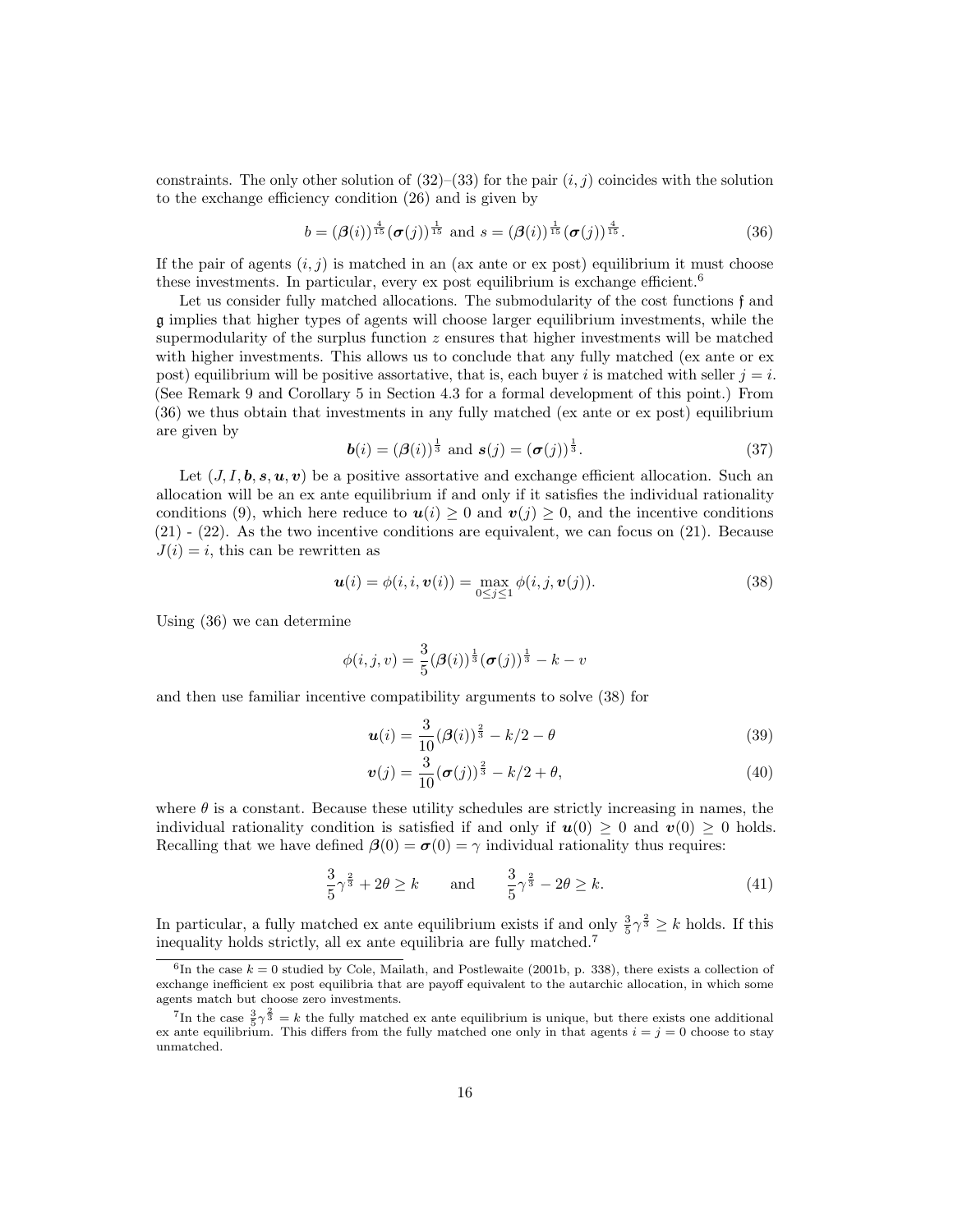constraints. The only other solution of (32)–(33) for the pair $(i, j)$ coincides with the solution to the exchange efficiency condition (26) and is given by

$$b = (\boldsymbol{\beta}(i))^{\frac{4}{15}}(\boldsymbol{\sigma}(j))^{\frac{1}{15}} \text{ and } s = (\boldsymbol{\beta}(i))^{\frac{1}{15}}(\boldsymbol{\sigma}(j))^{\frac{4}{15}}. \tag{36}$$

If the pair of agents $(i, j)$ is matched in an (ax ante or ex post) equilibrium it must choose these investments. In particular, every ex post equilibrium is exchange efficient.[6]

Let us consider fully matched allocations. The submodularity of the cost functions $\mathfrak{f}$ and $\mathfrak{g}$ implies that higher types of agents will choose larger equilibrium investments, while the supermodularity of the surplus function $z$ ensures that higher investments will be matched with higher investments. This allows us to conclude that any fully matched (ex ante or ex post) equilibrium will be positive assortative, that is, each buyer $i$ is matched with seller $j = i$. (See Remark 9 and Corollary 5 in Section 4.3 for a formal development of this point.) From (36) we thus obtain that investments in any fully matched (ex ante or ex post) equilibrium are given by

$$\boldsymbol{b}(i) = (\boldsymbol{\beta}(i))^{\frac{1}{3}} \text{ and } \boldsymbol{s}(j) = (\boldsymbol{\sigma}(j))^{\frac{1}{3}}. \tag{37}$$

Let $(J, I, \boldsymbol{b}, \boldsymbol{s}, \boldsymbol{u}, \boldsymbol{v})$ be a positive assortative and exchange efficient allocation. Such an allocation will be an ex ante equilibrium if and only if it satisfies the individual rationality conditions (9), which here reduce to $\boldsymbol{u}(i) \geq 0$ and $\boldsymbol{v}(j) \geq 0$, and the incentive conditions (21) - (22). As the two incentive conditions are equivalent, we can focus on (21). Because $J(i) = i$, this can be rewritten as

$$\boldsymbol{u}(i) = \phi(i, i, \boldsymbol{v}(i)) = \max_{0 \leq j \leq 1} \phi(i, j, \boldsymbol{v}(j)). \tag{38}$$

Using (36) we can determine

$$\phi(i, j, v) = \frac{3}{5}(\boldsymbol{\beta}(i))^{\frac{1}{3}}(\boldsymbol{\sigma}(j))^{\frac{1}{3}} - k - v$$

and then use familiar incentive compatibility arguments to solve (38) for

$$\boldsymbol{u}(i) = \frac{3}{10}(\boldsymbol{\beta}(i))^{\frac{2}{3}} - k/2 - \theta \tag{39}$$

$$\boldsymbol{v}(j) = \frac{3}{10}(\boldsymbol{\sigma}(j))^{\frac{2}{3}} - k/2 + \theta, \tag{40}$$

where $\theta$ is a constant. Because these utility schedules are strictly increasing in names, the individual rationality condition is satisfied if and only if $\boldsymbol{u}(0) \geq 0$ and $\boldsymbol{v}(0) \geq 0$ holds. Recalling that we have defined $\boldsymbol{\beta}(0) = \boldsymbol{\sigma}(0) = \gamma$ individual rationality thus requires:

$$\frac{3}{5}\gamma^{\frac{2}{3}} + 2\theta \geq k \qquad \text{and} \qquad \frac{3}{5}\gamma^{\frac{2}{3}} - 2\theta \geq k. \tag{41}$$

In particular, a fully matched ex ante equilibrium exists if and only $\frac{3}{5}\gamma^{\frac{2}{3}} \geq k$ holds. If this inequality holds strictly, all ex ante equilibria are fully matched.[7]

[6] In the case $k = 0$ studied by Cole, Mailath, and Postlewaite (2001b, p. 338), there exists a collection of exchange inefficient ex post equilibria that are payoff equivalent to the autarchic allocation, in which some agents match but choose zero investments.

[7] In the case $\frac{3}{5}\gamma^{\frac{2}{3}} = k$ the fully matched ex ante equilibrium is unique, but there exists one additional ex ante equilibrium. This differs from the fully matched one only in that agents $i = j = 0$ choose to stay unmatched.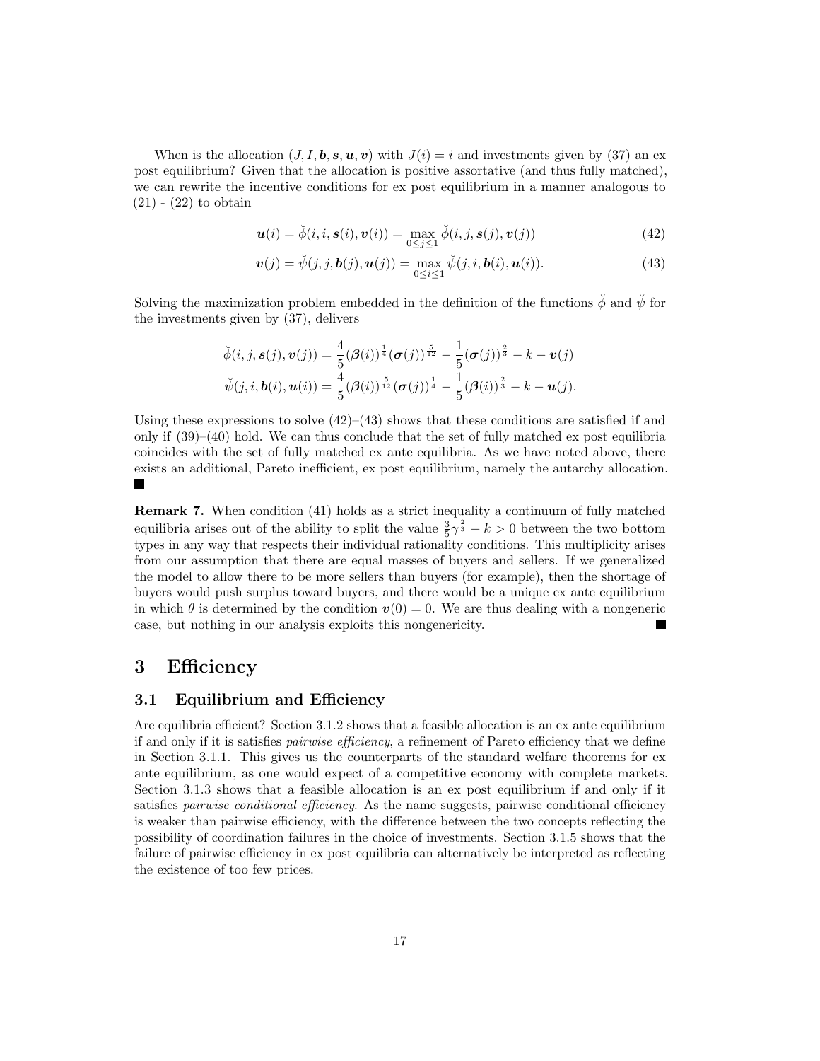When is the allocation $(J, I, \boldsymbol{b}, \boldsymbol{s}, \boldsymbol{u}, \boldsymbol{v})$ with $J(i) = i$ and investments given by (37) an ex post equilibrium? Given that the allocation is positive assortative (and thus fully matched), we can rewrite the incentive conditions for ex post equilibrium in a manner analogous to (21) - (22) to obtain

$$\boldsymbol{u}(i) = \breve{\phi}(i, i, \boldsymbol{s}(i), \boldsymbol{v}(i)) = \max_{0 \le j \le 1} \breve{\phi}(i, j, \boldsymbol{s}(j), \boldsymbol{v}(j)) \tag{42}$$

$$\boldsymbol{v}(j) = \breve{\psi}(j, j, \boldsymbol{b}(j), \boldsymbol{u}(j)) = \max_{0 \le i \le 1} \breve{\psi}(j, i, \boldsymbol{b}(i), \boldsymbol{u}(i)). \tag{43}$$

Solving the maximization problem embedded in the definition of the functions $\breve{\phi}$ and $\breve{\psi}$ for the investments given by (37), delivers

$$\breve{\phi}(i, j, \boldsymbol{s}(j), \boldsymbol{v}(j)) = \frac{4}{5}(\boldsymbol{\beta}(i))^{\frac{1}{4}}(\boldsymbol{\sigma}(j))^{\frac{5}{12}} - \frac{1}{5}(\boldsymbol{\sigma}(j))^{\frac{2}{3}} - k - \boldsymbol{v}(j)$$

$$\breve{\psi}(j, i, \boldsymbol{b}(i), \boldsymbol{u}(i)) = \frac{4}{5}(\boldsymbol{\beta}(i))^{\frac{5}{12}}(\boldsymbol{\sigma}(j))^{\frac{1}{4}} - \frac{1}{5}(\boldsymbol{\beta}(i))^{\frac{2}{3}} - k - \boldsymbol{u}(j).$$

Using these expressions to solve (42)–(43) shows that these conditions are satisfied if and only if (39)–(40) hold. We can thus conclude that the set of fully matched ex post equilibria coincides with the set of fully matched ex ante equilibria. As we have noted above, there exists an additional, Pareto inefficient, ex post equilibrium, namely the autarchy allocation. ■

**Remark 7.** When condition (41) holds as a strict inequality a continuum of fully matched equilibria arises out of the ability to split the value $\frac{3}{5}\gamma^{\frac{2}{3}} - k > 0$ between the two bottom types in any way that respects their individual rationality conditions. This multiplicity arises from our assumption that there are equal masses of buyers and sellers. If we generalized the model to allow there to be more sellers than buyers (for example), then the shortage of buyers would push surplus toward buyers, and there would be a unique ex ante equilibrium in which $\theta$ is determined by the condition $\boldsymbol{v}(0) = 0$. We are thus dealing with a nongeneric case, but nothing in our analysis exploits this nongenericity. ■

# 3 Efficiency

## 3.1 Equilibrium and Efficiency

Are equilibria efficient? Section 3.1.2 shows that a feasible allocation is an ex ante equilibrium if and only if it is satisfies *pairwise efficiency*, a refinement of Pareto efficiency that we define in Section 3.1.1. This gives us the counterparts of the standard welfare theorems for ex ante equilibrium, as one would expect of a competitive economy with complete markets. Section 3.1.3 shows that a feasible allocation is an ex post equilibrium if and only if it satisfies *pairwise conditional efficiency*. As the name suggests, pairwise conditional efficiency is weaker than pairwise efficiency, with the difference between the two concepts reflecting the possibility of coordination failures in the choice of investments. Section 3.1.5 shows that the failure of pairwise efficiency in ex post equilibria can alternatively be interpreted as reflecting the existence of too few prices.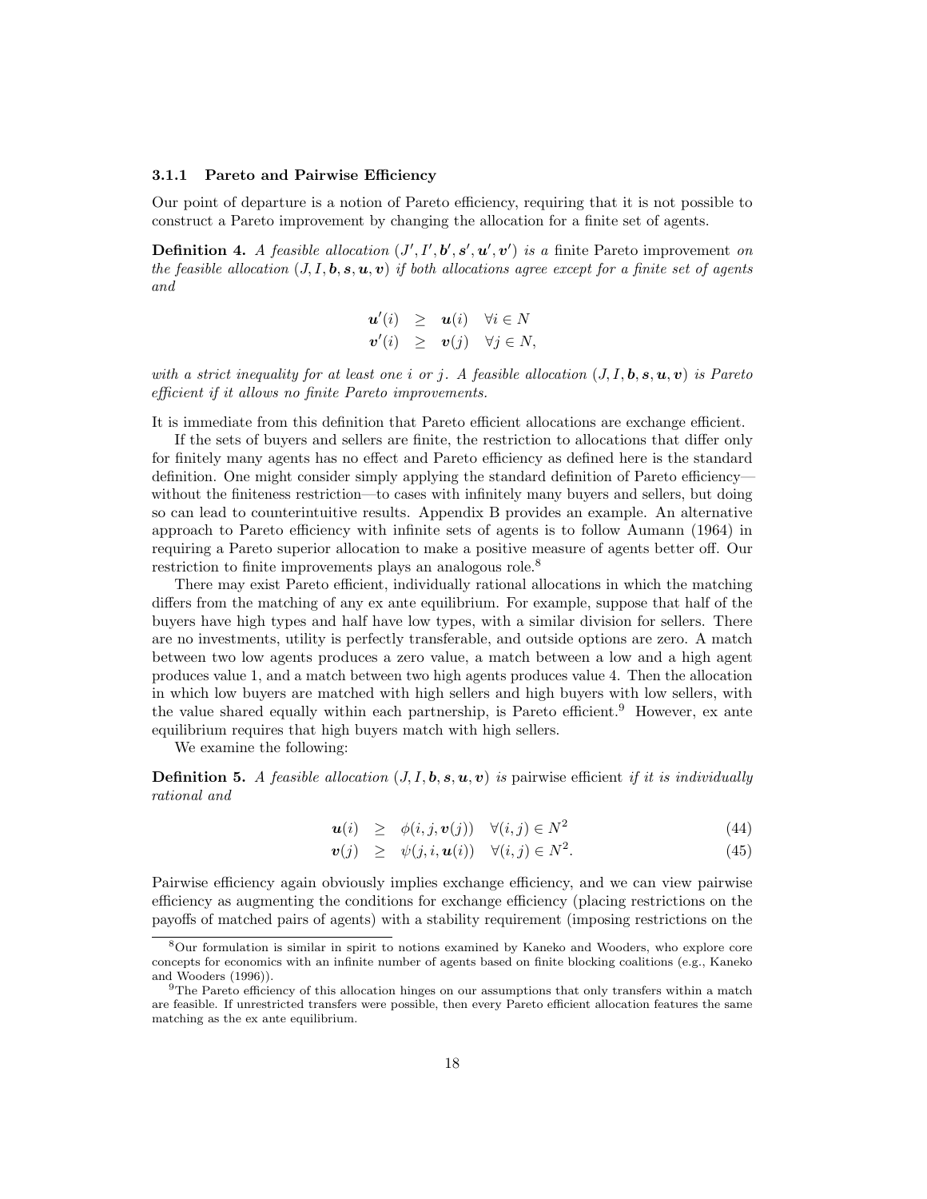### 3.1.1 Pareto and Pairwise Efficiency

Our point of departure is a notion of Pareto efficiency, requiring that it is not possible to construct a Pareto improvement by changing the allocation for a finite set of agents.

**Definition 4.** *A feasible allocation $(J', I', \boldsymbol{b}', \boldsymbol{s}', \boldsymbol{u}', \boldsymbol{v}')$ is a* finite Pareto improvement *on the feasible allocation $(J, I, \boldsymbol{b}, \boldsymbol{s}, \boldsymbol{u}, \boldsymbol{v})$ if both allocations agree except for a finite set of agents and*

$$
\begin{aligned}
\boldsymbol{u}'(i) &\geq \boldsymbol{u}(i) \quad \forall i \in N \\
\boldsymbol{v}'(i) &\geq \boldsymbol{v}(j) \quad \forall j \in N,
\end{aligned}
$$

*with a strict inequality for at least one $i$ or $j$. A feasible allocation $(J, I, \boldsymbol{b}, \boldsymbol{s}, \boldsymbol{u}, \boldsymbol{v})$ is Pareto efficient if it allows no finite Pareto improvements.*

It is immediate from this definition that Pareto efficient allocations are exchange efficient.

If the sets of buyers and sellers are finite, the restriction to allocations that differ only for finitely many agents has no effect and Pareto efficiency as defined here is the standard definition. One might consider simply applying the standard definition of Pareto efficiency—without the finiteness restriction—to cases with infinitely many buyers and sellers, but doing so can lead to counterintuitive results. Appendix B provides an example. An alternative approach to Pareto efficiency with infinite sets of agents is to follow Aumann (1964) in requiring a Pareto superior allocation to make a positive measure of agents better off. Our restriction to finite improvements plays an analogous role.[8]

There may exist Pareto efficient, individually rational allocations in which the matching differs from the matching of any ex ante equilibrium. For example, suppose that half of the buyers have high types and half have low types, with a similar division for sellers. There are no investments, utility is perfectly transferable, and outside options are zero. A match between two low agents produces a zero value, a match between a low and a high agent produces value 1, and a match between two high agents produces value 4. Then the allocation in which low buyers are matched with high sellers and high buyers with low sellers, with the value shared equally within each partnership, is Pareto efficient.[9] However, ex ante equilibrium requires that high buyers match with high sellers.

We examine the following:

**Definition 5.** *A feasible allocation $(J, I, \boldsymbol{b}, \boldsymbol{s}, \boldsymbol{u}, \boldsymbol{v})$ is* pairwise efficient *if it is individually rational and*

$$
\begin{aligned}
\boldsymbol{u}(i) &\geq \phi(i, j, \boldsymbol{v}(j)) \quad \forall (i,j) \in N^2 &(44)\\
\boldsymbol{v}(j) &\geq \psi(j, i, \boldsymbol{u}(i)) \quad \forall (i,j) \in N^2. &(45)
\end{aligned}
$$

Pairwise efficiency again obviously implies exchange efficiency, and we can view pairwise efficiency as augmenting the conditions for exchange efficiency (placing restrictions on the payoffs of matched pairs of agents) with a stability requirement (imposing restrictions on the

[8] Our formulation is similar in spirit to notions examined by Kaneko and Wooders, who explore core concepts for economics with an infinite number of agents based on finite blocking coalitions (e.g., Kaneko and Wooders (1996)).

[9] The Pareto efficiency of this allocation hinges on our assumptions that only transfers within a match are feasible. If unrestricted transfers were possible, then every Pareto efficient allocation features the same matching as the ex ante equilibrium.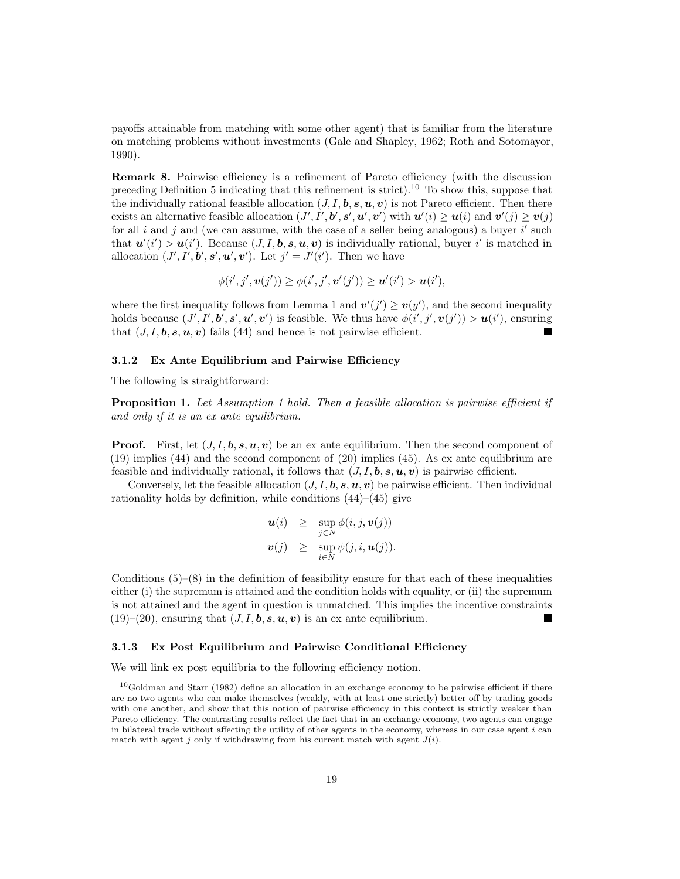payoffs attainable from matching with some other agent) that is familiar from the literature on matching problems without investments (Gale and Shapley, 1962; Roth and Sotomayor, 1990).

**Remark 8.** Pairwise efficiency is a refinement of Pareto efficiency (with the discussion preceding Definition 5 indicating that this refinement is strict).[10] To show this, suppose that the individually rational feasible allocation $(J, I, \boldsymbol{b}, \boldsymbol{s}, \boldsymbol{u}, \boldsymbol{v})$ is not Pareto efficient. Then there exists an alternative feasible allocation $(J', I', \boldsymbol{b}', \boldsymbol{s}', \boldsymbol{u}', \boldsymbol{v}')$ with $\boldsymbol{u}'(i) \geq \boldsymbol{u}(i)$ and $\boldsymbol{v}'(j) \geq \boldsymbol{v}(j)$ for all $i$ and $j$ and (we can assume, with the case of a seller being analogous) a buyer $i'$ such that $\boldsymbol{u}'(i') > \boldsymbol{u}(i')$. Because $(J, I, \boldsymbol{b}, \boldsymbol{s}, \boldsymbol{u}, \boldsymbol{v})$ is individually rational, buyer $i'$ is matched in allocation $(J', I', \boldsymbol{b}', \boldsymbol{s}', \boldsymbol{u}', \boldsymbol{v}')$. Let $j' = J'(i')$. Then we have

$$\phi(i', j', \boldsymbol{v}(j')) \geq \phi(i', j', \boldsymbol{v}'(j')) \geq \boldsymbol{u}'(i') > \boldsymbol{u}(i'),$$

where the first inequality follows from Lemma 1 and $\boldsymbol{v}'(j') \geq \boldsymbol{v}(y')$, and the second inequality holds because $(J', I', \boldsymbol{b}', \boldsymbol{s}', \boldsymbol{u}', \boldsymbol{v}')$ is feasible. We thus have $\phi(i', j', \boldsymbol{v}(j')) > \boldsymbol{u}(i')$, ensuring that $(J, I, \boldsymbol{b}, \boldsymbol{s}, \boldsymbol{u}, \boldsymbol{v})$ fails (44) and hence is not pairwise efficient. ■

### 3.1.2 Ex Ante Equilibrium and Pairwise Efficiency

The following is straightforward:

**Proposition 1.** *Let Assumption 1 hold. Then a feasible allocation is pairwise efficient if and only if it is an ex ante equilibrium.*

**Proof.** First, let $(J, I, \boldsymbol{b}, \boldsymbol{s}, \boldsymbol{u}, \boldsymbol{v})$ be an ex ante equilibrium. Then the second component of (19) implies (44) and the second component of (20) implies (45). As ex ante equilibrium are feasible and individually rational, it follows that $(J, I, \boldsymbol{b}, \boldsymbol{s}, \boldsymbol{u}, \boldsymbol{v})$ is pairwise efficient.

Conversely, let the feasible allocation $(J, I, \boldsymbol{b}, \boldsymbol{s}, \boldsymbol{u}, \boldsymbol{v})$ be pairwise efficient. Then individual rationality holds by definition, while conditions (44)–(45) give

$$\begin{aligned} \boldsymbol{u}(i) &\geq \sup_{j \in N} \phi(i, j, \boldsymbol{v}(j)) \\ \boldsymbol{v}(j) &\geq \sup_{i \in N} \psi(j, i, \boldsymbol{u}(j)). \end{aligned}$$

Conditions (5)–(8) in the definition of feasibility ensure for that each of these inequalities either (i) the supremum is attained and the condition holds with equality, or (ii) the supremum is not attained and the agent in question is unmatched. This implies the incentive constraints (19)–(20), ensuring that $(J, I, \boldsymbol{b}, \boldsymbol{s}, \boldsymbol{u}, \boldsymbol{v})$ is an ex ante equilibrium. ■

### 3.1.3 Ex Post Equilibrium and Pairwise Conditional Efficiency

We will link ex post equilibria to the following efficiency notion.

[10] Goldman and Starr (1982) define an allocation in an exchange economy to be pairwise efficient if there are no two agents who can make themselves (weakly, with at least one strictly) better off by trading goods with one another, and show that this notion of pairwise efficiency in this context is strictly weaker than Pareto efficiency. The contrasting results reflect the fact that in an exchange economy, two agents can engage in bilateral trade without affecting the utility of other agents in the economy, whereas in our case agent $i$ can match with agent $j$ only if withdrawing from his current match with agent $J(i)$.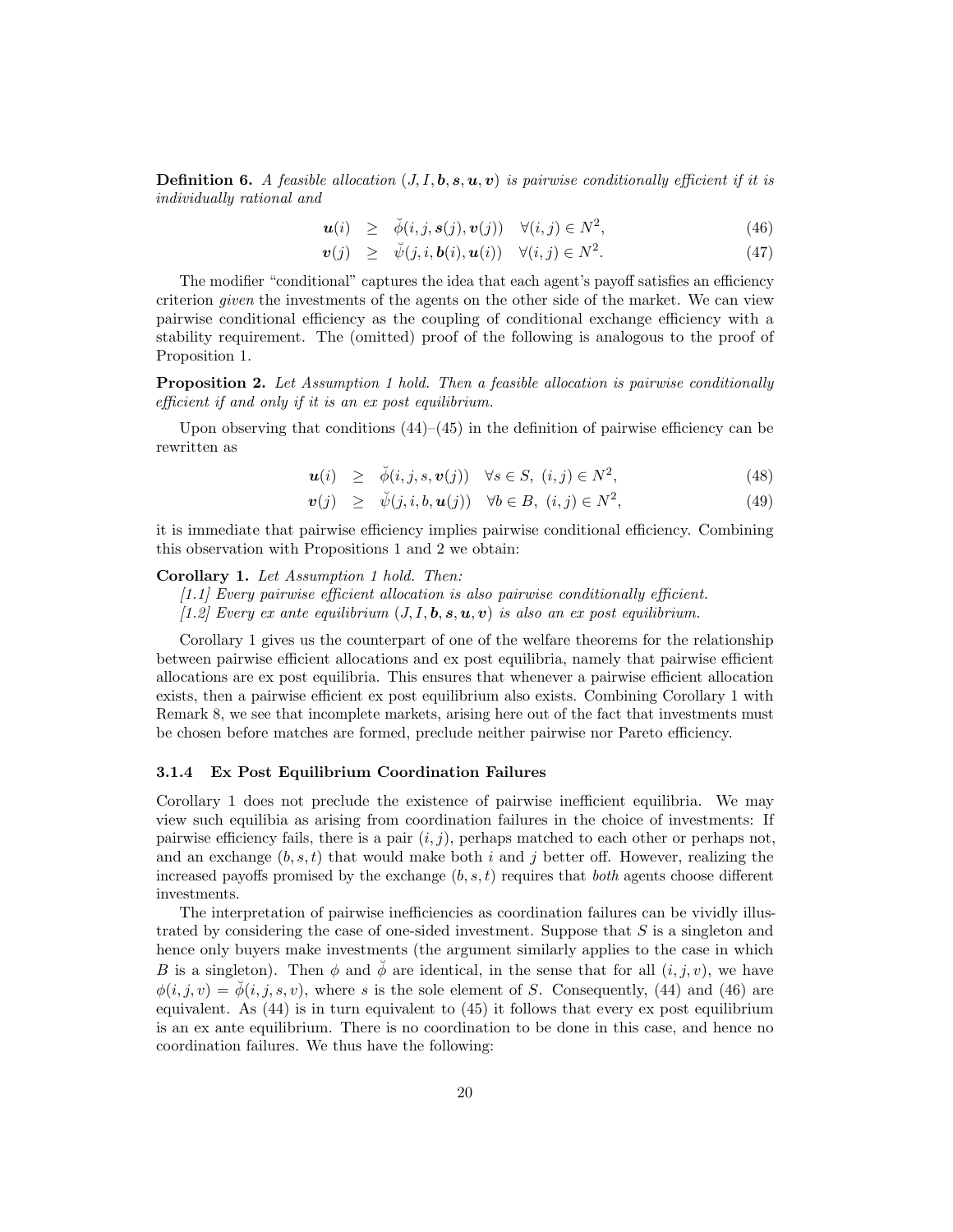**Definition 6.** *A feasible allocation $(J, I, \boldsymbol{b}, \boldsymbol{s}, \boldsymbol{u}, \boldsymbol{v})$ is pairwise conditionally efficient if it is individually rational and*

$$
\begin{aligned}
\boldsymbol{u}(i) &\geq \breve{\phi}(i, j, \boldsymbol{s}(j), \boldsymbol{v}(j)) \quad \forall (i,j) \in N^2, &(46)\\
\boldsymbol{v}(j) &\geq \breve{\psi}(j, i, \boldsymbol{b}(i), \boldsymbol{u}(i)) \quad \forall (i,j) \in N^2. &(47)
\end{aligned}
$$

The modifier "conditional" captures the idea that each agent's payoff satisfies an efficiency criterion *given* the investments of the agents on the other side of the market. We can view pairwise conditional efficiency as the coupling of conditional exchange efficiency with a stability requirement. The (omitted) proof of the following is analogous to the proof of Proposition 1.

**Proposition 2.** *Let Assumption 1 hold. Then a feasible allocation is pairwise conditionally efficient if and only if it is an ex post equilibrium.*

Upon observing that conditions (44)–(45) in the definition of pairwise efficiency can be rewritten as

$$
\begin{aligned}
\boldsymbol{u}(i) &\geq \breve{\phi}(i, j, s, \boldsymbol{v}(j)) \quad \forall s \in S,\ (i,j) \in N^2, &(48)\\
\boldsymbol{v}(j) &\geq \breve{\psi}(j, i, b, \boldsymbol{u}(i)) \quad \forall b \in B,\ (i,j) \in N^2, &(49)
\end{aligned}
$$

it is immediate that pairwise efficiency implies pairwise conditional efficiency. Combining this observation with Propositions 1 and 2 we obtain:

**Corollary 1.** *Let Assumption 1 hold. Then:*

*[1.1] Every pairwise efficient allocation is also pairwise conditionally efficient.*

*[1.2] Every ex ante equilibrium $(J, I, \boldsymbol{b}, \boldsymbol{s}, \boldsymbol{u}, \boldsymbol{v})$ is also an ex post equilibrium.*

Corollary 1 gives us the counterpart of one of the welfare theorems for the relationship between pairwise efficient allocations and ex post equilibria, namely that pairwise efficient allocations are ex post equilibria. This ensures that whenever a pairwise efficient allocation exists, then a pairwise efficient ex post equilibrium also exists. Combining Corollary 1 with Remark 8, we see that incomplete markets, arising here out of the fact that investments must be chosen before matches are formed, preclude neither pairwise nor Pareto efficiency.

### 3.1.4 Ex Post Equilibrium Coordination Failures

Corollary 1 does not preclude the existence of pairwise inefficient equilibria. We may view such equilibia as arising from coordination failures in the choice of investments: If pairwise efficiency fails, there is a pair $(i, j)$, perhaps matched to each other or perhaps not, and an exchange $(b, s, t)$ that would make both $i$ and $j$ better off. However, realizing the increased payoffs promised by the exchange $(b, s, t)$ requires that *both* agents choose different investments.

The interpretation of pairwise inefficiencies as coordination failures can be vividly illustrated by considering the case of one-sided investment. Suppose that $S$ is a singleton and hence only buyers make investments (the argument similarly applies to the case in which $B$ is a singleton). Then $\phi$ and $\breve{\phi}$ are identical, in the sense that for all $(i, j, v)$, we have $\phi(i, j, v) = \breve{\phi}(i, j, s, v)$, where $s$ is the sole element of $S$. Consequently, (44) and (46) are equivalent. As (44) is in turn equivalent to (45) it follows that every ex post equilibrium is an ex ante equilibrium. There is no coordination to be done in this case, and hence no coordination failures. We thus have the following: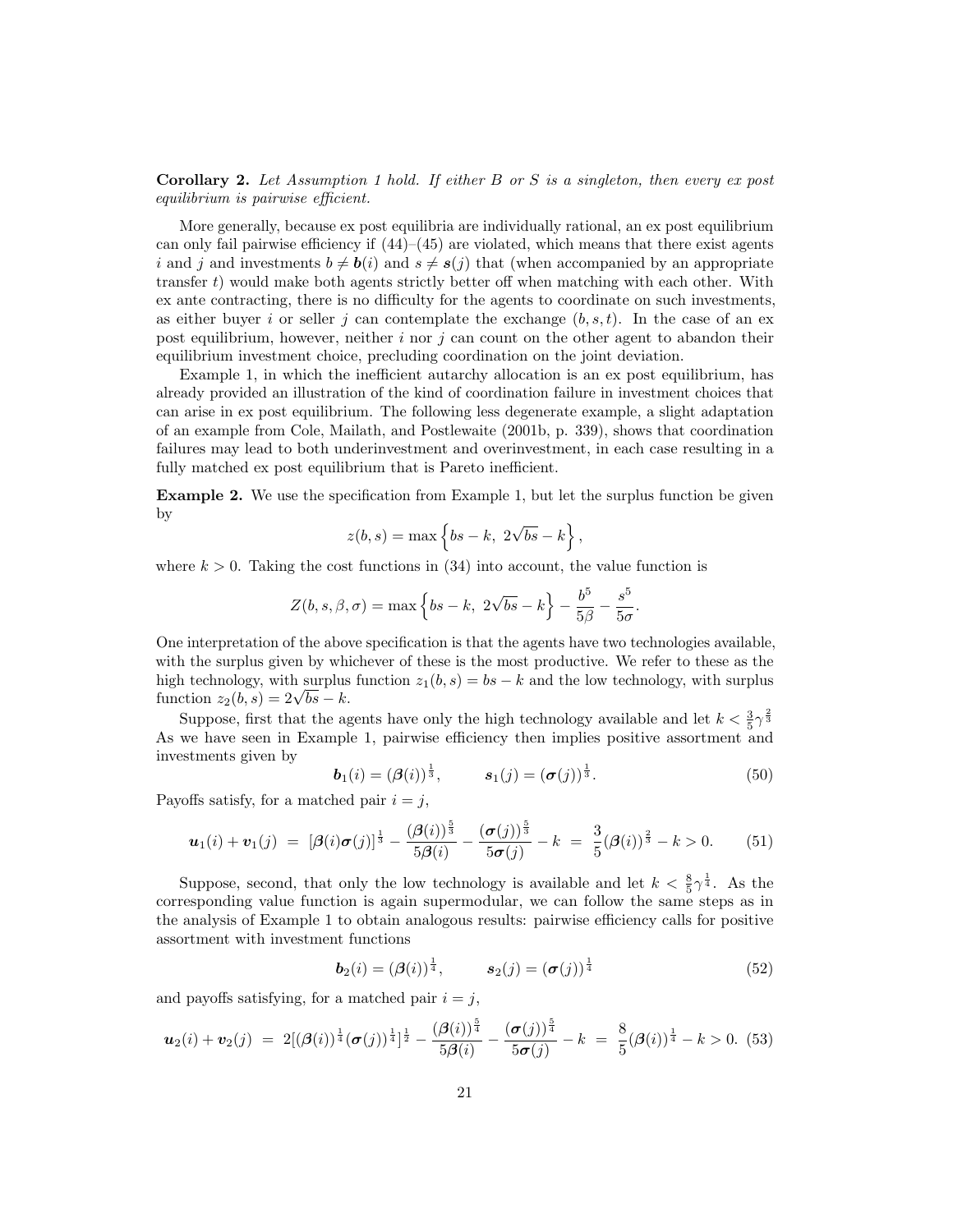**Corollary 2.** *Let Assumption 1 hold. If either $B$ or $S$ is a singleton, then every ex post equilibrium is pairwise efficient.*

More generally, because ex post equilibria are individually rational, an ex post equilibrium can only fail pairwise efficiency if (44)–(45) are violated, which means that there exist agents $i$ and $j$ and investments $b \neq \boldsymbol{b}(i)$ and $s \neq \boldsymbol{s}(j)$ that (when accompanied by an appropriate transfer $t$) would make both agents strictly better off when matching with each other. With ex ante contracting, there is no difficulty for the agents to coordinate on such investments, as either buyer $i$ or seller $j$ can contemplate the exchange $(b, s, t)$. In the case of an ex post equilibrium, however, neither $i$ nor $j$ can count on the other agent to abandon their equilibrium investment choice, precluding coordination on the joint deviation.

Example 1, in which the inefficient autarchy allocation is an ex post equilibrium, has already provided an illustration of the kind of coordination failure in investment choices that can arise in ex post equilibrium. The following less degenerate example, a slight adaptation of an example from Cole, Mailath, and Postlewaite (2001b, p. 339), shows that coordination failures may lead to both underinvestment and overinvestment, in each case resulting in a fully matched ex post equilibrium that is Pareto inefficient.

**Example 2.** We use the specification from Example 1, but let the surplus function be given by

$$z(b, s) = \max\left\{bs - k,\ 2\sqrt{bs} - k\right\},$$

where $k > 0$. Taking the cost functions in (34) into account, the value function is

$$Z(b, s, \beta, \sigma) = \max\left\{bs - k,\ 2\sqrt{bs} - k\right\} - \frac{b^5}{5\beta} - \frac{s^5}{5\sigma}.$$

One interpretation of the above specification is that the agents have two technologies available, with the surplus given by whichever of these is the most productive. We refer to these as the high technology, with surplus function $z_1(b, s) = bs - k$ and the low technology, with surplus function $z_2(b, s) = 2\sqrt{bs} - k$.

Suppose, first that the agents have only the high technology available and let $k < \frac{3}{5}\gamma^{\frac{2}{3}}$ As we have seen in Example 1, pairwise efficiency then implies positive assortment and investments given by

$$\boldsymbol{b}_1(i) = (\boldsymbol{\beta}(i))^{\frac{1}{3}}, \qquad \boldsymbol{s}_1(j) = (\boldsymbol{\sigma}(j))^{\frac{1}{3}}. \tag{50}$$

Payoffs satisfy, for a matched pair $i = j$,

$$\boldsymbol{u}_1(i) + \boldsymbol{v}_1(j) \ = \ [\boldsymbol{\beta}(i)\boldsymbol{\sigma}(j)]^{\frac{1}{3}} - \frac{(\boldsymbol{\beta}(i))^{\frac{5}{3}}}{5\boldsymbol{\beta}(i)} - \frac{(\boldsymbol{\sigma}(j))^{\frac{5}{3}}}{5\boldsymbol{\sigma}(j)} - k \ = \ \frac{3}{5}(\boldsymbol{\beta}(i))^{\frac{2}{3}} - k > 0. \tag{51}$$

Suppose, second, that only the low technology is available and let $k < \frac{8}{5}\gamma^{\frac{1}{4}}$. As the corresponding value function is again supermodular, we can follow the same steps as in the analysis of Example 1 to obtain analogous results: pairwise efficiency calls for positive assortment with investment functions

$$\boldsymbol{b}_2(i) = (\boldsymbol{\beta}(i))^{\frac{1}{4}}, \qquad \boldsymbol{s}_2(j) = (\boldsymbol{\sigma}(j))^{\frac{1}{4}} \tag{52}$$

and payoffs satisfying, for a matched pair $i = j$,

$$\boldsymbol{u}_2(i) + \boldsymbol{v}_2(j) \ = \ 2[(\boldsymbol{\beta}(i))^{\frac{1}{4}}(\boldsymbol{\sigma}(j))^{\frac{1}{4}}]^{\frac{1}{2}} - \frac{(\boldsymbol{\beta}(i))^{\frac{5}{4}}}{5\boldsymbol{\beta}(i)} - \frac{(\boldsymbol{\sigma}(j))^{\frac{5}{4}}}{5\boldsymbol{\sigma}(j)} - k \ = \ \frac{8}{5}(\boldsymbol{\beta}(i))^{\frac{1}{4}} - k > 0. \tag{53}$$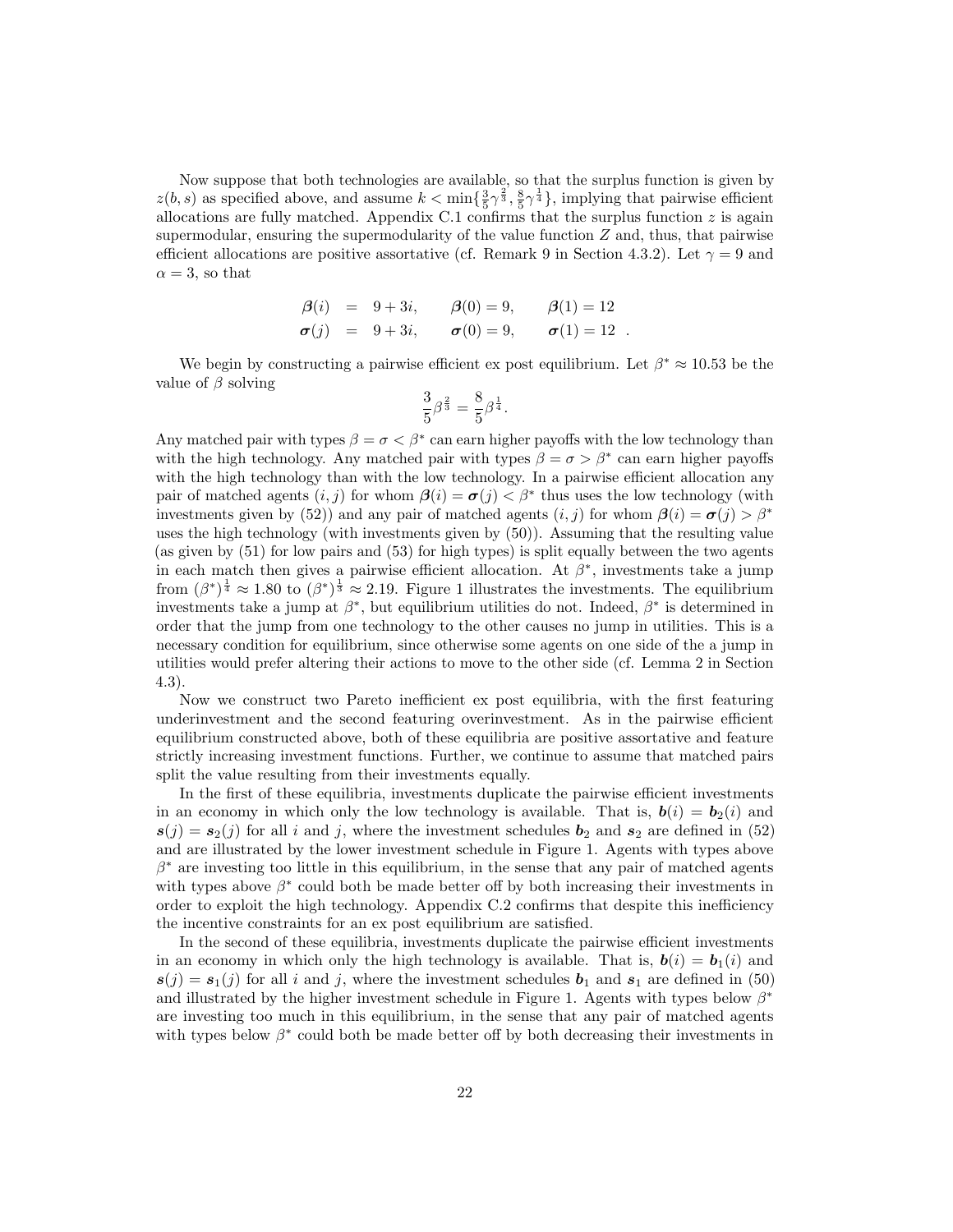Now suppose that both technologies are available, so that the surplus function is given by $z(b, s)$ as specified above, and assume $k < \min\{\frac{3}{5}\gamma^{\frac{2}{3}}, \frac{8}{5}\gamma^{\frac{1}{4}}\}$, implying that pairwise efficient allocations are fully matched. Appendix C.1 confirms that the surplus function $z$ is again supermodular, ensuring the supermodularity of the value function $Z$ and, thus, that pairwise efficient allocations are positive assortative (cf. Remark 9 in Section 4.3.2). Let $\gamma = 9$ and $\alpha = 3$, so that

$$
\begin{array}{rclll}
\boldsymbol{\beta}(i) & = & 9 + 3i, & \boldsymbol{\beta}(0) = 9, & \boldsymbol{\beta}(1) = 12 \\
\boldsymbol{\sigma}(j) & = & 9 + 3i, & \boldsymbol{\sigma}(0) = 9, & \boldsymbol{\sigma}(1) = 12 \quad .
\end{array}
$$

We begin by constructing a pairwise efficient ex post equilibrium. Let $\beta^* \approx 10.53$ be the value of $\beta$ solving

$$
\frac{3}{5}\beta^{\frac{2}{3}} = \frac{8}{5}\beta^{\frac{1}{4}}.
$$

Any matched pair with types $\beta = \sigma < \beta^*$ can earn higher payoffs with the low technology than with the high technology. Any matched pair with types $\beta = \sigma > \beta^*$ can earn higher payoffs with the high technology than with the low technology. In a pairwise efficient allocation any pair of matched agents $(i, j)$ for whom $\boldsymbol{\beta}(i) = \boldsymbol{\sigma}(j) < \beta^*$ thus uses the low technology (with investments given by (52)) and any pair of matched agents $(i, j)$ for whom $\boldsymbol{\beta}(i) = \boldsymbol{\sigma}(j) > \beta^*$ uses the high technology (with investments given by (50)). Assuming that the resulting value (as given by (51) for low pairs and (53) for high types) is split equally between the two agents in each match then gives a pairwise efficient allocation. At $\beta^*$, investments take a jump from $(\beta^*)^{\frac{1}{4}} \approx 1.80$ to $(\beta^*)^{\frac{1}{3}} \approx 2.19$. Figure 1 illustrates the investments. The equilibrium investments take a jump at $\beta^*$, but equilibrium utilities do not. Indeed, $\beta^*$ is determined in order that the jump from one technology to the other causes no jump in utilities. This is a necessary condition for equilibrium, since otherwise some agents on one side of the a jump in utilities would prefer altering their actions to move to the other side (cf. Lemma 2 in Section 4.3).

Now we construct two Pareto inefficient ex post equilibria, with the first featuring underinvestment and the second featuring overinvestment. As in the pairwise efficient equilibrium constructed above, both of these equilibria are positive assortative and feature strictly increasing investment functions. Further, we continue to assume that matched pairs split the value resulting from their investments equally.

In the first of these equilibria, investments duplicate the pairwise efficient investments in an economy in which only the low technology is available. That is, $\boldsymbol{b}(i) = \boldsymbol{b}_2(i)$ and $\boldsymbol{s}(j) = \boldsymbol{s}_2(j)$ for all $i$ and $j$, where the investment schedules $\boldsymbol{b}_2$ and $\boldsymbol{s}_2$ are defined in (52) and are illustrated by the lower investment schedule in Figure 1. Agents with types above $\beta^*$ are investing too little in this equilibrium, in the sense that any pair of matched agents with types above $\beta^*$ could both be made better off by both increasing their investments in order to exploit the high technology. Appendix C.2 confirms that despite this inefficiency the incentive constraints for an ex post equilibrium are satisfied.

In the second of these equilibria, investments duplicate the pairwise efficient investments in an economy in which only the high technology is available. That is, $\boldsymbol{b}(i) = \boldsymbol{b}_1(i)$ and $\boldsymbol{s}(j) = \boldsymbol{s}_1(j)$ for all $i$ and $j$, where the investment schedules $\boldsymbol{b}_1$ and $\boldsymbol{s}_1$ are defined in (50) and illustrated by the higher investment schedule in Figure 1. Agents with types below $\beta^*$ are investing too much in this equilibrium, in the sense that any pair of matched agents with types below $\beta^*$ could both be made better off by both decreasing their investments in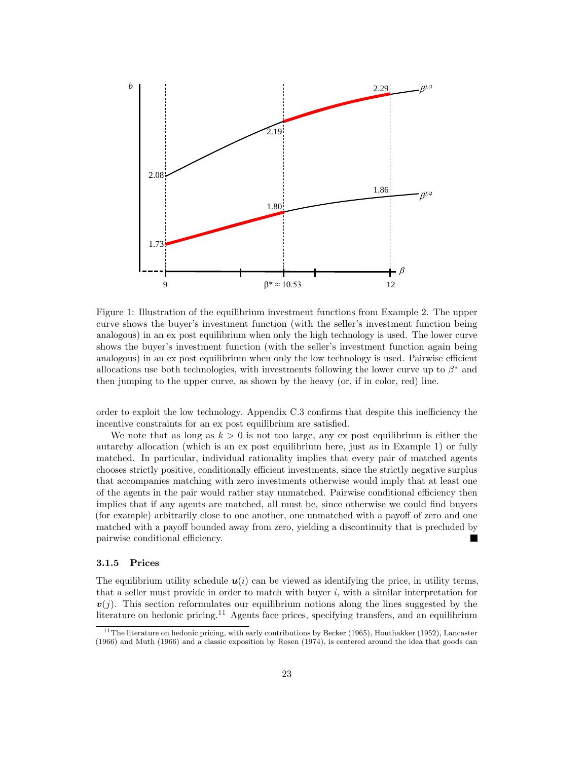Figure 1: Illustration of the equilibrium investment functions from Example 2. The upper curve shows the buyer's investment function (with the seller's investment function being analogous) in an ex post equilibrium when only the high technology is used. The lower curve shows the buyer's investment function (with the seller's investment function again being analogous) in an ex post equilibrium when only the low technology is used. Pairwise efficient allocations use both technologies, with investments following the lower curve up to $\beta^*$ and then jumping to the upper curve, as shown by the heavy (or, if in color, red) line.

order to exploit the low technology. Appendix C.3 confirms that despite this inefficiency the incentive constraints for an ex post equilibrium are satisfied.

We note that as long as $k > 0$ is not too large, any ex post equilibrium is either the autarchy allocation (which is an ex post equilibrium here, just as in Example 1) or fully matched. In particular, individual rationality implies that every pair of matched agents chooses strictly positive, conditionally efficient investments, since the strictly negative surplus that accompanies matching with zero investments otherwise would imply that at least one of the agents in the pair would rather stay unmatched. Pairwise conditional efficiency then implies that if any agents are matched, all must be, since otherwise we could find buyers (for example) arbitrarily close to one another, one unmatched with a payoff of zero and one matched with a payoff bounded away from zero, yielding a discontinuity that is precluded by pairwise conditional efficiency. ■

### 3.1.5 Prices

The equilibrium utility schedule $\boldsymbol{u}(i)$ can be viewed as identifying the price, in utility terms, that a seller must provide in order to match with buyer $i$, with a similar interpretation for $\boldsymbol{v}(j)$. This section reformulates our equilibrium notions along the lines suggested by the literature on hedonic pricing.[11] Agents face prices, specifying transfers, and an equilibrium

[11] The literature on hedonic pricing, with early contributions by Becker (1965), Houthakker (1952), Lancaster (1966) and Muth (1966) and a classic exposition by Rosen (1974), is centered around the idea that goods can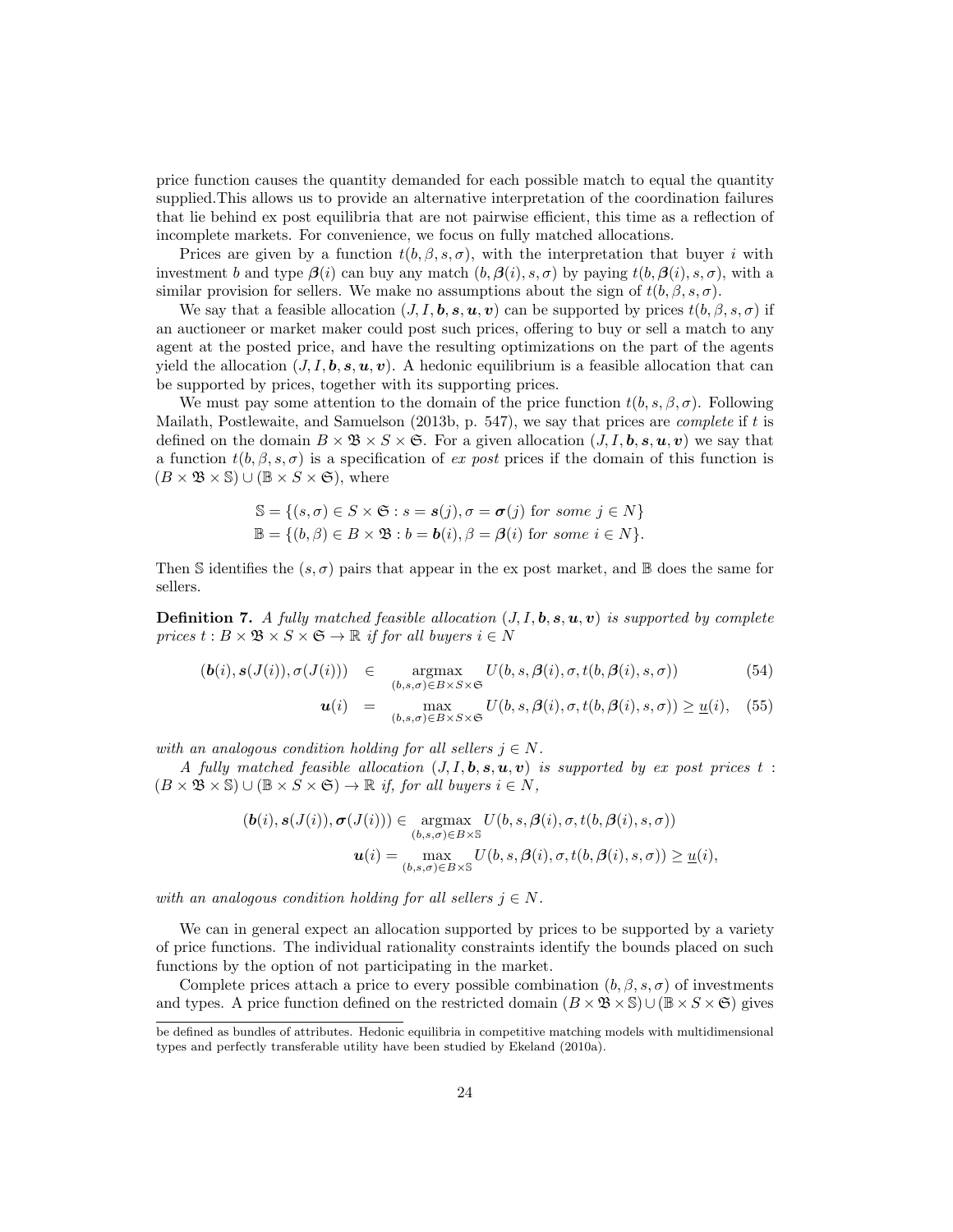price function causes the quantity demanded for each possible match to equal the quantity supplied.This allows us to provide an alternative interpretation of the coordination failures that lie behind ex post equilibria that are not pairwise efficient, this time as a reflection of incomplete markets. For convenience, we focus on fully matched allocations.

Prices are given by a function $t(b, \beta, s, \sigma)$, with the interpretation that buyer $i$ with investment $b$ and type $\boldsymbol{\beta}(i)$ can buy any match $(b, \boldsymbol{\beta}(i), s, \sigma)$ by paying $t(b, \boldsymbol{\beta}(i), s, \sigma)$, with a similar provision for sellers. We make no assumptions about the sign of $t(b, \beta, s, \sigma)$.

We say that a feasible allocation $(J, I, \boldsymbol{b}, \boldsymbol{s}, \boldsymbol{u}, \boldsymbol{v})$ can be supported by prices $t(b, \beta, s, \sigma)$ if an auctioneer or market maker could post such prices, offering to buy or sell a match to any agent at the posted price, and have the resulting optimizations on the part of the agents yield the allocation $(J, I, \boldsymbol{b}, \boldsymbol{s}, \boldsymbol{u}, \boldsymbol{v})$. A hedonic equilibrium is a feasible allocation that can be supported by prices, together with its supporting prices.

We must pay some attention to the domain of the price function $t(b, s, \beta, \sigma)$. Following Mailath, Postlewaite, and Samuelson (2013b, p. 547), we say that prices are *complete* if $t$ is defined on the domain $B \times \mathfrak{B} \times S \times \mathfrak{S}$. For a given allocation $(J, I, \boldsymbol{b}, \boldsymbol{s}, \boldsymbol{u}, \boldsymbol{v})$ we say that a function $t(b, \beta, s, \sigma)$ is a specification of *ex post* prices if the domain of this function is $(B \times \mathfrak{B} \times \mathbb{S}) \cup (\mathbb{B} \times S \times \mathfrak{S})$, where

$$\mathbb{S} = \{(s, \sigma) \in S \times \mathfrak{S} : s = \boldsymbol{s}(j), \sigma = \boldsymbol{\sigma}(j) \text{ for some } j \in N\}$$
$$\mathbb{B} = \{(b, \beta) \in B \times \mathfrak{B} : b = \boldsymbol{b}(i), \beta = \boldsymbol{\beta}(i) \text{ for some } i \in N\}.$$

Then $\mathbb{S}$ identifies the $(s, \sigma)$ pairs that appear in the ex post market, and $\mathbb{B}$ does the same for sellers.

**Definition 7.** *A fully matched feasible allocation $(J, I, \boldsymbol{b}, \boldsymbol{s}, \boldsymbol{u}, \boldsymbol{v})$ is supported by complete prices $t : B \times \mathfrak{B} \times S \times \mathfrak{S} \to \mathbb{R}$ if for all buyers $i \in N$*

$$(\boldsymbol{b}(i), \boldsymbol{s}(J(i)), \sigma(J(i))) \in \operatorname*{argmax}_{(b,s,\sigma) \in B \times S \times \mathfrak{S}} U(b, s, \boldsymbol{\beta}(i), \sigma, t(b, \boldsymbol{\beta}(i), s, \sigma)) \tag{54}$$

$$\boldsymbol{u}(i) = \max_{(b,s,\sigma) \in B \times S \times \mathfrak{S}} U(b, s, \boldsymbol{\beta}(i), \sigma, t(b, \boldsymbol{\beta}(i), s, \sigma)) \geq \underline{u}(i), \tag{55}$$

*with an analogous condition holding for all sellers $j \in N$.*

*A fully matched feasible allocation $(J, I, \boldsymbol{b}, \boldsymbol{s}, \boldsymbol{u}, \boldsymbol{v})$ is supported by ex post prices $t : (B \times \mathfrak{B} \times \mathbb{S}) \cup (\mathbb{B} \times S \times \mathfrak{S}) \to \mathbb{R}$ if, for all buyers $i \in N$,*

$$(\boldsymbol{b}(i), \boldsymbol{s}(J(i)), \boldsymbol{\sigma}(J(i))) \in \operatorname*{argmax}_{(b,s,\sigma) \in B \times \mathbb{S}} U(b, s, \boldsymbol{\beta}(i), \sigma, t(b, \boldsymbol{\beta}(i), s, \sigma))$$

$$\boldsymbol{u}(i) = \max_{(b,s,\sigma) \in B \times \mathbb{S}} U(b, s, \boldsymbol{\beta}(i), \sigma, t(b, \boldsymbol{\beta}(i), s, \sigma)) \geq \underline{u}(i),$$

*with an analogous condition holding for all sellers $j \in N$.*

We can in general expect an allocation supported by prices to be supported by a variety of price functions. The individual rationality constraints identify the bounds placed on such functions by the option of not participating in the market.

Complete prices attach a price to every possible combination $(b, \beta, s, \sigma)$ of investments and types. A price function defined on the restricted domain $(B \times \mathfrak{B} \times \mathbb{S}) \cup (\mathbb{B} \times S \times \mathfrak{S})$ gives

be defined as bundles of attributes. Hedonic equilibria in competitive matching models with multidimensional types and perfectly transferable utility have been studied by Ekeland (2010a).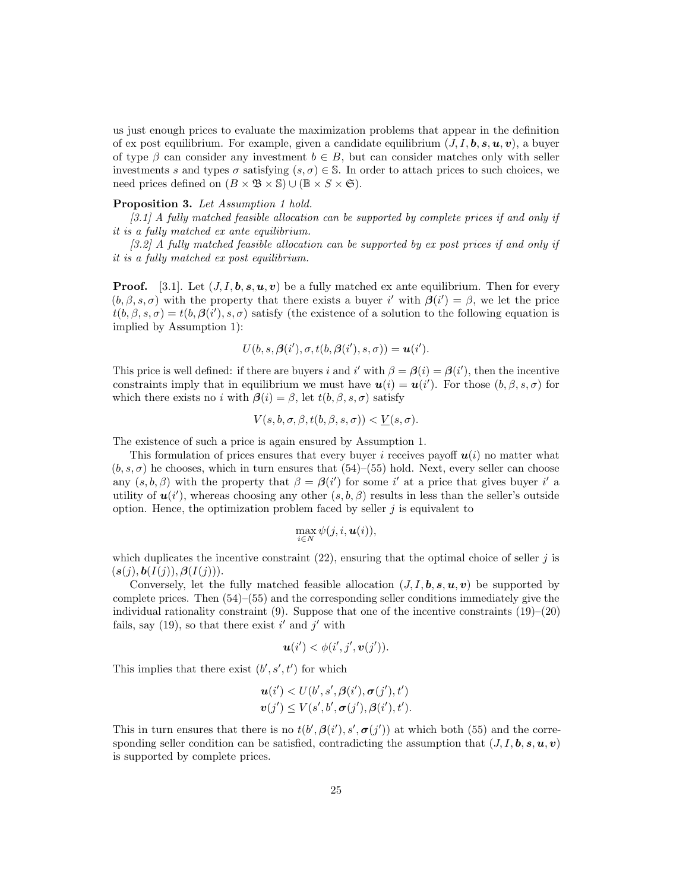us just enough prices to evaluate the maximization problems that appear in the definition of ex post equilibrium. For example, given a candidate equilibrium $(J, I, \boldsymbol{b}, \boldsymbol{s}, \boldsymbol{u}, \boldsymbol{v})$, a buyer of type $\beta$ can consider any investment $b \in B$, but can consider matches only with seller investments $s$ and types $\sigma$ satisfying $(s, \sigma) \in \mathbb{S}$. In order to attach prices to such choices, we need prices defined on $(B \times \mathfrak{B} \times \mathbb{S}) \cup (\mathbb{B} \times S \times \mathfrak{S})$.

**Proposition 3.** *Let Assumption 1 hold.*

*[3.1] A fully matched feasible allocation can be supported by complete prices if and only if it is a fully matched ex ante equilibrium.*

*[3.2] A fully matched feasible allocation can be supported by ex post prices if and only if it is a fully matched ex post equilibrium.*

**Proof.** [3.1]. Let $(J, I, \boldsymbol{b}, \boldsymbol{s}, \boldsymbol{u}, \boldsymbol{v})$ be a fully matched ex ante equilibrium. Then for every $(b, \beta, s, \sigma)$ with the property that there exists a buyer $i'$ with $\boldsymbol{\beta}(i') = \beta$, we let the price $t(b, \beta, s, \sigma) = t(b, \boldsymbol{\beta}(i'), s, \sigma)$ satisfy (the existence of a solution to the following equation is implied by Assumption 1):

$$U(b, s, \boldsymbol{\beta}(i'), \sigma, t(b, \boldsymbol{\beta}(i'), s, \sigma)) = \boldsymbol{u}(i').$$

This price is well defined: if there are buyers $i$ and $i'$ with $\beta = \boldsymbol{\beta}(i) = \boldsymbol{\beta}(i')$, then the incentive constraints imply that in equilibrium we must have $\boldsymbol{u}(i) = \boldsymbol{u}(i')$. For those $(b, \beta, s, \sigma)$ for which there exists no $i$ with $\boldsymbol{\beta}(i) = \beta$, let $t(b, \beta, s, \sigma)$ satisfy

$$V(s, b, \sigma, \beta, t(b, \beta, s, \sigma)) < \underline{V}(s, \sigma).$$

The existence of such a price is again ensured by Assumption 1.

This formulation of prices ensures that every buyer $i$ receives payoff $\boldsymbol{u}(i)$ no matter what $(b, s, \sigma)$ he chooses, which in turn ensures that (54)–(55) hold. Next, every seller can choose any $(s, b, \beta)$ with the property that $\beta = \boldsymbol{\beta}(i')$ for some $i'$ at a price that gives buyer $i'$ a utility of $\boldsymbol{u}(i')$, whereas choosing any other $(s, b, \beta)$ results in less than the seller's outside option. Hence, the optimization problem faced by seller $j$ is equivalent to

$$\max_{i \in N} \psi(j, i, \boldsymbol{u}(i)),$$

which duplicates the incentive constraint (22), ensuring that the optimal choice of seller $j$ is $(\boldsymbol{s}(j), \boldsymbol{b}(I(j)), \boldsymbol{\beta}(I(j)))$.

Conversely, let the fully matched feasible allocation $(J, I, \boldsymbol{b}, \boldsymbol{s}, \boldsymbol{u}, \boldsymbol{v})$ be supported by complete prices. Then (54)–(55) and the corresponding seller conditions immediately give the individual rationality constraint (9). Suppose that one of the incentive constraints (19)–(20) fails, say (19), so that there exist $i'$ and $j'$ with

$$\boldsymbol{u}(i') < \phi(i', j', \boldsymbol{v}(j')).$$

This implies that there exist $(b', s', t')$ for which

$$\begin{aligned} \boldsymbol{u}(i') &< U(b', s', \boldsymbol{\beta}(i'), \boldsymbol{\sigma}(j'), t') \\ \boldsymbol{v}(j') &\leq V(s', b', \boldsymbol{\sigma}(j'), \boldsymbol{\beta}(i'), t'). \end{aligned}$$

This in turn ensures that there is no $t(b', \boldsymbol{\beta}(i'), s', \boldsymbol{\sigma}(j'))$ at which both (55) and the corresponding seller condition can be satisfied, contradicting the assumption that $(J, I, \boldsymbol{b}, \boldsymbol{s}, \boldsymbol{u}, \boldsymbol{v})$ is supported by complete prices.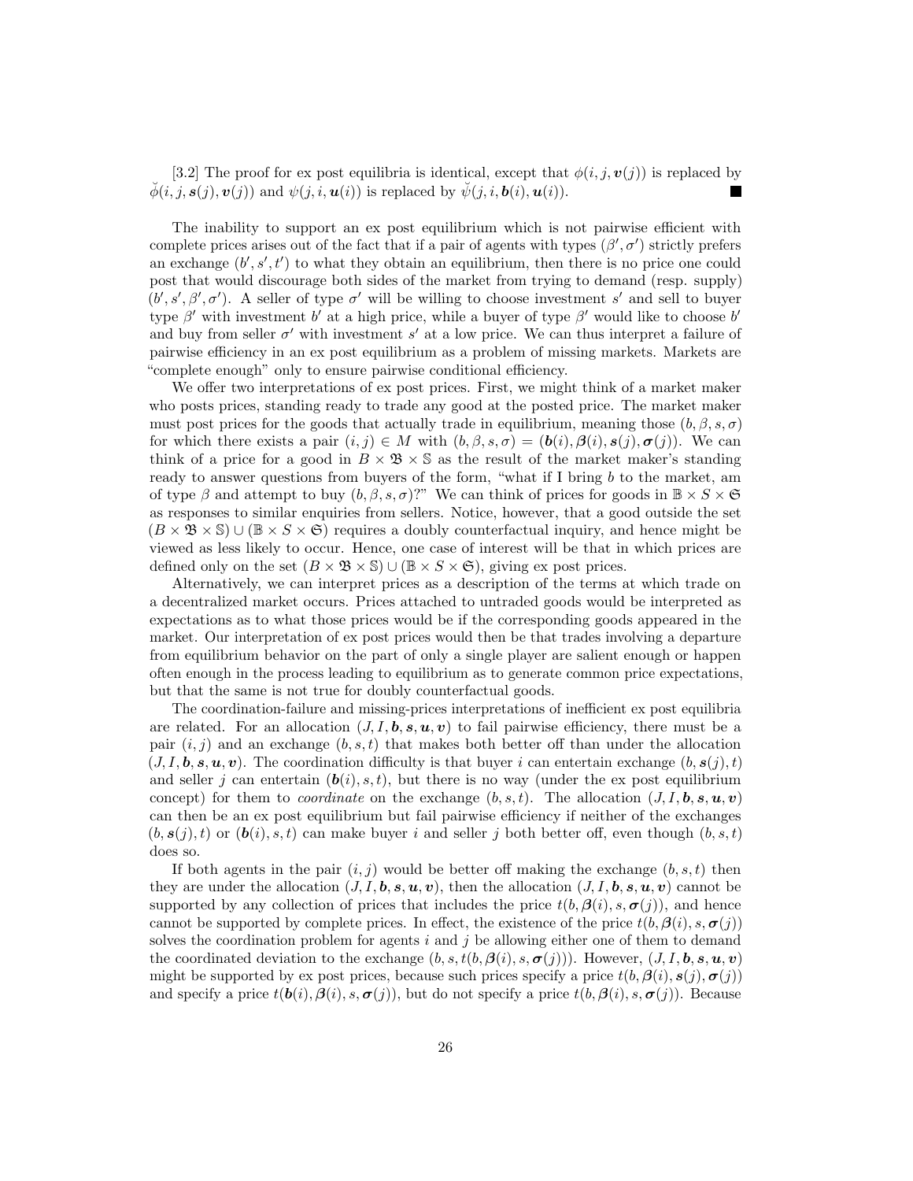[3.2] The proof for ex post equilibria is identical, except that $\phi(i,j,\boldsymbol{v}(j))$ is replaced by $\breve{\phi}(i,j,\boldsymbol{s}(j),\boldsymbol{v}(j))$ and $\psi(j,i,\boldsymbol{u}(i))$ is replaced by $\breve{\psi}(j,i,\boldsymbol{b}(i),\boldsymbol{u}(i))$. ∎

The inability to support an ex post equilibrium which is not pairwise efficient with complete prices arises out of the fact that if a pair of agents with types $(\beta',\sigma')$ strictly prefers an exchange $(b',s',t')$ to what they obtain an equilibrium, then there is no price one could post that would discourage both sides of the market from trying to demand (resp. supply) $(b',s',\beta',\sigma')$. A seller of type $\sigma'$ will be willing to choose investment $s'$ and sell to buyer type $\beta'$ with investment $b'$ at a high price, while a buyer of type $\beta'$ would like to choose $b'$ and buy from seller $\sigma'$ with investment $s'$ at a low price. We can thus interpret a failure of pairwise efficiency in an ex post equilibrium as a problem of missing markets. Markets are "complete enough" only to ensure pairwise conditional efficiency.

We offer two interpretations of ex post prices. First, we might think of a market maker who posts prices, standing ready to trade any good at the posted price. The market maker must post prices for the goods that actually trade in equilibrium, meaning those $(b,\beta,s,\sigma)$ for which there exists a pair $(i,j)\in M$ with $(b,\beta,s,\sigma)=(\boldsymbol{b}(i),\boldsymbol{\beta}(i),\boldsymbol{s}(j),\boldsymbol{\sigma}(j))$. We can think of a price for a good in $B\times\mathfrak{B}\times\mathbb{S}$ as the result of the market maker's standing ready to answer questions from buyers of the form, "what if I bring $b$ to the market, am of type $\beta$ and attempt to buy $(b,\beta,s,\sigma)$?" We can think of prices for goods in $\mathbb{B}\times S\times\mathfrak{S}$ as responses to similar enquiries from sellers. Notice, however, that a good outside the set $(B\times\mathfrak{B}\times\mathbb{S})\cup(\mathbb{B}\times S\times\mathfrak{S})$ requires a doubly counterfactual inquiry, and hence might be viewed as less likely to occur. Hence, one case of interest will be that in which prices are defined only on the set $(B\times\mathfrak{B}\times\mathbb{S})\cup(\mathbb{B}\times S\times\mathfrak{S})$, giving ex post prices.

Alternatively, we can interpret prices as a description of the terms at which trade on a decentralized market occurs. Prices attached to untraded goods would be interpreted as expectations as to what those prices would be if the corresponding goods appeared in the market. Our interpretation of ex post prices would then be that trades involving a departure from equilibrium behavior on the part of only a single player are salient enough or happen often enough in the process leading to equilibrium as to generate common price expectations, but that the same is not true for doubly counterfactual goods.

The coordination-failure and missing-prices interpretations of inefficient ex post equilibria are related. For an allocation $(J,I,\boldsymbol{b},\boldsymbol{s},\boldsymbol{u},\boldsymbol{v})$ to fail pairwise efficiency, there must be a pair $(i,j)$ and an exchange $(b,s,t)$ that makes both better off than under the allocation $(J,I,\boldsymbol{b},\boldsymbol{s},\boldsymbol{u},\boldsymbol{v})$. The coordination difficulty is that buyer $i$ can entertain exchange $(b,\boldsymbol{s}(j),t)$ and seller $j$ can entertain $(\boldsymbol{b}(i),s,t)$, but there is no way (under the ex post equilibrium concept) for them to *coordinate* on the exchange $(b,s,t)$. The allocation $(J,I,\boldsymbol{b},\boldsymbol{s},\boldsymbol{u},\boldsymbol{v})$ can then be an ex post equilibrium but fail pairwise efficiency if neither of the exchanges $(b,\boldsymbol{s}(j),t)$ or $(\boldsymbol{b}(i),s,t)$ can make buyer $i$ and seller $j$ both better off, even though $(b,s,t)$ does so.

If both agents in the pair $(i,j)$ would be better off making the exchange $(b,s,t)$ then they are under the allocation $(J,I,\boldsymbol{b},\boldsymbol{s},\boldsymbol{u},\boldsymbol{v})$, then the allocation $(J,I,\boldsymbol{b},\boldsymbol{s},\boldsymbol{u},\boldsymbol{v})$ cannot be supported by any collection of prices that includes the price $t(b,\boldsymbol{\beta}(i),s,\boldsymbol{\sigma}(j))$, and hence cannot be supported by complete prices. In effect, the existence of the price $t(b,\boldsymbol{\beta}(i),s,\boldsymbol{\sigma}(j))$ solves the coordination problem for agents $i$ and $j$ be allowing either one of them to demand the coordinated deviation to the exchange $(b,s,t(b,\boldsymbol{\beta}(i),s,\boldsymbol{\sigma}(j)))$. However, $(J,I,\boldsymbol{b},\boldsymbol{s},\boldsymbol{u},\boldsymbol{v})$ might be supported by ex post prices, because such prices specify a price $t(b,\boldsymbol{\beta}(i),\boldsymbol{s}(j),\boldsymbol{\sigma}(j))$ and specify a price $t(\boldsymbol{b}(i),\boldsymbol{\beta}(i),s,\boldsymbol{\sigma}(j))$, but do not specify a price $t(b,\boldsymbol{\beta}(i),s,\boldsymbol{\sigma}(j))$. Because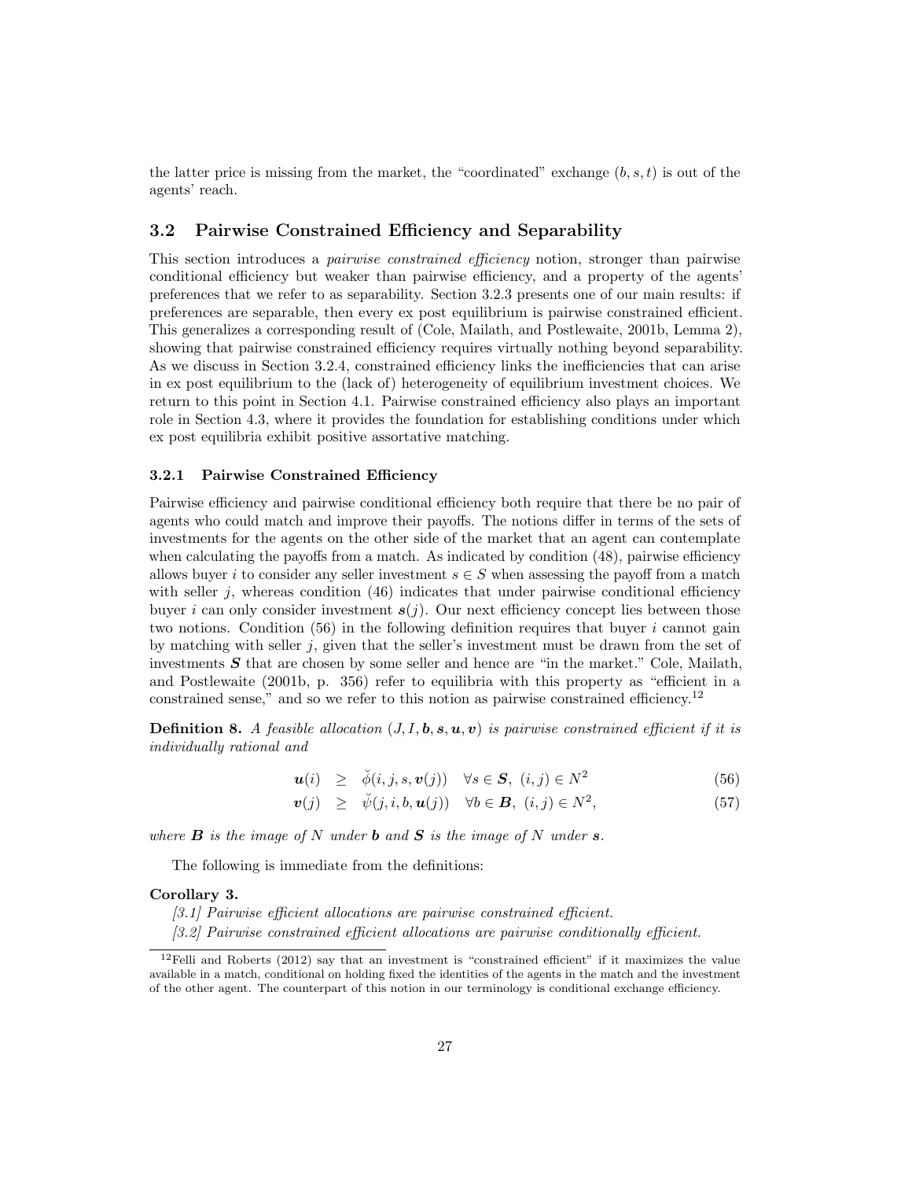the latter price is missing from the market, the "coordinated" exchange $(b, s, t)$ is out of the agents' reach.

## 3.2 Pairwise Constrained Efficiency and Separability

This section introduces a *pairwise constrained efficiency* notion, stronger than pairwise conditional efficiency but weaker than pairwise efficiency, and a property of the agents' preferences that we refer to as separability. Section 3.2.3 presents one of our main results: if preferences are separable, then every ex post equilibrium is pairwise constrained efficient. This generalizes a corresponding result of (Cole, Mailath, and Postlewaite, 2001b, Lemma 2), showing that pairwise constrained efficiency requires virtually nothing beyond separability. As we discuss in Section 3.2.4, constrained efficiency links the inefficiencies that can arise in ex post equilibrium to the (lack of) heterogeneity of equilibrium investment choices. We return to this point in Section 4.1. Pairwise constrained efficiency also plays an important role in Section 4.3, where it provides the foundation for establishing conditions under which ex post equilibria exhibit positive assortative matching.

### 3.2.1 Pairwise Constrained Efficiency

Pairwise efficiency and pairwise conditional efficiency both require that there be no pair of agents who could match and improve their payoffs. The notions differ in terms of the sets of investments for the agents on the other side of the market that an agent can contemplate when calculating the payoffs from a match. As indicated by condition (48), pairwise efficiency allows buyer $i$ to consider any seller investment $s \in S$ when assessing the payoff from a match with seller $j$, whereas condition (46) indicates that under pairwise conditional efficiency buyer $i$ can only consider investment $\boldsymbol{s}(j)$. Our next efficiency concept lies between those two notions. Condition (56) in the following definition requires that buyer $i$ cannot gain by matching with seller $j$, given that the seller's investment must be drawn from the set of investments $\boldsymbol{S}$ that are chosen by some seller and hence are "in the market." Cole, Mailath, and Postlewaite (2001b, p. 356) refer to equilibria with this property as "efficient in a constrained sense," and so we refer to this notion as pairwise constrained efficiency.[12]

**Definition 8.** *A feasible allocation $(J, I, \boldsymbol{b}, \boldsymbol{s}, \boldsymbol{u}, \boldsymbol{v})$ is pairwise constrained efficient if it is individually rational and*

$$\boldsymbol{u}(i) \geq \breve{\phi}(i, j, s, \boldsymbol{v}(j)) \quad \forall s \in \boldsymbol{S},\ (i, j) \in N^2 \tag{56}$$

$$\boldsymbol{v}(j) \geq \breve{\psi}(j, i, b, \boldsymbol{u}(j)) \quad \forall b \in \boldsymbol{B},\ (i, j) \in N^2, \tag{57}$$

*where $\boldsymbol{B}$ is the image of $N$ under $\boldsymbol{b}$ and $\boldsymbol{S}$ is the image of $N$ under $\boldsymbol{s}$.*

The following is immediate from the definitions:

**Corollary 3.**

*[3.1] Pairwise efficient allocations are pairwise constrained efficient.*

*[3.2] Pairwise constrained efficient allocations are pairwise conditionally efficient.*

[12] Felli and Roberts (2012) say that an investment is "constrained efficient" if it maximizes the value available in a match, conditional on holding fixed the identities of the agents in the match and the investment of the other agent. The counterpart of this notion in our terminology is conditional exchange efficiency.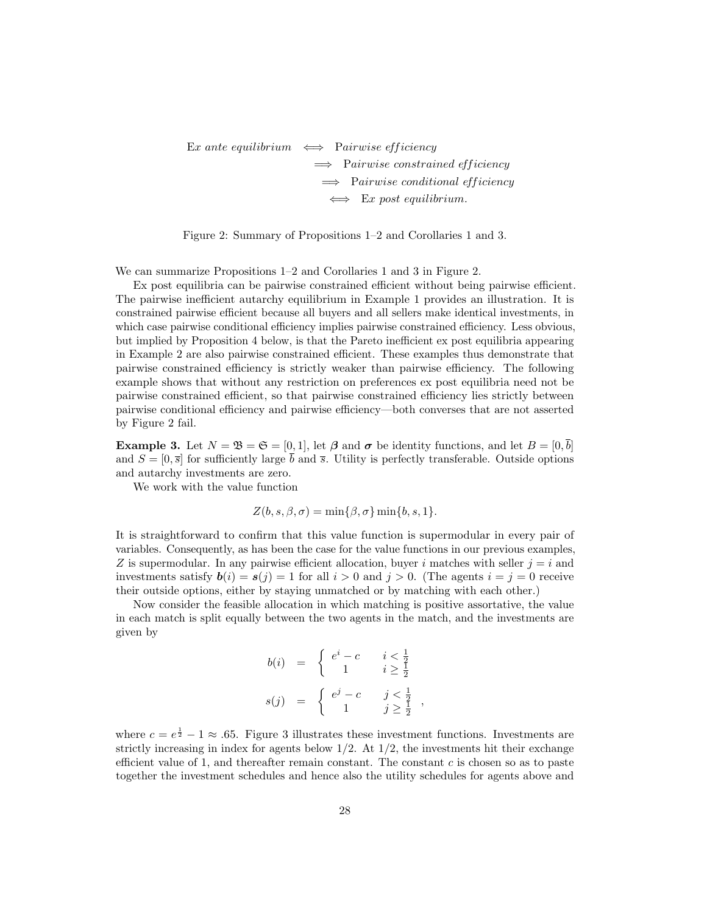$$
\begin{aligned}
\text{E}x\ ante\ equilibrium \quad &\Longleftrightarrow \quad \text{P}airwise\ efficiency \\
&\Longrightarrow \quad \text{P}airwise\ constrained\ efficiency \\
&\Longrightarrow \quad \text{P}airwise\ conditional\ efficiency \\
&\Longleftrightarrow \quad \text{E}x\ post\ equilibrium.
\end{aligned}
$$

Figure 2: Summary of Propositions 1–2 and Corollaries 1 and 3.

We can summarize Propositions 1–2 and Corollaries 1 and 3 in Figure 2.

Ex post equilibria can be pairwise constrained efficient without being pairwise efficient. The pairwise inefficient autarchy equilibrium in Example 1 provides an illustration. It is constrained pairwise efficient because all buyers and all sellers make identical investments, in which case pairwise conditional efficiency implies pairwise constrained efficiency. Less obvious, but implied by Proposition 4 below, is that the Pareto inefficient ex post equilibria appearing in Example 2 are also pairwise constrained efficient. These examples thus demonstrate that pairwise constrained efficiency is strictly weaker than pairwise efficiency. The following example shows that without any restriction on preferences ex post equilibria need not be pairwise constrained efficient, so that pairwise constrained efficiency lies strictly between pairwise conditional efficiency and pairwise efficiency—both converses that are not asserted by Figure 2 fail.

**Example 3.** Let $N = \mathfrak{B} = \mathfrak{S} = [0,1]$, let $\boldsymbol{\beta}$ and $\boldsymbol{\sigma}$ be identity functions, and let $B = [0, \overline{b}]$ and $S = [0, \overline{s}]$ for sufficiently large $\overline{b}$ and $\overline{s}$. Utility is perfectly transferable. Outside options and autarchy investments are zero.

We work with the value function

$$
Z(b, s, \beta, \sigma) = \min\{\beta, \sigma\} \min\{b, s, 1\}.
$$

It is straightforward to confirm that this value function is supermodular in every pair of variables. Consequently, as has been the case for the value functions in our previous examples, $Z$ is supermodular. In any pairwise efficient allocation, buyer $i$ matches with seller $j = i$ and investments satisfy $\boldsymbol{b}(i) = \boldsymbol{s}(j) = 1$ for all $i > 0$ and $j > 0$. (The agents $i = j = 0$ receive their outside options, either by staying unmatched or by matching with each other.)

Now consider the feasible allocation in which matching is positive assortative, the value in each match is split equally between the two agents in the match, and the investments are given by

$$
\begin{aligned}
b(i) &= \begin{cases} e^i - c & i < \frac{1}{2} \\ 1 & i \geq \frac{1}{2} \end{cases} \\
s(j) &= \begin{cases} e^j - c & j < \frac{1}{2} \\ 1 & j \geq \frac{1}{2} \end{cases},
\end{aligned}
$$

where $c = e^{\frac{1}{2}} - 1 \approx .65$. Figure 3 illustrates these investment functions. Investments are strictly increasing in index for agents below $1/2$. At $1/2$, the investments hit their exchange efficient value of 1, and thereafter remain constant. The constant $c$ is chosen so as to paste together the investment schedules and hence also the utility schedules for agents above and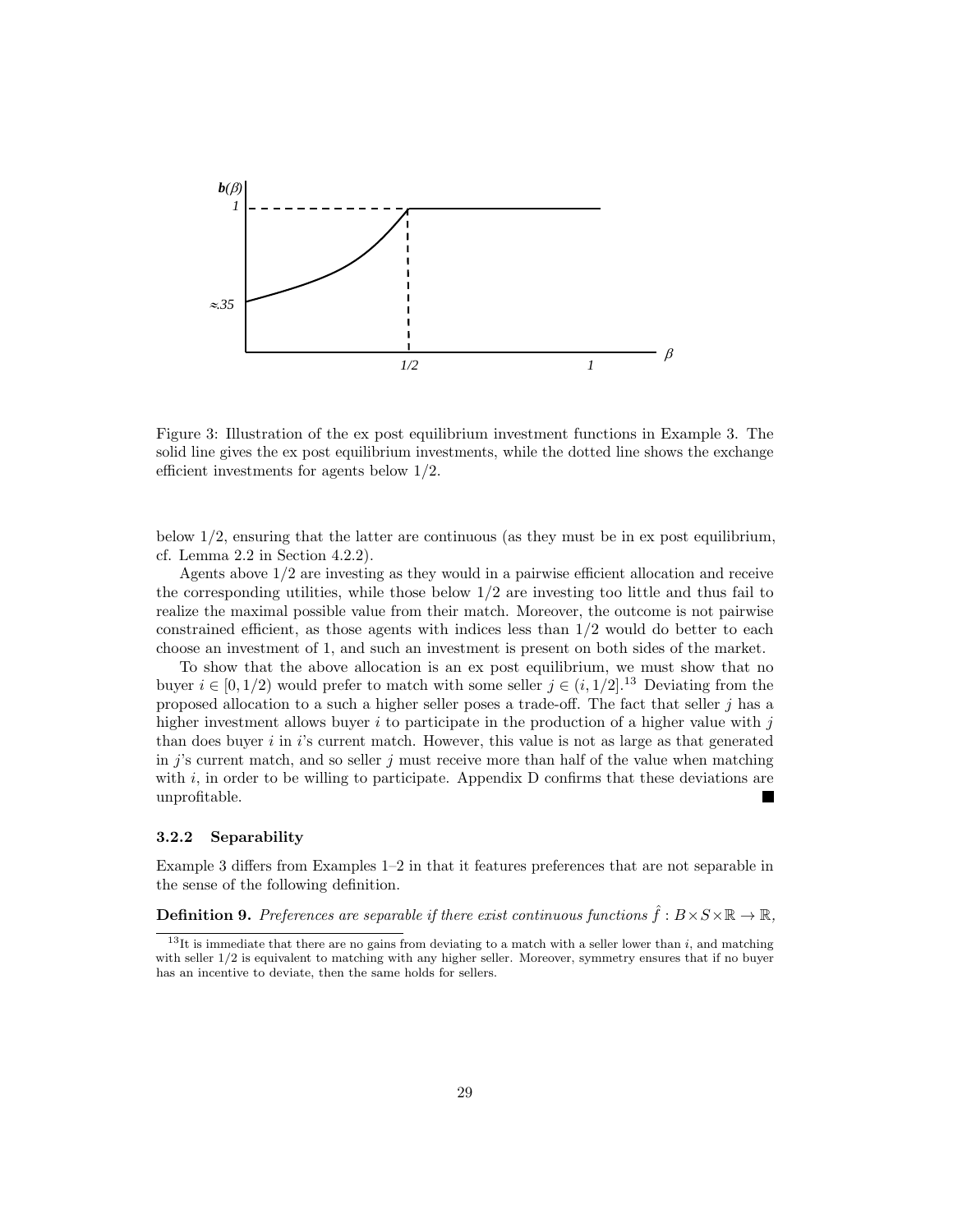Figure 3: Illustration of the ex post equilibrium investment functions in Example 3. The solid line gives the ex post equilibrium investments, while the dotted line shows the exchange efficient investments for agents below 1/2.

below 1/2, ensuring that the latter are continuous (as they must be in ex post equilibrium, cf. Lemma 2.2 in Section 4.2.2).

Agents above 1/2 are investing as they would in a pairwise efficient allocation and receive the corresponding utilities, while those below 1/2 are investing too little and thus fail to realize the maximal possible value from their match. Moreover, the outcome is not pairwise constrained efficient, as those agents with indices less than 1/2 would do better to each choose an investment of 1, and such an investment is present on both sides of the market.

To show that the above allocation is an ex post equilibrium, we must show that no buyer $i \in [0, 1/2)$ would prefer to match with some seller $j \in (i, 1/2]$.[13] Deviating from the proposed allocation to a such a higher seller poses a trade-off. The fact that seller $j$ has a higher investment allows buyer $i$ to participate in the production of a higher value with $j$ than does buyer $i$ in $i$'s current match. However, this value is not as large as that generated in $j$'s current match, and so seller $j$ must receive more than half of the value when matching with $i$, in order to be willing to participate. Appendix D confirms that these deviations are unprofitable. ■

### 3.2.2 Separability

Example 3 differs from Examples 1–2 in that it features preferences that are not separable in the sense of the following definition.

**Definition 9.** *Preferences are separable if there exist continuous functions* $\hat{f} : B \times S \times \mathbb{R} \to \mathbb{R}$,

[13] It is immediate that there are no gains from deviating to a match with a seller lower than $i$, and matching with seller 1/2 is equivalent to matching with any higher seller. Moreover, symmetry ensures that if no buyer has an incentive to deviate, then the same holds for sellers.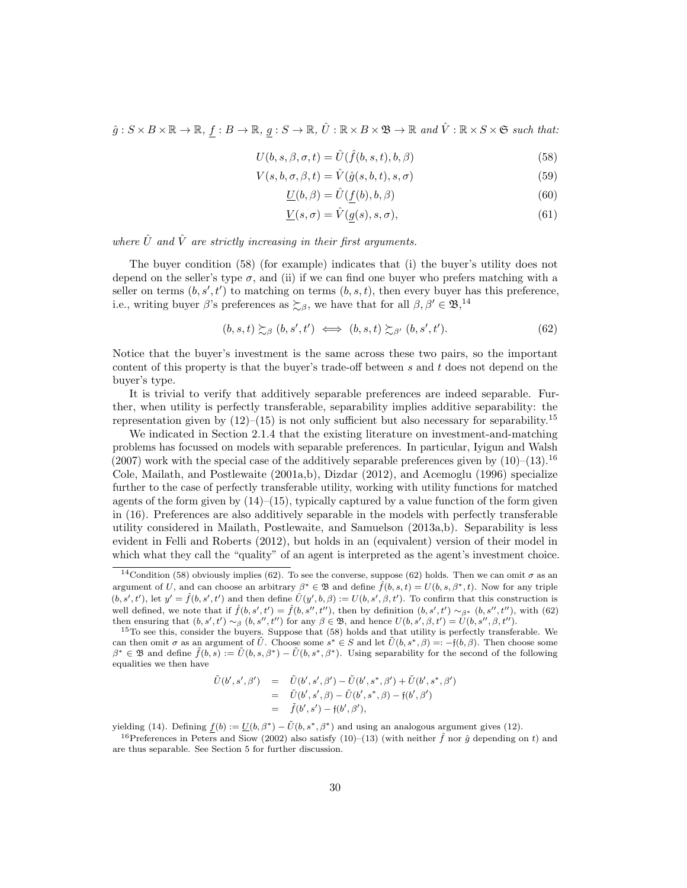$\hat{g} : S \times B \times \mathbb{R} \to \mathbb{R}$, $\underline{f} : B \to \mathbb{R}$, $\underline{g} : S \to \mathbb{R}$, $\hat{U} : \mathbb{R} \times B \times \mathfrak{B} \to \mathbb{R}$ *and* $\hat{V} : \mathbb{R} \times S \times \mathfrak{S}$ *such that:*

$$U(b, s, \beta, \sigma, t) = \hat{U}(\hat{f}(b, s, t), b, \beta) \tag{58}$$

$$V(s, b, \sigma, \beta, t) = \hat{V}(\hat{g}(s, b, t), s, \sigma) \tag{59}$$

$$\underline{U}(b, \beta) = \hat{U}(\underline{f}(b), b, \beta) \tag{60}$$

$$\underline{V}(s, \sigma) = \hat{V}(\underline{g}(s), s, \sigma), \tag{61}$$

*where* $\hat{U}$ *and* $\hat{V}$ *are strictly increasing in their first arguments.*

The buyer condition (58) (for example) indicates that (i) the buyer's utility does not depend on the seller's type $\sigma$, and (ii) if we can find one buyer who prefers matching with a seller on terms $(b, s', t')$ to matching on terms $(b, s, t)$, then every buyer has this preference, i.e., writing buyer $\beta$'s preferences as $\succsim_\beta$, we have that for all $\beta, \beta' \in \mathfrak{B}$,[14]

$$(b, s, t) \succsim_\beta (b, s', t') \iff (b, s, t) \succsim_{\beta'} (b, s', t'). \tag{62}$$

Notice that the buyer's investment is the same across these two pairs, so the important content of this property is that the buyer's trade-off between $s$ and $t$ does not depend on the buyer's type.

It is trivial to verify that additively separable preferences are indeed separable. Further, when utility is perfectly transferable, separability implies additive separability: the representation given by (12)–(15) is not only sufficient but also necessary for separability.[15]

We indicated in Section 2.1.4 that the existing literature on investment-and-matching problems has focussed on models with separable preferences. In particular, Iyigun and Walsh (2007) work with the special case of the additively separable preferences given by (10)–(13).[16] Cole, Mailath, and Postlewaite (2001a,b), Dizdar (2012), and Acemoglu (1996) specialize further to the case of perfectly transferable utility, working with utility functions for matched agents of the form given by (14)–(15), typically captured by a value function of the form given in (16). Preferences are also additively separable in the models with perfectly transferable utility considered in Mailath, Postlewaite, and Samuelson (2013a,b). Separability is less evident in Felli and Roberts (2012), but holds in an (equivalent) version of their model in which what they call the "quality" of an agent is interpreted as the agent's investment choice.

---

[14] Condition (58) obviously implies (62). To see the converse, suppose (62) holds. Then we can omit $\sigma$ as an argument of $U$, and can choose an arbitrary $\beta^* \in \mathfrak{B}$ and define $\hat{f}(b, s, t) = U(b, s, \beta^*, t)$. Now for any triple $(b, s', t')$, let $y' = \hat{f}(b, s', t')$ and then define $\hat{U}(y', b, \beta) := U(b, s', \beta, t')$. To confirm that this construction is well defined, we note that if $\hat{f}(b, s', t') = \hat{f}(b, s'', t'')$, then by definition $(b, s', t') \sim_{\beta^*} (b, s'', t'')$, with (62) then ensuring that $(b, s', t') \sim_\beta (b, s'', t'')$ for any $\beta \in \mathfrak{B}$, and hence $U(b, s', \beta, t') = U(b, s'', \beta, t'')$.

[15] To see this, consider the buyers. Suppose that (58) holds and that utility is perfectly transferable. We can then omit $\sigma$ as an argument of $\tilde{U}$. Choose some $s^* \in S$ and let $\tilde{U}(b, s^*, \beta) =: -\mathfrak{f}(b, \beta)$. Then choose some $\beta^* \in \mathfrak{B}$ and define $\tilde{f}(b, s) := \tilde{U}(b, s, \beta^*) - \tilde{U}(b, s^*, \beta^*)$. Using separability for the second of the following equalities we then have

$$\begin{aligned}
\tilde{U}(b', s', \beta') &= \tilde{U}(b', s', \beta') - \tilde{U}(b', s^*, \beta') + \tilde{U}(b', s^*, \beta') \\
&= \tilde{U}(b', s', \beta) - \tilde{U}(b', s^*, \beta) - \mathfrak{f}(b', \beta') \\
&= \tilde{f}(b', s') - \mathfrak{f}(b', \beta'),
\end{aligned}$$

yielding (14). Defining $\underline{f}(b) := \underline{U}(b, \beta^*) - \tilde{U}(b, s^*, \beta^*)$ and using an analogous argument gives (12).

[16] Preferences in Peters and Siow (2002) also satisfy (10)–(13) (with neither $\hat{f}$ nor $\hat{g}$ depending on $t$) and are thus separable. See Section 5 for further discussion.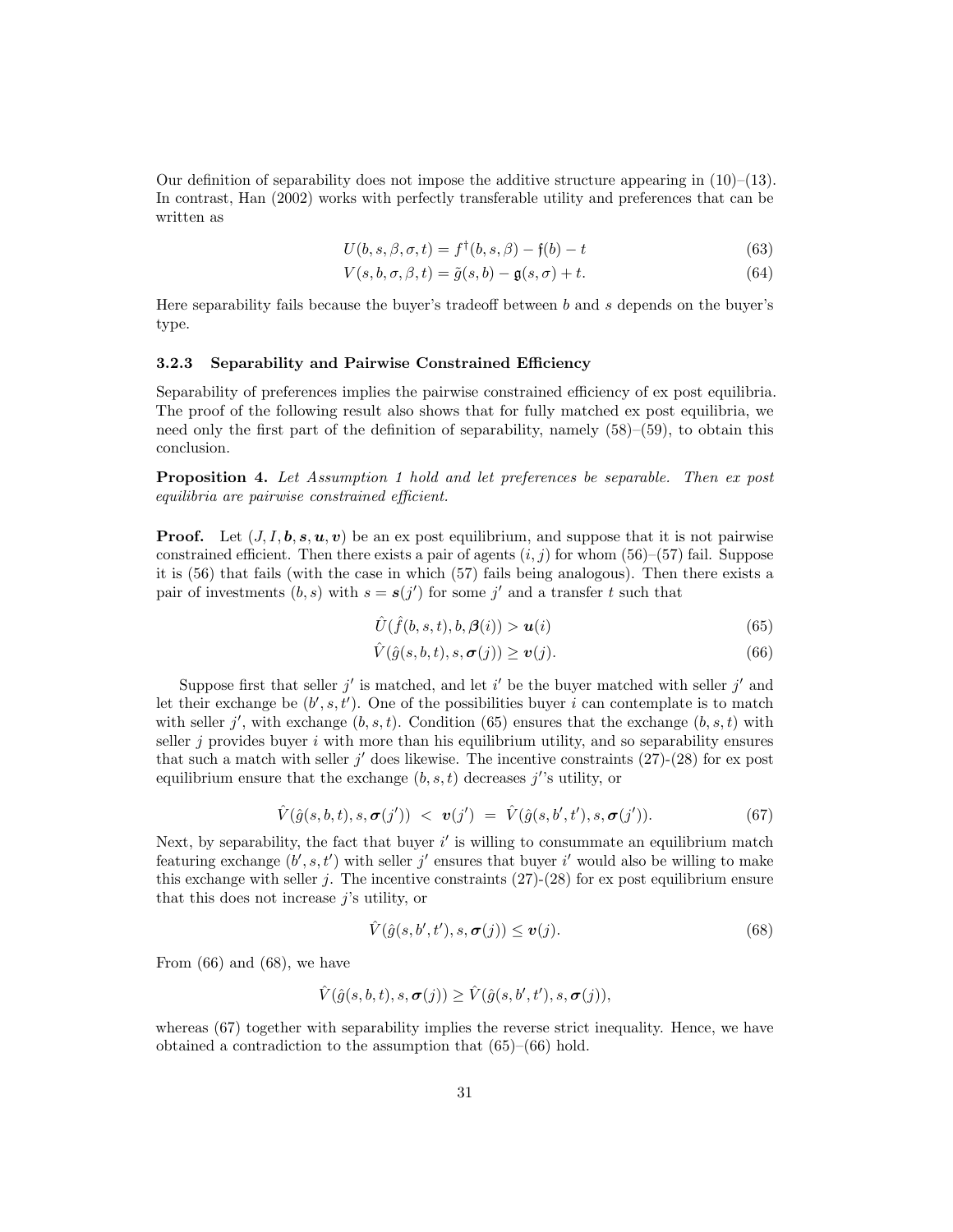Our definition of separability does not impose the additive structure appearing in (10)–(13). In contrast, Han (2002) works with perfectly transferable utility and preferences that can be written as

$$U(b, s, \beta, \sigma, t) = f^{\dagger}(b, s, \beta) - \mathfrak{f}(b) - t \tag{63}$$

$$V(s, b, \sigma, \beta, t) = \tilde{g}(s, b) - \mathfrak{g}(s, \sigma) + t. \tag{64}$$

Here separability fails because the buyer's tradeoff between $b$ and $s$ depends on the buyer's type.

### 3.2.3 Separability and Pairwise Constrained Efficiency

Separability of preferences implies the pairwise constrained efficiency of ex post equilibria. The proof of the following result also shows that for fully matched ex post equilibria, we need only the first part of the definition of separability, namely (58)–(59), to obtain this conclusion.

**Proposition 4.** *Let Assumption 1 hold and let preferences be separable. Then ex post equilibria are pairwise constrained efficient.*

**Proof.** Let $(J, I, \boldsymbol{b}, \boldsymbol{s}, \boldsymbol{u}, \boldsymbol{v})$ be an ex post equilibrium, and suppose that it is not pairwise constrained efficient. Then there exists a pair of agents $(i, j)$ for whom (56)–(57) fail. Suppose it is (56) that fails (with the case in which (57) fails being analogous). Then there exists a pair of investments $(b, s)$ with $s = \boldsymbol{s}(j')$ for some $j'$ and a transfer $t$ such that

$$\hat{U}(\hat{f}(b, s, t), b, \boldsymbol{\beta}(i)) > \boldsymbol{u}(i) \tag{65}$$

$$\hat{V}(\hat{g}(s, b, t), s, \boldsymbol{\sigma}(j)) \geq \boldsymbol{v}(j). \tag{66}$$

Suppose first that seller $j'$ is matched, and let $i'$ be the buyer matched with seller $j'$ and let their exchange be $(b', s, t')$. One of the possibilities buyer $i$ can contemplate is to match with seller $j'$, with exchange $(b, s, t)$. Condition (65) ensures that the exchange $(b, s, t)$ with seller $j$ provides buyer $i$ with more than his equilibrium utility, and so separability ensures that such a match with seller $j'$ does likewise. The incentive constraints (27)-(28) for ex post equilibrium ensure that the exchange $(b, s, t)$ decreases $j'$'s utility, or

$$\hat{V}(\hat{g}(s, b, t), s, \boldsymbol{\sigma}(j')) \ < \ \boldsymbol{v}(j') \ = \ \hat{V}(\hat{g}(s, b', t'), s, \boldsymbol{\sigma}(j')). \tag{67}$$

Next, by separability, the fact that buyer $i'$ is willing to consummate an equilibrium match featuring exchange $(b', s, t')$ with seller $j'$ ensures that buyer $i'$ would also be willing to make this exchange with seller $j$. The incentive constraints (27)-(28) for ex post equilibrium ensure that this does not increase $j$'s utility, or

$$\hat{V}(\hat{g}(s, b', t'), s, \boldsymbol{\sigma}(j)) \leq \boldsymbol{v}(j). \tag{68}$$

From (66) and (68), we have

$$\hat{V}(\hat{g}(s, b, t), s, \boldsymbol{\sigma}(j)) \geq \hat{V}(\hat{g}(s, b', t'), s, \boldsymbol{\sigma}(j)),$$

whereas (67) together with separability implies the reverse strict inequality. Hence, we have obtained a contradiction to the assumption that (65)–(66) hold.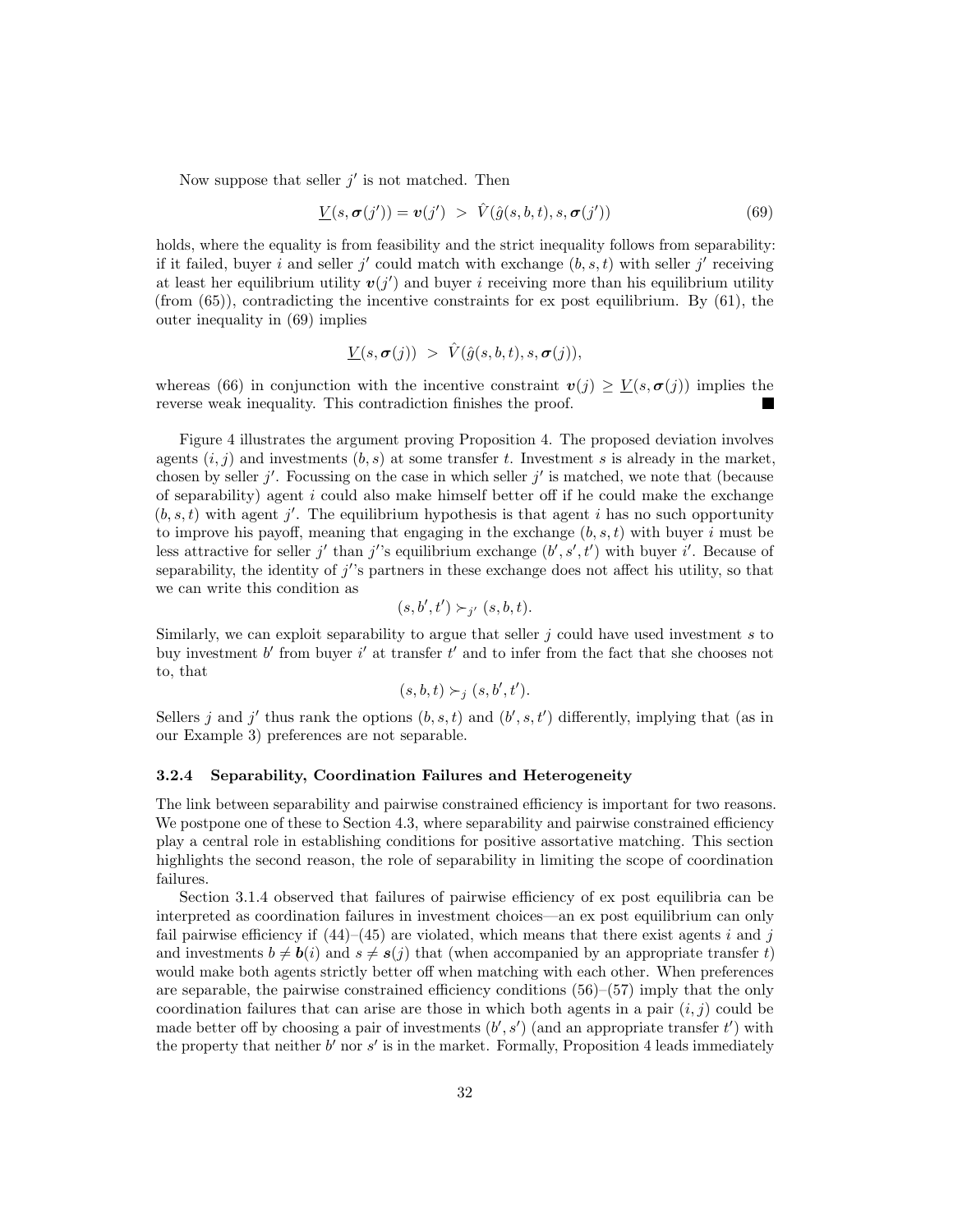Now suppose that seller $j'$ is not matched. Then

$$\underline{V}(s, \boldsymbol{\sigma}(j')) = \boldsymbol{v}(j') \;>\; \hat{V}(\hat{g}(s, b, t), s, \boldsymbol{\sigma}(j')) \tag{69}$$

holds, where the equality is from feasibility and the strict inequality follows from separability: if it failed, buyer $i$ and seller $j'$ could match with exchange $(b, s, t)$ with seller $j'$ receiving at least her equilibrium utility $\boldsymbol{v}(j')$ and buyer $i$ receiving more than his equilibrium utility (from (65)), contradicting the incentive constraints for ex post equilibrium. By (61), the outer inequality in (69) implies

$$\underline{V}(s, \boldsymbol{\sigma}(j)) \;>\; \hat{V}(\hat{g}(s, b, t), s, \boldsymbol{\sigma}(j)),$$

whereas (66) in conjunction with the incentive constraint $\boldsymbol{v}(j) \geq \underline{V}(s, \boldsymbol{\sigma}(j))$ implies the reverse weak inequality. This contradiction finishes the proof. ∎

Figure 4 illustrates the argument proving Proposition 4. The proposed deviation involves agents $(i, j)$ and investments $(b, s)$ at some transfer $t$. Investment $s$ is already in the market, chosen by seller $j'$. Focussing on the case in which seller $j'$ is matched, we note that (because of separability) agent $i$ could also make himself better off if he could make the exchange $(b, s, t)$ with agent $j'$. The equilibrium hypothesis is that agent $i$ has no such opportunity to improve his payoff, meaning that engaging in the exchange $(b, s, t)$ with buyer $i$ must be less attractive for seller $j'$ than $j'$'s equilibrium exchange $(b', s', t')$ with buyer $i'$. Because of separability, the identity of $j'$'s partners in these exchange does not affect his utility, so that we can write this condition as

$$(s, b', t') \succ_{j'} (s, b, t).$$

Similarly, we can exploit separability to argue that seller $j$ could have used investment $s$ to buy investment $b'$ from buyer $i'$ at transfer $t'$ and to infer from the fact that she chooses not to, that

$$(s, b, t) \succ_{j} (s, b', t').$$

Sellers $j$ and $j'$ thus rank the options $(b, s, t)$ and $(b', s, t')$ differently, implying that (as in our Example 3) preferences are not separable.

### 3.2.4 Separability, Coordination Failures and Heterogeneity

The link between separability and pairwise constrained efficiency is important for two reasons. We postpone one of these to Section 4.3, where separability and pairwise constrained efficiency play a central role in establishing conditions for positive assortative matching. This section highlights the second reason, the role of separability in limiting the scope of coordination failures.

Section 3.1.4 observed that failures of pairwise efficiency of ex post equilibria can be interpreted as coordination failures in investment choices—an ex post equilibrium can only fail pairwise efficiency if (44)–(45) are violated, which means that there exist agents $i$ and $j$ and investments $b \neq \boldsymbol{b}(i)$ and $s \neq \boldsymbol{s}(j)$ that (when accompanied by an appropriate transfer $t$) would make both agents strictly better off when matching with each other. When preferences are separable, the pairwise constrained efficiency conditions (56)–(57) imply that the only coordination failures that can arise are those in which both agents in a pair $(i, j)$ could be made better off by choosing a pair of investments $(b', s')$ (and an appropriate transfer $t'$) with the property that neither $b'$ nor $s'$ is in the market. Formally, Proposition 4 leads immediately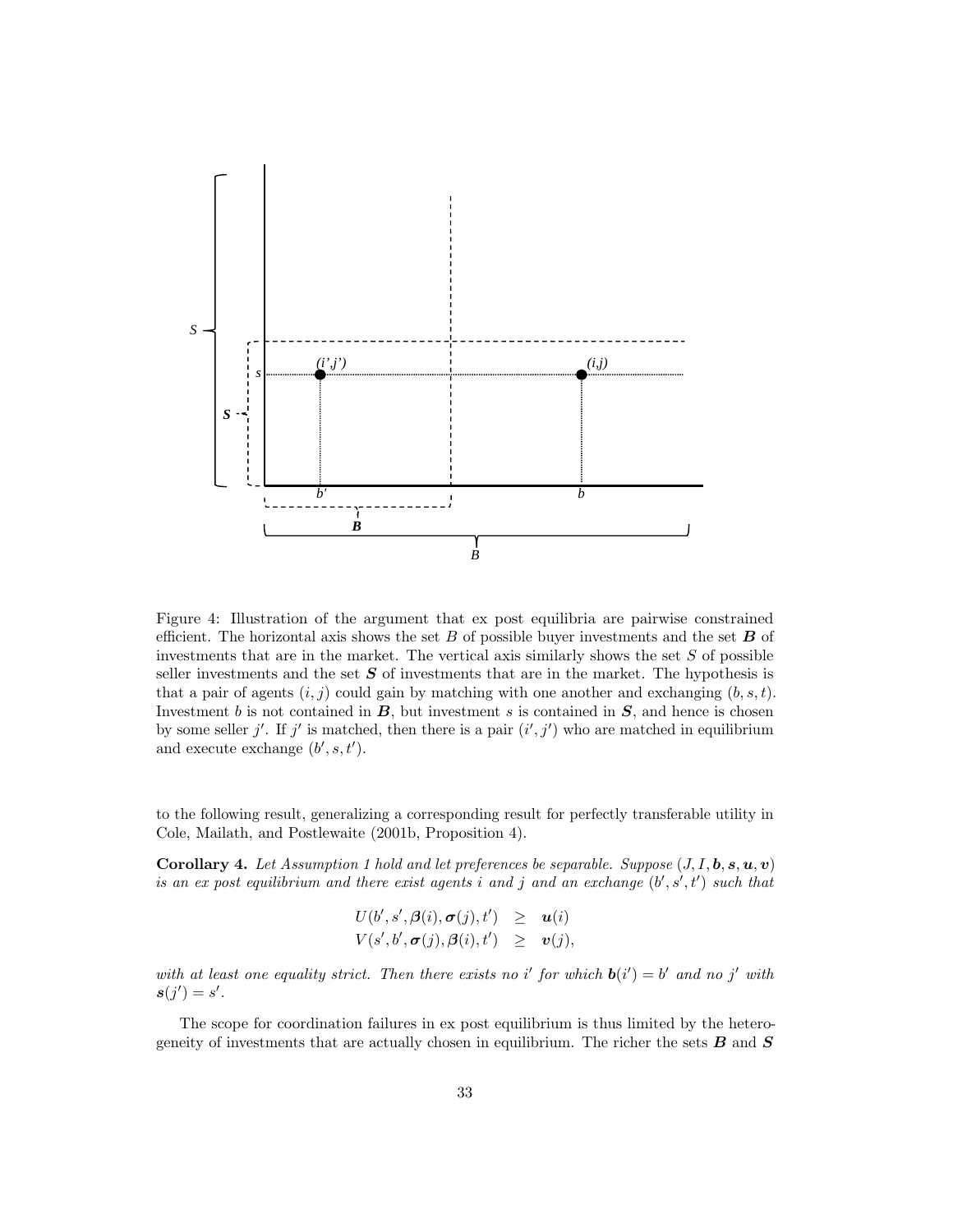Figure 4: Illustration of the argument that ex post equilibria are pairwise constrained efficient. The horizontal axis shows the set $B$ of possible buyer investments and the set $\boldsymbol{B}$ of investments that are in the market. The vertical axis similarly shows the set $S$ of possible seller investments and the set $\boldsymbol{S}$ of investments that are in the market. The hypothesis is that a pair of agents $(i, j)$ could gain by matching with one another and exchanging $(b, s, t)$. Investment $b$ is not contained in $\boldsymbol{B}$, but investment $s$ is contained in $\boldsymbol{S}$, and hence is chosen by some seller $j'$. If $j'$ is matched, then there is a pair $(i', j')$ who are matched in equilibrium and execute exchange $(b', s, t')$.

to the following result, generalizing a corresponding result for perfectly transferable utility in Cole, Mailath, and Postlewaite (2001b, Proposition 4).

**Corollary 4.** *Let Assumption 1 hold and let preferences be separable. Suppose $(J, I, \boldsymbol{b}, \boldsymbol{s}, \boldsymbol{u}, \boldsymbol{v})$ is an ex post equilibrium and there exist agents $i$ and $j$ and an exchange $(b', s', t')$ such that*

$$
\begin{aligned}
U(b', s', \boldsymbol{\beta}(i), \boldsymbol{\sigma}(j), t') &\geq \boldsymbol{u}(i) \\
V(s', b', \boldsymbol{\sigma}(j), \boldsymbol{\beta}(i), t') &\geq \boldsymbol{v}(j),
\end{aligned}
$$

*with at least one equality strict. Then there exists no $i'$ for which $\boldsymbol{b}(i') = b'$ and no $j'$ with $\boldsymbol{s}(j') = s'$.*

The scope for coordination failures in ex post equilibrium is thus limited by the heterogeneity of investments that are actually chosen in equilibrium. The richer the sets $\boldsymbol{B}$ and $\boldsymbol{S}$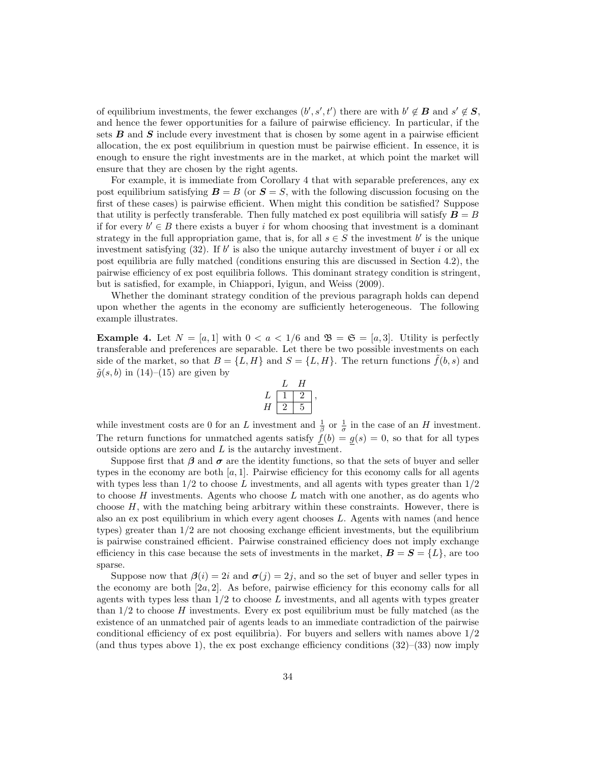of equilibrium investments, the fewer exchanges $(b', s', t')$ there are with $b' \notin \boldsymbol{B}$ and $s' \notin \boldsymbol{S}$, and hence the fewer opportunities for a failure of pairwise efficiency. In particular, if the sets $\boldsymbol{B}$ and $\boldsymbol{S}$ include every investment that is chosen by some agent in a pairwise efficient allocation, the ex post equilibrium in question must be pairwise efficient. In essence, it is enough to ensure the right investments are in the market, at which point the market will ensure that they are chosen by the right agents.

For example, it is immediate from Corollary 4 that with separable preferences, any ex post equilibrium satisfying $\boldsymbol{B} = B$ (or $\boldsymbol{S} = S$, with the following discussion focusing on the first of these cases) is pairwise efficient. When might this condition be satisfied? Suppose that utility is perfectly transferable. Then fully matched ex post equilibria will satisfy $\boldsymbol{B} = B$ if for every $b' \in B$ there exists a buyer $i$ for whom choosing that investment is a dominant strategy in the full appropriation game, that is, for all $s \in S$ the investment $b'$ is the unique investment satisfying (32). If $b'$ is also the unique autarchy investment of buyer $i$ or all ex post equilibria are fully matched (conditions ensuring this are discussed in Section 4.2), the pairwise efficiency of ex post equilibria follows. This dominant strategy condition is stringent, but is satisfied, for example, in Chiappori, Iyigun, and Weiss (2009).

Whether the dominant strategy condition of the previous paragraph holds can depend upon whether the agents in the economy are sufficiently heterogeneous. The following example illustrates.

**Example 4.** Let $N = [a, 1]$ with $0 < a < 1/6$ and $\mathfrak{B} = \mathfrak{S} = [a, 3]$. Utility is perfectly transferable and preferences are separable. Let there be two possible investments on each side of the market, so that $B = \{L, H\}$ and $S = \{L, H\}$. The return functions $\tilde{f}(b, s)$ and $\tilde{g}(s, b)$ in (14)–(15) are given by

$$\begin{array}{c|c|c|} & L & H \\ \hline L & 1 & 2 \\ \hline H & 2 & 5 \\ \hline \end{array},$$

while investment costs are 0 for an $L$ investment and $\frac{1}{\beta}$ or $\frac{1}{\sigma}$ in the case of an $H$ investment. The return functions for unmatched agents satisfy $\underline{f}(b) = \underline{g}(s) = 0$, so that for all types outside options are zero and $L$ is the autarchy investment.

Suppose first that $\boldsymbol{\beta}$ and $\boldsymbol{\sigma}$ are the identity functions, so that the sets of buyer and seller types in the economy are both $[a, 1]$. Pairwise efficiency for this economy calls for all agents with types less than $1/2$ to choose $L$ investments, and all agents with types greater than $1/2$ to choose $H$ investments. Agents who choose $L$ match with one another, as do agents who choose $H$, with the matching being arbitrary within these constraints. However, there is also an ex post equilibrium in which every agent chooses $L$. Agents with names (and hence types) greater than $1/2$ are not choosing exchange efficient investments, but the equilibrium is pairwise constrained efficient. Pairwise constrained efficiency does not imply exchange efficiency in this case because the sets of investments in the market, $\boldsymbol{B} = \boldsymbol{S} = \{L\}$, are too sparse.

Suppose now that $\boldsymbol{\beta}(i) = 2i$ and $\boldsymbol{\sigma}(j) = 2j$, and so the set of buyer and seller types in the economy are both $[2a, 2]$. As before, pairwise efficiency for this economy calls for all agents with types less than $1/2$ to choose $L$ investments, and all agents with types greater than $1/2$ to choose $H$ investments. Every ex post equilibrium must be fully matched (as the existence of an unmatched pair of agents leads to an immediate contradiction of the pairwise conditional efficiency of ex post equilibria). For buyers and sellers with names above $1/2$ (and thus types above 1), the ex post exchange efficiency conditions (32)–(33) now imply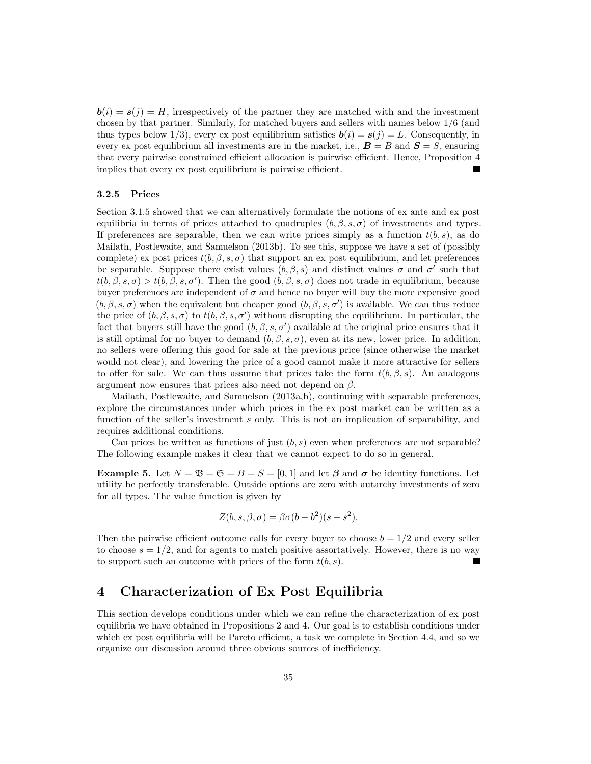$\boldsymbol{b}(i) = \boldsymbol{s}(j) = H$, irrespectively of the partner they are matched with and the investment chosen by that partner. Similarly, for matched buyers and sellers with names below 1/6 (and thus types below 1/3), every ex post equilibrium satisfies $\boldsymbol{b}(i) = \boldsymbol{s}(j) = L$. Consequently, in every ex post equilibrium all investments are in the market, i.e., $\boldsymbol{B} = B$ and $\boldsymbol{S} = S$, ensuring that every pairwise constrained efficient allocation is pairwise efficient. Hence, Proposition 4 implies that every ex post equilibrium is pairwise efficient. ■

#### 3.2.5 Prices

Section 3.1.5 showed that we can alternatively formulate the notions of ex ante and ex post equilibria in terms of prices attached to quadruples $(b, \beta, s, \sigma)$ of investments and types. If preferences are separable, then we can write prices simply as a function $t(b, s)$, as do Mailath, Postlewaite, and Samuelson (2013b). To see this, suppose we have a set of (possibly complete) ex post prices $t(b, \beta, s, \sigma)$ that support an ex post equilibrium, and let preferences be separable. Suppose there exist values $(b, \beta, s)$ and distinct values $\sigma$ and $\sigma'$ such that $t(b, \beta, s, \sigma) > t(b, \beta, s, \sigma')$. Then the good $(b, \beta, s, \sigma)$ does not trade in equilibrium, because buyer preferences are independent of $\sigma$ and hence no buyer will buy the more expensive good $(b, \beta, s, \sigma)$ when the equivalent but cheaper good $(b, \beta, s, \sigma')$ is available. We can thus reduce the price of $(b, \beta, s, \sigma)$ to $t(b, \beta, s, \sigma')$ without disrupting the equilibrium. In particular, the fact that buyers still have the good $(b, \beta, s, \sigma')$ available at the original price ensures that it is still optimal for no buyer to demand $(b, \beta, s, \sigma)$, even at its new, lower price. In addition, no sellers were offering this good for sale at the previous price (since otherwise the market would not clear), and lowering the price of a good cannot make it more attractive for sellers to offer for sale. We can thus assume that prices take the form $t(b, \beta, s)$. An analogous argument now ensures that prices also need not depend on $\beta$.

Mailath, Postlewaite, and Samuelson (2013a,b), continuing with separable preferences, explore the circumstances under which prices in the ex post market can be written as a function of the seller's investment $s$ only. This is not an implication of separability, and requires additional conditions.

Can prices be written as functions of just $(b, s)$ even when preferences are not separable? The following example makes it clear that we cannot expect to do so in general.

**Example 5.** Let $N = \mathfrak{B} = \mathfrak{S} = B = S = [0, 1]$ and let $\boldsymbol{\beta}$ and $\boldsymbol{\sigma}$ be identity functions. Let utility be perfectly transferable. Outside options are zero with autarchy investments of zero for all types. The value function is given by

$$Z(b, s, \beta, \sigma) = \beta\sigma(b - b^2)(s - s^2).$$

Then the pairwise efficient outcome calls for every buyer to choose $b = 1/2$ and every seller to choose $s = 1/2$, and for agents to match positive assortatively. However, there is no way to support such an outcome with prices of the form $t(b, s)$. ■

## 4 Characterization of Ex Post Equilibria

This section develops conditions under which we can refine the characterization of ex post equilibria we have obtained in Propositions 2 and 4. Our goal is to establish conditions under which ex post equilibria will be Pareto efficient, a task we complete in Section 4.4, and so we organize our discussion around three obvious sources of inefficiency.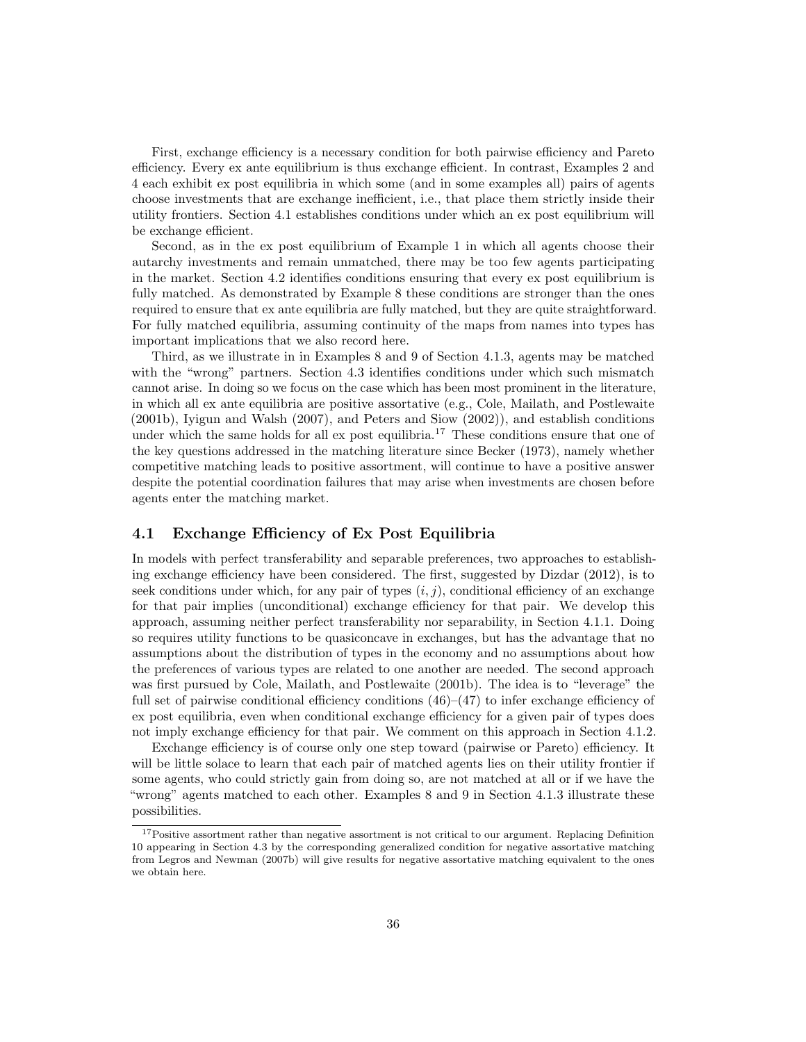First, exchange efficiency is a necessary condition for both pairwise efficiency and Pareto efficiency. Every ex ante equilibrium is thus exchange efficient. In contrast, Examples 2 and 4 each exhibit ex post equilibria in which some (and in some examples all) pairs of agents choose investments that are exchange inefficient, i.e., that place them strictly inside their utility frontiers. Section 4.1 establishes conditions under which an ex post equilibrium will be exchange efficient.

Second, as in the ex post equilibrium of Example 1 in which all agents choose their autarchy investments and remain unmatched, there may be too few agents participating in the market. Section 4.2 identifies conditions ensuring that every ex post equilibrium is fully matched. As demonstrated by Example 8 these conditions are stronger than the ones required to ensure that ex ante equilibria are fully matched, but they are quite straightforward. For fully matched equilibria, assuming continuity of the maps from names into types has important implications that we also record here.

Third, as we illustrate in in Examples 8 and 9 of Section 4.1.3, agents may be matched with the "wrong" partners. Section 4.3 identifies conditions under which such mismatch cannot arise. In doing so we focus on the case which has been most prominent in the literature, in which all ex ante equilibria are positive assortative (e.g., Cole, Mailath, and Postlewaite (2001b), Iyigun and Walsh (2007), and Peters and Siow (2002)), and establish conditions under which the same holds for all ex post equilibria.[17] These conditions ensure that one of the key questions addressed in the matching literature since Becker (1973), namely whether competitive matching leads to positive assortment, will continue to have a positive answer despite the potential coordination failures that may arise when investments are chosen before agents enter the matching market.

## 4.1 Exchange Efficiency of Ex Post Equilibria

In models with perfect transferability and separable preferences, two approaches to establishing exchange efficiency have been considered. The first, suggested by Dizdar (2012), is to seek conditions under which, for any pair of types $(i, j)$, conditional efficiency of an exchange for that pair implies (unconditional) exchange efficiency for that pair. We develop this approach, assuming neither perfect transferability nor separability, in Section 4.1.1. Doing so requires utility functions to be quasiconcave in exchanges, but has the advantage that no assumptions about the distribution of types in the economy and no assumptions about how the preferences of various types are related to one another are needed. The second approach was first pursued by Cole, Mailath, and Postlewaite (2001b). The idea is to "leverage" the full set of pairwise conditional efficiency conditions (46)–(47) to infer exchange efficiency of ex post equilibria, even when conditional exchange efficiency for a given pair of types does not imply exchange efficiency for that pair. We comment on this approach in Section 4.1.2.

Exchange efficiency is of course only one step toward (pairwise or Pareto) efficiency. It will be little solace to learn that each pair of matched agents lies on their utility frontier if some agents, who could strictly gain from doing so, are not matched at all or if we have the "wrong" agents matched to each other. Examples 8 and 9 in Section 4.1.3 illustrate these possibilities.

[17]Positive assortment rather than negative assortment is not critical to our argument. Replacing Definition 10 appearing in Section 4.3 by the corresponding generalized condition for negative assortative matching from Legros and Newman (2007b) will give results for negative assortative matching equivalent to the ones we obtain here.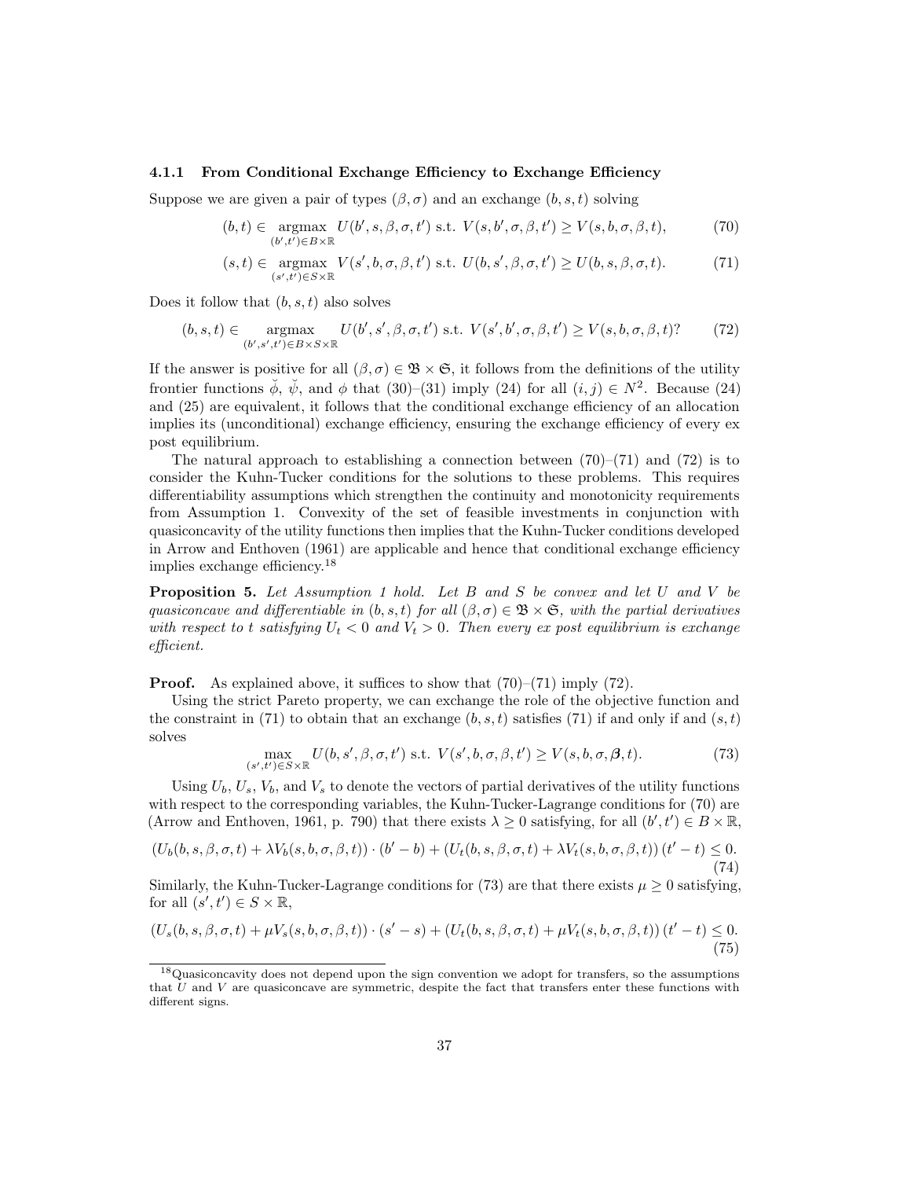### 4.1.1 From Conditional Exchange Efficiency to Exchange Efficiency

Suppose we are given a pair of types $(\beta, \sigma)$ and an exchange $(b, s, t)$ solving

$$(b, t) \in \underset{(b',t') \in B \times \mathbb{R}}{\operatorname{argmax}} \; U(b', s, \beta, \sigma, t') \text{ s.t. } V(s, b', \sigma, \beta, t') \geq V(s, b, \sigma, \beta, t), \tag{70}$$

$$(s, t) \in \underset{(s',t') \in S \times \mathbb{R}}{\operatorname{argmax}} \; V(s', b, \sigma, \beta, t') \text{ s.t. } U(b, s', \beta, \sigma, t') \geq U(b, s, \beta, \sigma, t). \tag{71}$$

Does it follow that $(b, s, t)$ also solves

$$(b, s, t) \in \underset{(b',s',t') \in B \times S \times \mathbb{R}}{\operatorname{argmax}} \; U(b', s', \beta, \sigma, t') \text{ s.t. } V(s', b', \sigma, \beta, t') \geq V(s, b, \sigma, \beta, t)? \tag{72}$$

If the answer is positive for all $(\beta, \sigma) \in \mathfrak{B} \times \mathfrak{S}$, it follows from the definitions of the utility frontier functions $\breve{\phi}$, $\breve{\psi}$, and $\phi$ that (30)–(31) imply (24) for all $(i, j) \in N^2$. Because (24) and (25) are equivalent, it follows that the conditional exchange efficiency of an allocation implies its (unconditional) exchange efficiency, ensuring the exchange efficiency of every ex post equilibrium.

The natural approach to establishing a connection between (70)–(71) and (72) is to consider the Kuhn-Tucker conditions for the solutions to these problems. This requires differentiability assumptions which strengthen the continuity and monotonicity requirements from Assumption 1. Convexity of the set of feasible investments in conjunction with quasiconcavity of the utility functions then implies that the Kuhn-Tucker conditions developed in Arrow and Enthoven (1961) are applicable and hence that conditional exchange efficiency implies exchange efficiency.[18]

**Proposition 5.** *Let Assumption 1 hold. Let $B$ and $S$ be convex and let $U$ and $V$ be quasiconcave and differentiable in $(b, s, t)$ for all $(\beta, \sigma) \in \mathfrak{B} \times \mathfrak{S}$, with the partial derivatives with respect to $t$ satisfying $U_t < 0$ and $V_t > 0$. Then every ex post equilibrium is exchange efficient.*

**Proof.** As explained above, it suffices to show that (70)–(71) imply (72).

Using the strict Pareto property, we can exchange the role of the objective function and the constraint in (71) to obtain that an exchange $(b, s, t)$ satisfies (71) if and only if and $(s, t)$ solves

$$\max_{(s',t') \in S \times \mathbb{R}} U(b, s', \beta, \sigma, t') \text{ s.t. } V(s', b, \sigma, \beta, t') \geq V(s, b, \sigma, \boldsymbol{\beta}, t). \tag{73}$$

Using $U_b$, $U_s$, $V_b$, and $V_s$ to denote the vectors of partial derivatives of the utility functions with respect to the corresponding variables, the Kuhn-Tucker-Lagrange conditions for (70) are (Arrow and Enthoven, 1961, p. 790) that there exists $\lambda \geq 0$ satisfying, for all $(b', t') \in B \times \mathbb{R}$,

$$(U_b(b, s, \beta, \sigma, t) + \lambda V_b(s, b, \sigma, \beta, t)) \cdot (b' - b) + (U_t(b, s, \beta, \sigma, t) + \lambda V_t(s, b, \sigma, \beta, t))\,(t' - t) \leq 0. \tag{74}$$

Similarly, the Kuhn-Tucker-Lagrange conditions for (73) are that there exists $\mu \geq 0$ satisfying, for all $(s', t') \in S \times \mathbb{R}$,

$$(U_s(b, s, \beta, \sigma, t) + \mu V_s(s, b, \sigma, \beta, t)) \cdot (s' - s) + (U_t(b, s, \beta, \sigma, t) + \mu V_t(s, b, \sigma, \beta, t))\,(t' - t) \leq 0. \tag{75}$$

[18] Quasiconcavity does not depend upon the sign convention we adopt for transfers, so the assumptions that $U$ and $V$ are quasiconcave are symmetric, despite the fact that transfers enter these functions with different signs.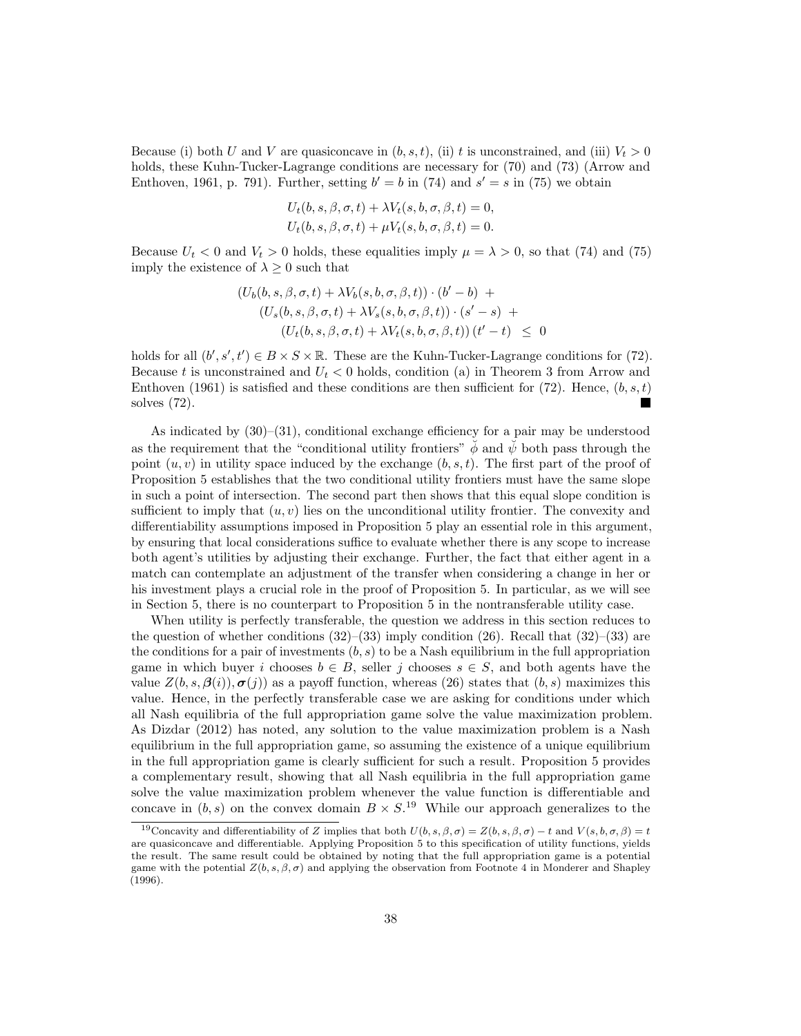Because (i) both $U$ and $V$ are quasiconcave in $(b, s, t)$, (ii) $t$ is unconstrained, and (iii) $V_t > 0$ holds, these Kuhn-Tucker-Lagrange conditions are necessary for (70) and (73) (Arrow and Enthoven, 1961, p. 791). Further, setting $b' = b$ in (74) and $s' = s$ in (75) we obtain

$$U_t(b, s, \beta, \sigma, t) + \lambda V_t(s, b, \sigma, \beta, t) = 0,$$
$$U_t(b, s, \beta, \sigma, t) + \mu V_t(s, b, \sigma, \beta, t) = 0.$$

Because $U_t < 0$ and $V_t > 0$ holds, these equalities imply $\mu = \lambda > 0$, so that (74) and (75) imply the existence of $\lambda \geq 0$ such that

$$\begin{aligned}
&(U_b(b, s, \beta, \sigma, t) + \lambda V_b(s, b, \sigma, \beta, t)) \cdot (b' - b) \; + \\
&\quad (U_s(b, s, \beta, \sigma, t) + \lambda V_s(s, b, \sigma, \beta, t)) \cdot (s' - s) \; + \\
&\qquad (U_t(b, s, \beta, \sigma, t) + \lambda V_t(s, b, \sigma, \beta, t))\,(t' - t) \;\leq\; 0
\end{aligned}$$

holds for all $(b', s', t') \in B \times S \times \mathbb{R}$. These are the Kuhn-Tucker-Lagrange conditions for (72). Because $t$ is unconstrained and $U_t < 0$ holds, condition (a) in Theorem 3 from Arrow and Enthoven (1961) is satisfied and these conditions are then sufficient for (72). Hence, $(b, s, t)$ solves (72). ■

As indicated by (30)–(31), conditional exchange efficiency for a pair may be understood as the requirement that the "conditional utility frontiers" $\breve{\phi}$ and $\breve{\psi}$ both pass through the point $(u, v)$ in utility space induced by the exchange $(b, s, t)$. The first part of the proof of Proposition 5 establishes that the two conditional utility frontiers must have the same slope in such a point of intersection. The second part then shows that this equal slope condition is sufficient to imply that $(u, v)$ lies on the unconditional utility frontier. The convexity and differentiability assumptions imposed in Proposition 5 play an essential role in this argument, by ensuring that local considerations suffice to evaluate whether there is any scope to increase both agent's utilities by adjusting their exchange. Further, the fact that either agent in a match can contemplate an adjustment of the transfer when considering a change in her or his investment plays a crucial role in the proof of Proposition 5. In particular, as we will see in Section 5, there is no counterpart to Proposition 5 in the nontransferable utility case.

When utility is perfectly transferable, the question we address in this section reduces to the question of whether conditions (32)–(33) imply condition (26). Recall that (32)–(33) are the conditions for a pair of investments $(b, s)$ to be a Nash equilibrium in the full appropriation game in which buyer $i$ chooses $b \in B$, seller $j$ chooses $s \in S$, and both agents have the value $Z(b, s, \boldsymbol{\beta}(i)), \boldsymbol{\sigma}(j))$ as a payoff function, whereas (26) states that $(b, s)$ maximizes this value. Hence, in the perfectly transferable case we are asking for conditions under which all Nash equilibria of the full appropriation game solve the value maximization problem. As Dizdar (2012) has noted, any solution to the value maximization problem is a Nash equilibrium in the full appropriation game, so assuming the existence of a unique equilibrium in the full appropriation game is clearly sufficient for such a result. Proposition 5 provides a complementary result, showing that all Nash equilibria in the full appropriation game solve the value maximization problem whenever the value function is differentiable and concave in $(b, s)$ on the convex domain $B \times S$.[19] While our approach generalizes to the

[19] Concavity and differentiability of $Z$ implies that both $U(b, s, \beta, \sigma) = Z(b, s, \beta, \sigma) - t$ and $V(s, b, \sigma, \beta) = t$ are quasiconcave and differentiable. Applying Proposition 5 to this specification of utility functions, yields the result. The same result could be obtained by noting that the full appropriation game is a potential game with the potential $Z(b, s, \beta, \sigma)$ and applying the observation from Footnote 4 in Monderer and Shapley (1996).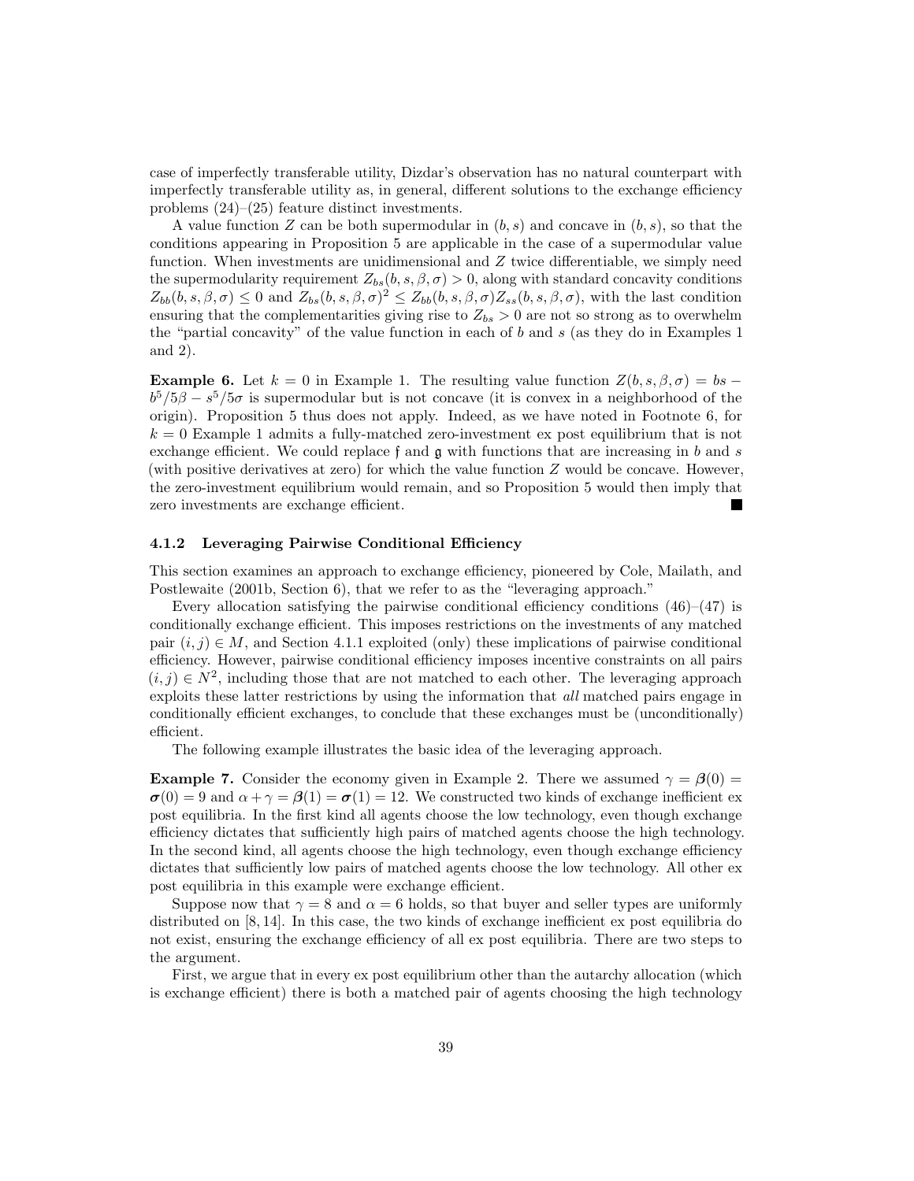case of imperfectly transferable utility, Dizdar's observation has no natural counterpart with imperfectly transferable utility as, in general, different solutions to the exchange efficiency problems (24)–(25) feature distinct investments.

A value function $Z$ can be both supermodular in $(b, s)$ and concave in $(b, s)$, so that the conditions appearing in Proposition 5 are applicable in the case of a supermodular value function. When investments are unidimensional and $Z$ twice differentiable, we simply need the supermodularity requirement $Z_{bs}(b, s, \beta, \sigma) > 0$, along with standard concavity conditions $Z_{bb}(b, s, \beta, \sigma) \leq 0$ and $Z_{bs}(b, s, \beta, \sigma)^2 \leq Z_{bb}(b, s, \beta, \sigma)Z_{ss}(b, s, \beta, \sigma)$, with the last condition ensuring that the complementarities giving rise to $Z_{bs} > 0$ are not so strong as to overwhelm the "partial concavity" of the value function in each of $b$ and $s$ (as they do in Examples 1 and 2).

**Example 6.** Let $k = 0$ in Example 1. The resulting value function $Z(b, s, \beta, \sigma) = bs - b^5/5\beta - s^5/5\sigma$ is supermodular but is not concave (it is convex in a neighborhood of the origin). Proposition 5 thus does not apply. Indeed, as we have noted in Footnote 6, for $k = 0$ Example 1 admits a fully-matched zero-investment ex post equilibrium that is not exchange efficient. We could replace $\mathfrak{f}$ and $\mathfrak{g}$ with functions that are increasing in $b$ and $s$ (with positive derivatives at zero) for which the value function $Z$ would be concave. However, the zero-investment equilibrium would remain, and so Proposition 5 would then imply that zero investments are exchange efficient. ∎

#### 4.1.2 Leveraging Pairwise Conditional Efficiency

This section examines an approach to exchange efficiency, pioneered by Cole, Mailath, and Postlewaite (2001b, Section 6), that we refer to as the "leveraging approach."

Every allocation satisfying the pairwise conditional efficiency conditions (46)–(47) is conditionally exchange efficient. This imposes restrictions on the investments of any matched pair $(i, j) \in M$, and Section 4.1.1 exploited (only) these implications of pairwise conditional efficiency. However, pairwise conditional efficiency imposes incentive constraints on all pairs $(i, j) \in N^2$, including those that are not matched to each other. The leveraging approach exploits these latter restrictions by using the information that *all* matched pairs engage in conditionally efficient exchanges, to conclude that these exchanges must be (unconditionally) efficient.

The following example illustrates the basic idea of the leveraging approach.

**Example 7.** Consider the economy given in Example 2. There we assumed $\gamma = \boldsymbol{\beta}(0) = \boldsymbol{\sigma}(0) = 9$ and $\alpha + \gamma = \boldsymbol{\beta}(1) = \boldsymbol{\sigma}(1) = 12$. We constructed two kinds of exchange inefficient ex post equilibria. In the first kind all agents choose the low technology, even though exchange efficiency dictates that sufficiently high pairs of matched agents choose the high technology. In the second kind, all agents choose the high technology, even though exchange efficiency dictates that sufficiently low pairs of matched agents choose the low technology. All other ex post equilibria in this example were exchange efficient.

Suppose now that $\gamma = 8$ and $\alpha = 6$ holds, so that buyer and seller types are uniformly distributed on $[8, 14]$. In this case, the two kinds of exchange inefficient ex post equilibria do not exist, ensuring the exchange efficiency of all ex post equilibria. There are two steps to the argument.

First, we argue that in every ex post equilibrium other than the autarchy allocation (which is exchange efficient) there is both a matched pair of agents choosing the high technology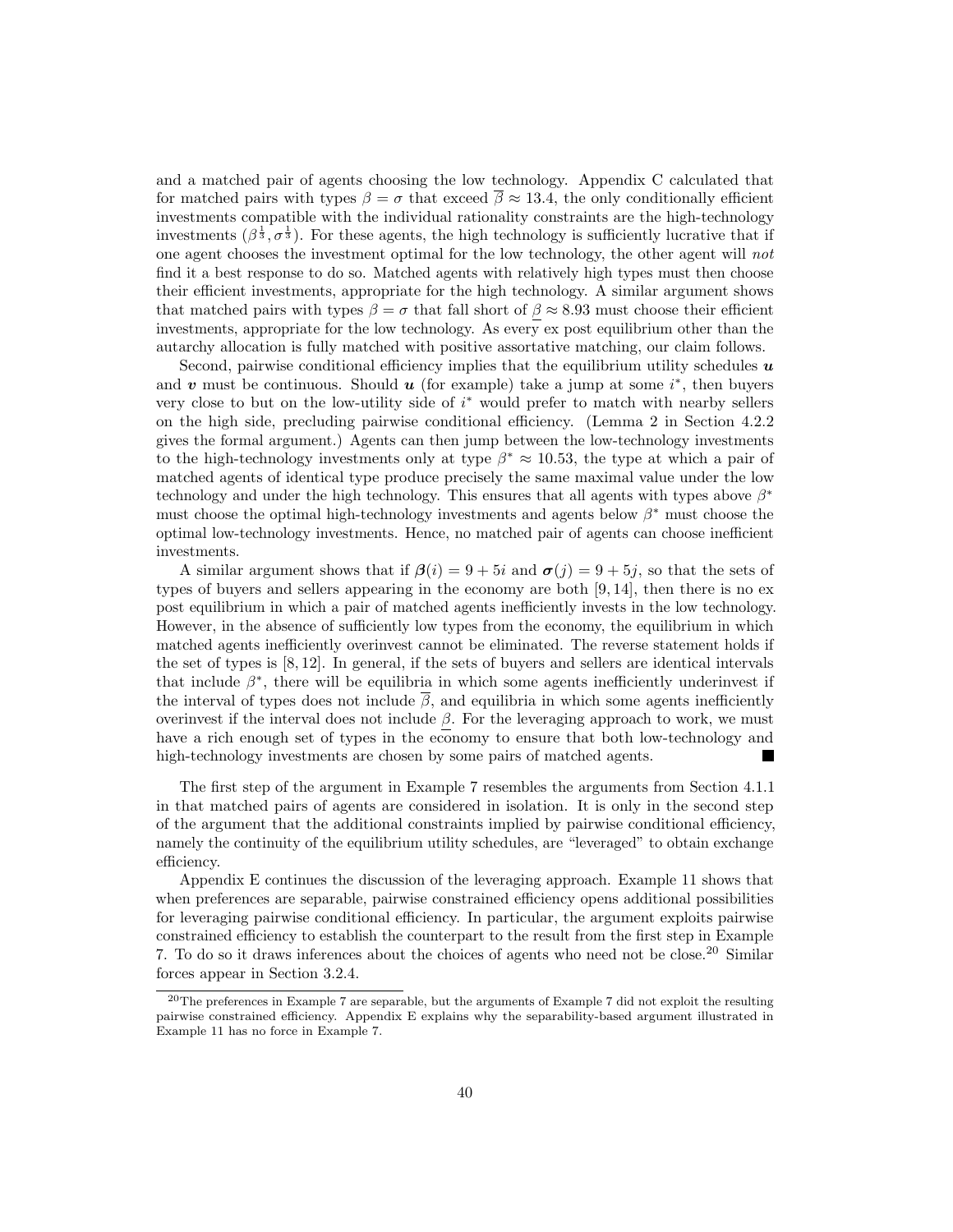and a matched pair of agents choosing the low technology. Appendix C calculated that for matched pairs with types $\beta = \sigma$ that exceed $\overline{\beta} \approx 13.4$, the only conditionally efficient investments compatible with the individual rationality constraints are the high-technology investments $(\beta^{\frac{1}{3}}, \sigma^{\frac{1}{3}})$. For these agents, the high technology is sufficiently lucrative that if one agent chooses the investment optimal for the low technology, the other agent will *not* find it a best response to do so. Matched agents with relatively high types must then choose their efficient investments, appropriate for the high technology. A similar argument shows that matched pairs with types $\beta = \sigma$ that fall short of $\underline{\beta} \approx 8.93$ must choose their efficient investments, appropriate for the low technology. As every ex post equilibrium other than the autarchy allocation is fully matched with positive assortative matching, our claim follows.

Second, pairwise conditional efficiency implies that the equilibrium utility schedules $\boldsymbol{u}$ and $\boldsymbol{v}$ must be continuous. Should $\boldsymbol{u}$ (for example) take a jump at some $i^*$, then buyers very close to but on the low-utility side of $i^*$ would prefer to match with nearby sellers on the high side, precluding pairwise conditional efficiency. (Lemma 2 in Section 4.2.2 gives the formal argument.) Agents can then jump between the low-technology investments to the high-technology investments only at type $\beta^* \approx 10.53$, the type at which a pair of matched agents of identical type produce precisely the same maximal value under the low technology and under the high technology. This ensures that all agents with types above $\beta^*$ must choose the optimal high-technology investments and agents below $\beta^*$ must choose the optimal low-technology investments. Hence, no matched pair of agents can choose inefficient investments.

A similar argument shows that if $\boldsymbol{\beta}(i) = 9 + 5i$ and $\boldsymbol{\sigma}(j) = 9 + 5j$, so that the sets of types of buyers and sellers appearing in the economy are both $[9, 14]$, then there is no ex post equilibrium in which a pair of matched agents inefficiently invests in the low technology. However, in the absence of sufficiently low types from the economy, the equilibrium in which matched agents inefficiently overinvest cannot be eliminated. The reverse statement holds if the set of types is $[8, 12]$. In general, if the sets of buyers and sellers are identical intervals that include $\beta^*$, there will be equilibria in which some agents inefficiently underinvest if the interval of types does not include $\overline{\beta}$, and equilibria in which some agents inefficiently overinvest if the interval does not include $\underline{\beta}$. For the leveraging approach to work, we must have a rich enough set of types in the economy to ensure that both low-technology and high-technology investments are chosen by some pairs of matched agents. ■

The first step of the argument in Example 7 resembles the arguments from Section 4.1.1 in that matched pairs of agents are considered in isolation. It is only in the second step of the argument that the additional constraints implied by pairwise conditional efficiency, namely the continuity of the equilibrium utility schedules, are "leveraged" to obtain exchange efficiency.

Appendix E continues the discussion of the leveraging approach. Example 11 shows that when preferences are separable, pairwise constrained efficiency opens additional possibilities for leveraging pairwise conditional efficiency. In particular, the argument exploits pairwise constrained efficiency to establish the counterpart to the result from the first step in Example 7. To do so it draws inferences about the choices of agents who need not be close.[20] Similar forces appear in Section 3.2.4.

[20] The preferences in Example 7 are separable, but the arguments of Example 7 did not exploit the resulting pairwise constrained efficiency. Appendix E explains why the separability-based argument illustrated in Example 11 has no force in Example 7.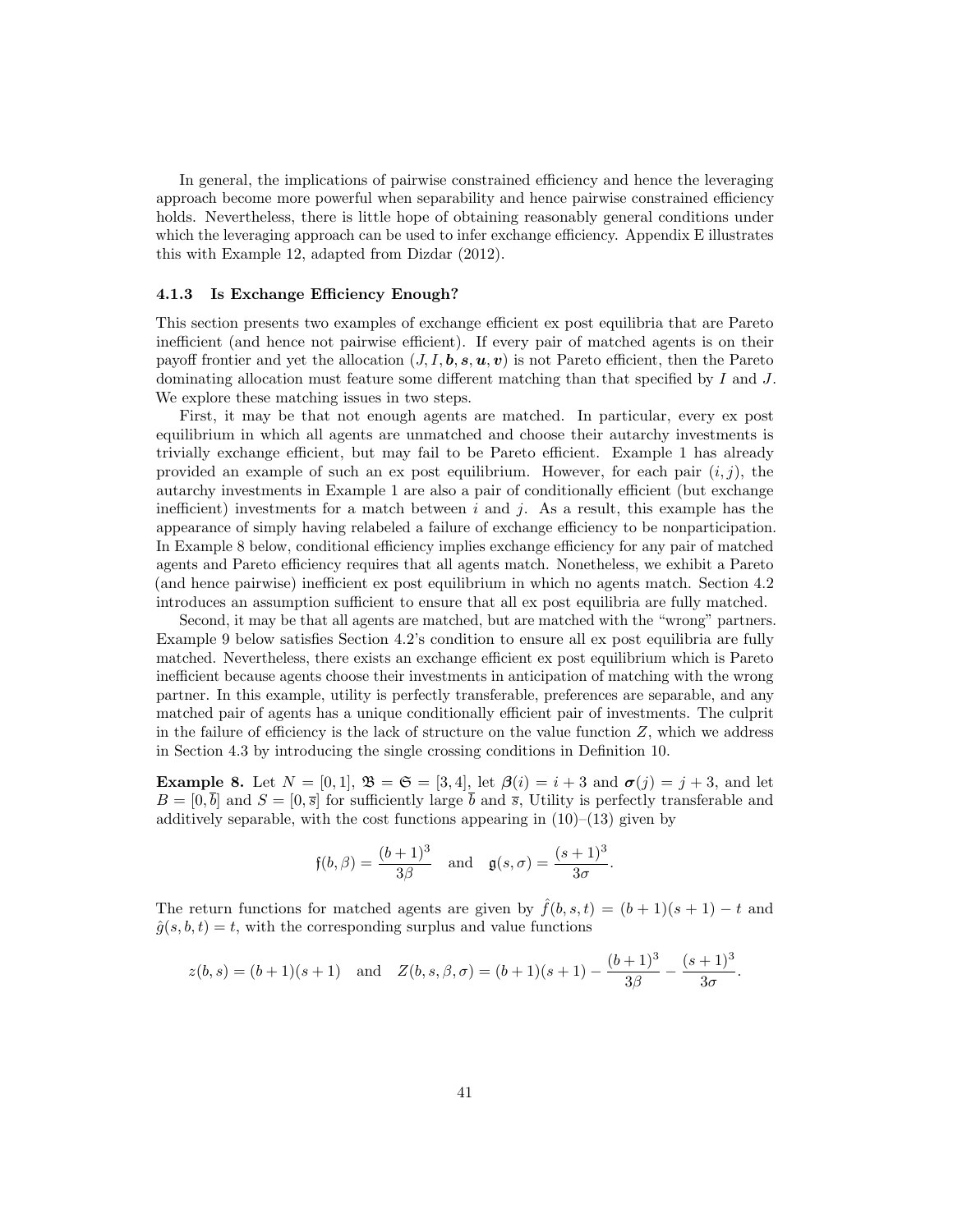In general, the implications of pairwise constrained efficiency and hence the leveraging approach become more powerful when separability and hence pairwise constrained efficiency holds. Nevertheless, there is little hope of obtaining reasonably general conditions under which the leveraging approach can be used to infer exchange efficiency. Appendix E illustrates this with Example 12, adapted from Dizdar (2012).

### 4.1.3 Is Exchange Efficiency Enough?

This section presents two examples of exchange efficient ex post equilibria that are Pareto inefficient (and hence not pairwise efficient). If every pair of matched agents is on their payoff frontier and yet the allocation $(J, I, \boldsymbol{b}, \boldsymbol{s}, \boldsymbol{u}, \boldsymbol{v})$ is not Pareto efficient, then the Pareto dominating allocation must feature some different matching than that specified by $I$ and $J$. We explore these matching issues in two steps.

First, it may be that not enough agents are matched. In particular, every ex post equilibrium in which all agents are unmatched and choose their autarchy investments is trivially exchange efficient, but may fail to be Pareto efficient. Example 1 has already provided an example of such an ex post equilibrium. However, for each pair $(i, j)$, the autarchy investments in Example 1 are also a pair of conditionally efficient (but exchange inefficient) investments for a match between $i$ and $j$. As a result, this example has the appearance of simply having relabeled a failure of exchange efficiency to be nonparticipation. In Example 8 below, conditional efficiency implies exchange efficiency for any pair of matched agents and Pareto efficiency requires that all agents match. Nonetheless, we exhibit a Pareto (and hence pairwise) inefficient ex post equilibrium in which no agents match. Section 4.2 introduces an assumption sufficient to ensure that all ex post equilibria are fully matched.

Second, it may be that all agents are matched, but are matched with the "wrong" partners. Example 9 below satisfies Section 4.2's condition to ensure all ex post equilibria are fully matched. Nevertheless, there exists an exchange efficient ex post equilibrium which is Pareto inefficient because agents choose their investments in anticipation of matching with the wrong partner. In this example, utility is perfectly transferable, preferences are separable, and any matched pair of agents has a unique conditionally efficient pair of investments. The culprit in the failure of efficiency is the lack of structure on the value function $Z$, which we address in Section 4.3 by introducing the single crossing conditions in Definition 10.

**Example 8.** Let $N = [0, 1]$, $\mathfrak{B} = \mathfrak{S} = [3, 4]$, let $\boldsymbol{\beta}(i) = i + 3$ and $\boldsymbol{\sigma}(j) = j + 3$, and let $B = [0, \overline{b}]$ and $S = [0, \overline{s}]$ for sufficiently large $\overline{b}$ and $\overline{s}$, Utility is perfectly transferable and additively separable, with the cost functions appearing in (10)–(13) given by

$$\mathfrak{f}(b, \beta) = \frac{(b+1)^3}{3\beta} \quad \text{and} \quad \mathfrak{g}(s, \sigma) = \frac{(s+1)^3}{3\sigma}.$$

The return functions for matched agents are given by $\hat{f}(b, s, t) = (b+1)(s+1) - t$ and $\hat{g}(s, b, t) = t$, with the corresponding surplus and value functions

$$z(b, s) = (b+1)(s+1) \quad \text{and} \quad Z(b, s, \beta, \sigma) = (b+1)(s+1) - \frac{(b+1)^3}{3\beta} - \frac{(s+1)^3}{3\sigma}.$$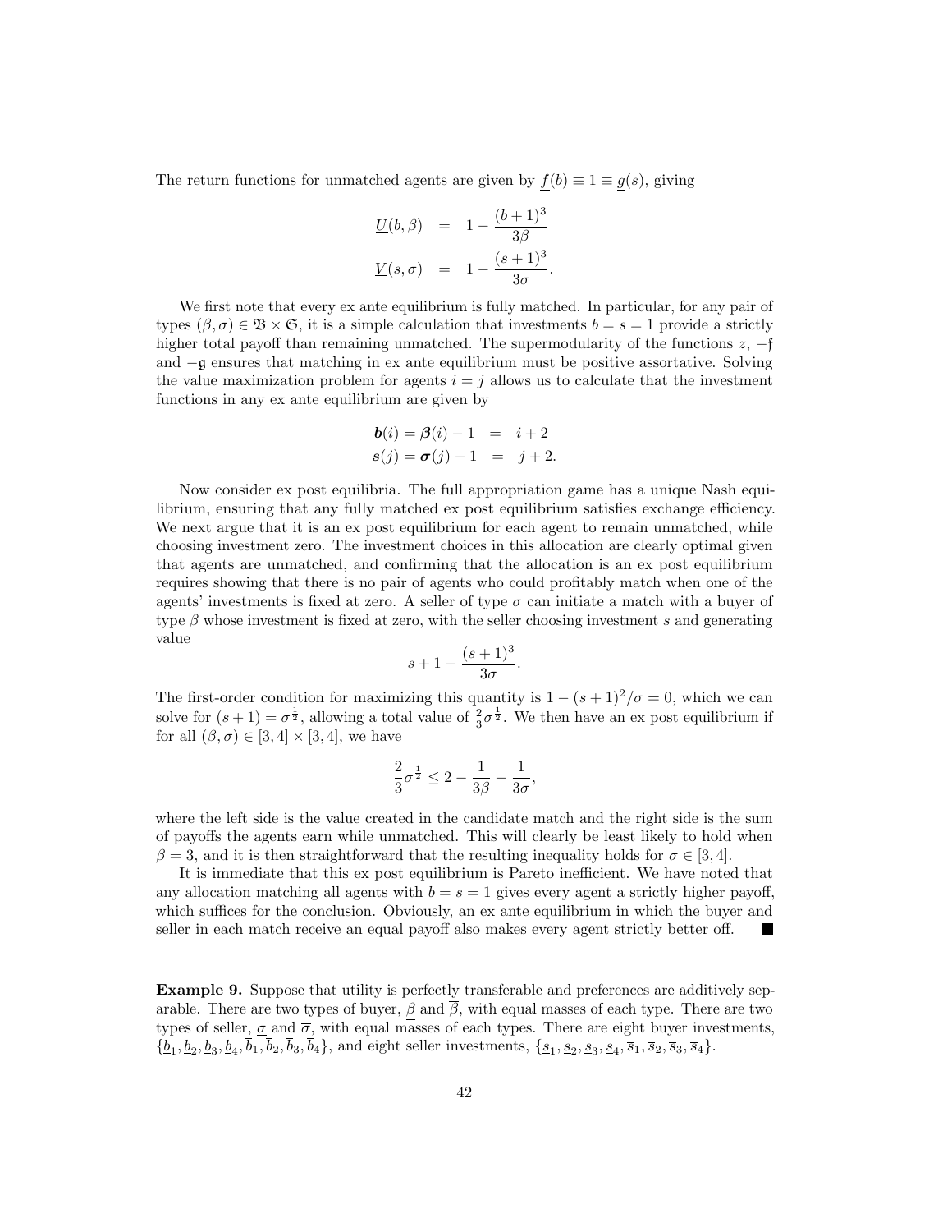The return functions for unmatched agents are given by $\underline{f}(b) \equiv 1 \equiv \underline{g}(s)$, giving

$$\begin{aligned} \underline{U}(b,\beta) &= 1 - \frac{(b+1)^3}{3\beta} \\ \underline{V}(s,\sigma) &= 1 - \frac{(s+1)^3}{3\sigma}. \end{aligned}$$

We first note that every ex ante equilibrium is fully matched. In particular, for any pair of types $(\beta,\sigma) \in \mathfrak{B} \times \mathfrak{S}$, it is a simple calculation that investments $b = s = 1$ provide a strictly higher total payoff than remaining unmatched. The supermodularity of the functions $z$, $-\mathfrak{f}$ and $-\mathfrak{g}$ ensures that matching in ex ante equilibrium must be positive assortative. Solving the value maximization problem for agents $i = j$ allows us to calculate that the investment functions in any ex ante equilibrium are given by

$$\begin{aligned} \boldsymbol{b}(i) = \boldsymbol{\beta}(i) - 1 &= i + 2 \\ \boldsymbol{s}(j) = \boldsymbol{\sigma}(j) - 1 &= j + 2. \end{aligned}$$

Now consider ex post equilibria. The full appropriation game has a unique Nash equilibrium, ensuring that any fully matched ex post equilibrium satisfies exchange efficiency. We next argue that it is an ex post equilibrium for each agent to remain unmatched, while choosing investment zero. The investment choices in this allocation are clearly optimal given that agents are unmatched, and confirming that the allocation is an ex post equilibrium requires showing that there is no pair of agents who could profitably match when one of the agents' investments is fixed at zero. A seller of type $\sigma$ can initiate a match with a buyer of type $\beta$ whose investment is fixed at zero, with the seller choosing investment $s$ and generating value

$$s + 1 - \frac{(s+1)^3}{3\sigma}.$$

The first-order condition for maximizing this quantity is $1 - (s+1)^2/\sigma = 0$, which we can solve for $(s+1) = \sigma^{\frac{1}{2}}$, allowing a total value of $\frac{2}{3}\sigma^{\frac{1}{2}}$. We then have an ex post equilibrium if for all $(\beta,\sigma) \in [3,4] \times [3,4]$, we have

$$\frac{2}{3}\sigma^{\frac{1}{2}} \leq 2 - \frac{1}{3\beta} - \frac{1}{3\sigma},$$

where the left side is the value created in the candidate match and the right side is the sum of payoffs the agents earn while unmatched. This will clearly be least likely to hold when $\beta = 3$, and it is then straightforward that the resulting inequality holds for $\sigma \in [3,4]$.

It is immediate that this ex post equilibrium is Pareto inefficient. We have noted that any allocation matching all agents with $b = s = 1$ gives every agent a strictly higher payoff, which suffices for the conclusion. Obviously, an ex ante equilibrium in which the buyer and seller in each match receive an equal payoff also makes every agent strictly better off. ■

**Example 9.** Suppose that utility is perfectly transferable and preferences are additively separable. There are two types of buyer, $\underline{\beta}$ and $\overline{\beta}$, with equal masses of each type. There are two types of seller, $\underline{\sigma}$ and $\overline{\sigma}$, with equal masses of each types. There are eight buyer investments, $\{\underline{b}_1, \underline{b}_2, \underline{b}_3, \underline{b}_4, \overline{b}_1, \overline{b}_2, \overline{b}_3, \overline{b}_4\}$, and eight seller investments, $\{\underline{s}_1, \underline{s}_2, \underline{s}_3, \underline{s}_4, \overline{s}_1, \overline{s}_2, \overline{s}_3, \overline{s}_4\}$.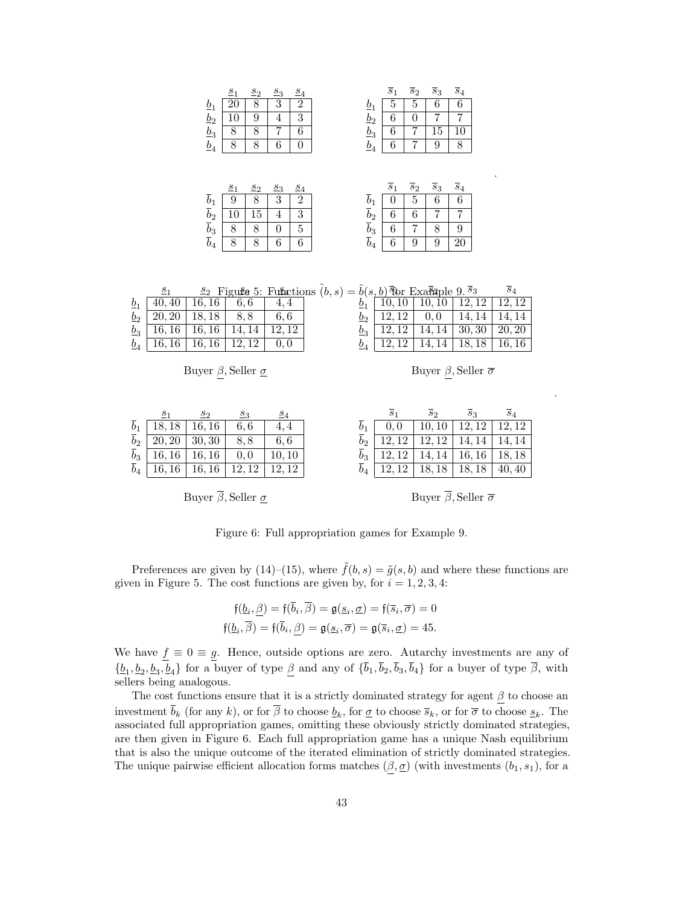| | $\underline{s}_1$ | $\underline{s}_2$ | $\underline{s}_3$ | $\underline{s}_4$ |
|---|---|---|---|---|
| $\underline{b}_1$ | 20 | 8 | 3 | 2 |
| $\underline{b}_2$ | 10 | 9 | 4 | 3 |
| $\underline{b}_3$ | 8 | 8 | 7 | 6 |
| $\underline{b}_4$ | 8 | 8 | 6 | 0 |

| | $\overline{s}_1$ | $\overline{s}_2$ | $\overline{s}_3$ | $\overline{s}_4$ |
|---|---|---|---|---|
| $\underline{b}_1$ | 5 | 5 | 6 | 6 |
| $\underline{b}_2$ | 6 | 0 | 7 | 7 |
| $\underline{b}_3$ | 6 | 7 | 15 | 10 |
| $\underline{b}_4$ | 6 | 7 | 9 | 8 |

| | $\underline{s}_1$ | $\underline{s}_2$ | $\underline{s}_3$ | $\underline{s}_4$ |
|---|---|---|---|---|
| $\overline{b}_1$ | 9 | 8 | 3 | 2 |
| $\overline{b}_2$ | 10 | 15 | 4 | 3 |
| $\overline{b}_3$ | 8 | 8 | 0 | 5 |
| $\overline{b}_4$ | 8 | 8 | 6 | 6 |

| | $\overline{s}_1$ | $\overline{s}_2$ | $\overline{s}_3$ | $\overline{s}_4$ |
|---|---|---|---|---|
| $\overline{b}_1$ | 0 | 5 | 6 | 6 |
| $\overline{b}_2$ | 6 | 6 | 7 | 7 |
| $\overline{b}_3$ | 6 | 7 | 8 | 9 |
| $\overline{b}_4$ | 6 | 9 | 9 | 20 |

Figure 5: Functions $\tilde{f}(b,s) = \tilde{b}(s,b)$ for Example 9.

| | $\underline{s}_1$ | $\underline{s}_2$ | $\underline{s}_3$ | $\underline{s}_4$ |
|---|---|---|---|---|
| $\underline{b}_1$ | 40, 40 | 16, 16 | 6, 6 | 4, 4 |
| $\underline{b}_2$ | 20, 20 | 18, 18 | 8, 8 | 6, 6 |
| $\underline{b}_3$ | 16, 16 | 16, 16 | 14, 14 | 12, 12 |
| $\underline{b}_4$ | 16, 16 | 16, 16 | 12, 12 | 0, 0 |

Buyer $\underline{\beta}$, Seller $\underline{\sigma}$

| | $\overline{s}_1$ | $\overline{s}_2$ | $\overline{s}_3$ | $\overline{s}_4$ |
|---|---|---|---|---|
| $\underline{b}_1$ | 10, 10 | 10, 10 | 12, 12 | 12, 12 |
| $\underline{b}_2$ | 12, 12 | 0, 0 | 14, 14 | 14, 14 |
| $\underline{b}_3$ | 12, 12 | 14, 14 | 30, 30 | 20, 20 |
| $\underline{b}_4$ | 12, 12 | 14, 14 | 18, 18 | 16, 16 |

Buyer $\underline{\beta}$, Seller $\overline{\sigma}$

| | $\underline{s}_1$ | $\underline{s}_2$ | $\underline{s}_3$ | $\underline{s}_4$ |
|---|---|---|---|---|
| $\overline{b}_1$ | 18, 18 | 16, 16 | 6, 6 | 4, 4 |
| $\overline{b}_2$ | 20, 20 | 30, 30 | 8, 8 | 6, 6 |
| $\overline{b}_3$ | 16, 16 | 16, 16 | 0, 0 | 10, 10 |
| $\overline{b}_4$ | 16, 16 | 16, 16 | 12, 12 | 12, 12 |

Buyer $\overline{\beta}$, Seller $\underline{\sigma}$

| | $\overline{s}_1$ | $\overline{s}_2$ | $\overline{s}_3$ | $\overline{s}_4$ |
|---|---|---|---|---|
| $\overline{b}_1$ | 0, 0 | 10, 10 | 12, 12 | 12, 12 |
| $\overline{b}_2$ | 12, 12 | 12, 12 | 14, 14 | 14, 14 |
| $\overline{b}_3$ | 12, 12 | 14, 14 | 16, 16 | 18, 18 |
| $\overline{b}_4$ | 12, 12 | 18, 18 | 18, 18 | 40, 40 |

Buyer $\overline{\beta}$, Seller $\overline{\sigma}$

Figure 6: Full appropriation games for Example 9.

Preferences are given by (14)–(15), where $\tilde{f}(b,s) = \tilde{g}(s,b)$ and where these functions are given in Figure 5. The cost functions are given by, for $i = 1, 2, 3, 4$:

$$\mathfrak{f}(\underline{b}_i, \underline{\beta}) = \mathfrak{f}(\overline{b}_i, \overline{\beta}) = \mathfrak{g}(\underline{s}_i, \underline{\sigma}) = \mathfrak{f}(\overline{s}_i, \overline{\sigma}) = 0$$
$$\mathfrak{f}(\underline{b}_i, \overline{\beta}) = \mathfrak{f}(\overline{b}_i, \underline{\beta}) = \mathfrak{g}(\underline{s}_i, \overline{\sigma}) = \mathfrak{g}(\overline{s}_i, \underline{\sigma}) = 45.$$

We have $\underline{f} \equiv 0 \equiv \underline{g}$. Hence, outside options are zero. Autarchy investments are any of $\{\underline{b}_1, \underline{b}_2, \underline{b}_3, \underline{b}_4\}$ for a buyer of type $\underline{\beta}$ and any of $\{\overline{b}_1, \overline{b}_2, \overline{b}_3, \overline{b}_4\}$ for a buyer of type $\overline{\beta}$, with sellers being analogous.

The cost functions ensure that it is a strictly dominated strategy for agent $\underline{\beta}$ to choose an investment $\overline{b}_k$ (for any $k$), or for $\overline{\beta}$ to choose $\underline{b}_k$, for $\underline{\sigma}$ to choose $\overline{s}_k$, or for $\overline{\sigma}$ to choose $\underline{s}_k$. The associated full appropriation games, omitting these obviously strictly dominated strategies, are then given in Figure 6. Each full appropriation game has a unique Nash equilibrium that is also the unique outcome of the iterated elimination of strictly dominated strategies. The unique pairwise efficient allocation forms matches $(\underline{\beta}, \underline{\sigma})$ (with investments $(b_1, s_1)$, for a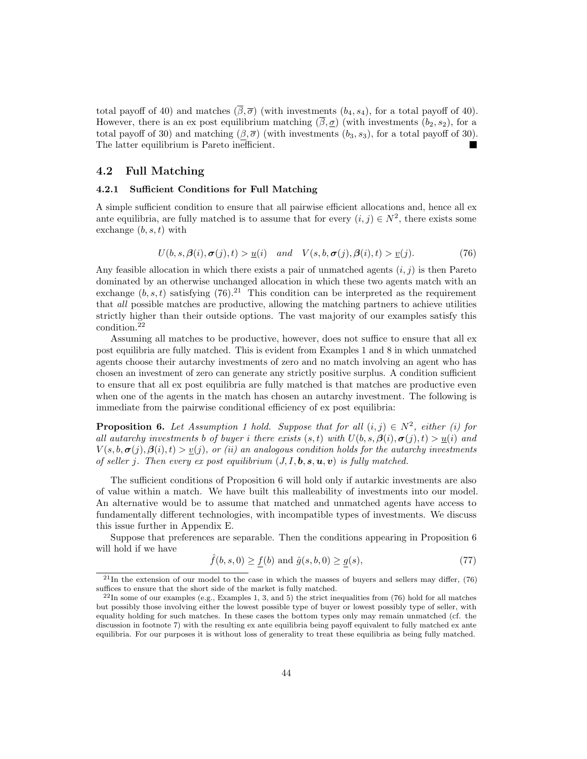total payoff of 40) and matches $(\overline{\beta},\overline{\sigma})$ (with investments $(b_4,s_4)$, for a total payoff of 40). However, there is an ex post equilibrium matching $(\overline{\beta},\underline{\sigma})$ (with investments $(b_2,s_2)$, for a total payoff of 30) and matching $(\underline{\beta},\overline{\sigma})$ (with investments $(b_3,s_3)$, for a total payoff of 30). The latter equilibrium is Pareto inefficient. ■

## 4.2 Full Matching

### 4.2.1 Sufficient Conditions for Full Matching

A simple sufficient condition to ensure that all pairwise efficient allocations and, hence all ex ante equilibria, are fully matched is to assume that for every $(i,j) \in N^2$, there exists some exchange $(b,s,t)$ with

$$U(b,s,\boldsymbol{\beta}(i),\boldsymbol{\sigma}(j),t) > \underline{u}(i) \quad \text{and} \quad V(s,b,\boldsymbol{\sigma}(j),\boldsymbol{\beta}(i),t) > \underline{v}(j). \tag{76}$$

Any feasible allocation in which there exists a pair of unmatched agents $(i,j)$ is then Pareto dominated by an otherwise unchanged allocation in which these two agents match with an exchange $(b,s,t)$ satisfying (76).[21] This condition can be interpreted as the requirement that *all* possible matches are productive, allowing the matching partners to achieve utilities strictly higher than their outside options. The vast majority of our examples satisfy this condition.[22]

Assuming all matches to be productive, however, does not suffice to ensure that all ex post equilibria are fully matched. This is evident from Examples 1 and 8 in which unmatched agents choose their autarchy investments of zero and no match involving an agent who has chosen an investment of zero can generate any strictly positive surplus. A condition sufficient to ensure that all ex post equilibria are fully matched is that matches are productive even when one of the agents in the match has chosen an autarchy investment. The following is immediate from the pairwise conditional efficiency of ex post equilibria:

**Proposition 6.** *Let Assumption 1 hold. Suppose that for all $(i,j) \in N^2$, either (i) for all autarchy investments $b$ of buyer $i$ there exists $(s,t)$ with $U(b,s,\boldsymbol{\beta}(i),\boldsymbol{\sigma}(j),t) > \underline{u}(i)$ and $V(s,b,\boldsymbol{\sigma}(j),\boldsymbol{\beta}(i),t) > \underline{v}(j)$, or (ii) an analogous condition holds for the autarchy investments of seller $j$. Then every ex post equilibrium $(J,I,\boldsymbol{b},\boldsymbol{s},\boldsymbol{u},\boldsymbol{v})$ is fully matched.*

The sufficient conditions of Proposition 6 will hold only if autarkic investments are also of value within a match. We have built this malleability of investments into our model. An alternative would be to assume that matched and unmatched agents have access to fundamentally different technologies, with incompatible types of investments. We discuss this issue further in Appendix E.

Suppose that preferences are separable. Then the conditions appearing in Proposition 6 will hold if we have

$$\hat{f}(b,s,0) \geq \underline{f}(b) \text{ and } \hat{g}(s,b,0) \geq \underline{g}(s), \tag{77}$$

[21] In the extension of our model to the case in which the masses of buyers and sellers may differ, (76) suffices to ensure that the short side of the market is fully matched.

[22] In some of our examples (e.g., Examples 1, 3, and 5) the strict inequalities from (76) hold for all matches but possibly those involving either the lowest possible type of buyer or lowest possibly type of seller, with equality holding for such matches. In these cases the bottom types only may remain unmatched (cf. the discussion in footnote 7) with the resulting ex ante equilibria being payoff equivalent to fully matched ex ante equilibria. For our purposes it is without loss of generality to treat these equilibria as being fully matched.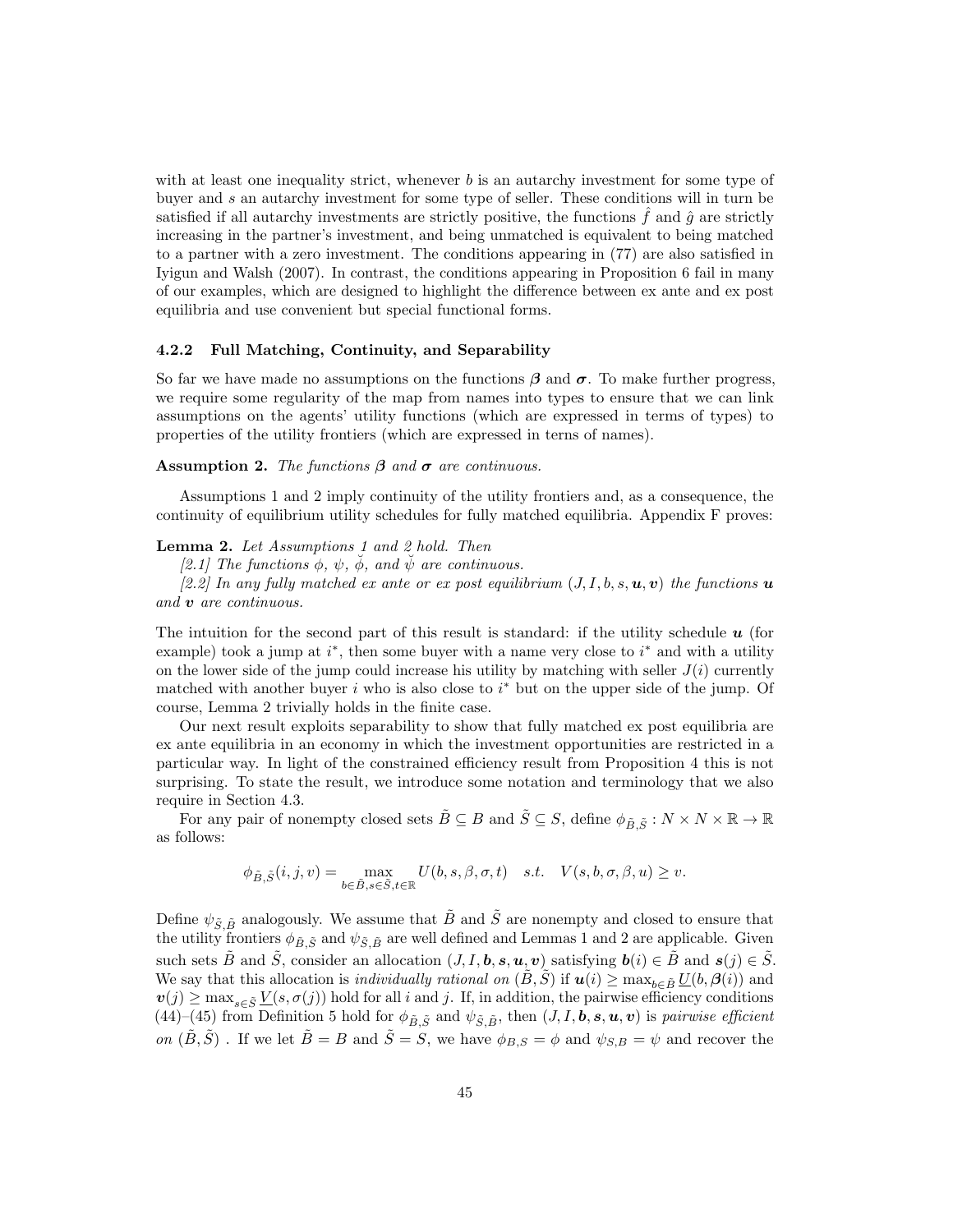with at least one inequality strict, whenever $b$ is an autarchy investment for some type of buyer and $s$ an autarchy investment for some type of seller. These conditions will in turn be satisfied if all autarchy investments are strictly positive, the functions $\hat{f}$ and $\hat{g}$ are strictly increasing in the partner's investment, and being unmatched is equivalent to being matched to a partner with a zero investment. The conditions appearing in (77) are also satisfied in Iyigun and Walsh (2007). In contrast, the conditions appearing in Proposition 6 fail in many of our examples, which are designed to highlight the difference between ex ante and ex post equilibria and use convenient but special functional forms.

#### 4.2.2 Full Matching, Continuity, and Separability

So far we have made no assumptions on the functions $\boldsymbol{\beta}$ and $\boldsymbol{\sigma}$. To make further progress, we require some regularity of the map from names into types to ensure that we can link assumptions on the agents' utility functions (which are expressed in terms of types) to properties of the utility frontiers (which are expressed in terns of names).

**Assumption 2.** *The functions $\boldsymbol{\beta}$ and $\boldsymbol{\sigma}$ are continuous.*

Assumptions 1 and 2 imply continuity of the utility frontiers and, as a consequence, the continuity of equilibrium utility schedules for fully matched equilibria. Appendix F proves:

**Lemma 2.** *Let Assumptions 1 and 2 hold. Then*

*[2.1] The functions $\phi$, $\psi$, $\breve{\phi}$, and $\breve{\psi}$ are continuous.*

*[2.2] In any fully matched ex ante or ex post equilibrium $(J, I, b, s, \boldsymbol{u}, \boldsymbol{v})$ the functions $\boldsymbol{u}$ and $\boldsymbol{v}$ are continuous.*

The intuition for the second part of this result is standard: if the utility schedule $\boldsymbol{u}$ (for example) took a jump at $i^*$, then some buyer with a name very close to $i^*$ and with a utility on the lower side of the jump could increase his utility by matching with seller $J(i)$ currently matched with another buyer $i$ who is also close to $i^*$ but on the upper side of the jump. Of course, Lemma 2 trivially holds in the finite case.

Our next result exploits separability to show that fully matched ex post equilibria are ex ante equilibria in an economy in which the investment opportunities are restricted in a particular way. In light of the constrained efficiency result from Proposition 4 this is not surprising. To state the result, we introduce some notation and terminology that we also require in Section 4.3.

For any pair of nonempty closed sets $\tilde{B} \subseteq B$ and $\tilde{S} \subseteq S$, define $\phi_{\tilde{B},\tilde{S}} : N \times N \times \mathbb{R} \to \mathbb{R}$ as follows:

$$\phi_{\tilde{B},\tilde{S}}(i, j, v) = \max_{b \in \tilde{B}, s \in \tilde{S}, t \in \mathbb{R}} U(b, s, \beta, \sigma, t) \quad s.t. \quad V(s, b, \sigma, \beta, u) \geq v.$$

Define $\psi_{\tilde{S},\tilde{B}}$ analogously. We assume that $\tilde{B}$ and $\tilde{S}$ are nonempty and closed to ensure that the utility frontiers $\phi_{\tilde{B},\tilde{S}}$ and $\psi_{\tilde{S},\tilde{B}}$ are well defined and Lemmas 1 and 2 are applicable. Given such sets $\tilde{B}$ and $\tilde{S}$, consider an allocation $(J, I, \boldsymbol{b}, \boldsymbol{s}, \boldsymbol{u}, \boldsymbol{v})$ satisfying $\boldsymbol{b}(i) \in \tilde{B}$ and $\boldsymbol{s}(j) \in \tilde{S}$. We say that this allocation is *individually rational on* $(\tilde{B}, \tilde{S})$ if $\boldsymbol{u}(i) \geq \max_{b \in \tilde{B}} \underline{U}(b, \boldsymbol{\beta}(i))$ and $\boldsymbol{v}(j) \geq \max_{s \in \tilde{S}} \underline{V}(s, \sigma(j))$ hold for all $i$ and $j$. If, in addition, the pairwise efficiency conditions (44)–(45) from Definition 5 hold for $\phi_{\tilde{B},\tilde{S}}$ and $\psi_{\tilde{S},\tilde{B}}$, then $(J, I, \boldsymbol{b}, \boldsymbol{s}, \boldsymbol{u}, \boldsymbol{v})$ is *pairwise efficient on* $(\tilde{B}, \tilde{S})$ . If we let $\tilde{B} = B$ and $\tilde{S} = S$, we have $\phi_{B,S} = \phi$ and $\psi_{S,B} = \psi$ and recover the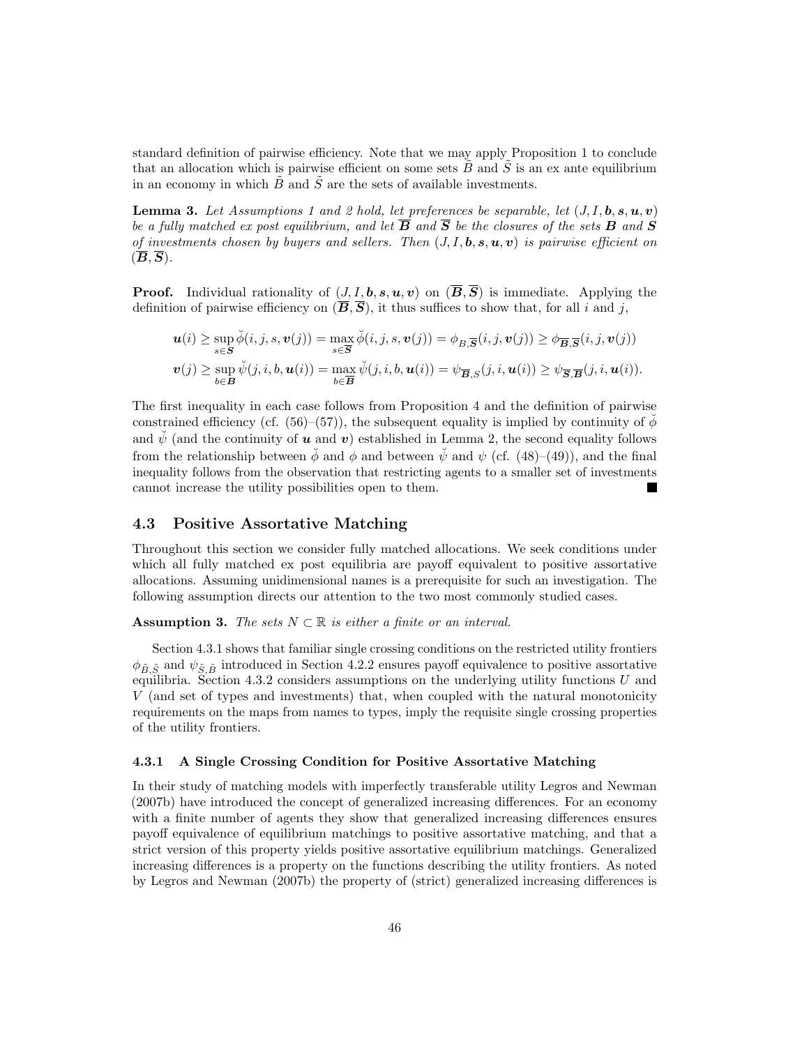standard definition of pairwise efficiency. Note that we may apply Proposition 1 to conclude that an allocation which is pairwise efficient on some sets $\tilde{B}$ and $\tilde{S}$ is an ex ante equilibrium in an economy in which $\tilde{B}$ and $\tilde{S}$ are the sets of available investments.

**Lemma 3.** *Let Assumptions 1 and 2 hold, let preferences be separable, let $(J, I, \boldsymbol{b}, \boldsymbol{s}, \boldsymbol{u}, \boldsymbol{v})$ be a fully matched ex post equilibrium, and let $\overline{\boldsymbol{B}}$ and $\overline{\boldsymbol{S}}$ be the closures of the sets $\boldsymbol{B}$ and $\boldsymbol{S}$ of investments chosen by buyers and sellers. Then $(J, I, \boldsymbol{b}, \boldsymbol{s}, \boldsymbol{u}, \boldsymbol{v})$ is pairwise efficient on $(\overline{\boldsymbol{B}}, \overline{\boldsymbol{S}})$.*

**Proof.** Individual rationality of $(J, I, \boldsymbol{b}, \boldsymbol{s}, \boldsymbol{u}, \boldsymbol{v})$ on $(\overline{\boldsymbol{B}}, \overline{\boldsymbol{S}})$ is immediate. Applying the definition of pairwise efficiency on $(\overline{\boldsymbol{B}}, \overline{\boldsymbol{S}})$, it thus suffices to show that, for all $i$ and $j$,

$$\boldsymbol{u}(i) \geq \sup_{s \in \boldsymbol{S}} \breve{\phi}(i, j, s, \boldsymbol{v}(j)) = \max_{s \in \overline{\boldsymbol{S}}} \breve{\phi}(i, j, s, \boldsymbol{v}(j)) = \phi_{B, \overline{\boldsymbol{S}}}(i, j, \boldsymbol{v}(j)) \geq \phi_{\overline{\boldsymbol{B}}, \overline{\boldsymbol{S}}}(i, j, \boldsymbol{v}(j))$$

$$\boldsymbol{v}(j) \geq \sup_{b \in \boldsymbol{B}} \breve{\psi}(j, i, b, \boldsymbol{u}(i)) = \max_{b \in \overline{\boldsymbol{B}}} \breve{\psi}(j, i, b, \boldsymbol{u}(i)) = \psi_{\overline{\boldsymbol{B}}, S}(j, i, \boldsymbol{u}(i)) \geq \psi_{\overline{\boldsymbol{S}}, \overline{\boldsymbol{B}}}(j, i, \boldsymbol{u}(i)).$$

The first inequality in each case follows from Proposition 4 and the definition of pairwise constrained efficiency (cf. (56)–(57)), the subsequent equality is implied by continuity of $\breve{\phi}$ and $\breve{\psi}$ (and the continuity of $\boldsymbol{u}$ and $\boldsymbol{v}$) established in Lemma 2, the second equality follows from the relationship between $\breve{\phi}$ and $\phi$ and between $\breve{\psi}$ and $\psi$ (cf. (48)–(49)), and the final inequality follows from the observation that restricting agents to a smaller set of investments cannot increase the utility possibilities open to them. ∎

## 4.3 Positive Assortative Matching

Throughout this section we consider fully matched allocations. We seek conditions under which all fully matched ex post equilibria are payoff equivalent to positive assortative allocations. Assuming unidimensional names is a prerequisite for such an investigation. The following assumption directs our attention to the two most commonly studied cases.

**Assumption 3.** *The sets $N \subset \mathbb{R}$ is either a finite or an interval.*

Section 4.3.1 shows that familiar single crossing conditions on the restricted utility frontiers $\phi_{\tilde{B}, \tilde{S}}$ and $\psi_{\tilde{S}, \tilde{B}}$ introduced in Section 4.2.2 ensures payoff equivalence to positive assortative equilibria. Section 4.3.2 considers assumptions on the underlying utility functions $U$ and $V$ (and set of types and investments) that, when coupled with the natural monotonicity requirements on the maps from names to types, imply the requisite single crossing properties of the utility frontiers.

### 4.3.1 A Single Crossing Condition for Positive Assortative Matching

In their study of matching models with imperfectly transferable utility Legros and Newman (2007b) have introduced the concept of generalized increasing differences. For an economy with a finite number of agents they show that generalized increasing differences ensures payoff equivalence of equilibrium matchings to positive assortative matching, and that a strict version of this property yields positive assortative equilibrium matchings. Generalized increasing differences is a property on the functions describing the utility frontiers. As noted by Legros and Newman (2007b) the property of (strict) generalized increasing differences is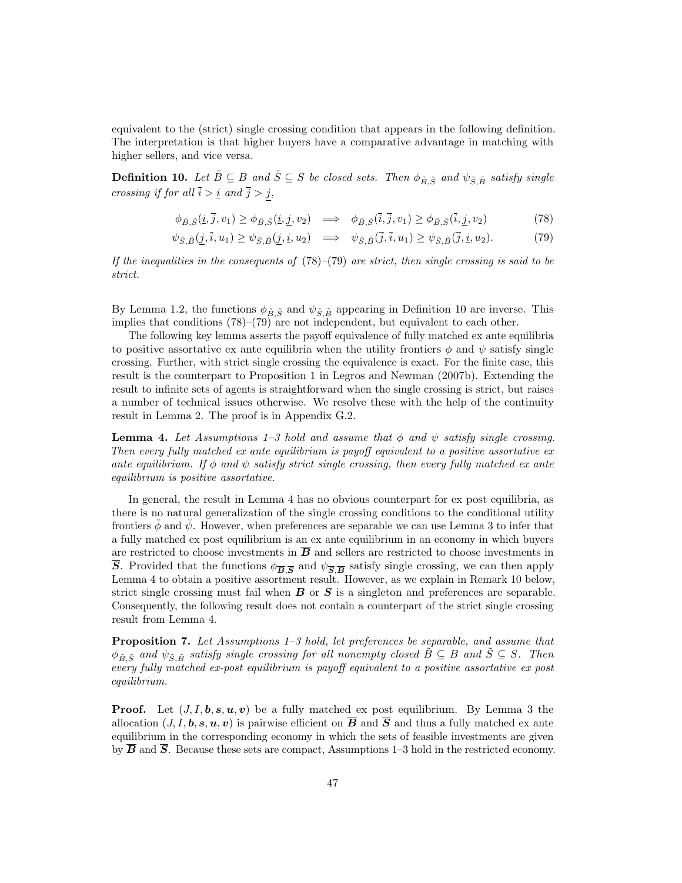equivalent to the (strict) single crossing condition that appears in the following definition. The interpretation is that higher buyers have a comparative advantage in matching with higher sellers, and vice versa.

**Definition 10.** *Let $\tilde{B} \subseteq B$ and $\tilde{S} \subseteq S$ be closed sets. Then $\phi_{\tilde{B},\tilde{S}}$ and $\psi_{\tilde{S},\tilde{B}}$ satisfy single crossing if for all $\bar{i} > \underline{i}$ and $\bar{j} > \underline{j}$,*

$$\phi_{\tilde{B},\tilde{S}}(\underline{i},\bar{j},v_1) \geq \phi_{\tilde{B},\tilde{S}}(\underline{i},\underline{j},v_2) \implies \phi_{\tilde{B},\tilde{S}}(\bar{i},\bar{j},v_1) \geq \phi_{\tilde{B},\tilde{S}}(\bar{i},\underline{j},v_2) \tag{78}$$

$$\psi_{\tilde{S},\tilde{B}}(\underline{j},\bar{i},u_1) \geq \psi_{\tilde{S},\tilde{B}}(\underline{j},\underline{i},u_2) \implies \psi_{\tilde{S},\tilde{B}}(\bar{j},\bar{i},u_1) \geq \psi_{\tilde{S},\tilde{B}}(\bar{j},\underline{i},u_2). \tag{79}$$

*If the inequalities in the consequents of (78)–(79) are strict, then single crossing is said to be strict.*

By Lemma 1.2, the functions $\phi_{\tilde{B},\tilde{S}}$ and $\psi_{\tilde{S},\tilde{B}}$ appearing in Definition 10 are inverse. This implies that conditions (78)–(79) are not independent, but equivalent to each other.

The following key lemma asserts the payoff equivalence of fully matched ex ante equilibria to positive assortative ex ante equilibria when the utility frontiers $\phi$ and $\psi$ satisfy single crossing. Further, with strict single crossing the equivalence is exact. For the finite case, this result is the counterpart to Proposition 1 in Legros and Newman (2007b). Extending the result to infinite sets of agents is straightforward when the single crossing is strict, but raises a number of technical issues otherwise. We resolve these with the help of the continuity result in Lemma 2. The proof is in Appendix G.2.

**Lemma 4.** *Let Assumptions 1–3 hold and assume that $\phi$ and $\psi$ satisfy single crossing. Then every fully matched ex ante equilibrium is payoff equivalent to a positive assortative ex ante equilibrium. If $\phi$ and $\psi$ satisfy strict single crossing, then every fully matched ex ante equilibrium is positive assortative.*

In general, the result in Lemma 4 has no obvious counterpart for ex post equilibria, as there is no natural generalization of the single crossing conditions to the conditional utility frontiers $\check{\phi}$ and $\check{\psi}$. However, when preferences are separable we can use Lemma 3 to infer that a fully matched ex post equilibrium is an ex ante equilibrium in an economy in which buyers are restricted to choose investments in $\overline{\boldsymbol{B}}$ and sellers are restricted to choose investments in $\overline{\boldsymbol{S}}$. Provided that the functions $\phi_{\overline{\boldsymbol{B}},\overline{\boldsymbol{S}}}$ and $\psi_{\overline{\boldsymbol{S}},\overline{\boldsymbol{B}}}$ satisfy single crossing, we can then apply Lemma 4 to obtain a positive assortment result. However, as we explain in Remark 10 below, strict single crossing must fail when $\boldsymbol{B}$ or $\boldsymbol{S}$ is a singleton and preferences are separable. Consequently, the following result does not contain a counterpart of the strict single crossing result from Lemma 4.

**Proposition 7.** *Let Assumptions 1–3 hold, let preferences be separable, and assume that $\phi_{\tilde{B},\tilde{S}}$ and $\psi_{\tilde{S},\tilde{B}}$ satisfy single crossing for all nonempty closed $\tilde{B} \subseteq B$ and $\tilde{S} \subseteq S$. Then every fully matched ex-post equilibrium is payoff equivalent to a positive assortative ex post equilibrium.*

**Proof.** Let $(J, I, \boldsymbol{b}, \boldsymbol{s}, \boldsymbol{u}, \boldsymbol{v})$ be a fully matched ex post equilibrium. By Lemma 3 the allocation $(J, I, \boldsymbol{b}, \boldsymbol{s}, \boldsymbol{u}, \boldsymbol{v})$ is pairwise efficient on $\overline{\boldsymbol{B}}$ and $\overline{\boldsymbol{S}}$ and thus a fully matched ex ante equilibrium in the corresponding economy in which the sets of feasible investments are given by $\overline{\boldsymbol{B}}$ and $\overline{\boldsymbol{S}}$. Because these sets are compact, Assumptions 1–3 hold in the restricted economy.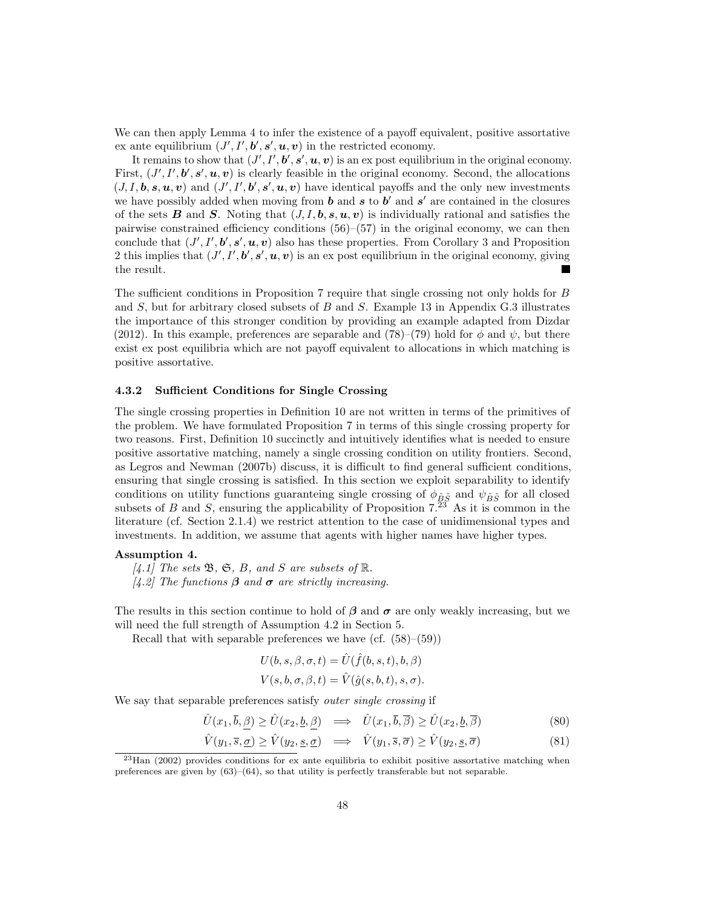We can then apply Lemma 4 to infer the existence of a payoff equivalent, positive assortative ex ante equilibrium $(J', I', \boldsymbol{b}', \boldsymbol{s}', \boldsymbol{u}, \boldsymbol{v})$ in the restricted economy.

It remains to show that $(J', I', \boldsymbol{b}', \boldsymbol{s}', \boldsymbol{u}, \boldsymbol{v})$ is an ex post equilibrium in the original economy. First, $(J', I', \boldsymbol{b}', \boldsymbol{s}', \boldsymbol{u}, \boldsymbol{v})$ is clearly feasible in the original economy. Second, the allocations $(J, I, \boldsymbol{b}, \boldsymbol{s}, \boldsymbol{u}, \boldsymbol{v})$ and $(J', I', \boldsymbol{b}', \boldsymbol{s}', \boldsymbol{u}, \boldsymbol{v})$ have identical payoffs and the only new investments we have possibly added when moving from $\boldsymbol{b}$ and $\boldsymbol{s}$ to $\boldsymbol{b}'$ and $\boldsymbol{s}'$ are contained in the closures of the sets $\boldsymbol{B}$ and $\boldsymbol{S}$. Noting that $(J, I, \boldsymbol{b}, \boldsymbol{s}, \boldsymbol{u}, \boldsymbol{v})$ is individually rational and satisfies the pairwise constrained efficiency conditions (56)–(57) in the original economy, we can then conclude that $(J', I', \boldsymbol{b}', \boldsymbol{s}', \boldsymbol{u}, \boldsymbol{v})$ also has these properties. From Corollary 3 and Proposition 2 this implies that $(J', I', \boldsymbol{b}', \boldsymbol{s}', \boldsymbol{u}, \boldsymbol{v})$ is an ex post equilibrium in the original economy, giving the result. ■

The sufficient conditions in Proposition 7 require that single crossing not only holds for $B$ and $S$, but for arbitrary closed subsets of $B$ and $S$. Example 13 in Appendix G.3 illustrates the importance of this stronger condition by providing an example adapted from Dizdar (2012). In this example, preferences are separable and (78)–(79) hold for $\phi$ and $\psi$, but there exist ex post equilibria which are not payoff equivalent to allocations in which matching is positive assortative.

### 4.3.2 Sufficient Conditions for Single Crossing

The single crossing properties in Definition 10 are not written in terms of the primitives of the problem. We have formulated Proposition 7 in terms of this single crossing property for two reasons. First, Definition 10 succinctly and intuitively identifies what is needed to ensure positive assortative matching, namely a single crossing condition on utility frontiers. Second, as Legros and Newman (2007b) discuss, it is difficult to find general sufficient conditions, ensuring that single crossing is satisfied. In this section we exploit separability to identify conditions on utility functions guaranteing single crossing of $\phi_{\tilde{B}\tilde{S}}$ and $\psi_{\tilde{B}\tilde{S}}$ for all closed subsets of $B$ and $S$, ensuring the applicability of Proposition 7.[23] As it is common in the literature (cf. Section 2.1.4) we restrict attention to the case of unidimensional types and investments. In addition, we assume that agents with higher names have higher types.

**Assumption 4.**

*[4.1] The sets $\mathfrak{B}$, $\mathfrak{S}$, $B$, and $S$ are subsets of $\mathbb{R}$.*

*[4.2] The functions $\boldsymbol{\beta}$ and $\boldsymbol{\sigma}$ are strictly increasing.*

The results in this section continue to hold of $\boldsymbol{\beta}$ and $\boldsymbol{\sigma}$ are only weakly increasing, but we will need the full strength of Assumption 4.2 in Section 5.

Recall that with separable preferences we have (cf. (58)–(59))

$$U(b, s, \beta, \sigma, t) = \hat{U}(\hat{f}(b, s, t), b, \beta)$$
$$V(s, b, \sigma, \beta, t) = \hat{V}(\hat{g}(s, b, t), s, \sigma).$$

We say that separable preferences satisfy *outer single crossing* if

$$\hat{U}(x_1, \overline{b}, \underline{\beta}) \geq \hat{U}(x_2, \underline{b}, \underline{\beta}) \implies \hat{U}(x_1, \overline{b}, \overline{\beta}) \geq \hat{U}(x_2, \underline{b}, \overline{\beta}) \tag{80}$$

$$\hat{V}(y_1, \overline{s}, \underline{\sigma}) \geq \hat{V}(y_2, \underline{s}, \underline{\sigma}) \implies \hat{V}(y_1, \overline{s}, \overline{\sigma}) \geq \hat{V}(y_2, \underline{s}, \overline{\sigma}) \tag{81}$$

[23] Han (2002) provides conditions for ex ante equilibria to exhibit positive assortative matching when preferences are given by (63)–(64), so that utility is perfectly transferable but not separable.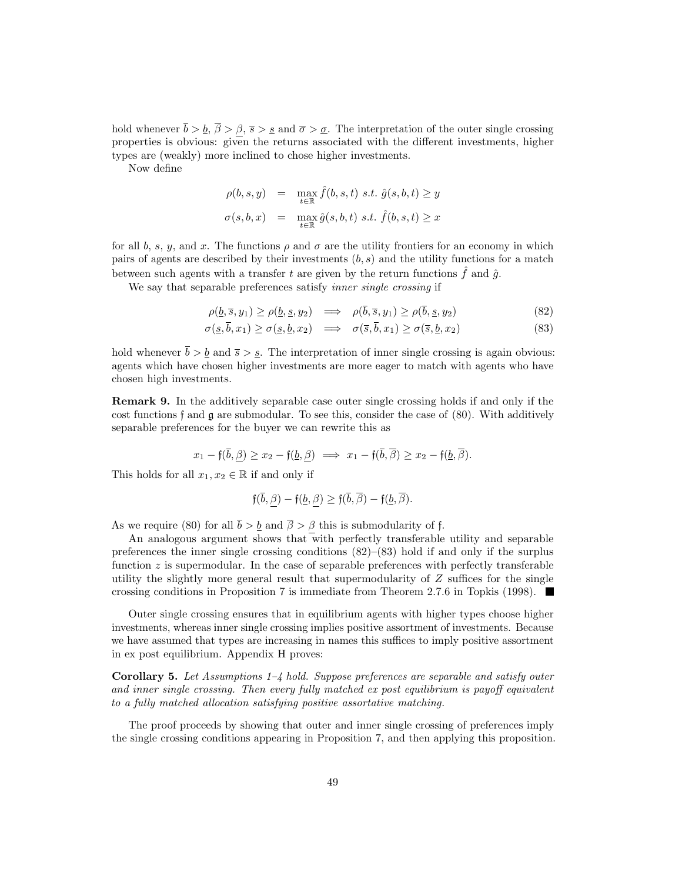hold whenever $\overline{b} > \underline{b}$, $\overline{\beta} > \underline{\beta}$, $\overline{s} > \underline{s}$ and $\overline{\sigma} > \underline{\sigma}$. The interpretation of the outer single crossing properties is obvious: given the returns associated with the different investments, higher types are (weakly) more inclined to chose higher investments.

Now define

$$
\begin{aligned}
\rho(b, s, y) &= \max_{t \in \mathbb{R}} \hat{f}(b, s, t) \ s.t.\ \hat{g}(s, b, t) \geq y \\
\sigma(s, b, x) &= \max_{t \in \mathbb{R}} \hat{g}(s, b, t) \ s.t.\ \hat{f}(b, s, t) \geq x
\end{aligned}
$$

for all $b$, $s$, $y$, and $x$. The functions $\rho$ and $\sigma$ are the utility frontiers for an economy in which pairs of agents are described by their investments $(b, s)$ and the utility functions for a match between such agents with a transfer $t$ are given by the return functions $\hat{f}$ and $\hat{g}$.

We say that separable preferences satisfy *inner single crossing* if

$$
\rho(\underline{b}, \overline{s}, y_1) \geq \rho(\underline{b}, \underline{s}, y_2) \implies \rho(\overline{b}, \overline{s}, y_1) \geq \rho(\overline{b}, \underline{s}, y_2) \tag{82}
$$

$$
\sigma(\underline{s}, \overline{b}, x_1) \geq \sigma(\underline{s}, \underline{b}, x_2) \implies \sigma(\overline{s}, \overline{b}, x_1) \geq \sigma(\overline{s}, \underline{b}, x_2) \tag{83}
$$

hold whenever $\overline{b} > \underline{b}$ and $\overline{s} > \underline{s}$. The interpretation of inner single crossing is again obvious: agents which have chosen higher investments are more eager to match with agents who have chosen high investments.

**Remark 9.** In the additively separable case outer single crossing holds if and only if the cost functions $\mathfrak{f}$ and $\mathfrak{g}$ are submodular. To see this, consider the case of (80). With additively separable preferences for the buyer we can rewrite this as

$$
x_1 - \mathfrak{f}(\overline{b}, \underline{\beta}) \geq x_2 - \mathfrak{f}(\underline{b}, \underline{\beta}) \implies x_1 - \mathfrak{f}(\overline{b}, \overline{\beta}) \geq x_2 - \mathfrak{f}(\underline{b}, \overline{\beta}).
$$

This holds for all $x_1, x_2 \in \mathbb{R}$ if and only if

$$
\mathfrak{f}(\overline{b}, \underline{\beta}) - \mathfrak{f}(\underline{b}, \underline{\beta}) \geq \mathfrak{f}(\overline{b}, \overline{\beta}) - \mathfrak{f}(\underline{b}, \overline{\beta}).
$$

As we require (80) for all $\overline{b} > \underline{b}$ and $\overline{\beta} > \underline{\beta}$ this is submodularity of $\mathfrak{f}$.

An analogous argument shows that with perfectly transferable utility and separable preferences the inner single crossing conditions (82)–(83) hold if and only if the surplus function $z$ is supermodular. In the case of separable preferences with perfectly transferable utility the slightly more general result that supermodularity of $Z$ suffices for the single crossing conditions in Proposition 7 is immediate from Theorem 2.7.6 in Topkis (1998). ■

Outer single crossing ensures that in equilibrium agents with higher types choose higher investments, whereas inner single crossing implies positive assortment of investments. Because we have assumed that types are increasing in names this suffices to imply positive assortment in ex post equilibrium. Appendix H proves:

**Corollary 5.** *Let Assumptions 1–4 hold. Suppose preferences are separable and satisfy outer and inner single crossing. Then every fully matched ex post equilibrium is payoff equivalent to a fully matched allocation satisfying positive assortative matching.*

The proof proceeds by showing that outer and inner single crossing of preferences imply the single crossing conditions appearing in Proposition 7, and then applying this proposition.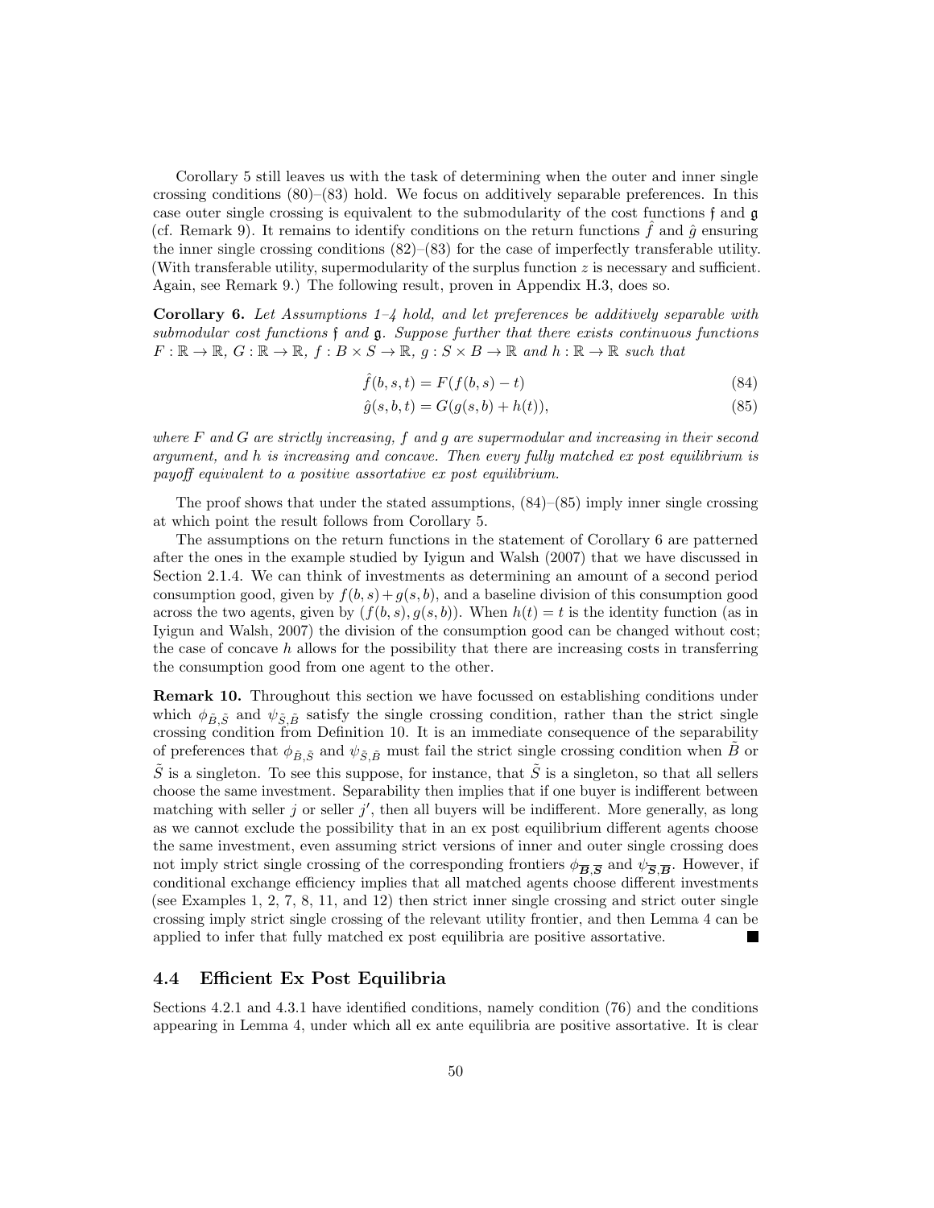Corollary 5 still leaves us with the task of determining when the outer and inner single crossing conditions (80)–(83) hold. We focus on additively separable preferences. In this case outer single crossing is equivalent to the submodularity of the cost functions $\mathfrak{f}$ and $\mathfrak{g}$ (cf. Remark 9). It remains to identify conditions on the return functions $\hat{f}$ and $\hat{g}$ ensuring the inner single crossing conditions (82)–(83) for the case of imperfectly transferable utility. (With transferable utility, supermodularity of the surplus function $z$ is necessary and sufficient. Again, see Remark 9.) The following result, proven in Appendix H.3, does so.

**Corollary 6.** *Let Assumptions 1–4 hold, and let preferences be additively separable with submodular cost functions $\mathfrak{f}$ and $\mathfrak{g}$. Suppose further that there exists continuous functions $F : \mathbb{R} \to \mathbb{R}$, $G : \mathbb{R} \to \mathbb{R}$, $f : B \times S \to \mathbb{R}$, $g : S \times B \to \mathbb{R}$ and $h : \mathbb{R} \to \mathbb{R}$ such that*

$$\hat{f}(b, s, t) = F(f(b, s) - t) \tag{84}$$

$$\hat{g}(s, b, t) = G(g(s, b) + h(t)), \tag{85}$$

*where $F$ and $G$ are strictly increasing, $f$ and $g$ are supermodular and increasing in their second argument, and $h$ is increasing and concave. Then every fully matched ex post equilibrium is payoff equivalent to a positive assortative ex post equilibrium.*

The proof shows that under the stated assumptions, (84)–(85) imply inner single crossing at which point the result follows from Corollary 5.

The assumptions on the return functions in the statement of Corollary 6 are patterned after the ones in the example studied by Iyigun and Walsh (2007) that we have discussed in Section 2.1.4. We can think of investments as determining an amount of a second period consumption good, given by $f(b, s) + g(s, b)$, and a baseline division of this consumption good across the two agents, given by $(f(b, s), g(s, b))$. When $h(t) = t$ is the identity function (as in Iyigun and Walsh, 2007) the division of the consumption good can be changed without cost; the case of concave $h$ allows for the possibility that there are increasing costs in transferring the consumption good from one agent to the other.

**Remark 10.** Throughout this section we have focussed on establishing conditions under which $\phi_{\tilde{B},\tilde{S}}$ and $\psi_{\tilde{S},\tilde{B}}$ satisfy the single crossing condition, rather than the strict single crossing condition from Definition 10. It is an immediate consequence of the separability of preferences that $\phi_{\tilde{B},\tilde{S}}$ and $\psi_{\tilde{S},\tilde{B}}$ must fail the strict single crossing condition when $\tilde{B}$ or $\tilde{S}$ is a singleton. To see this suppose, for instance, that $\tilde{S}$ is a singleton, so that all sellers choose the same investment. Separability then implies that if one buyer is indifferent between matching with seller $j$ or seller $j'$, then all buyers will be indifferent. More generally, as long as we cannot exclude the possibility that in an ex post equilibrium different agents choose the same investment, even assuming strict versions of inner and outer single crossing does not imply strict single crossing of the corresponding frontiers $\phi_{\overline{\boldsymbol{B}},\overline{\boldsymbol{S}}}$ and $\psi_{\overline{\boldsymbol{S}},\overline{\boldsymbol{B}}}$. However, if conditional exchange efficiency implies that all matched agents choose different investments (see Examples 1, 2, 7, 8, 11, and 12) then strict inner single crossing and strict outer single crossing imply strict single crossing of the relevant utility frontier, and then Lemma 4 can be applied to infer that fully matched ex post equilibria are positive assortative. ■

## 4.4 Efficient Ex Post Equilibria

Sections 4.2.1 and 4.3.1 have identified conditions, namely condition (76) and the conditions appearing in Lemma 4, under which all ex ante equilibria are positive assortative. It is clear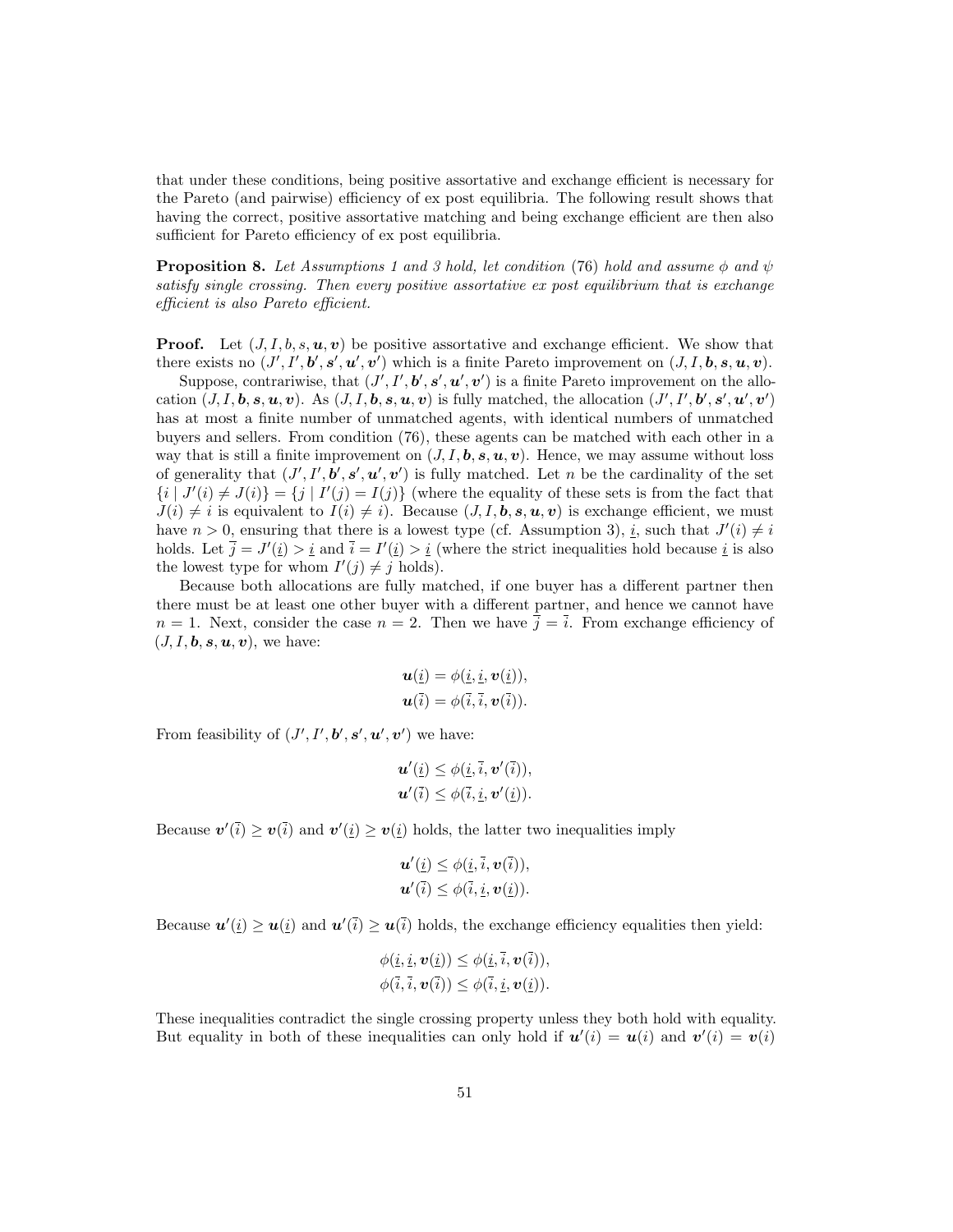that under these conditions, being positive assortative and exchange efficient is necessary for the Pareto (and pairwise) efficiency of ex post equilibria. The following result shows that having the correct, positive assortative matching and being exchange efficient are then also sufficient for Pareto efficiency of ex post equilibria.

**Proposition 8.** *Let Assumptions 1 and 3 hold, let condition* (76) *hold and assume $\phi$ and $\psi$ satisfy single crossing. Then every positive assortative ex post equilibrium that is exchange efficient is also Pareto efficient.*

**Proof.** Let $(J, I, b, s, \boldsymbol{u}, \boldsymbol{v})$ be positive assortative and exchange efficient. We show that there exists no $(J', I', \boldsymbol{b}', \boldsymbol{s}', \boldsymbol{u}', \boldsymbol{v}')$ which is a finite Pareto improvement on $(J, I, \boldsymbol{b}, \boldsymbol{s}, \boldsymbol{u}, \boldsymbol{v})$.

Suppose, contrariwise, that $(J', I', \boldsymbol{b}', \boldsymbol{s}', \boldsymbol{u}', \boldsymbol{v}')$ is a finite Pareto improvement on the allocation $(J, I, \boldsymbol{b}, \boldsymbol{s}, \boldsymbol{u}, \boldsymbol{v})$. As $(J, I, \boldsymbol{b}, \boldsymbol{s}, \boldsymbol{u}, \boldsymbol{v})$ is fully matched, the allocation $(J', I', \boldsymbol{b}', \boldsymbol{s}', \boldsymbol{u}', \boldsymbol{v}')$ has at most a finite number of unmatched agents, with identical numbers of unmatched buyers and sellers. From condition (76), these agents can be matched with each other in a way that is still a finite improvement on $(J, I, \boldsymbol{b}, \boldsymbol{s}, \boldsymbol{u}, \boldsymbol{v})$. Hence, we may assume without loss of generality that $(J', I', \boldsymbol{b}', \boldsymbol{s}', \boldsymbol{u}', \boldsymbol{v}')$ is fully matched. Let $n$ be the cardinality of the set $\{i \mid J'(i) \neq J(i)\} = \{j \mid I'(j) = I(j)\}$ (where the equality of these sets is from the fact that $J(i) \neq i$ is equivalent to $I(i) \neq i$). Because $(J, I, \boldsymbol{b}, \boldsymbol{s}, \boldsymbol{u}, \boldsymbol{v})$ is exchange efficient, we must have $n > 0$, ensuring that there is a lowest type (cf. Assumption 3), $\underline{i}$, such that $J'(i) \neq i$ holds. Let $\overline{j} = J'(\underline{i}) > \underline{i}$ and $\overline{i} = I'(\underline{i}) > \underline{i}$ (where the strict inequalities hold because $\underline{i}$ is also the lowest type for whom $I'(j) \neq j$ holds).

Because both allocations are fully matched, if one buyer has a different partner then there must be at least one other buyer with a different partner, and hence we cannot have $n = 1$. Next, consider the case $n = 2$. Then we have $\overline{j} = \overline{i}$. From exchange efficiency of $(J, I, \boldsymbol{b}, \boldsymbol{s}, \boldsymbol{u}, \boldsymbol{v})$, we have:

$$\boldsymbol{u}(\underline{i}) = \phi(\underline{i}, \underline{i}, \boldsymbol{v}(\underline{i})),$$
$$\boldsymbol{u}(\overline{i}) = \phi(\overline{i}, \overline{i}, \boldsymbol{v}(\overline{i})).$$

From feasibility of $(J', I', \boldsymbol{b}', \boldsymbol{s}', \boldsymbol{u}', \boldsymbol{v}')$ we have:

$$\boldsymbol{u}'(\underline{i}) \leq \phi(\underline{i}, \overline{i}, \boldsymbol{v}'(\overline{i})),$$
$$\boldsymbol{u}'(\overline{i}) \leq \phi(\overline{i}, \underline{i}, \boldsymbol{v}'(\underline{i})).$$

Because $\boldsymbol{v}'(\overline{i}) \geq \boldsymbol{v}(\overline{i})$ and $\boldsymbol{v}'(\underline{i}) \geq \boldsymbol{v}(\underline{i})$ holds, the latter two inequalities imply

$$\boldsymbol{u}'(\underline{i}) \leq \phi(\underline{i}, \overline{i}, \boldsymbol{v}(\overline{i})),$$
$$\boldsymbol{u}'(\overline{i}) \leq \phi(\overline{i}, \underline{i}, \boldsymbol{v}(\underline{i})).$$

Because $\boldsymbol{u}'(\underline{i}) \geq \boldsymbol{u}(\underline{i})$ and $\boldsymbol{u}'(\overline{i}) \geq \boldsymbol{u}(\overline{i})$ holds, the exchange efficiency equalities then yield:

$$\phi(\underline{i}, \underline{i}, \boldsymbol{v}(\underline{i})) \leq \phi(\underline{i}, \overline{i}, \boldsymbol{v}(\overline{i})),$$
$$\phi(\overline{i}, \overline{i}, \boldsymbol{v}(\overline{i})) \leq \phi(\overline{i}, \underline{i}, \boldsymbol{v}(\underline{i})).$$

These inequalities contradict the single crossing property unless they both hold with equality. But equality in both of these inequalities can only hold if $\boldsymbol{u}'(i) = \boldsymbol{u}(i)$ and $\boldsymbol{v}'(i) = \boldsymbol{v}(i)$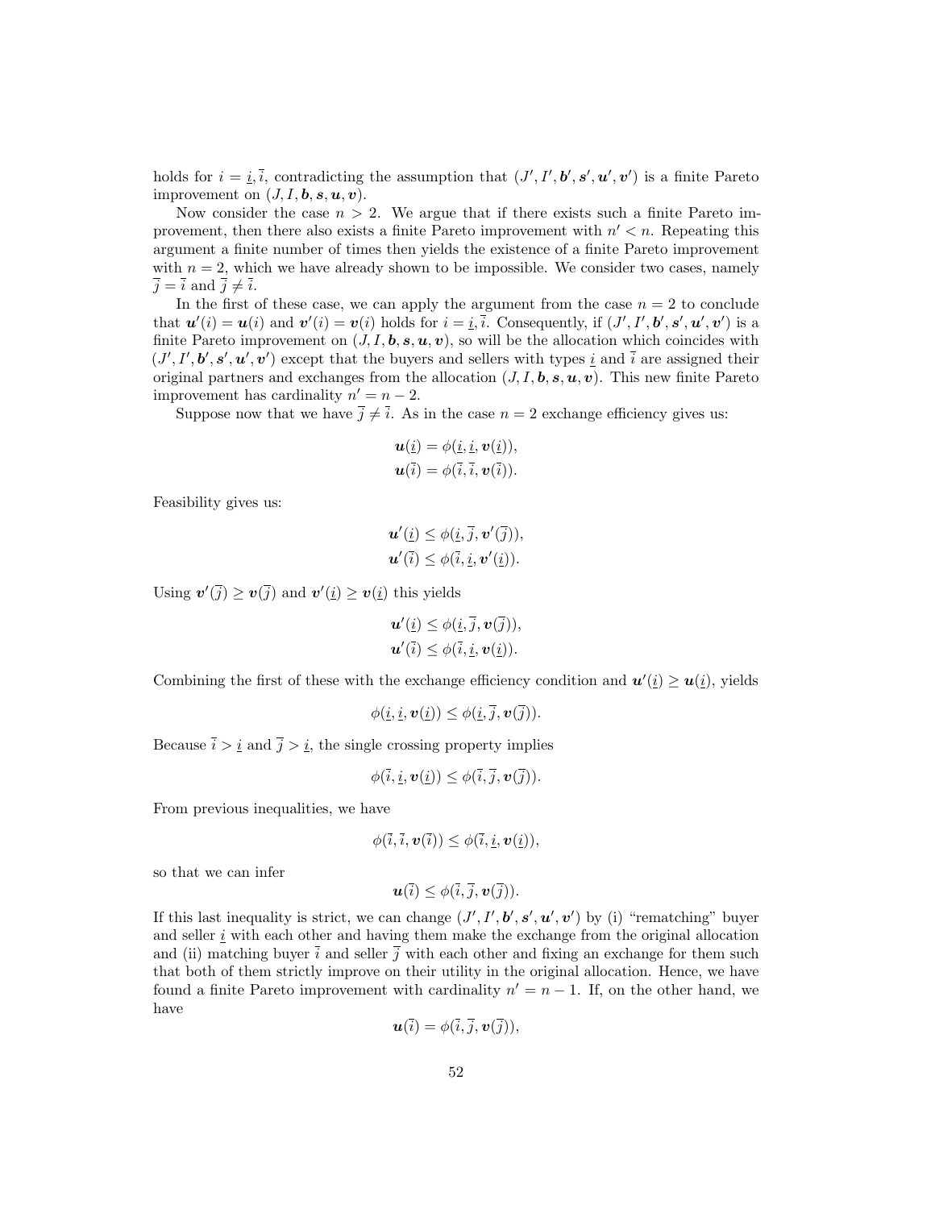holds for $i = \underline{i}, \overline{i}$, contradicting the assumption that $(J', I', \boldsymbol{b}', \boldsymbol{s}', \boldsymbol{u}', \boldsymbol{v}')$ is a finite Pareto improvement on $(J, I, \boldsymbol{b}, \boldsymbol{s}, \boldsymbol{u}, \boldsymbol{v})$.

Now consider the case $n > 2$. We argue that if there exists such a finite Pareto improvement, then there also exists a finite Pareto improvement with $n' < n$. Repeating this argument a finite number of times then yields the existence of a finite Pareto improvement with $n = 2$, which we have already shown to be impossible. We consider two cases, namely $\overline{j} = \overline{i}$ and $\overline{j} \neq \overline{i}$.

In the first of these case, we can apply the argument from the case $n = 2$ to conclude that $\boldsymbol{u}'(i) = \boldsymbol{u}(i)$ and $\boldsymbol{v}'(i) = \boldsymbol{v}(i)$ holds for $i = \underline{i}, \overline{i}$. Consequently, if $(J', I', \boldsymbol{b}', \boldsymbol{s}', \boldsymbol{u}', \boldsymbol{v}')$ is a finite Pareto improvement on $(J, I, \boldsymbol{b}, \boldsymbol{s}, \boldsymbol{u}, \boldsymbol{v})$, so will be the allocation which coincides with $(J', I', \boldsymbol{b}', \boldsymbol{s}', \boldsymbol{u}', \boldsymbol{v}')$ except that the buyers and sellers with types $\underline{i}$ and $\overline{i}$ are assigned their original partners and exchanges from the allocation $(J, I, \boldsymbol{b}, \boldsymbol{s}, \boldsymbol{u}, \boldsymbol{v})$. This new finite Pareto improvement has cardinality $n' = n - 2$.

Suppose now that we have $\overline{j} \neq \overline{i}$. As in the case $n = 2$ exchange efficiency gives us:

$$\boldsymbol{u}(\underline{i}) = \phi(\underline{i}, \underline{i}, \boldsymbol{v}(\underline{i})),$$
$$\boldsymbol{u}(\overline{i}) = \phi(\overline{i}, \overline{i}, \boldsymbol{v}(\overline{i})).$$

Feasibility gives us:

$$\boldsymbol{u}'(\underline{i}) \leq \phi(\underline{i}, \overline{j}, \boldsymbol{v}'(\overline{j})),$$
$$\boldsymbol{u}'(\overline{i}) \leq \phi(\overline{i}, \underline{i}, \boldsymbol{v}'(\underline{i})).$$

Using $\boldsymbol{v}'(\overline{j}) \geq \boldsymbol{v}(\overline{j})$ and $\boldsymbol{v}'(\underline{i}) \geq \boldsymbol{v}(\underline{i})$ this yields

$$\boldsymbol{u}'(\underline{i}) \leq \phi(\underline{i}, \overline{j}, \boldsymbol{v}(\overline{j})),$$
$$\boldsymbol{u}'(\overline{i}) \leq \phi(\overline{i}, \underline{i}, \boldsymbol{v}(\underline{i})).$$

Combining the first of these with the exchange efficiency condition and $\boldsymbol{u}'(\underline{i}) \geq \boldsymbol{u}(\underline{i})$, yields

$$\phi(\underline{i}, \underline{i}, \boldsymbol{v}(\underline{i})) \leq \phi(\underline{i}, \overline{j}, \boldsymbol{v}(\overline{j})).$$

Because $\overline{i} > \underline{i}$ and $\overline{j} > \underline{i}$, the single crossing property implies

$$\phi(\overline{i}, \underline{i}, \boldsymbol{v}(\underline{i})) \leq \phi(\overline{i}, \overline{j}, \boldsymbol{v}(\overline{j})).$$

From previous inequalities, we have

$$\phi(\overline{i}, \overline{i}, \boldsymbol{v}(\overline{i})) \leq \phi(\overline{i}, \underline{i}, \boldsymbol{v}(\underline{i})),$$

so that we can infer

$$\boldsymbol{u}(\overline{i}) \leq \phi(\overline{i}, \overline{j}, \boldsymbol{v}(\overline{j})).$$

If this last inequality is strict, we can change $(J', I', \boldsymbol{b}', \boldsymbol{s}', \boldsymbol{u}', \boldsymbol{v}')$ by (i) "rematching" buyer and seller $\underline{i}$ with each other and having them make the exchange from the original allocation and (ii) matching buyer $\overline{i}$ and seller $\overline{j}$ with each other and fixing an exchange for them such that both of them strictly improve on their utility in the original allocation. Hence, we have found a finite Pareto improvement with cardinality $n' = n - 1$. If, on the other hand, we have

$$\boldsymbol{u}(\overline{i}) = \phi(\overline{i}, \overline{j}, \boldsymbol{v}(\overline{j})),$$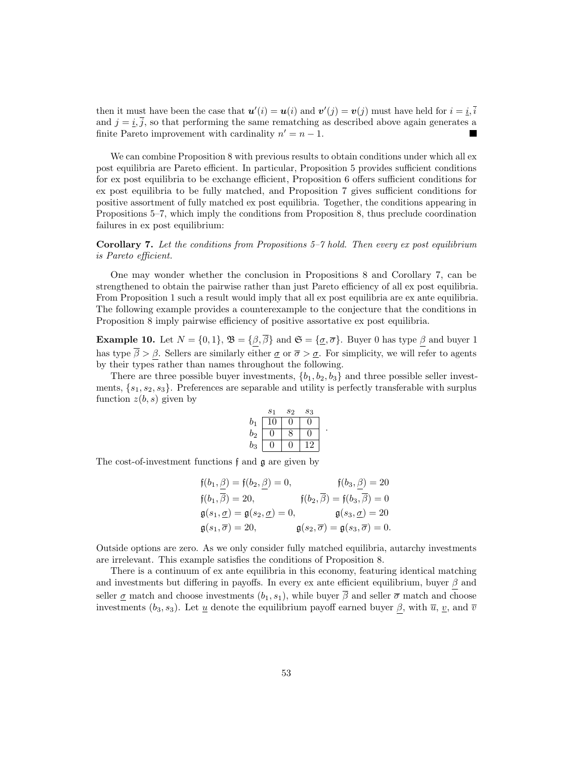then it must have been the case that $\boldsymbol{u}'(i) = \boldsymbol{u}(i)$ and $\boldsymbol{v}'(j) = \boldsymbol{v}(j)$ must have held for $i = \underline{i}, \overline{i}$ and $j = \underline{i}, \overline{j}$, so that performing the same rematching as described above again generates a finite Pareto improvement with cardinality $n' = n - 1$. ■

We can combine Proposition 8 with previous results to obtain conditions under which all ex post equilibria are Pareto efficient. In particular, Proposition 5 provides sufficient conditions for ex post equilibria to be exchange efficient, Proposition 6 offers sufficient conditions for ex post equilibria to be fully matched, and Proposition 7 gives sufficient conditions for positive assortment of fully matched ex post equilibria. Together, the conditions appearing in Propositions 5–7, which imply the conditions from Proposition 8, thus preclude coordination failures in ex post equilibrium:

**Corollary 7.** *Let the conditions from Propositions 5–7 hold. Then every ex post equilibrium is Pareto efficient.*

One may wonder whether the conclusion in Propositions 8 and Corollary 7, can be strengthened to obtain the pairwise rather than just Pareto efficiency of all ex post equilibria. From Proposition 1 such a result would imply that all ex post equilibria are ex ante equilibria. The following example provides a counterexample to the conjecture that the conditions in Proposition 8 imply pairwise efficiency of positive assortative ex post equilibria.

**Example 10.** Let $N = \{0, 1\}$, $\mathfrak{B} = \{\underline{\beta}, \overline{\beta}\}$ and $\mathfrak{S} = \{\underline{\sigma}, \overline{\sigma}\}$. Buyer 0 has type $\underline{\beta}$ and buyer 1 has type $\overline{\beta} > \underline{\beta}$. Sellers are similarly either $\underline{\sigma}$ or $\overline{\sigma} > \underline{\sigma}$. For simplicity, we will refer to agents by their types rather than names throughout the following.

There are three possible buyer investments, $\{b_1, b_2, b_3\}$ and three possible seller investments, $\{s_1, s_2, s_3\}$. Preferences are separable and utility is perfectly transferable with surplus function $z(b, s)$ given by

| | $s_1$ | $s_2$ | $s_3$ |
|---|---|---|---|
| $b_1$ | 10 | 0 | 0 |
| $b_2$ | 0 | 8 | 0 |
| $b_3$ | 0 | 0 | 12 |

The cost-of-investment functions $\mathfrak{f}$ and $\mathfrak{g}$ are given by

$$
\begin{aligned}
\mathfrak{f}(b_1, \underline{\beta}) &= \mathfrak{f}(b_2, \underline{\beta}) = 0, & \mathfrak{f}(b_3, \underline{\beta}) &= 20 \\
\mathfrak{f}(b_1, \overline{\beta}) &= 20, & \mathfrak{f}(b_2, \overline{\beta}) &= \mathfrak{f}(b_3, \overline{\beta}) = 0 \\
\mathfrak{g}(s_1, \underline{\sigma}) &= \mathfrak{g}(s_2, \underline{\sigma}) = 0, & \mathfrak{g}(s_3, \underline{\sigma}) &= 20 \\
\mathfrak{g}(s_1, \overline{\sigma}) &= 20, & \mathfrak{g}(s_2, \overline{\sigma}) &= \mathfrak{g}(s_3, \overline{\sigma}) = 0.
\end{aligned}
$$

Outside options are zero. As we only consider fully matched equilibria, autarchy investments are irrelevant. This example satisfies the conditions of Proposition 8.

There is a continuum of ex ante equilibria in this economy, featuring identical matching and investments but differing in payoffs. In every ex ante efficient equilibrium, buyer $\underline{\beta}$ and seller $\underline{\sigma}$ match and choose investments $(b_1, s_1)$, while buyer $\overline{\beta}$ and seller $\overline{\sigma}$ match and choose investments $(b_3, s_3)$. Let $\underline{u}$ denote the equilibrium payoff earned buyer $\underline{\beta}$, with $\overline{u}$, $\underline{v}$, and $\overline{v}$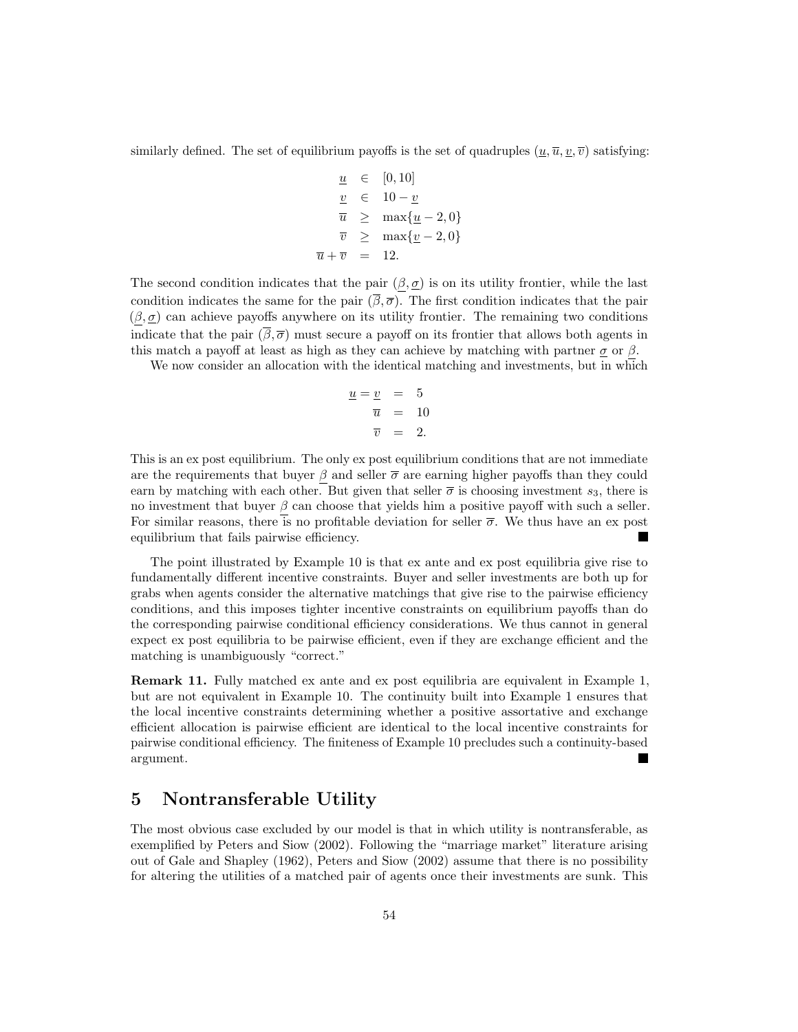similarly defined. The set of equilibrium payoffs is the set of quadruples $(\underline{u}, \overline{u}, \underline{v}, \overline{v})$ satisfying:

$$
\begin{aligned}
\underline{u} &\in [0, 10] \\
\underline{v} &\in 10 - \underline{v} \\
\overline{u} &\geq \max\{\underline{u} - 2, 0\} \\
\overline{v} &\geq \max\{\underline{v} - 2, 0\} \\
\overline{u} + \overline{v} &= 12.
\end{aligned}
$$

The second condition indicates that the pair $(\underline{\beta}, \underline{\sigma})$ is on its utility frontier, while the last condition indicates the same for the pair $(\overline{\beta}, \overline{\sigma})$. The first condition indicates that the pair $(\underline{\beta}, \underline{\sigma})$ can achieve payoffs anywhere on its utility frontier. The remaining two conditions indicate that the pair $(\overline{\beta}, \overline{\sigma})$ must secure a payoff on its frontier that allows both agents in this match a payoff at least as high as they can achieve by matching with partner $\underline{\sigma}$ or $\underline{\beta}$.

We now consider an allocation with the identical matching and investments, but in which

$$
\begin{aligned}
\underline{u} = \underline{v} &= 5 \\
\overline{u} &= 10 \\
\overline{v} &= 2.
\end{aligned}
$$

This is an ex post equilibrium. The only ex post equilibrium conditions that are not immediate are the requirements that buyer $\underline{\beta}$ and seller $\overline{\sigma}$ are earning higher payoffs than they could earn by matching with each other. But given that seller $\overline{\sigma}$ is choosing investment $s_3$, there is no investment that buyer $\underline{\beta}$ can choose that yields him a positive payoff with such a seller. For similar reasons, there is no profitable deviation for seller $\overline{\sigma}$. We thus have an ex post equilibrium that fails pairwise efficiency. ■

The point illustrated by Example 10 is that ex ante and ex post equilibria give rise to fundamentally different incentive constraints. Buyer and seller investments are both up for grabs when agents consider the alternative matchings that give rise to the pairwise efficiency conditions, and this imposes tighter incentive constraints on equilibrium payoffs than do the corresponding pairwise conditional efficiency considerations. We thus cannot in general expect ex post equilibria to be pairwise efficient, even if they are exchange efficient and the matching is unambiguously "correct."

**Remark 11.** Fully matched ex ante and ex post equilibria are equivalent in Example 1, but are not equivalent in Example 10. The continuity built into Example 1 ensures that the local incentive constraints determining whether a positive assortative and exchange efficient allocation is pairwise efficient are identical to the local incentive constraints for pairwise conditional efficiency. The finiteness of Example 10 precludes such a continuity-based argument. ■

# 5 Nontransferable Utility

The most obvious case excluded by our model is that in which utility is nontransferable, as exemplified by Peters and Siow (2002). Following the "marriage market" literature arising out of Gale and Shapley (1962), Peters and Siow (2002) assume that there is no possibility for altering the utilities of a matched pair of agents once their investments are sunk. This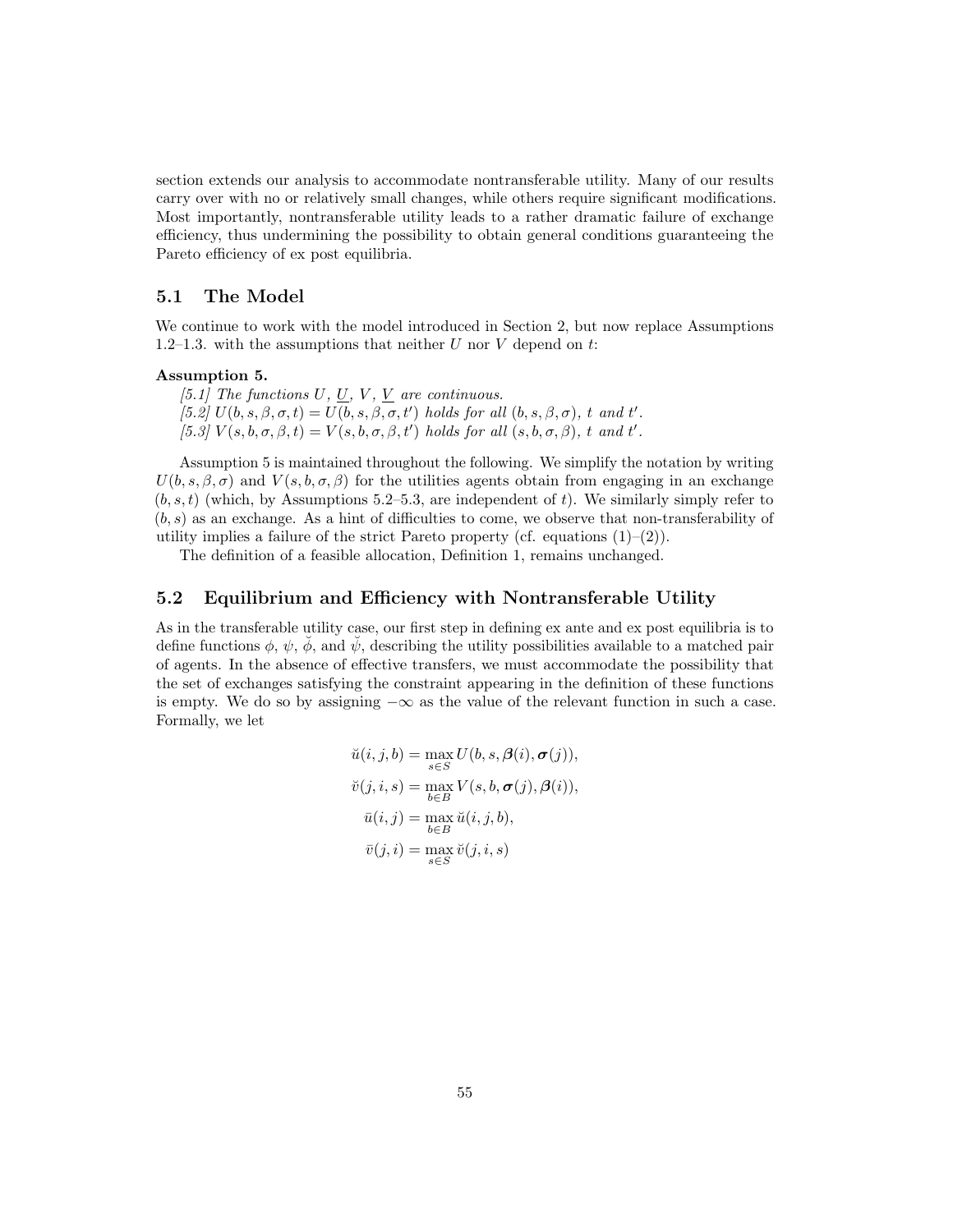section extends our analysis to accommodate nontransferable utility. Many of our results carry over with no or relatively small changes, while others require significant modifications. Most importantly, nontransferable utility leads to a rather dramatic failure of exchange efficiency, thus undermining the possibility to obtain general conditions guaranteeing the Pareto efficiency of ex post equilibria.

## 5.1 The Model

We continue to work with the model introduced in Section 2, but now replace Assumptions 1.2–1.3. with the assumptions that neither $U$ nor $V$ depend on $t$:

**Assumption 5.**

*[5.1] The functions $U$, $\underline{U}$, $V$, $\underline{V}$ are continuous.*
*[5.2] $U(b, s, \beta, \sigma, t) = U(b, s, \beta, \sigma, t')$ holds for all $(b, s, \beta, \sigma)$, $t$ and $t'$.*
*[5.3] $V(s, b, \sigma, \beta, t) = V(s, b, \sigma, \beta, t')$ holds for all $(s, b, \sigma, \beta)$, $t$ and $t'$.*

Assumption 5 is maintained throughout the following. We simplify the notation by writing $U(b, s, \beta, \sigma)$ and $V(s, b, \sigma, \beta)$ for the utilities agents obtain from engaging in an exchange $(b, s, t)$ (which, by Assumptions 5.2–5.3, are independent of $t$). We similarly simply refer to $(b, s)$ as an exchange. As a hint of difficulties to come, we observe that non-transferability of utility implies a failure of the strict Pareto property (cf. equations (1)–(2)).

The definition of a feasible allocation, Definition 1, remains unchanged.

## 5.2 Equilibrium and Efficiency with Nontransferable Utility

As in the transferable utility case, our first step in defining ex ante and ex post equilibria is to define functions $\phi$, $\psi$, $\breve{\phi}$, and $\breve{\psi}$, describing the utility possibilities available to a matched pair of agents. In the absence of effective transfers, we must accommodate the possibility that the set of exchanges satisfying the constraint appearing in the definition of these functions is empty. We do so by assigning $-\infty$ as the value of the relevant function in such a case. Formally, we let

$$
\begin{aligned}
\breve{u}(i, j, b) &= \max_{s \in S} U(b, s, \boldsymbol{\beta}(i), \boldsymbol{\sigma}(j)), \\
\breve{v}(j, i, s) &= \max_{b \in B} V(s, b, \boldsymbol{\sigma}(j), \boldsymbol{\beta}(i)), \\
\bar{u}(i, j) &= \max_{b \in B} \breve{u}(i, j, b), \\
\bar{v}(j, i) &= \max_{s \in S} \breve{v}(j, i, s)
\end{aligned}
$$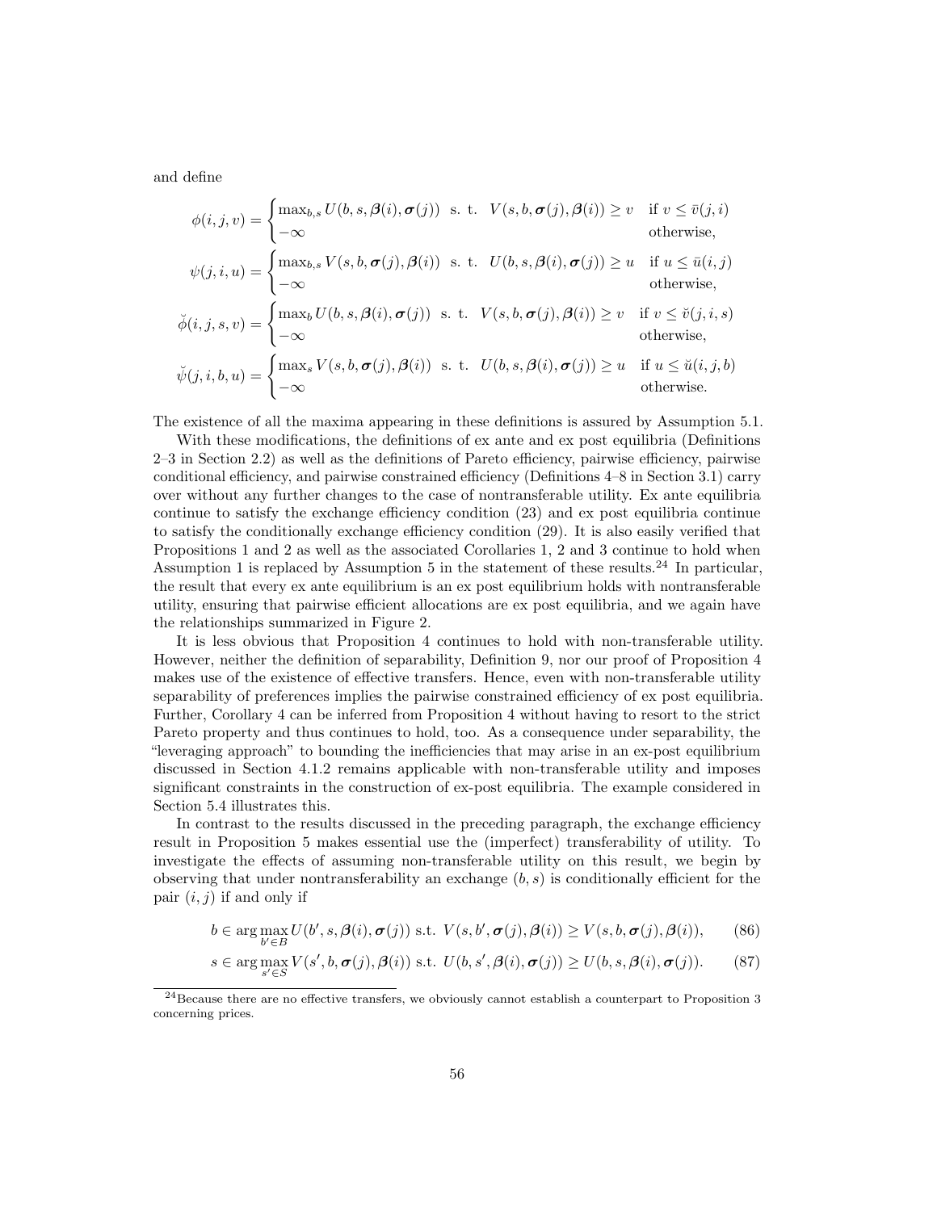and define

$$\phi(i,j,v) = \begin{cases} \max_{b,s} U(b,s,\boldsymbol{\beta}(i),\boldsymbol{\sigma}(j)) \;\text{ s. t. }\; V(s,b,\boldsymbol{\sigma}(j),\boldsymbol{\beta}(i)) \geq v & \text{if } v \leq \bar{v}(j,i) \\ -\infty & \text{otherwise,} \end{cases}$$

$$\psi(j,i,u) = \begin{cases} \max_{b,s} V(s,b,\boldsymbol{\sigma}(j),\boldsymbol{\beta}(i)) \;\text{ s. t. }\; U(b,s,\boldsymbol{\beta}(i),\boldsymbol{\sigma}(j)) \geq u & \text{if } u \leq \bar{u}(i,j) \\ -\infty & \text{otherwise,} \end{cases}$$

$$\breve{\phi}(i,j,s,v) = \begin{cases} \max_{b} U(b,s,\boldsymbol{\beta}(i),\boldsymbol{\sigma}(j)) \;\text{ s. t. }\; V(s,b,\boldsymbol{\sigma}(j),\boldsymbol{\beta}(i)) \geq v & \text{if } v \leq \breve{v}(j,i,s) \\ -\infty & \text{otherwise,} \end{cases}$$

$$\breve{\psi}(j,i,b,u) = \begin{cases} \max_{s} V(s,b,\boldsymbol{\sigma}(j),\boldsymbol{\beta}(i)) \;\text{ s. t. }\; U(b,s,\boldsymbol{\beta}(i),\boldsymbol{\sigma}(j)) \geq u & \text{if } u \leq \breve{u}(i,j,b) \\ -\infty & \text{otherwise.} \end{cases}$$

The existence of all the maxima appearing in these definitions is assured by Assumption 5.1.

With these modifications, the definitions of ex ante and ex post equilibria (Definitions 2–3 in Section 2.2) as well as the definitions of Pareto efficiency, pairwise efficiency, pairwise conditional efficiency, and pairwise constrained efficiency (Definitions 4–8 in Section 3.1) carry over without any further changes to the case of nontransferable utility. Ex ante equilibria continue to satisfy the exchange efficiency condition (23) and ex post equilibria continue to satisfy the conditionally exchange efficiency condition (29). It is also easily verified that Propositions 1 and 2 as well as the associated Corollaries 1, 2 and 3 continue to hold when Assumption 1 is replaced by Assumption 5 in the statement of these results.[24] In particular, the result that every ex ante equilibrium is an ex post equilibrium holds with nontransferable utility, ensuring that pairwise efficient allocations are ex post equilibria, and we again have the relationships summarized in Figure 2.

It is less obvious that Proposition 4 continues to hold with non-transferable utility. However, neither the definition of separability, Definition 9, nor our proof of Proposition 4 makes use of the existence of effective transfers. Hence, even with non-transferable utility separability of preferences implies the pairwise constrained efficiency of ex post equilibria. Further, Corollary 4 can be inferred from Proposition 4 without having to resort to the strict Pareto property and thus continues to hold, too. As a consequence under separability, the "leveraging approach" to bounding the inefficiencies that may arise in an ex-post equilibrium discussed in Section 4.1.2 remains applicable with non-transferable utility and imposes significant constraints in the construction of ex-post equilibria. The example considered in Section 5.4 illustrates this.

In contrast to the results discussed in the preceding paragraph, the exchange efficiency result in Proposition 5 makes essential use the (imperfect) transferability of utility. To investigate the effects of assuming non-transferable utility on this result, we begin by observing that under nontransferability an exchange $(b,s)$ is conditionally efficient for the pair $(i,j)$ if and only if

$$b \in \arg\max_{b' \in B} U(b',s,\boldsymbol{\beta}(i),\boldsymbol{\sigma}(j)) \text{ s.t. } V(s,b',\boldsymbol{\sigma}(j),\boldsymbol{\beta}(i)) \geq V(s,b,\boldsymbol{\sigma}(j),\boldsymbol{\beta}(i)), \tag{86}$$

$$s \in \arg\max_{s' \in S} V(s',b,\boldsymbol{\sigma}(j),\boldsymbol{\beta}(i)) \text{ s.t. } U(b,s',\boldsymbol{\beta}(i),\boldsymbol{\sigma}(j)) \geq U(b,s,\boldsymbol{\beta}(i),\boldsymbol{\sigma}(j)). \tag{87}$$

[24] Because there are no effective transfers, we obviously cannot establish a counterpart to Proposition 3 concerning prices.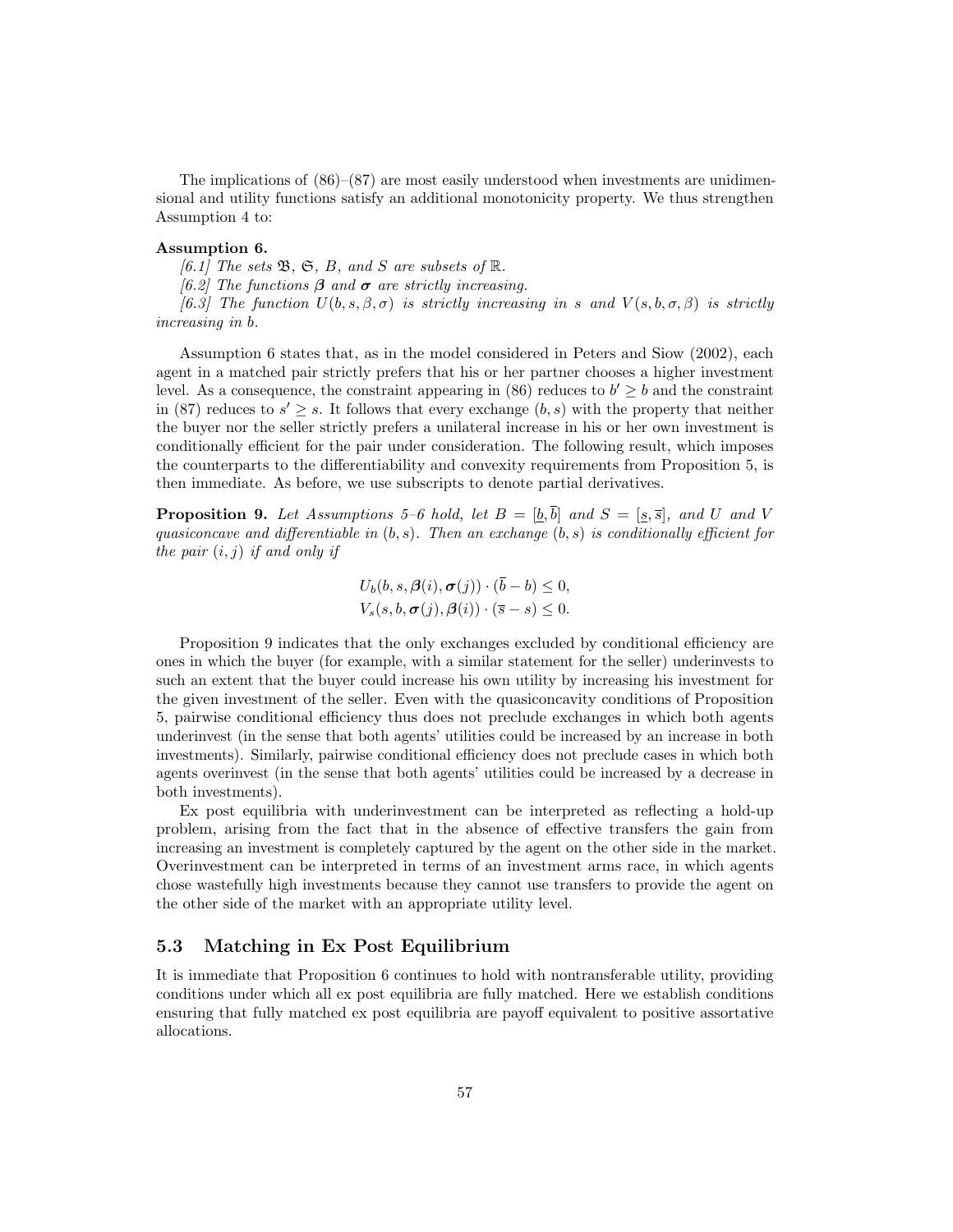The implications of (86)–(87) are most easily understood when investments are unidimensional and utility functions satisfy an additional monotonicity property. We thus strengthen Assumption 4 to:

**Assumption 6.**

*[6.1] The sets $\mathfrak{B}$, $\mathfrak{S}$, $B$, and $S$ are subsets of $\mathbb{R}$.*

*[6.2] The functions $\boldsymbol{\beta}$ and $\boldsymbol{\sigma}$ are strictly increasing.*

*[6.3] The function $U(b, s, \beta, \sigma)$ is strictly increasing in $s$ and $V(s, b, \sigma, \beta)$ is strictly increasing in $b$.*

Assumption 6 states that, as in the model considered in Peters and Siow (2002), each agent in a matched pair strictly prefers that his or her partner chooses a higher investment level. As a consequence, the constraint appearing in (86) reduces to $b' \geq b$ and the constraint in (87) reduces to $s' \geq s$. It follows that every exchange $(b, s)$ with the property that neither the buyer nor the seller strictly prefers a unilateral increase in his or her own investment is conditionally efficient for the pair under consideration. The following result, which imposes the counterparts to the differentiability and convexity requirements from Proposition 5, is then immediate. As before, we use subscripts to denote partial derivatives.

**Proposition 9.** *Let Assumptions 5–6 hold, let $B = [\underline{b}, \overline{b}]$ and $S = [\underline{s}, \overline{s}]$, and $U$ and $V$ quasiconcave and differentiable in $(b, s)$. Then an exchange $(b, s)$ is conditionally efficient for the pair $(i, j)$ if and only if*

$$
\begin{aligned}
U_b(b, s, \boldsymbol{\beta}(i), \boldsymbol{\sigma}(j)) \cdot (\overline{b} - b) &\leq 0, \\
V_s(s, b, \boldsymbol{\sigma}(j), \boldsymbol{\beta}(i)) \cdot (\overline{s} - s) &\leq 0.
\end{aligned}
$$

Proposition 9 indicates that the only exchanges excluded by conditional efficiency are ones in which the buyer (for example, with a similar statement for the seller) underinvests to such an extent that the buyer could increase his own utility by increasing his investment for the given investment of the seller. Even with the quasiconcavity conditions of Proposition 5, pairwise conditional efficiency thus does not preclude exchanges in which both agents underinvest (in the sense that both agents' utilities could be increased by an increase in both investments). Similarly, pairwise conditional efficiency does not preclude cases in which both agents overinvest (in the sense that both agents' utilities could be increased by a decrease in both investments).

Ex post equilibria with underinvestment can be interpreted as reflecting a hold-up problem, arising from the fact that in the absence of effective transfers the gain from increasing an investment is completely captured by the agent on the other side in the market. Overinvestment can be interpreted in terms of an investment arms race, in which agents chose wastefully high investments because they cannot use transfers to provide the agent on the other side of the market with an appropriate utility level.

## 5.3 Matching in Ex Post Equilibrium

It is immediate that Proposition 6 continues to hold with nontransferable utility, providing conditions under which all ex post equilibria are fully matched. Here we establish conditions ensuring that fully matched ex post equilibria are payoff equivalent to positive assortative allocations.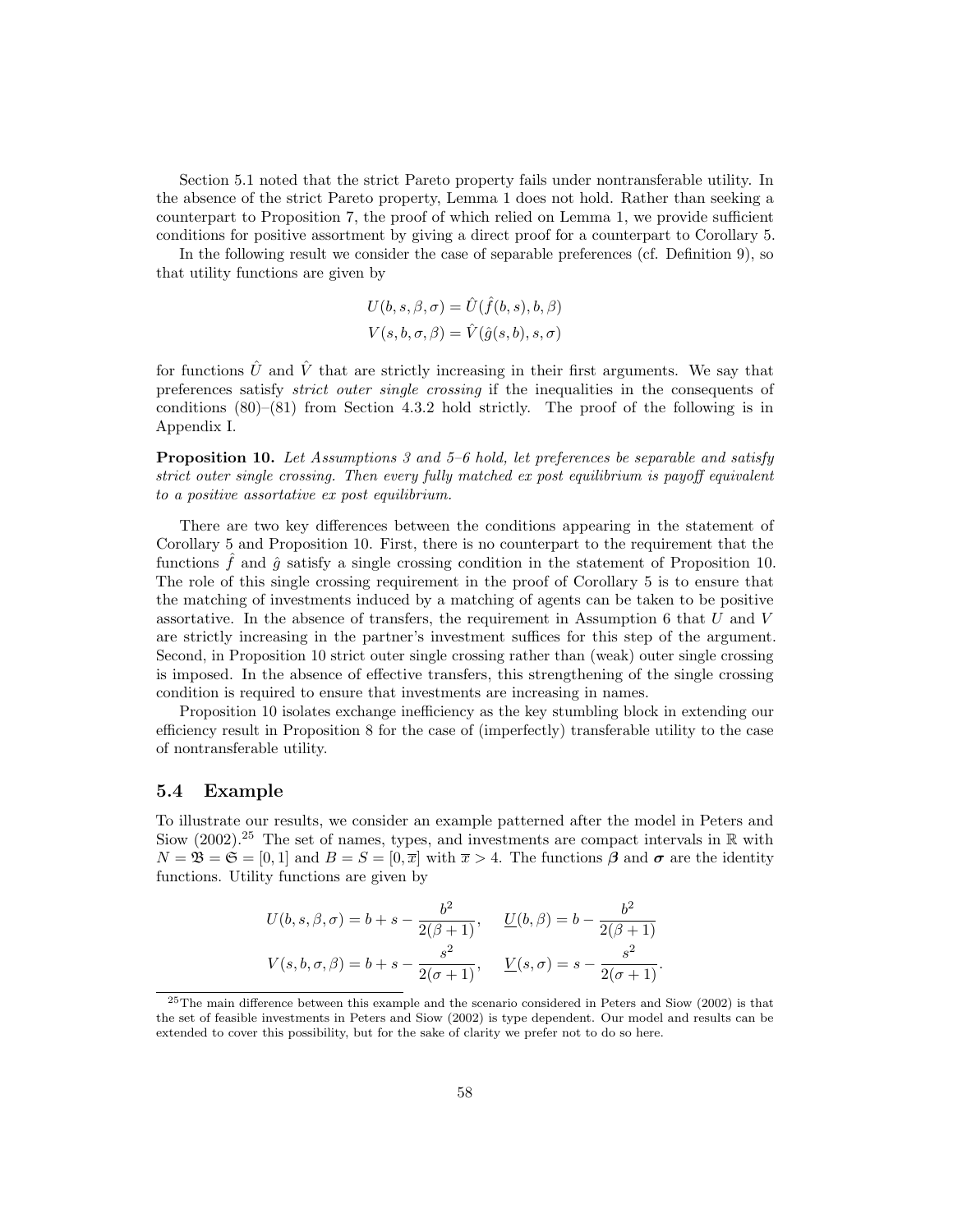Section 5.1 noted that the strict Pareto property fails under nontransferable utility. In the absence of the strict Pareto property, Lemma 1 does not hold. Rather than seeking a counterpart to Proposition 7, the proof of which relied on Lemma 1, we provide sufficient conditions for positive assortment by giving a direct proof for a counterpart to Corollary 5.

In the following result we consider the case of separable preferences (cf. Definition 9), so that utility functions are given by

$$U(b, s, \beta, \sigma) = \hat{U}(\hat{f}(b, s), b, \beta)$$
$$V(s, b, \sigma, \beta) = \hat{V}(\hat{g}(s, b), s, \sigma)$$

for functions $\hat{U}$ and $\hat{V}$ that are strictly increasing in their first arguments. We say that preferences satisfy *strict outer single crossing* if the inequalities in the consequents of conditions (80)–(81) from Section 4.3.2 hold strictly. The proof of the following is in Appendix I.

**Proposition 10.** *Let Assumptions 3 and 5–6 hold, let preferences be separable and satisfy strict outer single crossing. Then every fully matched ex post equilibrium is payoff equivalent to a positive assortative ex post equilibrium.*

There are two key differences between the conditions appearing in the statement of Corollary 5 and Proposition 10. First, there is no counterpart to the requirement that the functions $\hat{f}$ and $\hat{g}$ satisfy a single crossing condition in the statement of Proposition 10. The role of this single crossing requirement in the proof of Corollary 5 is to ensure that the matching of investments induced by a matching of agents can be taken to be positive assortative. In the absence of transfers, the requirement in Assumption 6 that $U$ and $V$ are strictly increasing in the partner's investment suffices for this step of the argument. Second, in Proposition 10 strict outer single crossing rather than (weak) outer single crossing is imposed. In the absence of effective transfers, this strengthening of the single crossing condition is required to ensure that investments are increasing in names.

Proposition 10 isolates exchange inefficiency as the key stumbling block in extending our efficiency result in Proposition 8 for the case of (imperfectly) transferable utility to the case of nontransferable utility.

## 5.4 Example

To illustrate our results, we consider an example patterned after the model in Peters and Siow (2002).[25] The set of names, types, and investments are compact intervals in $\mathbb{R}$ with $N = \mathfrak{B} = \mathfrak{S} = [0, 1]$ and $B = S = [0, \overline{x}]$ with $\overline{x} > 4$. The functions $\boldsymbol{\beta}$ and $\boldsymbol{\sigma}$ are the identity functions. Utility functions are given by

$$U(b, s, \beta, \sigma) = b + s - \frac{b^2}{2(\beta + 1)}, \quad \underline{U}(b, \beta) = b - \frac{b^2}{2(\beta + 1)}$$
$$V(s, b, \sigma, \beta) = b + s - \frac{s^2}{2(\sigma + 1)}, \quad \underline{V}(s, \sigma) = s - \frac{s^2}{2(\sigma + 1)}.$$

[25] The main difference between this example and the scenario considered in Peters and Siow (2002) is that the set of feasible investments in Peters and Siow (2002) is type dependent. Our model and results can be extended to cover this possibility, but for the sake of clarity we prefer not to do so here.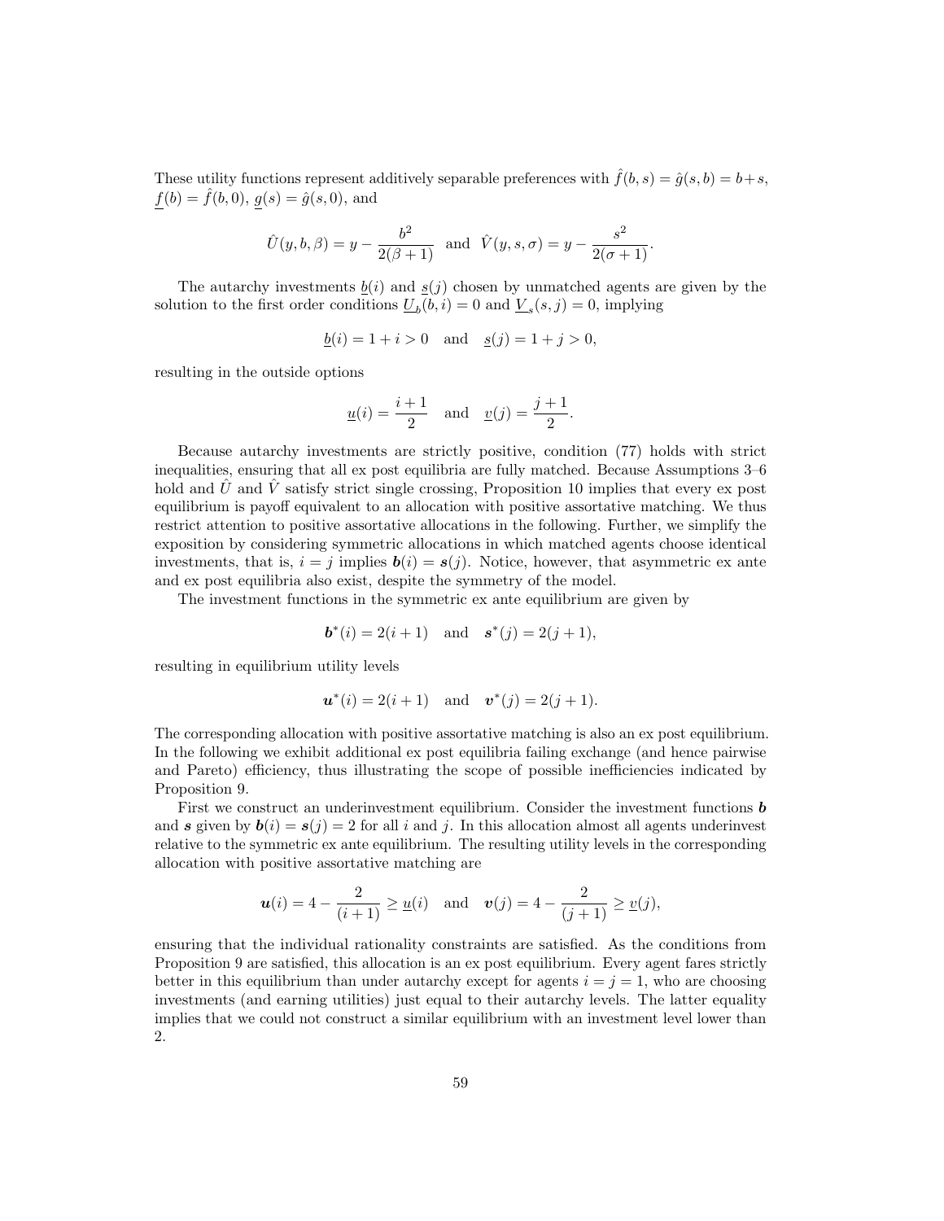These utility functions represent additively separable preferences with $\hat{f}(b,s) = \hat{g}(s,b) = b+s$, $\underline{f}(b) = \hat{f}(b,0)$, $\underline{g}(s) = \hat{g}(s,0)$, and

$$\hat{U}(y,b,\beta) = y - \frac{b^2}{2(\beta+1)} \quad \text{and} \quad \hat{V}(y,s,\sigma) = y - \frac{s^2}{2(\sigma+1)}.$$

The autarchy investments $\underline{b}(i)$ and $\underline{s}(j)$ chosen by unmatched agents are given by the solution to the first order conditions $\underline{U}_b(b,i) = 0$ and $\underline{V}_s(s,j) = 0$, implying

$$\underline{b}(i) = 1 + i > 0 \quad \text{and} \quad \underline{s}(j) = 1 + j > 0,$$

resulting in the outside options

$$\underline{u}(i) = \frac{i+1}{2} \quad \text{and} \quad \underline{v}(j) = \frac{j+1}{2}.$$

Because autarchy investments are strictly positive, condition (77) holds with strict inequalities, ensuring that all ex post equilibria are fully matched. Because Assumptions 3–6 hold and $\hat{U}$ and $\hat{V}$ satisfy strict single crossing, Proposition 10 implies that every ex post equilibrium is payoff equivalent to an allocation with positive assortative matching. We thus restrict attention to positive assortative allocations in the following. Further, we simplify the exposition by considering symmetric allocations in which matched agents choose identical investments, that is, $i = j$ implies $\boldsymbol{b}(i) = \boldsymbol{s}(j)$. Notice, however, that asymmetric ex ante and ex post equilibria also exist, despite the symmetry of the model.

The investment functions in the symmetric ex ante equilibrium are given by

$$\boldsymbol{b}^*(i) = 2(i+1) \quad \text{and} \quad \boldsymbol{s}^*(j) = 2(j+1),$$

resulting in equilibrium utility levels

$$\boldsymbol{u}^*(i) = 2(i+1) \quad \text{and} \quad \boldsymbol{v}^*(j) = 2(j+1).$$

The corresponding allocation with positive assortative matching is also an ex post equilibrium. In the following we exhibit additional ex post equilibria failing exchange (and hence pairwise and Pareto) efficiency, thus illustrating the scope of possible inefficiencies indicated by Proposition 9.

First we construct an underinvestment equilibrium. Consider the investment functions $\boldsymbol{b}$ and $\boldsymbol{s}$ given by $\boldsymbol{b}(i) = \boldsymbol{s}(j) = 2$ for all $i$ and $j$. In this allocation almost all agents underinvest relative to the symmetric ex ante equilibrium. The resulting utility levels in the corresponding allocation with positive assortative matching are

$$\boldsymbol{u}(i) = 4 - \frac{2}{(i+1)} \geq \underline{u}(i) \quad \text{and} \quad \boldsymbol{v}(j) = 4 - \frac{2}{(j+1)} \geq \underline{v}(j),$$

ensuring that the individual rationality constraints are satisfied. As the conditions from Proposition 9 are satisfied, this allocation is an ex post equilibrium. Every agent fares strictly better in this equilibrium than under autarchy except for agents $i = j = 1$, who are choosing investments (and earning utilities) just equal to their autarchy levels. The latter equality implies that we could not construct a similar equilibrium with an investment level lower than 2.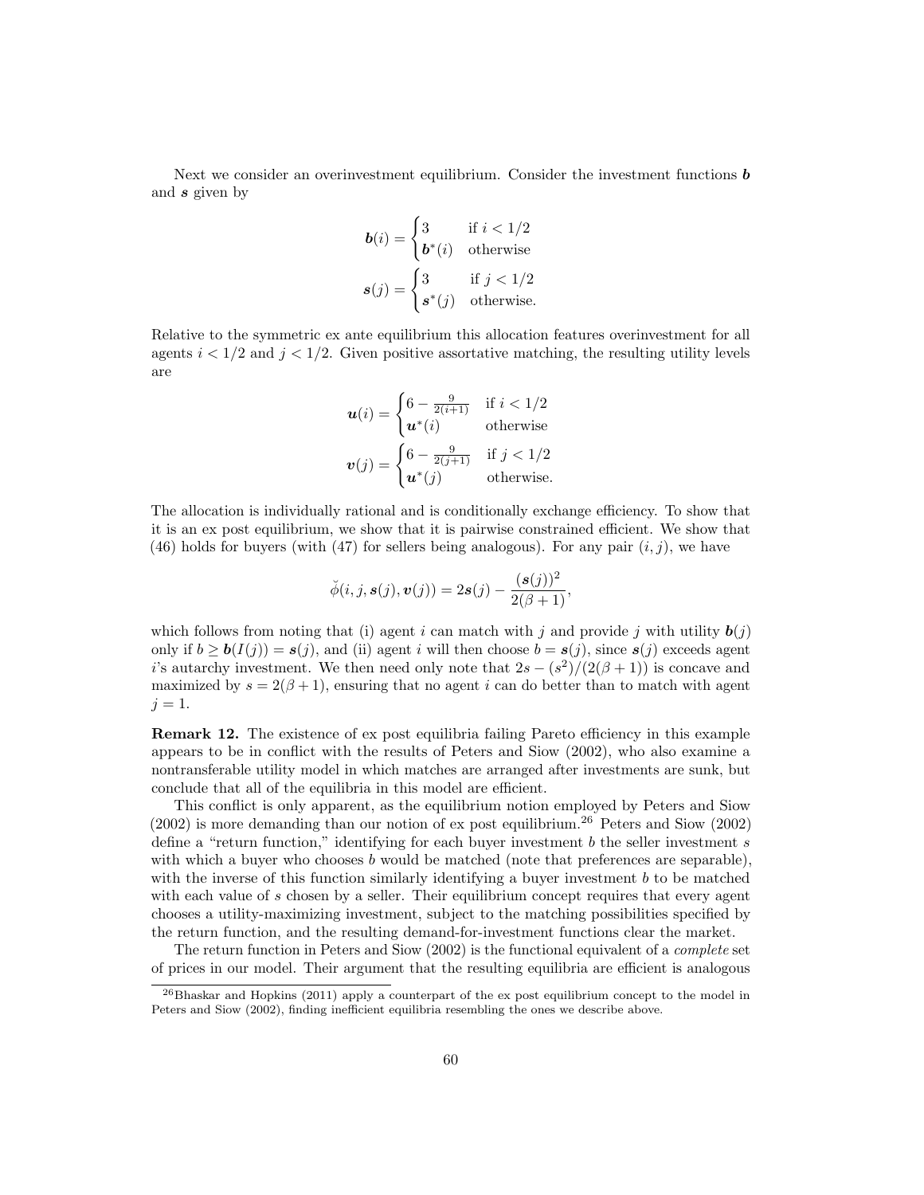Next we consider an overinvestment equilibrium. Consider the investment functions $\boldsymbol{b}$ and $\boldsymbol{s}$ given by

$$\boldsymbol{b}(i) = \begin{cases} 3 & \text{if } i < 1/2 \\ \boldsymbol{b}^*(i) & \text{otherwise} \end{cases}$$

$$\boldsymbol{s}(j) = \begin{cases} 3 & \text{if } j < 1/2 \\ \boldsymbol{s}^*(j) & \text{otherwise.} \end{cases}$$

Relative to the symmetric ex ante equilibrium this allocation features overinvestment for all agents $i < 1/2$ and $j < 1/2$. Given positive assortative matching, the resulting utility levels are

$$\boldsymbol{u}(i) = \begin{cases} 6 - \frac{9}{2(i+1)} & \text{if } i < 1/2 \\ \boldsymbol{u}^*(i) & \text{otherwise} \end{cases}$$

$$\boldsymbol{v}(j) = \begin{cases} 6 - \frac{9}{2(j+1)} & \text{if } j < 1/2 \\ \boldsymbol{u}^*(j) & \text{otherwise.} \end{cases}$$

The allocation is individually rational and is conditionally exchange efficiency. To show that it is an ex post equilibrium, we show that it is pairwise constrained efficient. We show that (46) holds for buyers (with (47) for sellers being analogous). For any pair $(i, j)$, we have

$$\breve{\phi}(i, j, \boldsymbol{s}(j), \boldsymbol{v}(j)) = 2\boldsymbol{s}(j) - \frac{(\boldsymbol{s}(j))^2}{2(\beta+1)},$$

which follows from noting that (i) agent $i$ can match with $j$ and provide $j$ with utility $\boldsymbol{b}(j)$ only if $b \geq \boldsymbol{b}(I(j)) = \boldsymbol{s}(j)$, and (ii) agent $i$ will then choose $b = \boldsymbol{s}(j)$, since $\boldsymbol{s}(j)$ exceeds agent $i$'s autarchy investment. We then need only note that $2s - (s^2)/(2(\beta+1))$ is concave and maximized by $s = 2(\beta+1)$, ensuring that no agent $i$ can do better than to match with agent $j = 1$.

**Remark 12.** The existence of ex post equilibria failing Pareto efficiency in this example appears to be in conflict with the results of Peters and Siow (2002), who also examine a nontransferable utility model in which matches are arranged after investments are sunk, but conclude that all of the equilibria in this model are efficient.

This conflict is only apparent, as the equilibrium notion employed by Peters and Siow (2002) is more demanding than our notion of ex post equilibrium.[26] Peters and Siow (2002) define a "return function," identifying for each buyer investment $b$ the seller investment $s$ with which a buyer who chooses $b$ would be matched (note that preferences are separable), with the inverse of this function similarly identifying a buyer investment $b$ to be matched with each value of $s$ chosen by a seller. Their equilibrium concept requires that every agent chooses a utility-maximizing investment, subject to the matching possibilities specified by the return function, and the resulting demand-for-investment functions clear the market.

The return function in Peters and Siow (2002) is the functional equivalent of a *complete* set of prices in our model. Their argument that the resulting equilibria are efficient is analogous

[26] Bhaskar and Hopkins (2011) apply a counterpart of the ex post equilibrium concept to the model in Peters and Siow (2002), finding inefficient equilibria resembling the ones we describe above.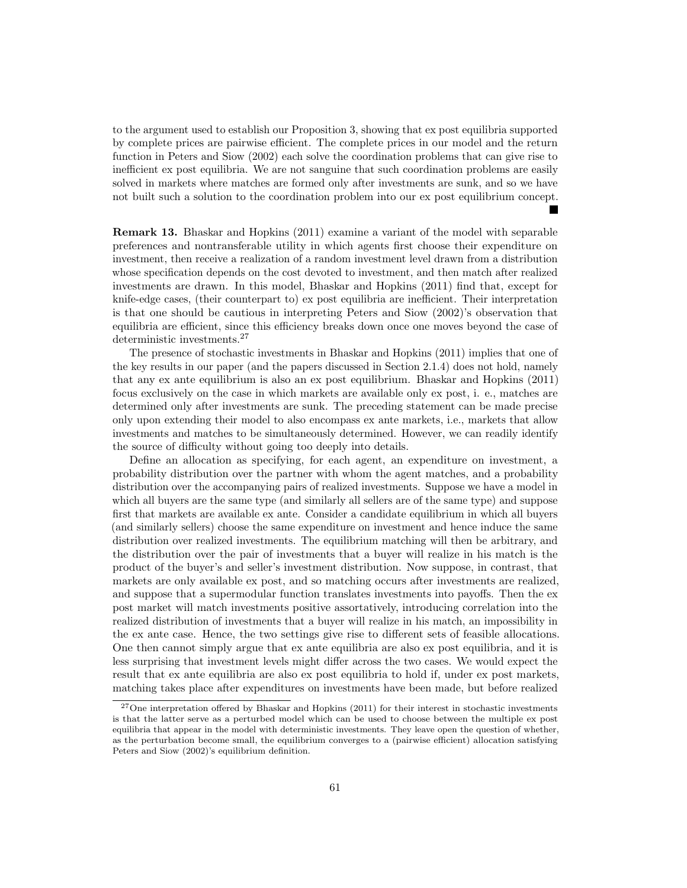to the argument used to establish our Proposition 3, showing that ex post equilibria supported by complete prices are pairwise efficient. The complete prices in our model and the return function in Peters and Siow (2002) each solve the coordination problems that can give rise to inefficient ex post equilibria. We are not sanguine that such coordination problems are easily solved in markets where matches are formed only after investments are sunk, and so we have not built such a solution to the coordination problem into our ex post equilibrium concept. ■

**Remark 13.** Bhaskar and Hopkins (2011) examine a variant of the model with separable preferences and nontransferable utility in which agents first choose their expenditure on investment, then receive a realization of a random investment level drawn from a distribution whose specification depends on the cost devoted to investment, and then match after realized investments are drawn. In this model, Bhaskar and Hopkins (2011) find that, except for knife-edge cases, (their counterpart to) ex post equilibria are inefficient. Their interpretation is that one should be cautious in interpreting Peters and Siow (2002)'s observation that equilibria are efficient, since this efficiency breaks down once one moves beyond the case of deterministic investments.[27]

The presence of stochastic investments in Bhaskar and Hopkins (2011) implies that one of the key results in our paper (and the papers discussed in Section 2.1.4) does not hold, namely that any ex ante equilibrium is also an ex post equilibrium. Bhaskar and Hopkins (2011) focus exclusively on the case in which markets are available only ex post, i. e., matches are determined only after investments are sunk. The preceding statement can be made precise only upon extending their model to also encompass ex ante markets, i.e., markets that allow investments and matches to be simultaneously determined. However, we can readily identify the source of difficulty without going too deeply into details.

Define an allocation as specifying, for each agent, an expenditure on investment, a probability distribution over the partner with whom the agent matches, and a probability distribution over the accompanying pairs of realized investments. Suppose we have a model in which all buyers are the same type (and similarly all sellers are of the same type) and suppose first that markets are available ex ante. Consider a candidate equilibrium in which all buyers (and similarly sellers) choose the same expenditure on investment and hence induce the same distribution over realized investments. The equilibrium matching will then be arbitrary, and the distribution over the pair of investments that a buyer will realize in his match is the product of the buyer's and seller's investment distribution. Now suppose, in contrast, that markets are only available ex post, and so matching occurs after investments are realized, and suppose that a supermodular function translates investments into payoffs. Then the ex post market will match investments positive assortatively, introducing correlation into the realized distribution of investments that a buyer will realize in his match, an impossibility in the ex ante case. Hence, the two settings give rise to different sets of feasible allocations. One then cannot simply argue that ex ante equilibria are also ex post equilibria, and it is less surprising that investment levels might differ across the two cases. We would expect the result that ex ante equilibria are also ex post equilibria to hold if, under ex post markets, matching takes place after expenditures on investments have been made, but before realized

[27] One interpretation offered by Bhaskar and Hopkins (2011) for their interest in stochastic investments is that the latter serve as a perturbed model which can be used to choose between the multiple ex post equilibria that appear in the model with deterministic investments. They leave open the question of whether, as the perturbation become small, the equilibrium converges to a (pairwise efficient) allocation satisfying Peters and Siow (2002)'s equilibrium definition.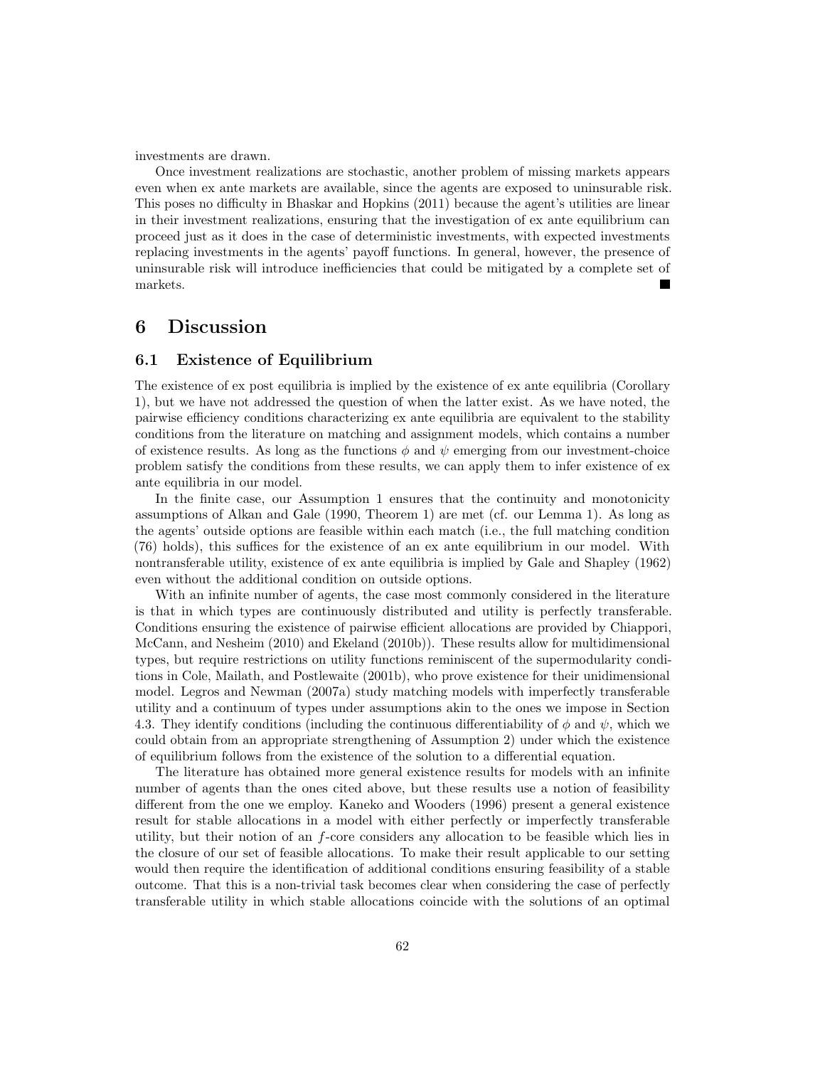investments are drawn.

Once investment realizations are stochastic, another problem of missing markets appears even when ex ante markets are available, since the agents are exposed to uninsurable risk. This poses no difficulty in Bhaskar and Hopkins (2011) because the agent's utilities are linear in their investment realizations, ensuring that the investigation of ex ante equilibrium can proceed just as it does in the case of deterministic investments, with expected investments replacing investments in the agents' payoff functions. In general, however, the presence of uninsurable risk will introduce inefficiencies that could be mitigated by a complete set of markets. ■

## 6 Discussion

### 6.1 Existence of Equilibrium

The existence of ex post equilibria is implied by the existence of ex ante equilibria (Corollary 1), but we have not addressed the question of when the latter exist. As we have noted, the pairwise efficiency conditions characterizing ex ante equilibria are equivalent to the stability conditions from the literature on matching and assignment models, which contains a number of existence results. As long as the functions $\phi$ and $\psi$ emerging from our investment-choice problem satisfy the conditions from these results, we can apply them to infer existence of ex ante equilibria in our model.

In the finite case, our Assumption 1 ensures that the continuity and monotonicity assumptions of Alkan and Gale (1990, Theorem 1) are met (cf. our Lemma 1). As long as the agents' outside options are feasible within each match (i.e., the full matching condition (76) holds), this suffices for the existence of an ex ante equilibrium in our model. With nontransferable utility, existence of ex ante equilibria is implied by Gale and Shapley (1962) even without the additional condition on outside options.

With an infinite number of agents, the case most commonly considered in the literature is that in which types are continuously distributed and utility is perfectly transferable. Conditions ensuring the existence of pairwise efficient allocations are provided by Chiappori, McCann, and Nesheim (2010) and Ekeland (2010b)). These results allow for multidimensional types, but require restrictions on utility functions reminiscent of the supermodularity conditions in Cole, Mailath, and Postlewaite (2001b), who prove existence for their unidimensional model. Legros and Newman (2007a) study matching models with imperfectly transferable utility and a continuum of types under assumptions akin to the ones we impose in Section 4.3. They identify conditions (including the continuous differentiability of $\phi$ and $\psi$, which we could obtain from an appropriate strengthening of Assumption 2) under which the existence of equilibrium follows from the existence of the solution to a differential equation.

The literature has obtained more general existence results for models with an infinite number of agents than the ones cited above, but these results use a notion of feasibility different from the one we employ. Kaneko and Wooders (1996) present a general existence result for stable allocations in a model with either perfectly or imperfectly transferable utility, but their notion of an $f$-core considers any allocation to be feasible which lies in the closure of our set of feasible allocations. To make their result applicable to our setting would then require the identification of additional conditions ensuring feasibility of a stable outcome. That this is a non-trivial task becomes clear when considering the case of perfectly transferable utility in which stable allocations coincide with the solutions of an optimal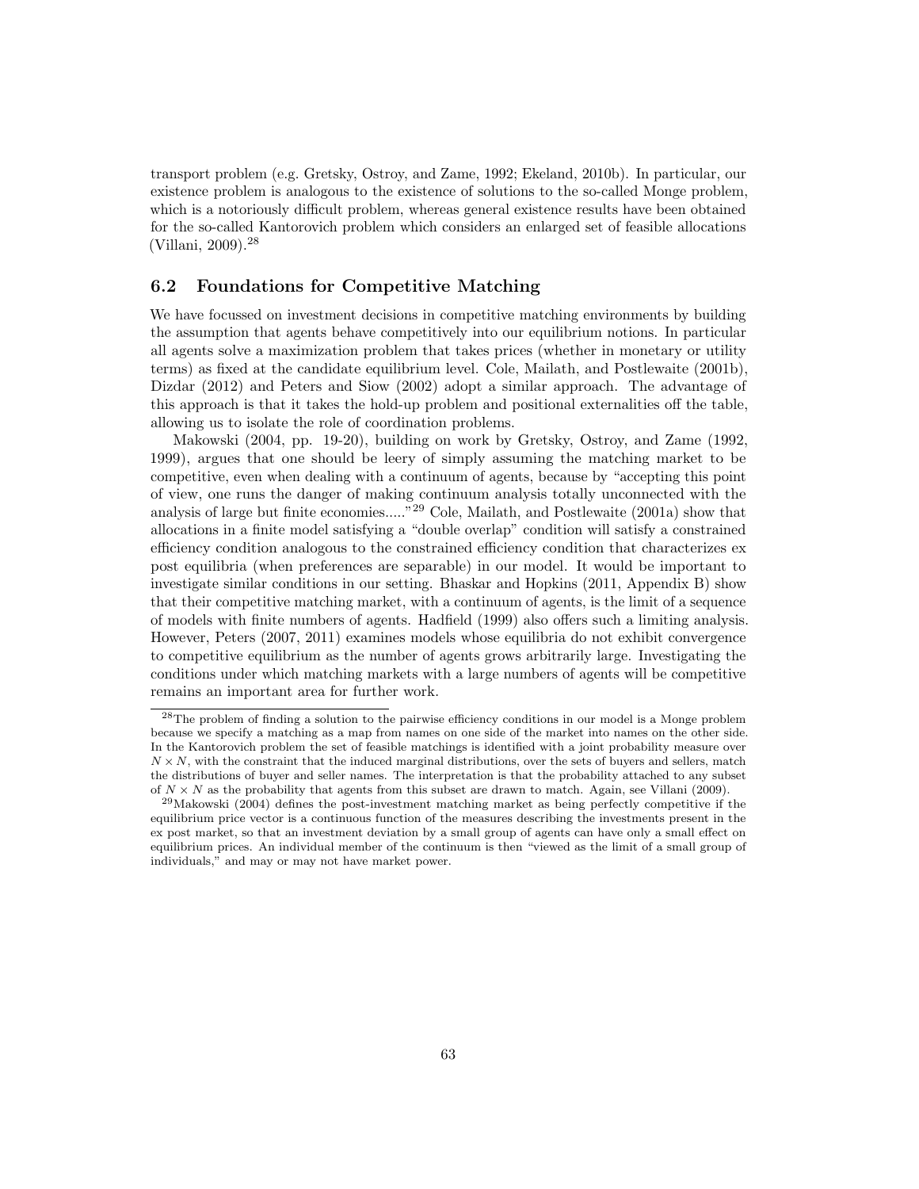transport problem (e.g. Gretsky, Ostroy, and Zame, 1992; Ekeland, 2010b). In particular, our existence problem is analogous to the existence of solutions to the so-called Monge problem, which is a notoriously difficult problem, whereas general existence results have been obtained for the so-called Kantorovich problem which considers an enlarged set of feasible allocations (Villani, 2009).[28]

### 6.2 Foundations for Competitive Matching

We have focussed on investment decisions in competitive matching environments by building the assumption that agents behave competitively into our equilibrium notions. In particular all agents solve a maximization problem that takes prices (whether in monetary or utility terms) as fixed at the candidate equilibrium level. Cole, Mailath, and Postlewaite (2001b), Dizdar (2012) and Peters and Siow (2002) adopt a similar approach. The advantage of this approach is that it takes the hold-up problem and positional externalities off the table, allowing us to isolate the role of coordination problems.

Makowski (2004, pp. 19-20), building on work by Gretsky, Ostroy, and Zame (1992, 1999), argues that one should be leery of simply assuming the matching market to be competitive, even when dealing with a continuum of agents, because by "accepting this point of view, one runs the danger of making continuum analysis totally unconnected with the analysis of large but finite economies....."[29] Cole, Mailath, and Postlewaite (2001a) show that allocations in a finite model satisfying a "double overlap" condition will satisfy a constrained efficiency condition analogous to the constrained efficiency condition that characterizes ex post equilibria (when preferences are separable) in our model. It would be important to investigate similar conditions in our setting. Bhaskar and Hopkins (2011, Appendix B) show that their competitive matching market, with a continuum of agents, is the limit of a sequence of models with finite numbers of agents. Hadfield (1999) also offers such a limiting analysis. However, Peters (2007, 2011) examines models whose equilibria do not exhibit convergence to competitive equilibrium as the number of agents grows arbitrarily large. Investigating the conditions under which matching markets with a large numbers of agents will be competitive remains an important area for further work.

---

[28] The problem of finding a solution to the pairwise efficiency conditions in our model is a Monge problem because we specify a matching as a map from names on one side of the market into names on the other side. In the Kantorovich problem the set of feasible matchings is identified with a joint probability measure over $N \times N$, with the constraint that the induced marginal distributions, over the sets of buyers and sellers, match the distributions of buyer and seller names. The interpretation is that the probability attached to any subset of $N \times N$ as the probability that agents from this subset are drawn to match. Again, see Villani (2009).

[29] Makowski (2004) defines the post-investment matching market as being perfectly competitive if the equilibrium price vector is a continuous function of the measures describing the investments present in the ex post market, so that an investment deviation by a small group of agents can have only a small effect on equilibrium prices. An individual member of the continuum is then "viewed as the limit of a small group of individuals," and may or may not have market power.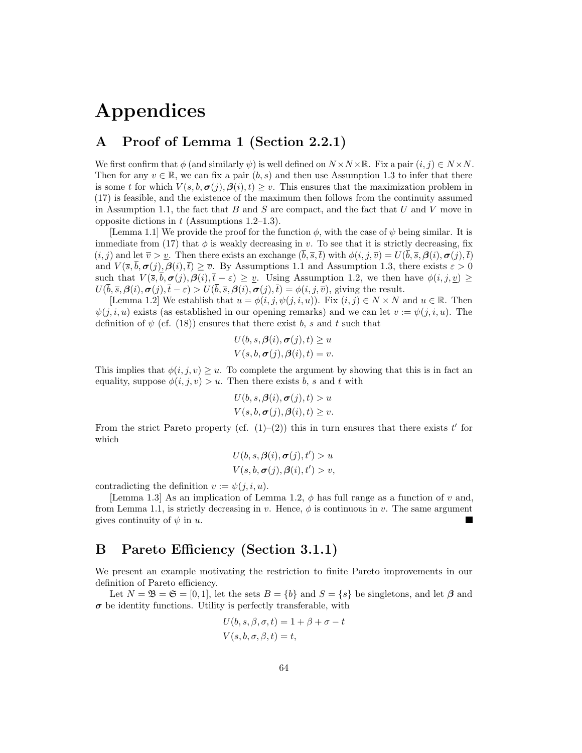# Appendices

## A Proof of Lemma 1 (Section 2.2.1)

We first confirm that $\phi$ (and similarly $\psi$) is well defined on $N \times N \times \mathbb{R}$. Fix a pair $(i,j) \in N \times N$. Then for any $v \in \mathbb{R}$, we can fix a pair $(b,s)$ and then use Assumption 1.3 to infer that there is some $t$ for which $V(s,b,\boldsymbol{\sigma}(j),\boldsymbol{\beta}(i),t) \geq v$. This ensures that the maximization problem in (17) is feasible, and the existence of the maximum then follows from the continuity assumed in Assumption 1.1, the fact that $B$ and $S$ are compact, and the fact that $U$ and $V$ move in opposite dictions in $t$ (Assumptions 1.2–1.3).

[Lemma 1.1] We provide the proof for the function $\phi$, with the case of $\psi$ being similar. It is immediate from (17) that $\phi$ is weakly decreasing in $v$. To see that it is strictly decreasing, fix $(i,j)$ and let $\overline{v} > \underline{v}$. Then there exists an exchange $(\overline{b},\overline{s},\overline{t})$ with $\phi(i,j,\overline{v}) = U(\overline{b},\overline{s},\boldsymbol{\beta}(i),\boldsymbol{\sigma}(j),\overline{t})$ and $V(\overline{s},\overline{b},\boldsymbol{\sigma}(j),\boldsymbol{\beta}(i),\overline{t}) \geq \overline{v}$. By Assumptions 1.1 and Assumption 1.3, there exists $\varepsilon > 0$ such that $V(\overline{s},\overline{b},\boldsymbol{\sigma}(j),\boldsymbol{\beta}(i),\overline{t}-\varepsilon) \geq \underline{v}$. Using Assumption 1.2, we then have $\phi(i,j,\underline{v}) \geq U(\overline{b},\overline{s},\boldsymbol{\beta}(i),\boldsymbol{\sigma}(j),\overline{t}-\varepsilon) > U(\overline{b},\overline{s},\boldsymbol{\beta}(i),\boldsymbol{\sigma}(j),\overline{t}) = \phi(i,j,\overline{v})$, giving the result.

[Lemma 1.2] We establish that $u = \phi(i,j,\psi(j,i,u))$. Fix $(i,j) \in N \times N$ and $u \in \mathbb{R}$. Then $\psi(j,i,u)$ exists (as established in our opening remarks) and we can let $v := \psi(j,i,u)$. The definition of $\psi$ (cf. (18)) ensures that there exist $b$, $s$ and $t$ such that

$$U(b,s,\boldsymbol{\beta}(i),\boldsymbol{\sigma}(j),t) \geq u$$
$$V(s,b,\boldsymbol{\sigma}(j),\boldsymbol{\beta}(i),t) = v.$$

This implies that $\phi(i,j,v) \geq u$. To complete the argument by showing that this is in fact an equality, suppose $\phi(i,j,v) > u$. Then there exists $b$, $s$ and $t$ with

$$U(b,s,\boldsymbol{\beta}(i),\boldsymbol{\sigma}(j),t) > u$$
$$V(s,b,\boldsymbol{\sigma}(j),\boldsymbol{\beta}(i),t) \geq v.$$

From the strict Pareto property (cf. (1)–(2)) this in turn ensures that there exists $t'$ for which

$$U(b,s,\boldsymbol{\beta}(i),\boldsymbol{\sigma}(j),t') > u$$
$$V(s,b,\boldsymbol{\sigma}(j),\boldsymbol{\beta}(i),t') > v,$$

contradicting the definition $v := \psi(j,i,u)$.

[Lemma 1.3] As an implication of Lemma 1.2, $\phi$ has full range as a function of $v$ and, from Lemma 1.1, is strictly decreasing in $v$. Hence, $\phi$ is continuous in $v$. The same argument gives continuity of $\psi$ in $u$. ∎

## B Pareto Efficiency (Section 3.1.1)

We present an example motivating the restriction to finite Pareto improvements in our definition of Pareto efficiency.

Let $N = \mathfrak{B} = \mathfrak{S} = [0,1]$, let the sets $B = \{b\}$ and $S = \{s\}$ be singletons, and let $\boldsymbol{\beta}$ and $\boldsymbol{\sigma}$ be identity functions. Utility is perfectly transferable, with

$$U(b,s,\beta,\sigma,t) = 1 + \beta + \sigma - t$$
$$V(s,b,\sigma,\beta,t) = t,$$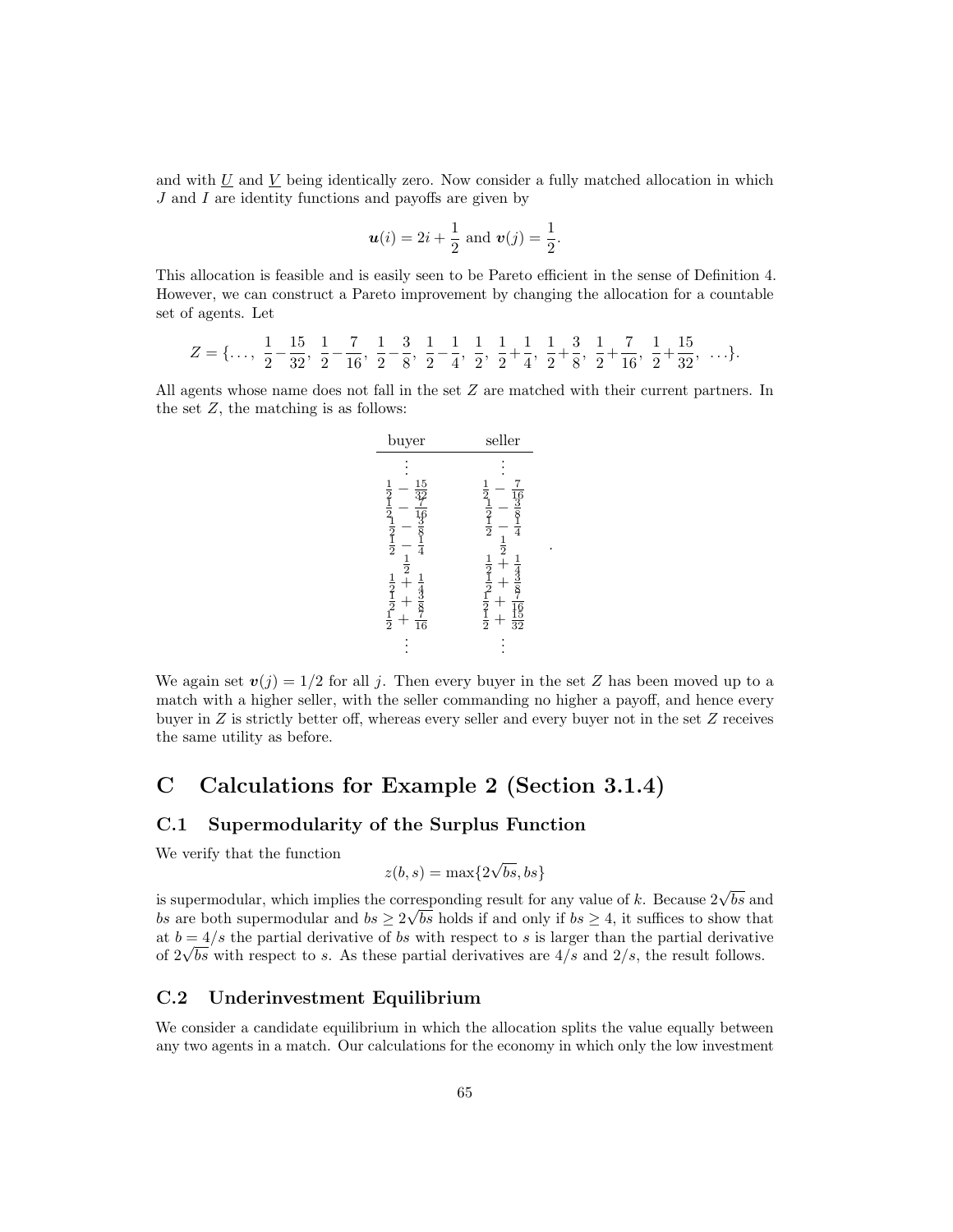and with $\underline{U}$ and $\underline{V}$ being identically zero. Now consider a fully matched allocation in which $J$ and $I$ are identity functions and payoffs are given by

$$\boldsymbol{u}(i) = 2i + \frac{1}{2} \text{ and } \boldsymbol{v}(j) = \frac{1}{2}.$$

This allocation is feasible and is easily seen to be Pareto efficient in the sense of Definition 4. However, we can construct a Pareto improvement by changing the allocation for a countable set of agents. Let

$$Z = \{\ldots,\ \frac{1}{2}-\frac{15}{32},\ \frac{1}{2}-\frac{7}{16},\ \frac{1}{2}-\frac{3}{8},\ \frac{1}{2}-\frac{1}{4},\ \frac{1}{2},\ \frac{1}{2}+\frac{1}{4},\ \frac{1}{2}+\frac{3}{8},\ \frac{1}{2}+\frac{7}{16},\ \frac{1}{2}+\frac{15}{32},\ \ldots\}.$$

All agents whose name does not fall in the set $Z$ are matched with their current partners. In the set $Z$, the matching is as follows:

| buyer | seller |
|---|---|
| $\vdots$ | $\vdots$ |
| $\frac{1}{2}-\frac{15}{32}$ | $\frac{1}{2}-\frac{7}{16}$ |
| $\frac{1}{2}-\frac{7}{16}$ | $\frac{1}{2}-\frac{3}{8}$ |
| $\frac{1}{2}-\frac{3}{8}$ | $\frac{1}{2}-\frac{1}{4}$ |
| $\frac{1}{2}-\frac{1}{4}$ | $\frac{1}{2}$ |
| $\frac{1}{2}$ | $\frac{1}{2}+\frac{1}{4}$ |
| $\frac{1}{2}+\frac{1}{4}$ | $\frac{1}{2}+\frac{3}{8}$ |
| $\frac{1}{2}+\frac{3}{8}$ | $\frac{1}{2}+\frac{7}{16}$ |
| $\frac{1}{2}+\frac{7}{16}$ | $\frac{1}{2}+\frac{15}{32}$ |
| $\vdots$ | $\vdots$ |

We again set $\boldsymbol{v}(j) = 1/2$ for all $j$. Then every buyer in the set $Z$ has been moved up to a match with a higher seller, with the seller commanding no higher a payoff, and hence every buyer in $Z$ is strictly better off, whereas every seller and every buyer not in the set $Z$ receives the same utility as before.

# C Calculations for Example 2 (Section 3.1.4)

## C.1 Supermodularity of the Surplus Function

We verify that the function

$$z(b, s) = \max\{2\sqrt{bs}, bs\}$$

is supermodular, which implies the corresponding result for any value of $k$. Because $2\sqrt{bs}$ and $bs$ are both supermodular and $bs \geq 2\sqrt{bs}$ holds if and only if $bs \geq 4$, it suffices to show that at $b = 4/s$ the partial derivative of $bs$ with respect to $s$ is larger than the partial derivative of $2\sqrt{bs}$ with respect to $s$. As these partial derivatives are $4/s$ and $2/s$, the result follows.

## C.2 Underinvestment Equilibrium

We consider a candidate equilibrium in which the allocation splits the value equally between any two agents in a match. Our calculations for the economy in which only the low investment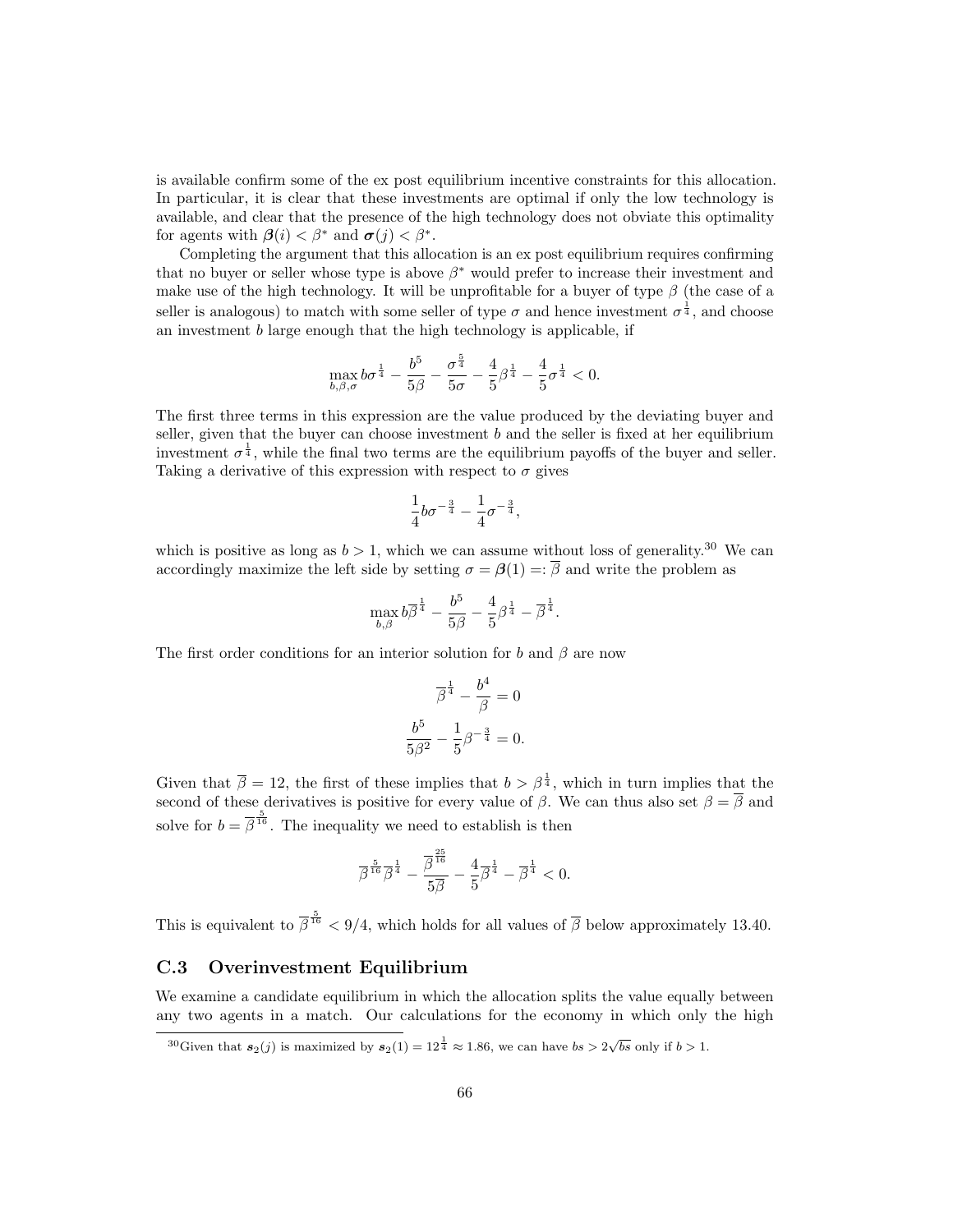is available confirm some of the ex post equilibrium incentive constraints for this allocation. In particular, it is clear that these investments are optimal if only the low technology is available, and clear that the presence of the high technology does not obviate this optimality for agents with $\boldsymbol{\beta}(i) < \beta^*$ and $\boldsymbol{\sigma}(j) < \beta^*$.

Completing the argument that this allocation is an ex post equilibrium requires confirming that no buyer or seller whose type is above $\beta^*$ would prefer to increase their investment and make use of the high technology. It will be unprofitable for a buyer of type $\beta$ (the case of a seller is analogous) to match with some seller of type $\sigma$ and hence investment $\sigma^{\frac{1}{4}}$, and choose an investment $b$ large enough that the high technology is applicable, if

$$\max_{b,\beta,\sigma} b\sigma^{\frac{1}{4}} - \frac{b^5}{5\beta} - \frac{\sigma^{\frac{5}{4}}}{5\sigma} - \frac{4}{5}\beta^{\frac{1}{4}} - \frac{4}{5}\sigma^{\frac{1}{4}} < 0.$$

The first three terms in this expression are the value produced by the deviating buyer and seller, given that the buyer can choose investment $b$ and the seller is fixed at her equilibrium investment $\sigma^{\frac{1}{4}}$, while the final two terms are the equilibrium payoffs of the buyer and seller. Taking a derivative of this expression with respect to $\sigma$ gives

$$\frac{1}{4}b\sigma^{-\frac{3}{4}} - \frac{1}{4}\sigma^{-\frac{3}{4}},$$

which is positive as long as $b > 1$, which we can assume without loss of generality.[30] We can accordingly maximize the left side by setting $\sigma = \boldsymbol{\beta}(1) =: \overline{\beta}$ and write the problem as

$$\max_{b,\beta} b\overline{\beta}^{\frac{1}{4}} - \frac{b^5}{5\beta} - \frac{4}{5}\beta^{\frac{1}{4}} - \overline{\beta}^{\frac{1}{4}}.$$

The first order conditions for an interior solution for $b$ and $\beta$ are now

$$\overline{\beta}^{\frac{1}{4}} - \frac{b^4}{\beta} = 0$$

$$\frac{b^5}{5\beta^2} - \frac{1}{5}\beta^{-\frac{3}{4}} = 0.$$

Given that $\overline{\beta} = 12$, the first of these implies that $b > \beta^{\frac{1}{4}}$, which in turn implies that the second of these derivatives is positive for every value of $\beta$. We can thus also set $\beta = \overline{\beta}$ and solve for $b = \overline{\beta}^{\frac{5}{16}}$. The inequality we need to establish is then

$$\overline{\beta}^{\frac{5}{16}}\overline{\beta}^{\frac{1}{4}} - \frac{\overline{\beta}^{\frac{25}{16}}}{5\overline{\beta}} - \frac{4}{5}\overline{\beta}^{\frac{1}{4}} - \overline{\beta}^{\frac{1}{4}} < 0.$$

This is equivalent to $\overline{\beta}^{\frac{5}{16}} < 9/4$, which holds for all values of $\overline{\beta}$ below approximately 13.40.

## C.3 Overinvestment Equilibrium

We examine a candidate equilibrium in which the allocation splits the value equally between any two agents in a match. Our calculations for the economy in which only the high

[30] Given that $\boldsymbol{s}_2(j)$ is maximized by $\boldsymbol{s}_2(1) = 12^{\frac{1}{4}} \approx 1.86$, we can have $bs > 2\sqrt{bs}$ only if $b > 1$.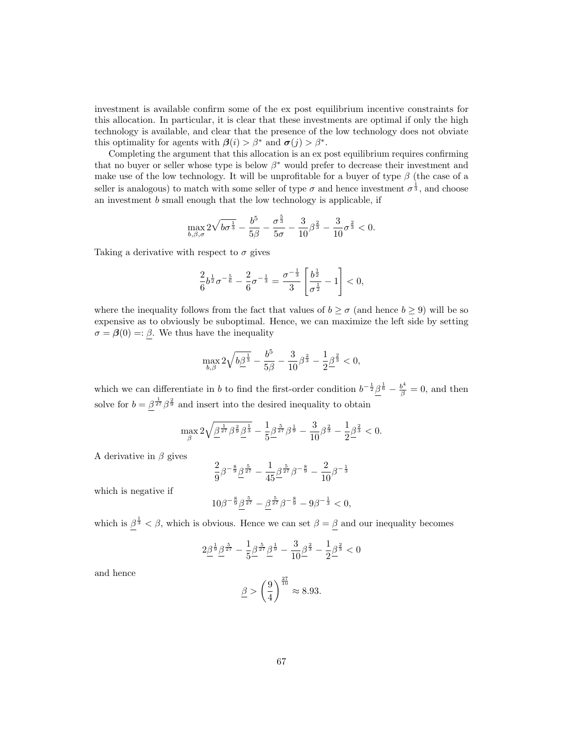investment is available confirm some of the ex post equilibrium incentive constraints for this allocation. In particular, it is clear that these investments are optimal if only the high technology is available, and clear that the presence of the low technology does not obviate this optimality for agents with $\boldsymbol{\beta}(i) > \beta^*$ and $\boldsymbol{\sigma}(j) > \beta^*$.

Completing the argument that this allocation is an ex post equilibrium requires confirming that no buyer or seller whose type is below $\beta^*$ would prefer to decrease their investment and make use of the low technology. It will be unprofitable for a buyer of type $\beta$ (the case of a seller is analogous) to match with some seller of type $\sigma$ and hence investment $\sigma^{\frac{1}{3}}$, and choose an investment $b$ small enough that the low technology is applicable, if

$$\max_{b,\beta,\sigma} 2\sqrt{b\sigma^{\frac{1}{3}}} - \frac{b^5}{5\beta} - \frac{\sigma^{\frac{5}{3}}}{5\sigma} - \frac{3}{10}\beta^{\frac{2}{3}} - \frac{3}{10}\sigma^{\frac{2}{3}} < 0.$$

Taking a derivative with respect to $\sigma$ gives

$$\frac{2}{6}b^{\frac{1}{2}}\sigma^{-\frac{5}{6}} - \frac{2}{6}\sigma^{-\frac{1}{3}} = \frac{\sigma^{-\frac{1}{3}}}{3}\left[\frac{b^{\frac{1}{2}}}{\sigma^{\frac{1}{2}}} - 1\right] < 0,$$

where the inequality follows from the fact that values of $b \geq \sigma$ (and hence $b \geq 9$) will be so expensive as to obviously be suboptimal. Hence, we can maximize the left side by setting $\sigma = \boldsymbol{\beta}(0) =: \underline{\beta}$. We thus have the inequality

$$\max_{b,\beta} 2\sqrt{b\underline{\beta}^{\frac{1}{3}}} - \frac{b^5}{5\beta} - \frac{3}{10}\beta^{\frac{2}{3}} - \frac{1}{2}\underline{\beta}^{\frac{2}{3}} < 0,$$

which we can differentiate in $b$ to find the first-order condition $b^{-\frac{1}{2}}\underline{\beta}^{\frac{1}{6}} - \frac{b^4}{\beta} = 0$, and then solve for $b = \underline{\beta}^{\frac{1}{27}}\beta^{\frac{2}{9}}$ and insert into the desired inequality to obtain

$$\max_{\beta} 2\sqrt{\underline{\beta}^{\frac{1}{27}}\beta^{\frac{2}{9}}\underline{\beta}^{\frac{1}{3}}} - \frac{1}{5}\underline{\beta}^{\frac{5}{27}}\beta^{\frac{1}{9}} - \frac{3}{10}\beta^{\frac{2}{3}} - \frac{1}{2}\underline{\beta}^{\frac{2}{3}} < 0.$$

A derivative in $\beta$ gives

$$\frac{2}{9}\beta^{-\frac{8}{9}}\underline{\beta}^{\frac{5}{27}} - \frac{1}{45}\underline{\beta}^{\frac{5}{27}}\beta^{-\frac{8}{9}} - \frac{2}{10}\beta^{-\frac{1}{3}}$$

which is negative if

$$10\beta^{-\frac{8}{9}}\underline{\beta}^{\frac{5}{27}} - \underline{\beta}^{\frac{5}{27}}\beta^{-\frac{8}{9}} - 9\beta^{-\frac{1}{3}} < 0,$$

which is $\underline{\beta}^{\frac{1}{3}} < \beta$, which is obvious. Hence we can set $\beta = \underline{\beta}$ and our inequality becomes

$$2\underline{\beta}^{\frac{1}{9}}\underline{\beta}^{\frac{5}{27}} - \frac{1}{5}\underline{\beta}^{\frac{5}{27}}\underline{\beta}^{\frac{1}{9}} - \frac{3}{10}\underline{\beta}^{\frac{2}{3}} - \frac{1}{2}\underline{\beta}^{\frac{2}{3}} < 0$$

and hence

$$\underline{\beta} > \left(\frac{9}{4}\right)^{\frac{27}{10}} \approx 8.93.$$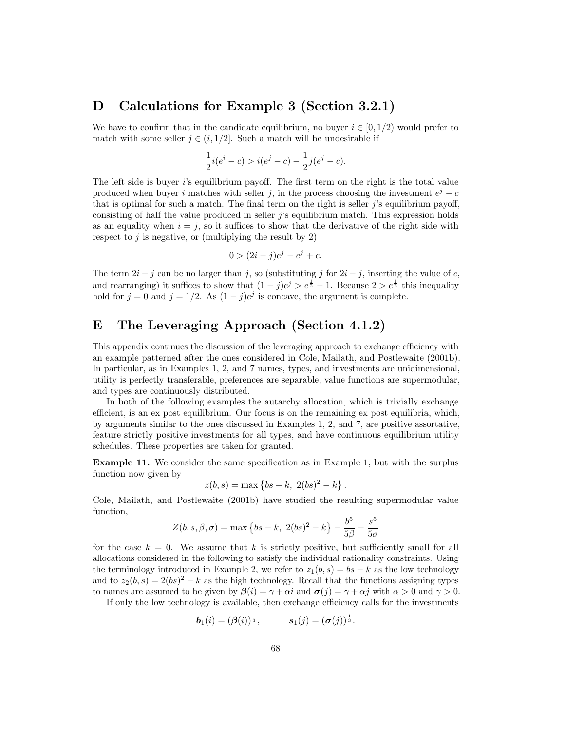# D Calculations for Example 3 (Section 3.2.1)

We have to confirm that in the candidate equilibrium, no buyer $i \in [0, 1/2)$ would prefer to match with some seller $j \in (i, 1/2]$. Such a match will be undesirable if

$$\frac{1}{2}i(e^i - c) > i(e^j - c) - \frac{1}{2}j(e^j - c).$$

The left side is buyer $i$'s equilibrium payoff. The first term on the right is the total value produced when buyer $i$ matches with seller $j$, in the process choosing the investment $e^j - c$ that is optimal for such a match. The final term on the right is seller $j$'s equilibrium payoff, consisting of half the value produced in seller $j$'s equilibrium match. This expression holds as an equality when $i = j$, so it suffices to show that the derivative of the right side with respect to $j$ is negative, or (multiplying the result by 2)

$$0 > (2i - j)e^j - e^j + c.$$

The term $2i - j$ can be no larger than $j$, so (substituting $j$ for $2i - j$, inserting the value of $c$, and rearranging) it suffices to show that $(1 - j)e^j > e^{\frac{1}{2}} - 1$. Because $2 > e^{\frac{1}{2}}$ this inequality hold for $j = 0$ and $j = 1/2$. As $(1 - j)e^j$ is concave, the argument is complete.

# E The Leveraging Approach (Section 4.1.2)

This appendix continues the discussion of the leveraging approach to exchange efficiency with an example patterned after the ones considered in Cole, Mailath, and Postlewaite (2001b). In particular, as in Examples 1, 2, and 7 names, types, and investments are unidimensional, utility is perfectly transferable, preferences are separable, value functions are supermodular, and types are continuously distributed.

In both of the following examples the autarchy allocation, which is trivially exchange efficient, is an ex post equilibrium. Our focus is on the remaining ex post equilibria, which, by arguments similar to the ones discussed in Examples 1, 2, and 7, are positive assortative, feature strictly positive investments for all types, and have continuous equilibrium utility schedules. These properties are taken for granted.

**Example 11.** We consider the same specification as in Example 1, but with the surplus function now given by

$$z(b, s) = \max\left\{bs - k,\ 2(bs)^2 - k\right\}.$$

Cole, Mailath, and Postlewaite (2001b) have studied the resulting supermodular value function,

$$Z(b, s, \beta, \sigma) = \max\left\{bs - k,\ 2(bs)^2 - k\right\} - \frac{b^5}{5\beta} - \frac{s^5}{5\sigma}$$

for the case $k = 0$. We assume that $k$ is strictly positive, but sufficiently small for all allocations considered in the following to satisfy the individual rationality constraints. Using the terminology introduced in Example 2, we refer to $z_1(b, s) = bs - k$ as the low technology and to $z_2(b, s) = 2(bs)^2 - k$ as the high technology. Recall that the functions assigning types to names are assumed to be given by $\boldsymbol{\beta}(i) = \gamma + \alpha i$ and $\boldsymbol{\sigma}(j) = \gamma + \alpha j$ with $\alpha > 0$ and $\gamma > 0$.

If only the low technology is available, then exchange efficiency calls for the investments

$$\boldsymbol{b}_1(i) = (\boldsymbol{\beta}(i))^{\frac{1}{3}}, \qquad \boldsymbol{s}_1(j) = (\boldsymbol{\sigma}(j))^{\frac{1}{3}}.$$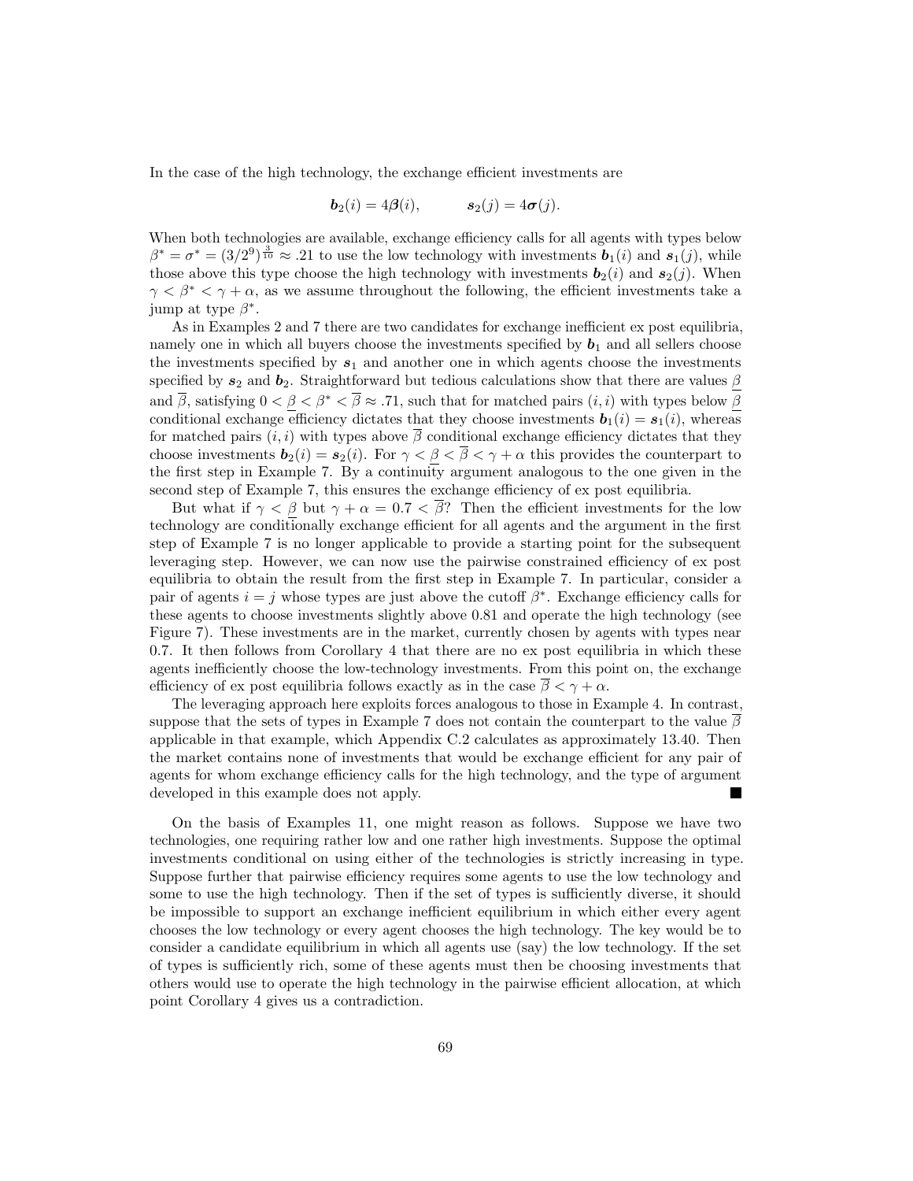In the case of the high technology, the exchange efficient investments are

$$\boldsymbol{b}_2(i) = 4\boldsymbol{\beta}(i), \qquad \boldsymbol{s}_2(j) = 4\boldsymbol{\sigma}(j).$$

When both technologies are available, exchange efficiency calls for all agents with types below $\beta^* = \sigma^* = (3/2^9)^{\frac{3}{10}} \approx .21$ to use the low technology with investments $\boldsymbol{b}_1(i)$ and $\boldsymbol{s}_1(j)$, while those above this type choose the high technology with investments $\boldsymbol{b}_2(i)$ and $\boldsymbol{s}_2(j)$. When $\gamma < \beta^* < \gamma + \alpha$, as we assume throughout the following, the efficient investments take a jump at type $\beta^*$.

As in Examples 2 and 7 there are two candidates for exchange inefficient ex post equilibria, namely one in which all buyers choose the investments specified by $\boldsymbol{b}_1$ and all sellers choose the investments specified by $\boldsymbol{s}_1$ and another one in which agents choose the investments specified by $\boldsymbol{s}_2$ and $\boldsymbol{b}_2$. Straightforward but tedious calculations show that there are values $\underline{\beta}$ and $\overline{\beta}$, satisfying $0 < \underline{\beta} < \beta^* < \overline{\beta} \approx .71$, such that for matched pairs $(i, i)$ with types below $\underline{\beta}$ conditional exchange efficiency dictates that they choose investments $\boldsymbol{b}_1(i) = \boldsymbol{s}_1(i)$, whereas for matched pairs $(i, i)$ with types above $\overline{\beta}$ conditional exchange efficiency dictates that they choose investments $\boldsymbol{b}_2(i) = \boldsymbol{s}_2(i)$. For $\gamma < \underline{\beta} < \overline{\beta} < \gamma + \alpha$ this provides the counterpart to the first step in Example 7. By a continuity argument analogous to the one given in the second step of Example 7, this ensures the exchange efficiency of ex post equilibria.

But what if $\gamma < \underline{\beta}$ but $\gamma + \alpha = 0.7 < \overline{\beta}$? Then the efficient investments for the low technology are conditionally exchange efficient for all agents and the argument in the first step of Example 7 is no longer applicable to provide a starting point for the subsequent leveraging step. However, we can now use the pairwise constrained efficiency of ex post equilibria to obtain the result from the first step in Example 7. In particular, consider a pair of agents $i = j$ whose types are just above the cutoff $\beta^*$. Exchange efficiency calls for these agents to choose investments slightly above 0.81 and operate the high technology (see Figure 7). These investments are in the market, currently chosen by agents with types near 0.7. It then follows from Corollary 4 that there are no ex post equilibria in which these agents inefficiently choose the low-technology investments. From this point on, the exchange efficiency of ex post equilibria follows exactly as in the case $\overline{\beta} < \gamma + \alpha$.

The leveraging approach here exploits forces analogous to those in Example 4. In contrast, suppose that the sets of types in Example 7 does not contain the counterpart to the value $\overline{\beta}$ applicable in that example, which Appendix C.2 calculates as approximately 13.40. Then the market contains none of investments that would be exchange efficient for any pair of agents for whom exchange efficiency calls for the high technology, and the type of argument developed in this example does not apply. ∎

On the basis of Examples 11, one might reason as follows. Suppose we have two technologies, one requiring rather low and one rather high investments. Suppose the optimal investments conditional on using either of the technologies is strictly increasing in type. Suppose further that pairwise efficiency requires some agents to use the low technology and some to use the high technology. Then if the set of types is sufficiently diverse, it should be impossible to support an exchange inefficient equilibrium in which either every agent chooses the low technology or every agent chooses the high technology. The key would be to consider a candidate equilibrium in which all agents use (say) the low technology. If the set of types is sufficiently rich, some of these agents must then be choosing investments that others would use to operate the high technology in the pairwise efficient allocation, at which point Corollary 4 gives us a contradiction.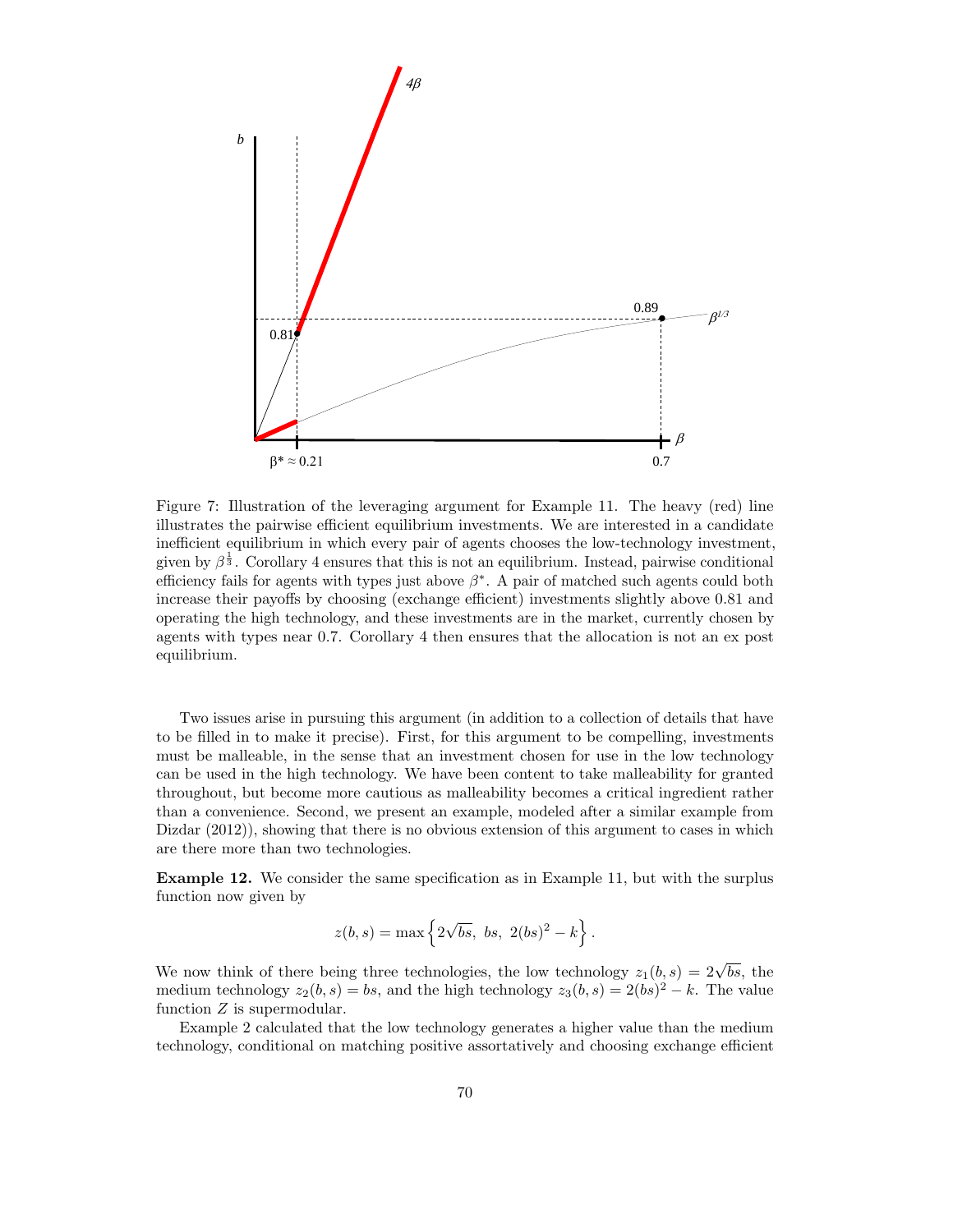Figure 7: Illustration of the leveraging argument for Example 11. The heavy (red) line illustrates the pairwise efficient equilibrium investments. We are interested in a candidate inefficient equilibrium in which every pair of agents chooses the low-technology investment, given by $\beta^{\frac{1}{3}}$. Corollary 4 ensures that this is not an equilibrium. Instead, pairwise conditional efficiency fails for agents with types just above $\beta^*$. A pair of matched such agents could both increase their payoffs by choosing (exchange efficient) investments slightly above 0.81 and operating the high technology, and these investments are in the market, currently chosen by agents with types near 0.7. Corollary 4 then ensures that the allocation is not an ex post equilibrium.

Two issues arise in pursuing this argument (in addition to a collection of details that have to be filled in to make it precise). First, for this argument to be compelling, investments must be malleable, in the sense that an investment chosen for use in the low technology can be used in the high technology. We have been content to take malleability for granted throughout, but become more cautious as malleability becomes a critical ingredient rather than a convenience. Second, we present an example, modeled after a similar example from Dizdar (2012)), showing that there is no obvious extension of this argument to cases in which are there more than two technologies.

**Example 12.** We consider the same specification as in Example 11, but with the surplus function now given by

$$z(b, s) = \max\left\{2\sqrt{bs},\ bs,\ 2(bs)^2 - k\right\}.$$

We now think of there being three technologies, the low technology $z_1(b, s) = 2\sqrt{bs}$, the medium technology $z_2(b, s) = bs$, and the high technology $z_3(b, s) = 2(bs)^2 - k$. The value function $Z$ is supermodular.

Example 2 calculated that the low technology generates a higher value than the medium technology, conditional on matching positive assortatively and choosing exchange efficient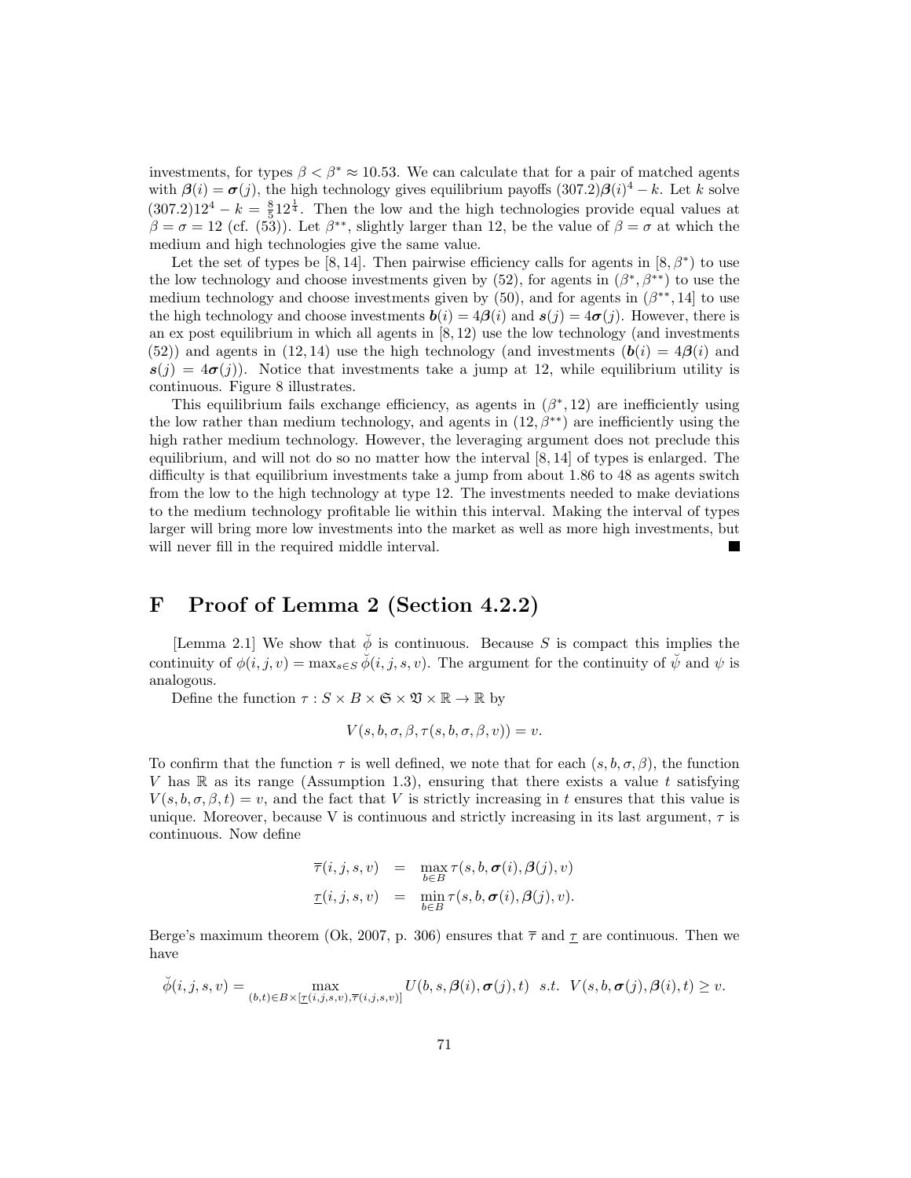investments, for types $\beta < \beta^* \approx 10.53$. We can calculate that for a pair of matched agents with $\boldsymbol{\beta}(i) = \boldsymbol{\sigma}(j)$, the high technology gives equilibrium payoffs $(307.2)\boldsymbol{\beta}(i)^4 - k$. Let $k$ solve $(307.2)12^4 - k = \frac{8}{5}12^{\frac{1}{4}}$. Then the low and the high technologies provide equal values at $\beta = \sigma = 12$ (cf. (53)). Let $\beta^{**}$, slightly larger than 12, be the value of $\beta = \sigma$ at which the medium and high technologies give the same value.

Let the set of types be $[8, 14]$. Then pairwise efficiency calls for agents in $[8, \beta^*)$ to use the low technology and choose investments given by (52), for agents in $(\beta^*, \beta^{**})$ to use the medium technology and choose investments given by (50), and for agents in $(\beta^{**}, 14]$ to use the high technology and choose investments $\boldsymbol{b}(i) = 4\boldsymbol{\beta}(i)$ and $\boldsymbol{s}(j) = 4\boldsymbol{\sigma}(j)$. However, there is an ex post equilibrium in which all agents in $[8, 12)$ use the low technology (and investments (52)) and agents in $(12, 14)$ use the high technology (and investments ($\boldsymbol{b}(i) = 4\boldsymbol{\beta}(i)$ and $\boldsymbol{s}(j) = 4\boldsymbol{\sigma}(j)$). Notice that investments take a jump at 12, while equilibrium utility is continuous. Figure 8 illustrates.

This equilibrium fails exchange efficiency, as agents in $(\beta^*, 12)$ are inefficiently using the low rather than medium technology, and agents in $(12, \beta^{**})$ are inefficiently using the high rather medium technology. However, the leveraging argument does not preclude this equilibrium, and will not do so no matter how the interval $[8, 14]$ of types is enlarged. The difficulty is that equilibrium investments take a jump from about 1.86 to 48 as agents switch from the low to the high technology at type 12. The investments needed to make deviations to the medium technology profitable lie within this interval. Making the interval of types larger will bring more low investments into the market as well as more high investments, but will never fill in the required middle interval. ■

# F Proof of Lemma 2 (Section 4.2.2)

[Lemma 2.1] We show that $\breve{\phi}$ is continuous. Because $S$ is compact this implies the continuity of $\phi(i, j, v) = \max_{s \in S} \breve{\phi}(i, j, s, v)$. The argument for the continuity of $\breve{\psi}$ and $\psi$ is analogous.

Define the function $\tau : S \times B \times \mathfrak{S} \times \mathfrak{V} \times \mathbb{R} \to \mathbb{R}$ by

$$V(s, b, \sigma, \beta, \tau(s, b, \sigma, \beta, v)) = v.$$

To confirm that the function $\tau$ is well defined, we note that for each $(s, b, \sigma, \beta)$, the function $V$ has $\mathbb{R}$ as its range (Assumption 1.3), ensuring that there exists a value $t$ satisfying $V(s, b, \sigma, \beta, t) = v$, and the fact that $V$ is strictly increasing in $t$ ensures that this value is unique. Moreover, because V is continuous and strictly increasing in its last argument, $\tau$ is continuous. Now define

$$\begin{aligned}
\overline{\tau}(i, j, s, v) &= \max_{b \in B} \tau(s, b, \boldsymbol{\sigma}(i), \boldsymbol{\beta}(j), v) \\
\underline{\tau}(i, j, s, v) &= \min_{b \in B} \tau(s, b, \boldsymbol{\sigma}(i), \boldsymbol{\beta}(j), v).
\end{aligned}$$

Berge's maximum theorem (Ok, 2007, p. 306) ensures that $\overline{\tau}$ and $\underline{\tau}$ are continuous. Then we have

$$\breve{\phi}(i, j, s, v) = \max_{(b,t) \in B \times [\underline{\tau}(i,j,s,v), \overline{\tau}(i,j,s,v)]} U(b, s, \boldsymbol{\beta}(i), \boldsymbol{\sigma}(j), t) \;\; s.t. \;\; V(s, b, \boldsymbol{\sigma}(j), \boldsymbol{\beta}(i), t) \geq v.$$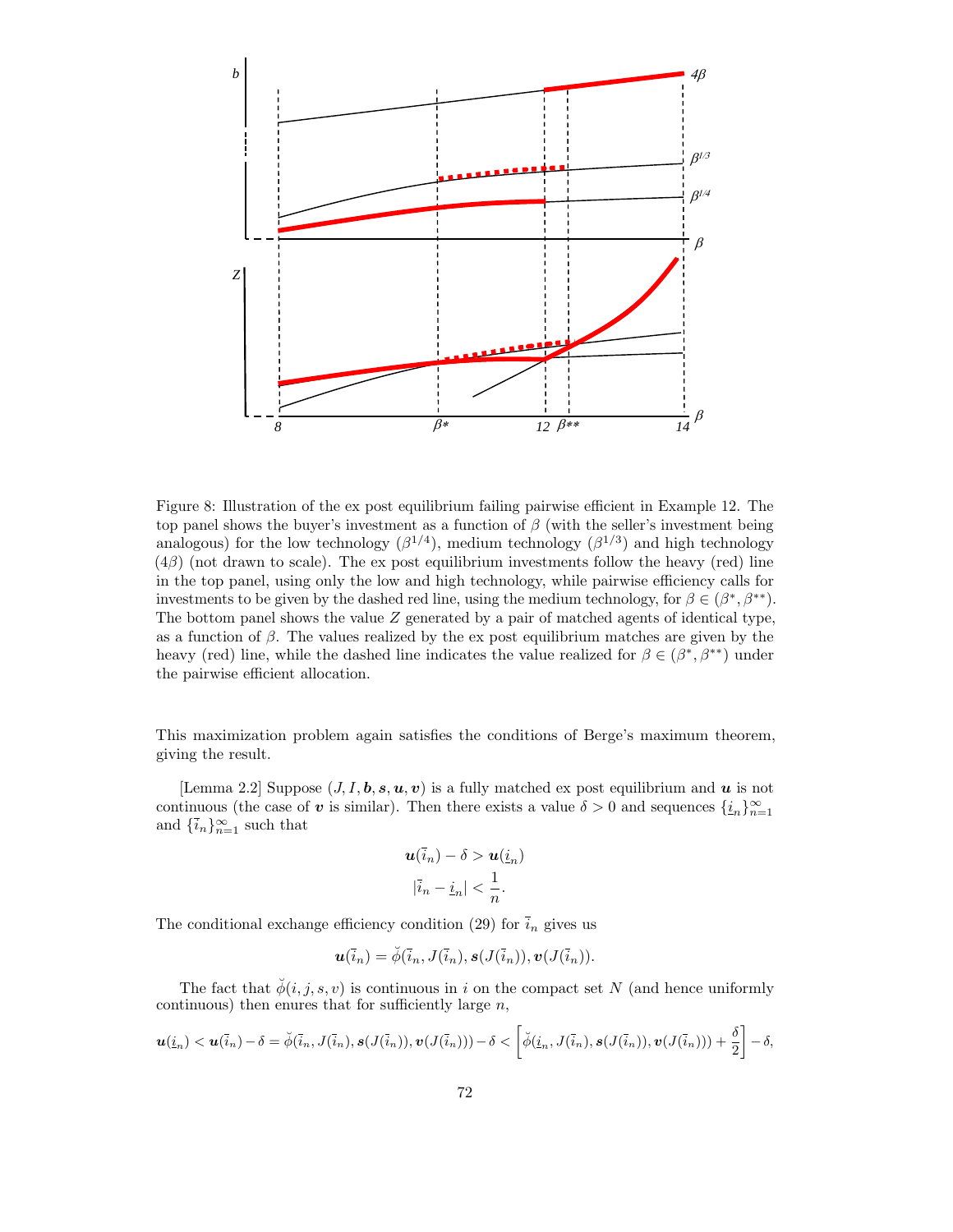Figure 8: Illustration of the ex post equilibrium failing pairwise efficient in Example 12. The top panel shows the buyer's investment as a function of $\beta$ (with the seller's investment being analogous) for the low technology ($\beta^{1/4}$), medium technology ($\beta^{1/3}$) and high technology ($4\beta$) (not drawn to scale). The ex post equilibrium investments follow the heavy (red) line in the top panel, using only the low and high technology, while pairwise efficiency calls for investments to be given by the dashed red line, using the medium technology, for $\beta \in (\beta^*, \beta^{**})$. The bottom panel shows the value $Z$ generated by a pair of matched agents of identical type, as a function of $\beta$. The values realized by the ex post equilibrium matches are given by the heavy (red) line, while the dashed line indicates the value realized for $\beta \in (\beta^*, \beta^{**})$ under the pairwise efficient allocation.

This maximization problem again satisfies the conditions of Berge's maximum theorem, giving the result.

[Lemma 2.2] Suppose $(J, I, \boldsymbol{b}, \boldsymbol{s}, \boldsymbol{u}, \boldsymbol{v})$ is a fully matched ex post equilibrium and $\boldsymbol{u}$ is not continuous (the case of $\boldsymbol{v}$ is similar). Then there exists a value $\delta > 0$ and sequences $\{\underline{i}_n\}_{n=1}^{\infty}$ and $\{\bar{i}_n\}_{n=1}^{\infty}$ such that

$$\boldsymbol{u}(\bar{i}_n) - \delta > \boldsymbol{u}(\underline{i}_n)$$

$$|\bar{i}_n - \underline{i}_n| < \frac{1}{n}.$$

The conditional exchange efficiency condition (29) for $\bar{i}_n$ gives us

$$\boldsymbol{u}(\bar{i}_n) = \breve{\phi}(\bar{i}_n, J(\bar{i}_n), \boldsymbol{s}(J(\bar{i}_n)), \boldsymbol{v}(J(\bar{i}_n)).$$

The fact that $\breve{\phi}(i, j, s, v)$ is continuous in $i$ on the compact set $N$ (and hence uniformly continuous) then enures that for sufficiently large $n$,

$$\boldsymbol{u}(\underline{i}_n) < \boldsymbol{u}(\bar{i}_n) - \delta = \breve{\phi}(\bar{i}_n, J(\bar{i}_n), \boldsymbol{s}(J(\bar{i}_n)), \boldsymbol{v}(J(\bar{i}_n))) - \delta < \left[\breve{\phi}(\underline{i}_n, J(\bar{i}_n), \boldsymbol{s}(J(\bar{i}_n)), \boldsymbol{v}(J(\bar{i}_n))) + \frac{\delta}{2}\right] - \delta,$$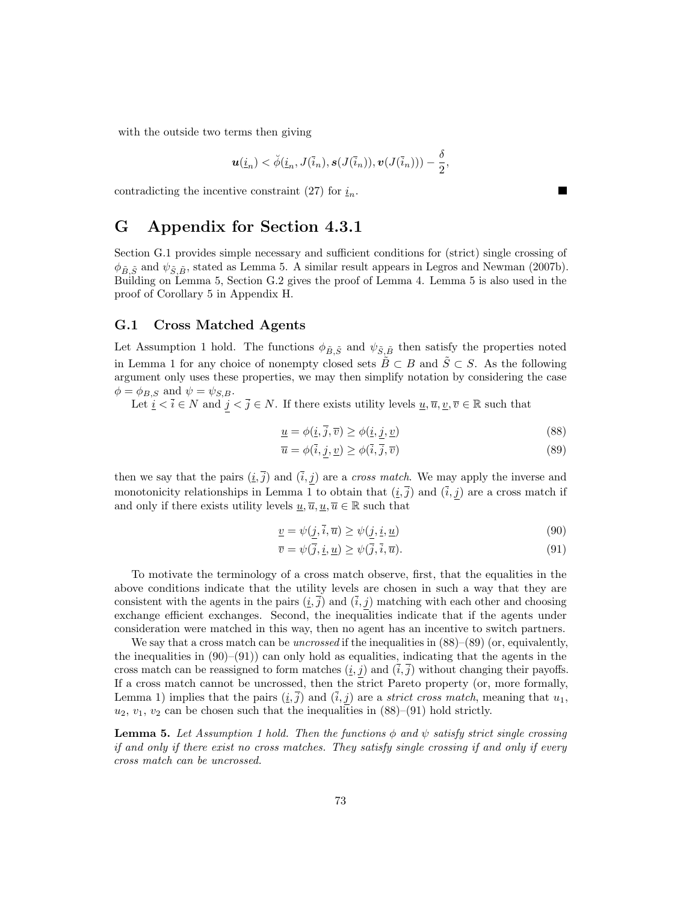with the outside two terms then giving

$$\boldsymbol{u}(\underline{i}_n) < \breve{\phi}(\underline{i}_n, J(\bar{i}_n), \boldsymbol{s}(J(\bar{i}_n)), \boldsymbol{v}(J(\bar{i}_n))) - \frac{\delta}{2},$$

contradicting the incentive constraint (27) for $\underline{i}_n$. ■

# G Appendix for Section 4.3.1

Section G.1 provides simple necessary and sufficient conditions for (strict) single crossing of $\phi_{\tilde{B},\tilde{S}}$ and $\psi_{\tilde{S},\tilde{B}}$, stated as Lemma 5. A similar result appears in Legros and Newman (2007b). Building on Lemma 5, Section G.2 gives the proof of Lemma 4. Lemma 5 is also used in the proof of Corollary 5 in Appendix H.

## G.1 Cross Matched Agents

Let Assumption 1 hold. The functions $\phi_{\tilde{B},\tilde{S}}$ and $\psi_{\tilde{S},\tilde{B}}$ then satisfy the properties noted in Lemma 1 for any choice of nonempty closed sets $\tilde{B} \subset B$ and $\tilde{S} \subset S$. As the following argument only uses these properties, we may then simplify notation by considering the case $\phi = \phi_{B,S}$ and $\psi = \psi_{S,B}$.

Let $\underline{i} < \bar{i} \in N$ and $\underline{j} < \bar{j} \in N$. If there exists utility levels $\underline{u}, \overline{u}, \underline{v}, \overline{v} \in \mathbb{R}$ such that

$$\underline{u} = \phi(\underline{i}, \bar{j}, \overline{v}) \geq \phi(\underline{i}, \underline{j}, \underline{v}) \tag{88}$$

$$\overline{u} = \phi(\bar{i}, \underline{j}, \underline{v}) \geq \phi(\bar{i}, \bar{j}, \overline{v}) \tag{89}$$

then we say that the pairs $(\underline{i}, \bar{j})$ and $(\bar{i}, \underline{j})$ are a *cross match*. We may apply the inverse and monotonicity relationships in Lemma 1 to obtain that $(\underline{i}, \bar{j})$ and $(\bar{i}, \underline{j})$ are a cross match if and only if there exists utility levels $\underline{u}, \overline{u}, \underline{u}, \overline{u} \in \mathbb{R}$ such that

$$\underline{v} = \psi(\underline{j}, \bar{i}, \overline{u}) \geq \psi(\underline{j}, \underline{i}, \underline{u}) \tag{90}$$

$$\overline{v} = \psi(\bar{j}, \underline{i}, \underline{u}) \geq \psi(\bar{j}, \bar{i}, \overline{u}). \tag{91}$$

To motivate the terminology of a cross match observe, first, that the equalities in the above conditions indicate that the utility levels are chosen in such a way that they are consistent with the agents in the pairs $(\underline{i}, \bar{j})$ and $(\bar{i}, \underline{j})$ matching with each other and choosing exchange efficient exchanges. Second, the inequalities indicate that if the agents under consideration were matched in this way, then no agent has an incentive to switch partners.

We say that a cross match can be *uncrossed* if the inequalities in (88)–(89) (or, equivalently, the inequalities in (90)–(91)) can only hold as equalities, indicating that the agents in the cross match can be reassigned to form matches $(\underline{i}, \underline{j})$ and $(\bar{i}, \bar{j})$ without changing their payoffs. If a cross match cannot be uncrossed, then the strict Pareto property (or, more formally, Lemma 1) implies that the pairs $(\underline{i}, \bar{j})$ and $(\bar{i}, \underline{j})$ are a *strict cross match*, meaning that $u_1$, $u_2$, $v_1$, $v_2$ can be chosen such that the inequalities in (88)–(91) hold strictly.

**Lemma 5.** *Let Assumption 1 hold. Then the functions $\phi$ and $\psi$ satisfy strict single crossing if and only if there exist no cross matches. They satisfy single crossing if and only if every cross match can be uncrossed.*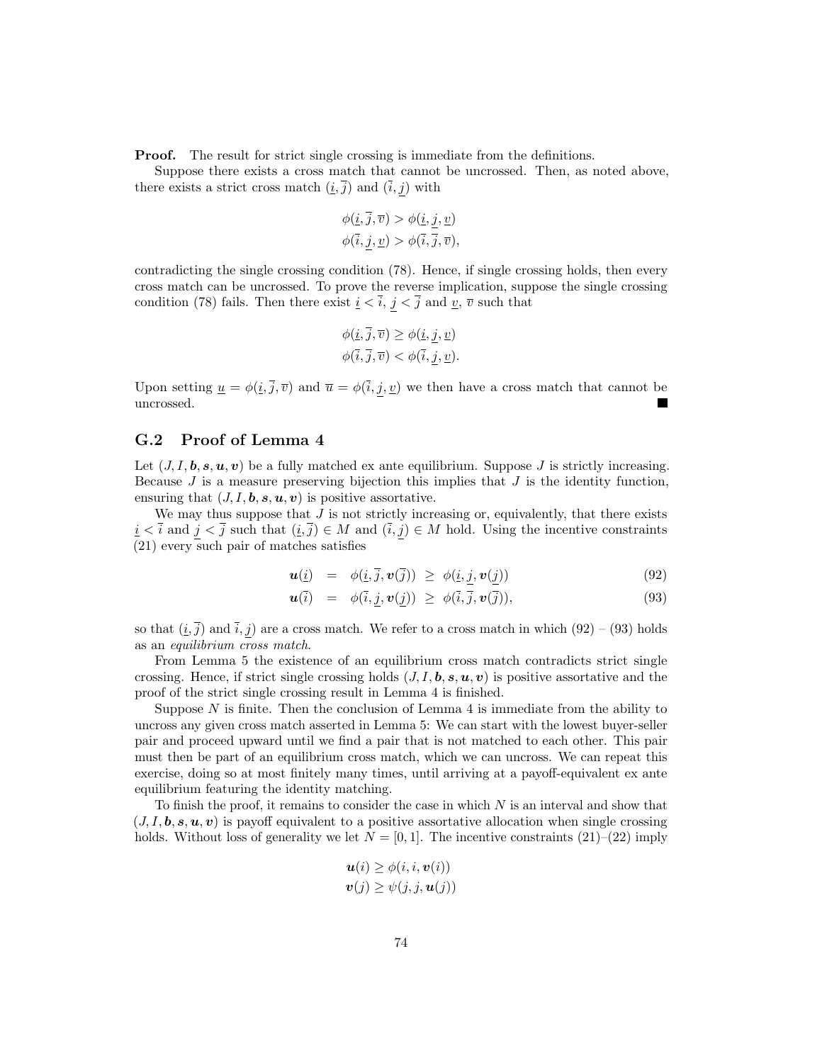**Proof.** The result for strict single crossing is immediate from the definitions.

Suppose there exists a cross match that cannot be uncrossed. Then, as noted above, there exists a strict cross match $(\underline{i}, \overline{j})$ and $(\overline{i}, \underline{j})$ with

$$\phi(\underline{i}, \overline{j}, \overline{v}) > \phi(\underline{i}, \underline{j}, \underline{v})$$
$$\phi(\overline{i}, \underline{j}, \underline{v}) > \phi(\overline{i}, \overline{j}, \overline{v}),$$

contradicting the single crossing condition (78). Hence, if single crossing holds, then every cross match can be uncrossed. To prove the reverse implication, suppose the single crossing condition (78) fails. Then there exist $\underline{i} < \overline{i}$, $\underline{j} < \overline{j}$ and $\underline{v}$, $\overline{v}$ such that

$$\phi(\underline{i}, \overline{j}, \overline{v}) \geq \phi(\underline{i}, \underline{j}, \underline{v})$$
$$\phi(\overline{i}, \overline{j}, \overline{v}) < \phi(\overline{i}, \underline{j}, \underline{v}).$$

Upon setting $\underline{u} = \phi(\underline{i}, \overline{j}, \overline{v})$ and $\overline{u} = \phi(\overline{i}, \underline{j}, \underline{v})$ we then have a cross match that cannot be uncrossed. ■

## G.2 Proof of Lemma 4

Let $(J, I, \boldsymbol{b}, \boldsymbol{s}, \boldsymbol{u}, \boldsymbol{v})$ be a fully matched ex ante equilibrium. Suppose $J$ is strictly increasing. Because $J$ is a measure preserving bijection this implies that $J$ is the identity function, ensuring that $(J, I, \boldsymbol{b}, \boldsymbol{s}, \boldsymbol{u}, \boldsymbol{v})$ is positive assortative.

We may thus suppose that $J$ is not strictly increasing or, equivalently, that there exists $\underline{i} < \overline{i}$ and $\underline{j} < \overline{j}$ such that $(\underline{i}, \overline{j}) \in M$ and $(\overline{i}, \underline{j}) \in M$ hold. Using the incentive constraints (21) every such pair of matches satisfies

$$\boldsymbol{u}(\underline{i}) \;=\; \phi(\underline{i}, \overline{j}, \boldsymbol{v}(\overline{j})) \;\geq\; \phi(\underline{i}, \underline{j}, \boldsymbol{v}(\underline{j})) \tag{92}$$

$$\boldsymbol{u}(\overline{i}) \;=\; \phi(\overline{i}, \underline{j}, \boldsymbol{v}(\underline{j})) \;\geq\; \phi(\overline{i}, \overline{j}, \boldsymbol{v}(\overline{j})), \tag{93}$$

so that $(\underline{i}, \overline{j})$ and $\overline{i}, \underline{j})$ are a cross match. We refer to a cross match in which (92) – (93) holds as an *equilibrium cross match*.

From Lemma 5 the existence of an equilibrium cross match contradicts strict single crossing. Hence, if strict single crossing holds $(J, I, \boldsymbol{b}, \boldsymbol{s}, \boldsymbol{u}, \boldsymbol{v})$ is positive assortative and the proof of the strict single crossing result in Lemma 4 is finished.

Suppose $N$ is finite. Then the conclusion of Lemma 4 is immediate from the ability to uncross any given cross match asserted in Lemma 5: We can start with the lowest buyer-seller pair and proceed upward until we find a pair that is not matched to each other. This pair must then be part of an equilibrium cross match, which we can uncross. We can repeat this exercise, doing so at most finitely many times, until arriving at a payoff-equivalent ex ante equilibrium featuring the identity matching.

To finish the proof, it remains to consider the case in which $N$ is an interval and show that $(J, I, \boldsymbol{b}, \boldsymbol{s}, \boldsymbol{u}, \boldsymbol{v})$ is payoff equivalent to a positive assortative allocation when single crossing holds. Without loss of generality we let $N = [0, 1]$. The incentive constraints (21)–(22) imply

$$\boldsymbol{u}(i) \geq \phi(i, i, \boldsymbol{v}(i))$$
$$\boldsymbol{v}(j) \geq \psi(j, j, \boldsymbol{u}(j))$$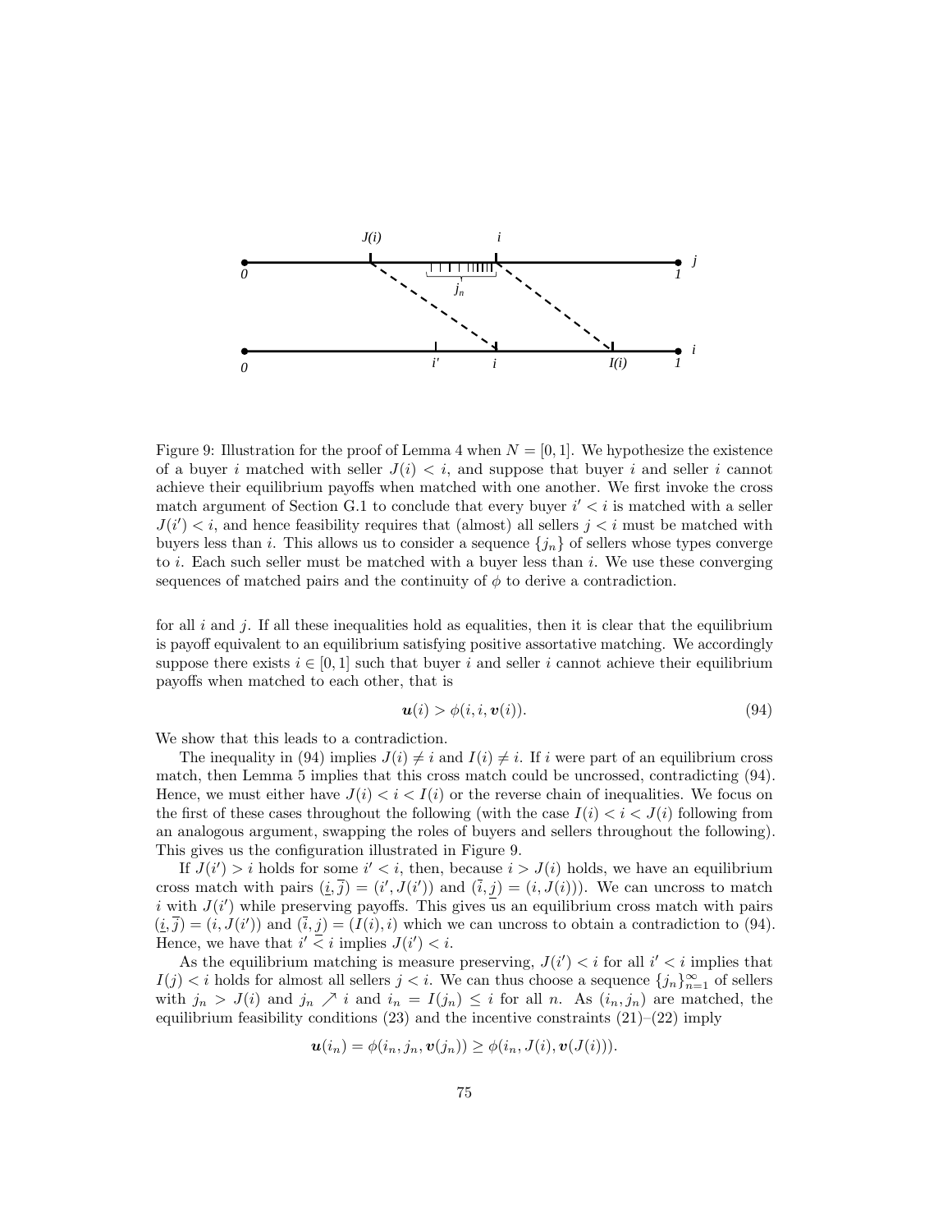Figure 9: Illustration for the proof of Lemma 4 when $N = [0,1]$. We hypothesize the existence of a buyer $i$ matched with seller $J(i) < i$, and suppose that buyer $i$ and seller $i$ cannot achieve their equilibrium payoffs when matched with one another. We first invoke the cross match argument of Section G.1 to conclude that every buyer $i' < i$ is matched with a seller $J(i') < i$, and hence feasibility requires that (almost) all sellers $j < i$ must be matched with buyers less than $i$. This allows us to consider a sequence $\{j_n\}$ of sellers whose types converge to $i$. Each such seller must be matched with a buyer less than $i$. We use these converging sequences of matched pairs and the continuity of $\phi$ to derive a contradiction.

for all $i$ and $j$. If all these inequalities hold as equalities, then it is clear that the equilibrium is payoff equivalent to an equilibrium satisfying positive assortative matching. We accordingly suppose there exists $i \in [0,1]$ such that buyer $i$ and seller $i$ cannot achieve their equilibrium payoffs when matched to each other, that is

$$\boldsymbol{u}(i) > \phi(i, i, \boldsymbol{v}(i)). \tag{94}$$

We show that this leads to a contradiction.

The inequality in (94) implies $J(i) \neq i$ and $I(i) \neq i$. If $i$ were part of an equilibrium cross match, then Lemma 5 implies that this cross match could be uncrossed, contradicting (94). Hence, we must either have $J(i) < i < I(i)$ or the reverse chain of inequalities. We focus on the first of these cases throughout the following (with the case $I(i) < i < J(i)$ following from an analogous argument, swapping the roles of buyers and sellers throughout the following). This gives us the configuration illustrated in Figure 9.

If $J(i') > i$ holds for some $i' < i$, then, because $i > J(i)$ holds, we have an equilibrium cross match with pairs $(\underline{i}, \overline{j}) = (i', J(i'))$ and $(\overline{i}, \underline{j}) = (i, J(i)))$. We can uncross to match $i$ with $J(i')$ while preserving payoffs. This gives us an equilibrium cross match with pairs $(\underline{i}, \overline{j}) = (i, J(i'))$ and $(\overline{i}, \underline{j}) = (I(i), i)$ which we can uncross to obtain a contradiction to (94). Hence, we have that $i' < i$ implies $J(i') < i$.

As the equilibrium matching is measure preserving, $J(i') < i$ for all $i' < i$ implies that $I(j) < i$ holds for almost all sellers $j < i$. We can thus choose a sequence $\{j_n\}_{n=1}^{\infty}$ of sellers with $j_n > J(i)$ and $j_n \nearrow i$ and $i_n = I(j_n) \leq i$ for all $n$. As $(i_n, j_n)$ are matched, the equilibrium feasibility conditions (23) and the incentive constraints (21)–(22) imply

$$\boldsymbol{u}(i_n) = \phi(i_n, j_n, \boldsymbol{v}(j_n)) \geq \phi(i_n, J(i), \boldsymbol{v}(J(i))).$$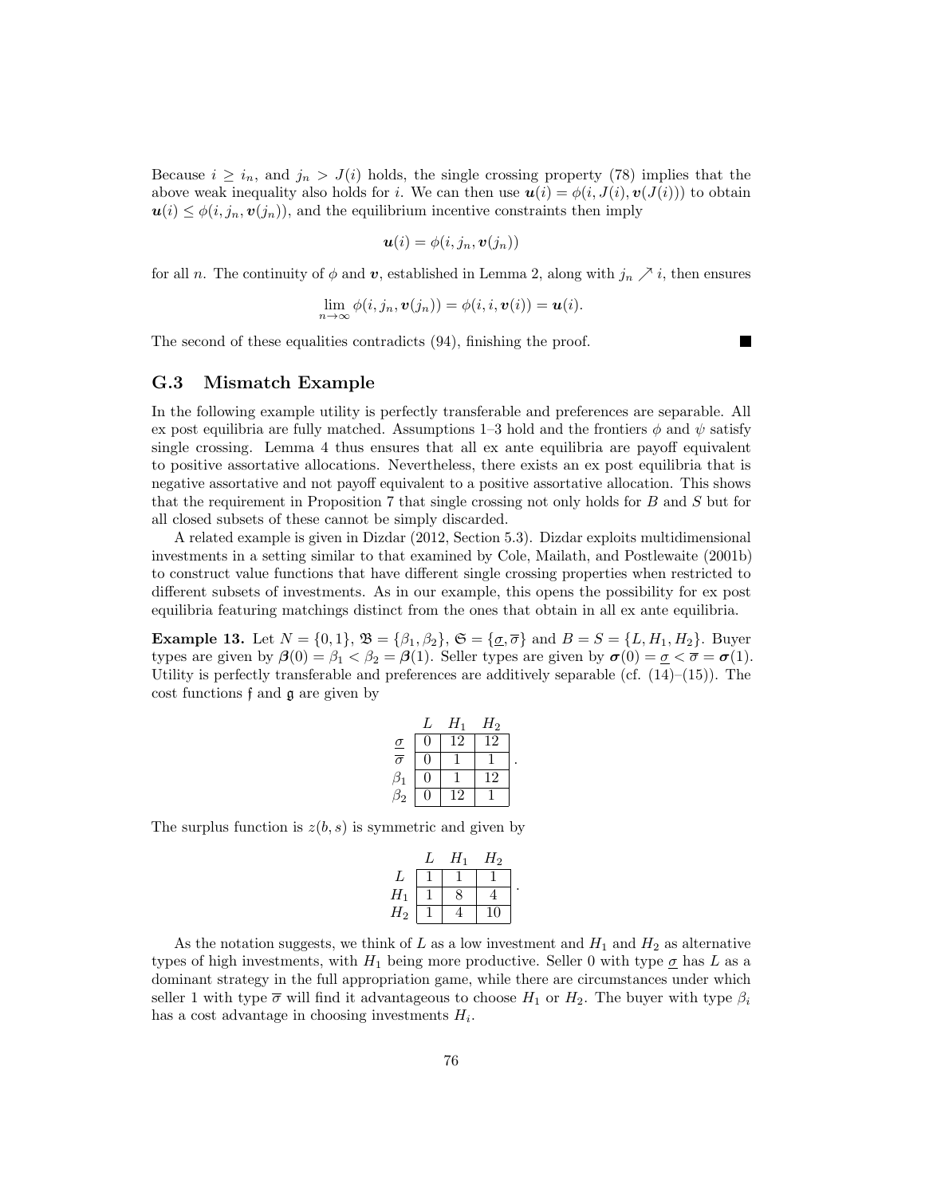Because $i \geq i_n$, and $j_n > J(i)$ holds, the single crossing property (78) implies that the above weak inequality also holds for $i$. We can then use $\boldsymbol{u}(i) = \phi(i, J(i), \boldsymbol{v}(J(i)))$ to obtain $\boldsymbol{u}(i) \leq \phi(i, j_n, \boldsymbol{v}(j_n))$, and the equilibrium incentive constraints then imply

$$\boldsymbol{u}(i) = \phi(i, j_n, \boldsymbol{v}(j_n))$$

for all $n$. The continuity of $\phi$ and $\boldsymbol{v}$, established in Lemma 2, along with $j_n \nearrow i$, then ensures

$$\lim_{n \to \infty} \phi(i, j_n, \boldsymbol{v}(j_n)) = \phi(i, i, \boldsymbol{v}(i)) = \boldsymbol{u}(i).$$

The second of these equalities contradicts (94), finishing the proof. ∎

## G.3 Mismatch Example

In the following example utility is perfectly transferable and preferences are separable. All ex post equilibria are fully matched. Assumptions 1–3 hold and the frontiers $\phi$ and $\psi$ satisfy single crossing. Lemma 4 thus ensures that all ex ante equilibria are payoff equivalent to positive assortative allocations. Nevertheless, there exists an ex post equilibria that is negative assortative and not payoff equivalent to a positive assortative allocation. This shows that the requirement in Proposition 7 that single crossing not only holds for $B$ and $S$ but for all closed subsets of these cannot be simply discarded.

A related example is given in Dizdar (2012, Section 5.3). Dizdar exploits multidimensional investments in a setting similar to that examined by Cole, Mailath, and Postlewaite (2001b) to construct value functions that have different single crossing properties when restricted to different subsets of investments. As in our example, this opens the possibility for ex post equilibria featuring matchings distinct from the ones that obtain in all ex ante equilibria.

**Example 13.** Let $N = \{0, 1\}$, $\mathfrak{B} = \{\beta_1, \beta_2\}$, $\mathfrak{S} = \{\underline{\sigma}, \overline{\sigma}\}$ and $B = S = \{L, H_1, H_2\}$. Buyer types are given by $\boldsymbol{\beta}(0) = \beta_1 < \beta_2 = \boldsymbol{\beta}(1)$. Seller types are given by $\boldsymbol{\sigma}(0) = \underline{\sigma} < \overline{\sigma} = \boldsymbol{\sigma}(1)$. Utility is perfectly transferable and preferences are additively separable (cf. (14)–(15)). The cost functions $\mathfrak{f}$ and $\mathfrak{g}$ are given by

| | $L$ | $H_1$ | $H_2$ |
|---|---|---|---|
| $\underline{\sigma}$ | 0 | 12 | 12 |
| $\overline{\sigma}$ | 0 | 1 | 1 |
| $\beta_1$ | 0 | 1 | 12 |
| $\beta_2$ | 0 | 12 | 1 |

The surplus function is $z(b, s)$ is symmetric and given by

| | $L$ | $H_1$ | $H_2$ |
|---|---|---|---|
| $L$ | 1 | 1 | 1 |
| $H_1$ | 1 | 8 | 4 |
| $H_2$ | 1 | 4 | 10 |

As the notation suggests, we think of $L$ as a low investment and $H_1$ and $H_2$ as alternative types of high investments, with $H_1$ being more productive. Seller 0 with type $\underline{\sigma}$ has $L$ as a dominant strategy in the full appropriation game, while there are circumstances under which seller 1 with type $\overline{\sigma}$ will find it advantageous to choose $H_1$ or $H_2$. The buyer with type $\beta_i$ has a cost advantage in choosing investments $H_i$.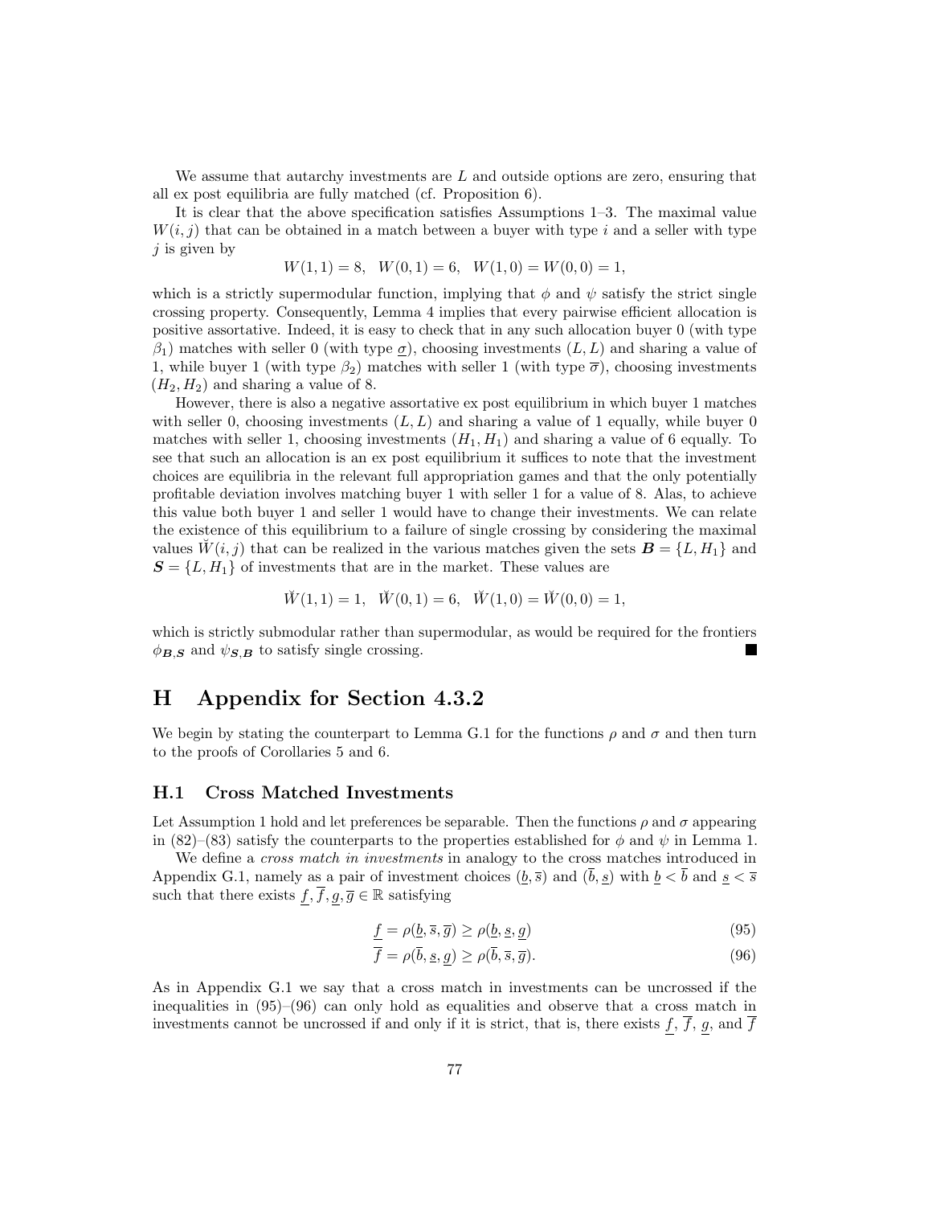We assume that autarchy investments are $L$ and outside options are zero, ensuring that all ex post equilibria are fully matched (cf. Proposition 6).

It is clear that the above specification satisfies Assumptions 1–3. The maximal value $W(i, j)$ that can be obtained in a match between a buyer with type $i$ and a seller with type $j$ is given by

$$W(1, 1) = 8, \quad W(0, 1) = 6, \quad W(1, 0) = W(0, 0) = 1,$$

which is a strictly supermodular function, implying that $\phi$ and $\psi$ satisfy the strict single crossing property. Consequently, Lemma 4 implies that every pairwise efficient allocation is positive assortative. Indeed, it is easy to check that in any such allocation buyer 0 (with type $\beta_1$) matches with seller 0 (with type $\underline{\sigma}$), choosing investments $(L, L)$ and sharing a value of 1, while buyer 1 (with type $\beta_2$) matches with seller 1 (with type $\overline{\sigma}$), choosing investments $(H_2, H_2)$ and sharing a value of 8.

However, there is also a negative assortative ex post equilibrium in which buyer 1 matches with seller 0, choosing investments $(L, L)$ and sharing a value of 1 equally, while buyer 0 matches with seller 1, choosing investments $(H_1, H_1)$ and sharing a value of 6 equally. To see that such an allocation is an ex post equilibrium it suffices to note that the investment choices are equilibria in the relevant full appropriation games and that the only potentially profitable deviation involves matching buyer 1 with seller 1 for a value of 8. Alas, to achieve this value both buyer 1 and seller 1 would have to change their investments. We can relate the existence of this equilibrium to a failure of single crossing by considering the maximal values $\breve{W}(i, j)$ that can be realized in the various matches given the sets $\boldsymbol{B} = \{L, H_1\}$ and $\boldsymbol{S} = \{L, H_1\}$ of investments that are in the market. These values are

$$\breve{W}(1, 1) = 1, \quad \breve{W}(0, 1) = 6, \quad \breve{W}(1, 0) = \breve{W}(0, 0) = 1,$$

which is strictly submodular rather than supermodular, as would be required for the frontiers $\phi_{\boldsymbol{B},\boldsymbol{S}}$ and $\psi_{\boldsymbol{S},\boldsymbol{B}}$ to satisfy single crossing. ■

# H Appendix for Section 4.3.2

We begin by stating the counterpart to Lemma G.1 for the functions $\rho$ and $\sigma$ and then turn to the proofs of Corollaries 5 and 6.

## H.1 Cross Matched Investments

Let Assumption 1 hold and let preferences be separable. Then the functions $\rho$ and $\sigma$ appearing in (82)–(83) satisfy the counterparts to the properties established for $\phi$ and $\psi$ in Lemma 1.

We define a *cross match in investments* in analogy to the cross matches introduced in Appendix G.1, namely as a pair of investment choices $(\underline{b}, \overline{s})$ and $(\overline{b}, \underline{s})$ with $\underline{b} < \overline{b}$ and $\underline{s} < \overline{s}$ such that there exists $\underline{f}, \overline{f}, \underline{g}, \overline{g} \in \mathbb{R}$ satisfying

$$\underline{f} = \rho(\underline{b}, \overline{s}, \overline{g}) \geq \rho(\underline{b}, \underline{s}, \underline{g}) \tag{95}$$

$$\overline{f} = \rho(\overline{b}, \underline{s}, \underline{g}) \geq \rho(\overline{b}, \overline{s}, \overline{g}). \tag{96}$$

As in Appendix G.1 we say that a cross match in investments can be uncrossed if the inequalities in (95)–(96) can only hold as equalities and observe that a cross match in investments cannot be uncrossed if and only if it is strict, that is, there exists $\underline{f}$, $\overline{f}$, $\underline{g}$, and $\overline{f}$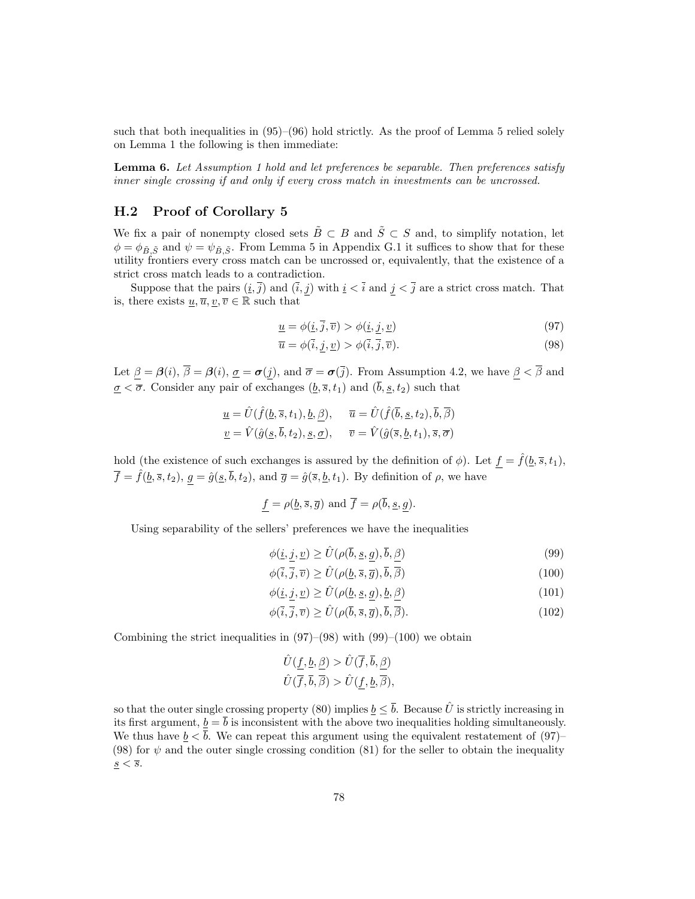such that both inequalities in (95)–(96) hold strictly. As the proof of Lemma 5 relied solely on Lemma 1 the following is then immediate:

**Lemma 6.** *Let Assumption 1 hold and let preferences be separable. Then preferences satisfy inner single crossing if and only if every cross match in investments can be uncrossed.*

## H.2 Proof of Corollary 5

We fix a pair of nonempty closed sets $\tilde{B} \subset B$ and $\tilde{S} \subset S$ and, to simplify notation, let $\phi = \phi_{\tilde{B},\tilde{S}}$ and $\psi = \psi_{\tilde{B},\tilde{S}}$. From Lemma 5 in Appendix G.1 it suffices to show that for these utility frontiers every cross match can be uncrossed or, equivalently, that the existence of a strict cross match leads to a contradiction.

Suppose that the pairs $(\underline{i}, \overline{j})$ and $(\overline{i}, \underline{j})$ with $\underline{i} < \overline{i}$ and $\underline{j} < \overline{j}$ are a strict cross match. That is, there exists $\underline{u}, \overline{u}, \underline{v}, \overline{v} \in \mathbb{R}$ such that

$$\underline{u} = \phi(\underline{i}, \overline{j}, \overline{v}) > \phi(\underline{i}, \underline{j}, \underline{v}) \tag{97}$$

$$\overline{u} = \phi(\overline{i}, \underline{j}, \underline{v}) > \phi(\overline{i}, \overline{j}, \overline{v}). \tag{98}$$

Let $\underline{\beta} = \boldsymbol{\beta}(i)$, $\overline{\beta} = \boldsymbol{\beta}(i)$, $\underline{\sigma} = \boldsymbol{\sigma}(\underline{j})$, and $\overline{\sigma} = \boldsymbol{\sigma}(\overline{j})$. From Assumption 4.2, we have $\underline{\beta} < \overline{\beta}$ and $\underline{\sigma} < \overline{\sigma}$. Consider any pair of exchanges $(\underline{b}, \overline{s}, t_1)$ and $(\overline{b}, \underline{s}, t_2)$ such that

$$\underline{u} = \hat{U}(\hat{f}(\underline{b}, \overline{s}, t_1), \underline{b}, \underline{\beta}), \quad \overline{u} = \hat{U}(\hat{f}(\overline{b}, \underline{s}, t_2), \overline{b}, \overline{\beta})$$

$$\underline{v} = \hat{V}(\hat{g}(\underline{s}, \overline{b}, t_2), \underline{s}, \underline{\sigma}), \quad \overline{v} = \hat{V}(\hat{g}(\overline{s}, \underline{b}, t_1), \overline{s}, \overline{\sigma})$$

hold (the existence of such exchanges is assured by the definition of $\phi$). Let $\underline{f} = \hat{f}(\underline{b}, \overline{s}, t_1)$, $\overline{f} = \hat{f}(\underline{b}, \overline{s}, t_2)$, $\underline{g} = \hat{g}(\underline{s}, \overline{b}, t_2)$, and $\overline{g} = \hat{g}(\overline{s}, \underline{b}, t_1)$. By definition of $\rho$, we have

$$\underline{f} = \rho(\underline{b}, \overline{s}, \overline{g}) \text{ and } \overline{f} = \rho(\overline{b}, \underline{s}, \underline{g}).$$

Using separability of the sellers' preferences we have the inequalities

$$\phi(\underline{i}, \underline{j}, \underline{v}) \geq \hat{U}(\rho(\overline{b}, \underline{s}, \underline{g}), \overline{b}, \underline{\beta}) \tag{99}$$

$$\phi(\overline{i}, \overline{j}, \overline{v}) \geq \hat{U}(\rho(\underline{b}, \overline{s}, \overline{g}), \overline{b}, \overline{\beta}) \tag{100}$$

$$\phi(\underline{i}, \underline{j}, \underline{v}) \geq \hat{U}(\rho(\underline{b}, \underline{s}, \underline{g}), \underline{b}, \underline{\beta}) \tag{101}$$

$$\phi(\overline{i}, \overline{j}, \overline{v}) \geq \hat{U}(\rho(\overline{b}, \overline{s}, \overline{g}), \overline{b}, \overline{\beta}). \tag{102}$$

Combining the strict inequalities in (97)–(98) with (99)–(100) we obtain

$$\hat{U}(\underline{f}, \underline{b}, \underline{\beta}) > \hat{U}(\overline{f}, \overline{b}, \underline{\beta})$$

$$\hat{U}(\overline{f}, \overline{b}, \overline{\beta}) > \hat{U}(\underline{f}, \underline{b}, \overline{\beta}),$$

so that the outer single crossing property (80) implies $\underline{b} \leq \overline{b}$. Because $\hat{U}$ is strictly increasing in its first argument, $\underline{b} = \overline{b}$ is inconsistent with the above two inequalities holding simultaneously. We thus have $\underline{b} < \overline{b}$. We can repeat this argument using the equivalent restatement of (97)–(98) for $\psi$ and the outer single crossing condition (81) for the seller to obtain the inequality $\underline{s} < \overline{s}$.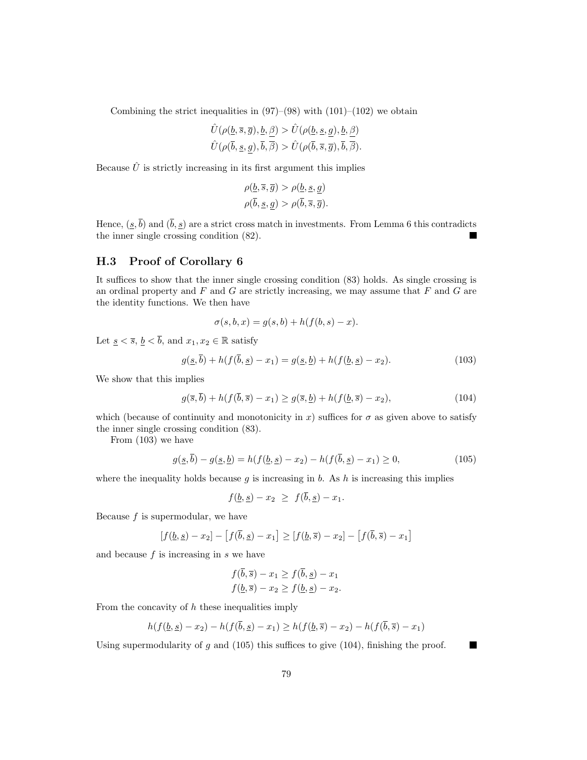Combining the strict inequalities in (97)–(98) with (101)–(102) we obtain

$$\hat{U}(\rho(\underline{b},\overline{s},\overline{g}),\underline{b},\underline{\beta}) > \hat{U}(\rho(\underline{b},\underline{s},\underline{g}),\underline{b},\underline{\beta})$$
$$\hat{U}(\rho(\overline{b},\underline{s},\underline{g}),\overline{b},\overline{\beta}) > \hat{U}(\rho(\overline{b},\overline{s},\overline{g}),\overline{b},\overline{\beta}).$$

Because $\hat{U}$ is strictly increasing in its first argument this implies

$$\rho(\underline{b},\overline{s},\overline{g}) > \rho(\underline{b},\underline{s},\underline{g})$$
$$\rho(\overline{b},\underline{s},\underline{g}) > \rho(\overline{b},\overline{s},\overline{g}).$$

Hence, $(\underline{s},\overline{b})$ and $(\overline{b},\underline{s})$ are a strict cross match in investments. From Lemma 6 this contradicts the inner single crossing condition (82). ■

## H.3 Proof of Corollary 6

It suffices to show that the inner single crossing condition (83) holds. As single crossing is an ordinal property and $F$ and $G$ are strictly increasing, we may assume that $F$ and $G$ are the identity functions. We then have

$$\sigma(s,b,x) = g(s,b) + h(f(b,s) - x).$$

Let $\underline{s} < \overline{s}$, $\underline{b} < \overline{b}$, and $x_1, x_2 \in \mathbb{R}$ satisfy

$$g(\underline{s},\overline{b}) + h(f(\overline{b},\underline{s}) - x_1) = g(\underline{s},\underline{b}) + h(f(\underline{b},\underline{s}) - x_2). \tag{103}$$

We show that this implies

$$g(\overline{s},\overline{b}) + h(f(\overline{b},\overline{s}) - x_1) \geq g(\overline{s},\underline{b}) + h(f(\underline{b},\overline{s}) - x_2), \tag{104}$$

which (because of continuity and monotonicity in $x$) suffices for $\sigma$ as given above to satisfy the inner single crossing condition (83).

From (103) we have

$$g(\underline{s},\overline{b}) - g(\underline{s},\underline{b}) = h(f(\underline{b},\underline{s}) - x_2) - h(f(\overline{b},\underline{s}) - x_1) \geq 0, \tag{105}$$

where the inequality holds because $g$ is increasing in $b$. As $h$ is increasing this implies

$$f(\underline{b},\underline{s}) - x_2 \;\geq\; f(\overline{b},\underline{s}) - x_1.$$

Because $f$ is supermodular, we have

$$[f(\underline{b},\underline{s}) - x_2] - \left[f(\overline{b},\underline{s}) - x_1\right] \geq [f(\underline{b},\overline{s}) - x_2] - \left[f(\overline{b},\overline{s}) - x_1\right]$$

and because $f$ is increasing in $s$ we have

$$f(\overline{b},\overline{s}) - x_1 \geq f(\overline{b},\underline{s}) - x_1$$
$$f(\underline{b},\overline{s}) - x_2 \geq f(\underline{b},\underline{s}) - x_2.$$

From the concavity of $h$ these inequalities imply

$$h(f(\underline{b},\underline{s}) - x_2) - h(f(\overline{b},\underline{s}) - x_1) \geq h(f(\underline{b},\overline{s}) - x_2) - h(f(\overline{b},\overline{s}) - x_1)$$

Using supermodularity of $g$ and (105) this suffices to give (104), finishing the proof. ■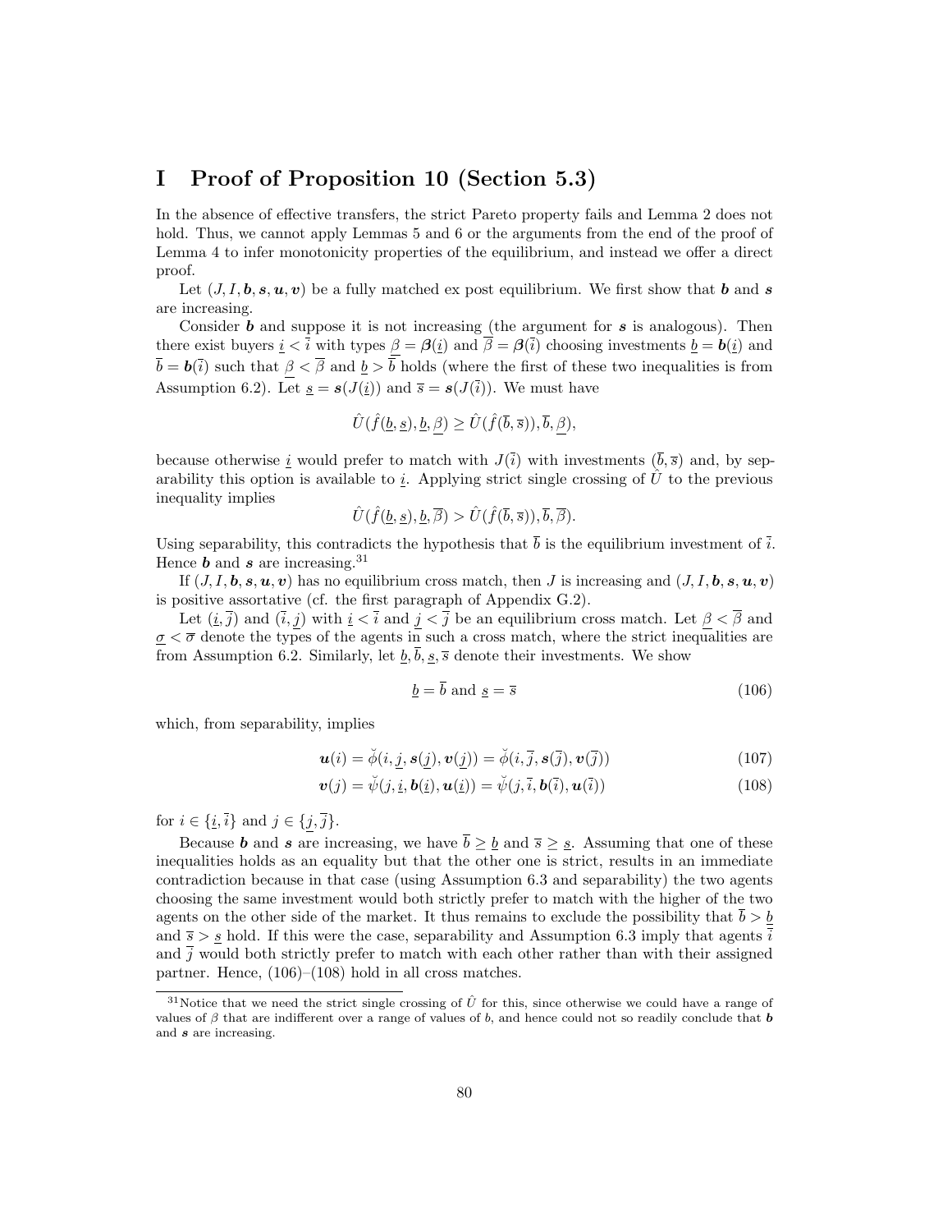# I Proof of Proposition 10 (Section 5.3)

In the absence of effective transfers, the strict Pareto property fails and Lemma 2 does not hold. Thus, we cannot apply Lemmas 5 and 6 or the arguments from the end of the proof of Lemma 4 to infer monotonicity properties of the equilibrium, and instead we offer a direct proof.

Let $(J, I, \boldsymbol{b}, \boldsymbol{s}, \boldsymbol{u}, \boldsymbol{v})$ be a fully matched ex post equilibrium. We first show that $\boldsymbol{b}$ and $\boldsymbol{s}$ are increasing.

Consider $\boldsymbol{b}$ and suppose it is not increasing (the argument for $\boldsymbol{s}$ is analogous). Then there exist buyers $\underline{i} < \overline{i}$ with types $\underline{\beta} = \boldsymbol{\beta}(\underline{i})$ and $\overline{\beta} = \boldsymbol{\beta}(\overline{i})$ choosing investments $\underline{b} = \boldsymbol{b}(\underline{i})$ and $\overline{b} = \boldsymbol{b}(\overline{i})$ such that $\underline{\beta} < \overline{\beta}$ and $\underline{b} > \overline{b}$ holds (where the first of these two inequalities is from Assumption 6.2). Let $\underline{s} = \boldsymbol{s}(J(\underline{i}))$ and $\overline{s} = \boldsymbol{s}(J(\overline{i}))$. We must have

$$\hat{U}(\hat{f}(\underline{b}, \underline{s}), \underline{b}, \underline{\beta}) \geq \hat{U}(\hat{f}(\overline{b}, \overline{s})), \overline{b}, \underline{\beta}),$$

because otherwise $\underline{i}$ would prefer to match with $J(\overline{i})$ with investments $(\overline{b}, \overline{s})$ and, by separability this option is available to $\underline{i}$. Applying strict single crossing of $\hat{U}$ to the previous inequality implies

$$\hat{U}(\hat{f}(\underline{b}, \underline{s}), \underline{b}, \overline{\beta}) > \hat{U}(\hat{f}(\overline{b}, \overline{s})), \overline{b}, \overline{\beta}).$$

Using separability, this contradicts the hypothesis that $\overline{b}$ is the equilibrium investment of $\overline{i}$. Hence $\boldsymbol{b}$ and $\boldsymbol{s}$ are increasing.[31]

If $(J, I, \boldsymbol{b}, \boldsymbol{s}, \boldsymbol{u}, \boldsymbol{v})$ has no equilibrium cross match, then $J$ is increasing and $(J, I, \boldsymbol{b}, \boldsymbol{s}, \boldsymbol{u}, \boldsymbol{v})$ is positive assortative (cf. the first paragraph of Appendix G.2).

Let $(\underline{i}, \overline{j})$ and $(\overline{i}, \underline{j})$ with $\underline{i} < \overline{i}$ and $\underline{j} < \overline{j}$ be an equilibrium cross match. Let $\underline{\beta} < \overline{\beta}$ and $\underline{\sigma} < \overline{\sigma}$ denote the types of the agents in such a cross match, where the strict inequalities are from Assumption 6.2. Similarly, let $\underline{b}, \overline{b}, \underline{s}, \overline{s}$ denote their investments. We show

$$\underline{b} = \overline{b} \text{ and } \underline{s} = \overline{s} \tag{106}$$

which, from separability, implies

$$\boldsymbol{u}(i) = \breve{\phi}(i, \underline{j}, \boldsymbol{s}(\underline{j}), \boldsymbol{v}(\underline{j})) = \breve{\phi}(i, \overline{j}, \boldsymbol{s}(\overline{j}), \boldsymbol{v}(\overline{j})) \tag{107}$$

$$\boldsymbol{v}(j) = \breve{\psi}(j, \underline{i}, \boldsymbol{b}(\underline{i}), \boldsymbol{u}(\underline{i})) = \breve{\psi}(j, \overline{i}, \boldsymbol{b}(\overline{i}), \boldsymbol{u}(\overline{i})) \tag{108}$$

for $i \in \{\underline{i}, \overline{i}\}$ and $j \in \{\underline{j}, \overline{j}\}$.

Because $\boldsymbol{b}$ and $\boldsymbol{s}$ are increasing, we have $\overline{b} \geq \underline{b}$ and $\overline{s} \geq \underline{s}$. Assuming that one of these inequalities holds as an equality but that the other one is strict, results in an immediate contradiction because in that case (using Assumption 6.3 and separability) the two agents choosing the same investment would both strictly prefer to match with the higher of the two agents on the other side of the market. It thus remains to exclude the possibility that $\overline{b} > \underline{b}$ and $\overline{s} > \underline{s}$ hold. If this were the case, separability and Assumption 6.3 imply that agents $\overline{i}$ and $\overline{j}$ would both strictly prefer to match with each other rather than with their assigned partner. Hence, (106)–(108) hold in all cross matches.

[31] Notice that we need the strict single crossing of $\hat{U}$ for this, since otherwise we could have a range of values of $\beta$ that are indifferent over a range of values of $b$, and hence could not so readily conclude that $\boldsymbol{b}$ and $\boldsymbol{s}$ are increasing.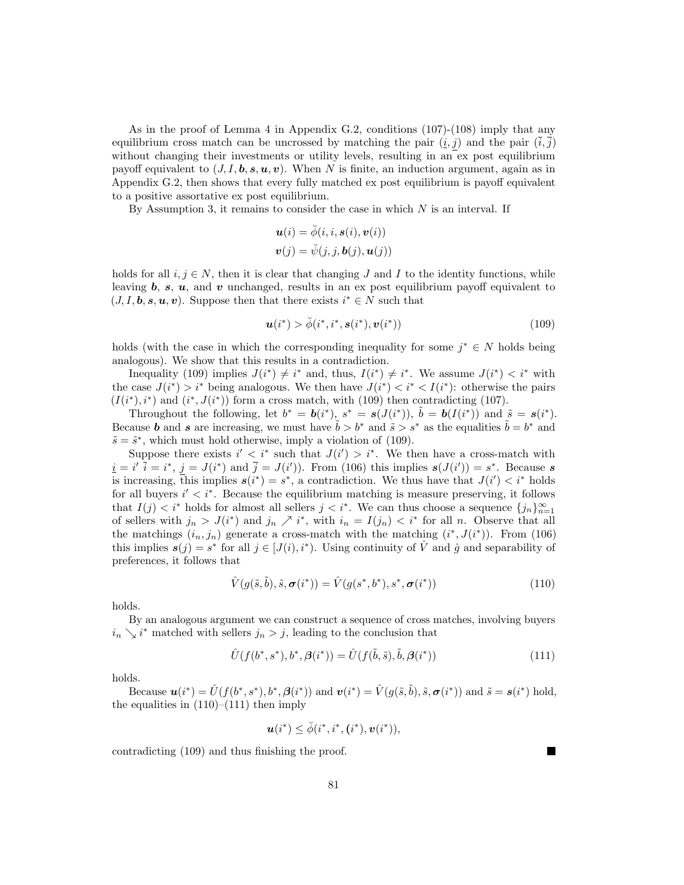As in the proof of Lemma 4 in Appendix G.2, conditions (107)-(108) imply that any equilibrium cross match can be uncrossed by matching the pair $(\underline{i}, \underline{j})$ and the pair $(\bar{i}, \bar{j})$ without changing their investments or utility levels, resulting in an ex post equilibrium payoff equivalent to $(J, I, \boldsymbol{b}, \boldsymbol{s}, \boldsymbol{u}, \boldsymbol{v})$. When $N$ is finite, an induction argument, again as in Appendix G.2, then shows that every fully matched ex post equilibrium is payoff equivalent to a positive assortative ex post equilibrium.

By Assumption 3, it remains to consider the case in which $N$ is an interval. If

$$\boldsymbol{u}(i) = \breve{\phi}(i, i, \boldsymbol{s}(i), \boldsymbol{v}(i))$$
$$\boldsymbol{v}(j) = \breve{\psi}(j, j, \boldsymbol{b}(j), \boldsymbol{u}(j))$$

holds for all $i, j \in N$, then it is clear that changing $J$ and $I$ to the identity functions, while leaving $\boldsymbol{b}$, $\boldsymbol{s}$, $\boldsymbol{u}$, and $\boldsymbol{v}$ unchanged, results in an ex post equilibrium payoff equivalent to $(J, I, \boldsymbol{b}, \boldsymbol{s}, \boldsymbol{u}, \boldsymbol{v})$. Suppose then that there exists $i^* \in N$ such that

$$\boldsymbol{u}(i^*) > \breve{\phi}(i^*, i^*, \boldsymbol{s}(i^*), \boldsymbol{v}(i^*)) \tag{109}$$

holds (with the case in which the corresponding inequality for some $j^* \in N$ holds being analogous). We show that this results in a contradiction.

Inequality (109) implies $J(i^*) \neq i^*$ and, thus, $I(i^*) \neq i^*$. We assume $J(i^*) < i^*$ with the case $J(i^*) > i^*$ being analogous. We then have $J(i^*) < i^* < I(i^*)$: otherwise the pairs $(I(i^*), i^*)$ and $(i^*, J(i^*))$ form a cross match, with (109) then contradicting (107).

Throughout the following, let $b^* = \boldsymbol{b}(i^*)$, $s^* = \boldsymbol{s}(J(i^*))$, $\tilde{b} = \boldsymbol{b}(I(i^*))$ and $\tilde{s} = \boldsymbol{s}(i^*)$. Because $\boldsymbol{b}$ and $\boldsymbol{s}$ are increasing, we must have $\tilde{b} > b^*$ and $\tilde{s} > s^*$ as the equalities $\tilde{b} = b^*$ and $\tilde{s} = \tilde{s}^*$, which must hold otherwise, imply a violation of (109).

Suppose there exists $i' < i^*$ such that $J(i') > i^*$. We then have a cross-match with $\underline{i} = i'$ $\bar{i} = i^*$, $\underline{j} = J(i^*)$ and $\bar{j} = J(i')$). From (106) this implies $\boldsymbol{s}(J(i')) = s^*$. Because $\boldsymbol{s}$ is increasing, this implies $\boldsymbol{s}(i^*) = s^*$, a contradiction. We thus have that $J(i') < i^*$ holds for all buyers $i' < i^*$. Because the equilibrium matching is measure preserving, it follows that $I(j) < i^*$ holds for almost all sellers $j < i^*$. We can thus choose a sequence $\{j_n\}_{n=1}^{\infty}$ of sellers with $j_n > J(i^*)$ and $j_n \nearrow i^*$, with $i_n = I(j_n) < i^*$ for all $n$. Observe that all the matchings $(i_n, j_n)$ generate a cross-match with the matching $(i^*, J(i^*))$. From (106) this implies $\boldsymbol{s}(j) = s^*$ for all $j \in [J(i), i^*)$. Using continuity of $\hat{V}$ and $\hat{g}$ and separability of preferences, it follows that

$$\hat{V}(g(\tilde{s}, \tilde{b}), \tilde{s}, \boldsymbol{\sigma}(i^*)) = \hat{V}(g(s^*, b^*), s^*, \boldsymbol{\sigma}(i^*)) \tag{110}$$

holds.

By an analogous argument we can construct a sequence of cross matches, involving buyers $i_n \searrow i^*$ matched with sellers $j_n > j$, leading to the conclusion that

$$\hat{U}(f(b^*, s^*), b^*, \boldsymbol{\beta}(i^*)) = \hat{U}(f(\tilde{b}, \tilde{s}), \tilde{b}, \boldsymbol{\beta}(i^*)) \tag{111}$$

holds.

Because $\boldsymbol{u}(i^*) = \hat{U}(f(b^*, s^*), b^*, \boldsymbol{\beta}(i^*))$ and $\boldsymbol{v}(i^*) = \hat{V}(g(\tilde{s}, \tilde{b}), \tilde{s}, \boldsymbol{\sigma}(i^*))$ and $\tilde{s} = \boldsymbol{s}(i^*)$ hold, the equalities in (110)–(111) then imply

$$\boldsymbol{u}(i^*) \leq \breve{\phi}(i^*, i^*, (i^*), \boldsymbol{v}(i^*)),$$

contradicting (109) and thus finishing the proof. ∎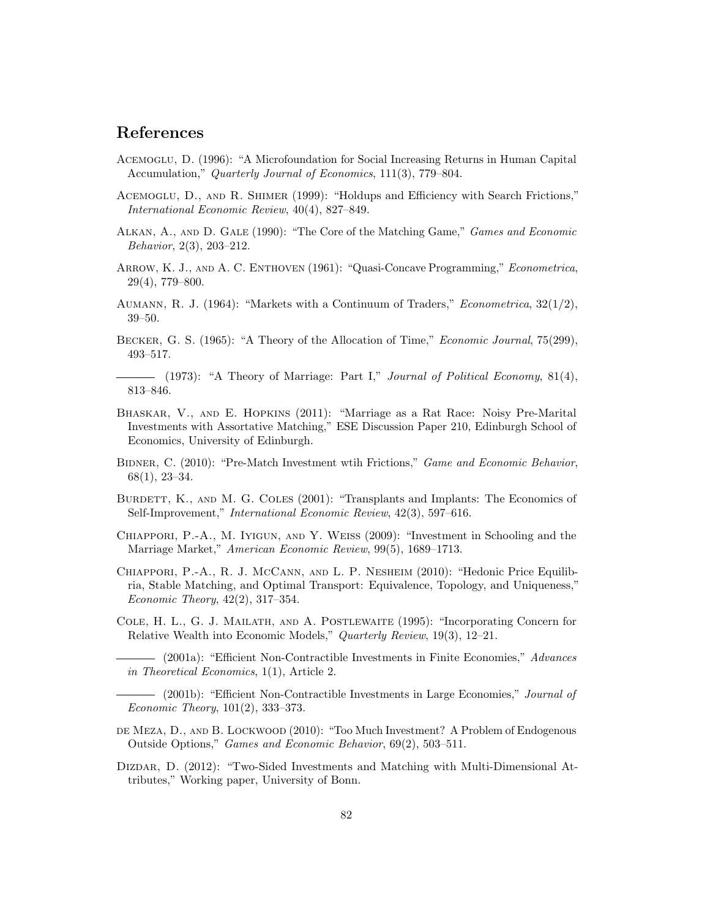## References

Acemoglu, D. (1996): "A Microfoundation for Social Increasing Returns in Human Capital Accumulation," *Quarterly Journal of Economics*, 111(3), 779–804.

Acemoglu, D., and R. Shimer (1999): "Holdups and Efficiency with Search Frictions," *International Economic Review*, 40(4), 827–849.

Alkan, A., and D. Gale (1990): "The Core of the Matching Game," *Games and Economic Behavior*, 2(3), 203–212.

Arrow, K. J., and A. C. Enthoven (1961): "Quasi-Concave Programming," *Econometrica*, 29(4), 779–800.

Aumann, R. J. (1964): "Markets with a Continuum of Traders," *Econometrica*, 32(1/2), 39–50.

Becker, G. S. (1965): "A Theory of the Allocation of Time," *Economic Journal*, 75(299), 493–517.

——— (1973): "A Theory of Marriage: Part I," *Journal of Political Economy*, 81(4), 813–846.

Bhaskar, V., and E. Hopkins (2011): "Marriage as a Rat Race: Noisy Pre-Marital Investments with Assortative Matching," ESE Discussion Paper 210, Edinburgh School of Economics, University of Edinburgh.

Bidner, C. (2010): "Pre-Match Investment wtih Frictions," *Game and Economic Behavior*, 68(1), 23–34.

Burdett, K., and M. G. Coles (2001): "Transplants and Implants: The Economics of Self-Improvement," *International Economic Review*, 42(3), 597–616.

Chiappori, P.-A., M. Iyigun, and Y. Weiss (2009): "Investment in Schooling and the Marriage Market," *American Economic Review*, 99(5), 1689–1713.

Chiappori, P.-A., R. J. McCann, and L. P. Nesheim (2010): "Hedonic Price Equilibria, Stable Matching, and Optimal Transport: Equivalence, Topology, and Uniqueness," *Economic Theory*, 42(2), 317–354.

Cole, H. L., G. J. Mailath, and A. Postlewaite (1995): "Incorporating Concern for Relative Wealth into Economic Models," *Quarterly Review*, 19(3), 12–21.

——— (2001a): "Efficient Non-Contractible Investments in Finite Economies," *Advances in Theoretical Economics*, 1(1), Article 2.

——— (2001b): "Efficient Non-Contractible Investments in Large Economies," *Journal of Economic Theory*, 101(2), 333–373.

de Meza, D., and B. Lockwood (2010): "Too Much Investment? A Problem of Endogenous Outside Options," *Games and Economic Behavior*, 69(2), 503–511.

Dizdar, D. (2012): "Two-Sided Investments and Matching with Multi-Dimensional Attributes," Working paper, University of Bonn.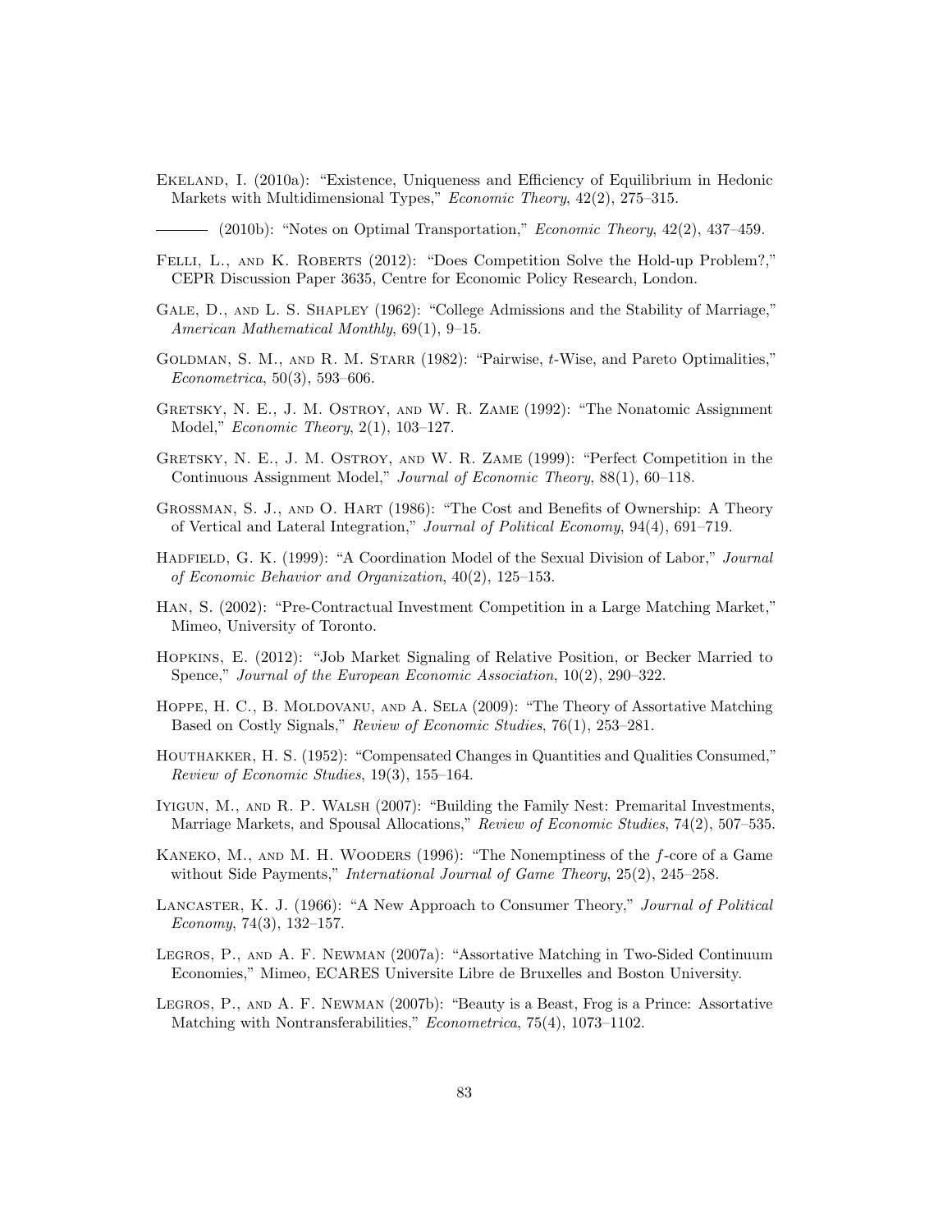Ekeland, I. (2010a): "Existence, Uniqueness and Efficiency of Equilibrium in Hedonic Markets with Multidimensional Types," *Economic Theory*, 42(2), 275–315.

——— (2010b): "Notes on Optimal Transportation," *Economic Theory*, 42(2), 437–459.

Felli, L., and K. Roberts (2012): "Does Competition Solve the Hold-up Problem?," CEPR Discussion Paper 3635, Centre for Economic Policy Research, London.

Gale, D., and L. S. Shapley (1962): "College Admissions and the Stability of Marriage," *American Mathematical Monthly*, 69(1), 9–15.

Goldman, S. M., and R. M. Starr (1982): "Pairwise, $t$-Wise, and Pareto Optimalities," *Econometrica*, 50(3), 593–606.

Gretsky, N. E., J. M. Ostroy, and W. R. Zame (1992): "The Nonatomic Assignment Model," *Economic Theory*, 2(1), 103–127.

Gretsky, N. E., J. M. Ostroy, and W. R. Zame (1999): "Perfect Competition in the Continuous Assignment Model," *Journal of Economic Theory*, 88(1), 60–118.

Grossman, S. J., and O. Hart (1986): "The Cost and Benefits of Ownership: A Theory of Vertical and Lateral Integration," *Journal of Political Economy*, 94(4), 691–719.

Hadfield, G. K. (1999): "A Coordination Model of the Sexual Division of Labor," *Journal of Economic Behavior and Organization*, 40(2), 125–153.

Han, S. (2002): "Pre-Contractual Investment Competition in a Large Matching Market," Mimeo, University of Toronto.

Hopkins, E. (2012): "Job Market Signaling of Relative Position, or Becker Married to Spence," *Journal of the European Economic Association*, 10(2), 290–322.

Hoppe, H. C., B. Moldovanu, and A. Sela (2009): "The Theory of Assortative Matching Based on Costly Signals," *Review of Economic Studies*, 76(1), 253–281.

Houthakker, H. S. (1952): "Compensated Changes in Quantities and Qualities Consumed," *Review of Economic Studies*, 19(3), 155–164.

Iyigun, M., and R. P. Walsh (2007): "Building the Family Nest: Premarital Investments, Marriage Markets, and Spousal Allocations," *Review of Economic Studies*, 74(2), 507–535.

Kaneko, M., and M. H. Wooders (1996): "The Nonemptiness of the $f$-core of a Game without Side Payments," *International Journal of Game Theory*, 25(2), 245–258.

Lancaster, K. J. (1966): "A New Approach to Consumer Theory," *Journal of Political Economy*, 74(3), 132–157.

Legros, P., and A. F. Newman (2007a): "Assortative Matching in Two-Sided Continuum Economies," Mimeo, ECARES Universite Libre de Bruxelles and Boston University.

Legros, P., and A. F. Newman (2007b): "Beauty is a Beast, Frog is a Prince: Assortative Matching with Nontransferabilities," *Econometrica*, 75(4), 1073–1102.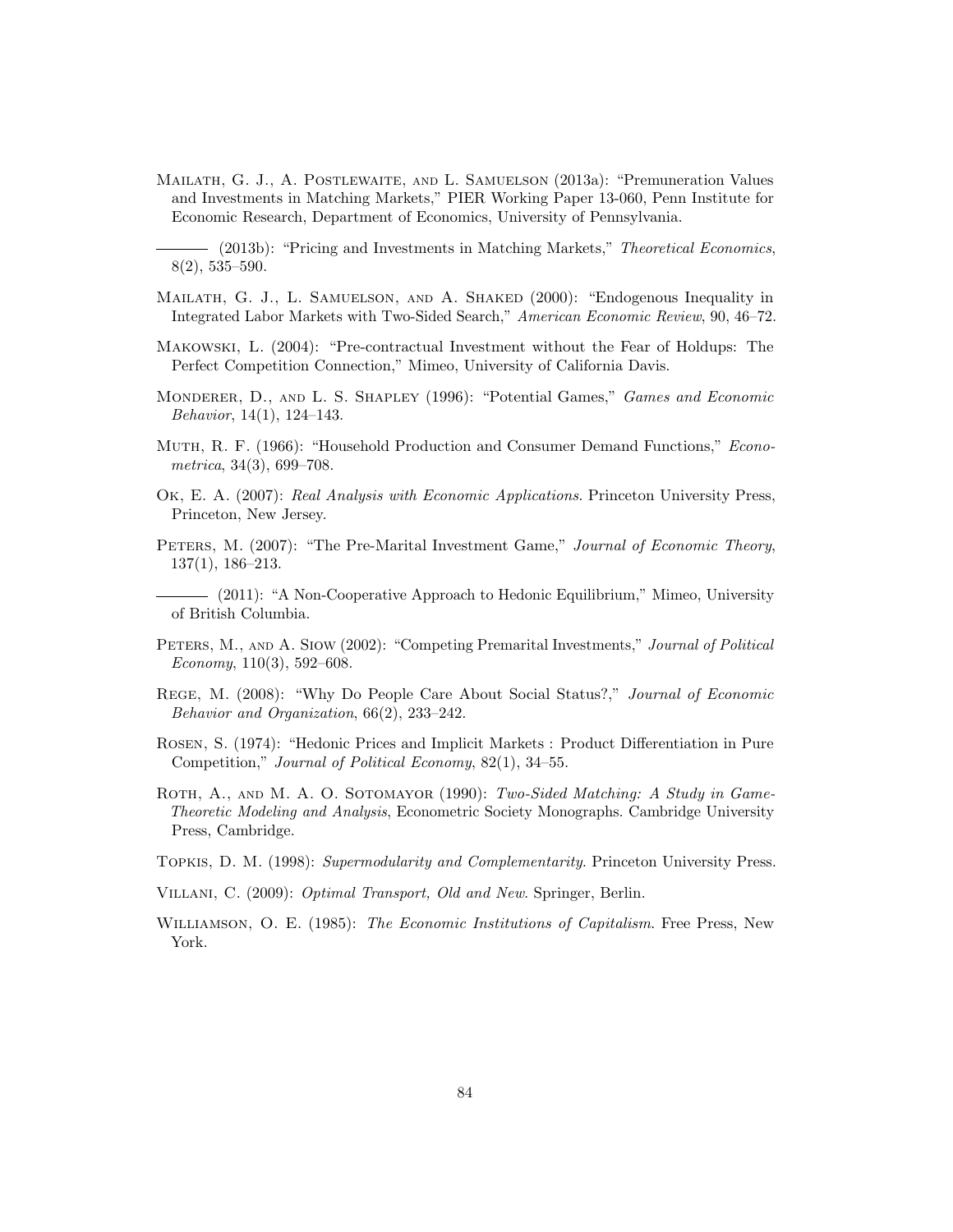Mailath, G. J., A. Postlewaite, and L. Samuelson (2013a): "Premuneration Values and Investments in Matching Markets," PIER Working Paper 13-060, Penn Institute for Economic Research, Department of Economics, University of Pennsylvania.

——— (2013b): "Pricing and Investments in Matching Markets," *Theoretical Economics*, 8(2), 535–590.

Mailath, G. J., L. Samuelson, and A. Shaked (2000): "Endogenous Inequality in Integrated Labor Markets with Two-Sided Search," *American Economic Review*, 90, 46–72.

Makowski, L. (2004): "Pre-contractual Investment without the Fear of Holdups: The Perfect Competition Connection," Mimeo, University of California Davis.

Monderer, D., and L. S. Shapley (1996): "Potential Games," *Games and Economic Behavior*, 14(1), 124–143.

Muth, R. F. (1966): "Household Production and Consumer Demand Functions," *Econometrica*, 34(3), 699–708.

Ok, E. A. (2007): *Real Analysis with Economic Applications*. Princeton University Press, Princeton, New Jersey.

Peters, M. (2007): "The Pre-Marital Investment Game," *Journal of Economic Theory*, 137(1), 186–213.

——— (2011): "A Non-Cooperative Approach to Hedonic Equilibrium," Mimeo, University of British Columbia.

Peters, M., and A. Siow (2002): "Competing Premarital Investments," *Journal of Political Economy*, 110(3), 592–608.

Rege, M. (2008): "Why Do People Care About Social Status?," *Journal of Economic Behavior and Organization*, 66(2), 233–242.

Rosen, S. (1974): "Hedonic Prices and Implicit Markets : Product Differentiation in Pure Competition," *Journal of Political Economy*, 82(1), 34–55.

Roth, A., and M. A. O. Sotomayor (1990): *Two-Sided Matching: A Study in Game-Theoretic Modeling and Analysis*, Econometric Society Monographs. Cambridge University Press, Cambridge.

Topkis, D. M. (1998): *Supermodularity and Complementarity*. Princeton University Press.

Villani, C. (2009): *Optimal Transport, Old and New*. Springer, Berlin.

Williamson, O. E. (1985): *The Economic Institutions of Capitalism*. Free Press, New York.